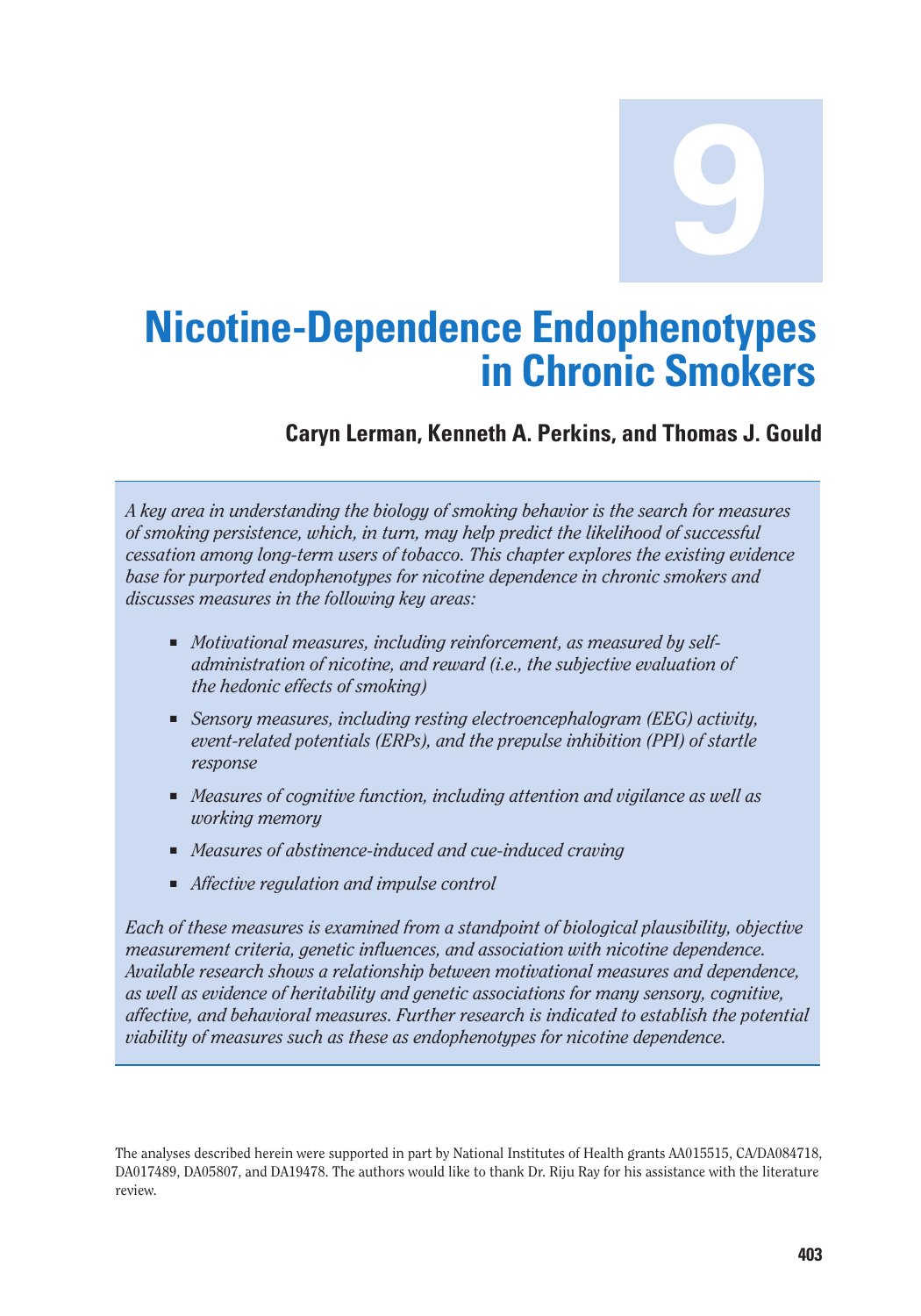# 9

# Nicotine-Dependence Endophenotypes in Chronic Smokers

**Caryn Lerman, Kenneth A. Perkins, and Thomas J. Gould**

*A key area in understanding the biology of smoking behavior is the search for measures of smoking persistence, which, in turn, may help predict the likelihood of successful cessation among long-term users of tobacco. This chapter explores the existing evidence base for purported endophenotypes for nicotine dependence in chronic smokers and discusses measures in the following key areas:*

- *Motivational measures, including reinforcement, as measured by self-administration of nicotine, and reward (i.e., the subjective evaluation of the hedonic effects of smoking)*
- *Sensory measures, including resting electroencephalogram (EEG) activity, event-related potentials (ERPs), and the prepulse inhibition (PPI) of startle response*
- *Measures of cognitive function, including attention and vigilance as well as working memory*
- *Measures of abstinence-induced and cue-induced craving*
- *Affective regulation and impulse control*

*Each of these measures is examined from a standpoint of biological plausibility, objective measurement criteria, genetic influences, and association with nicotine dependence. Available research shows a relationship between motivational measures and dependence, as well as evidence of heritability and genetic associations for many sensory, cognitive, affective, and behavioral measures. Further research is indicated to establish the potential viability of measures such as these as endophenotypes for nicotine dependence.*

The analyses described herein were supported in part by National Institutes of Health grants AA015515, CA/DA084718, DA017489, DA05807, and DA19478. The authors would like to thank Dr. Riju Ray for his assistance with the literature review.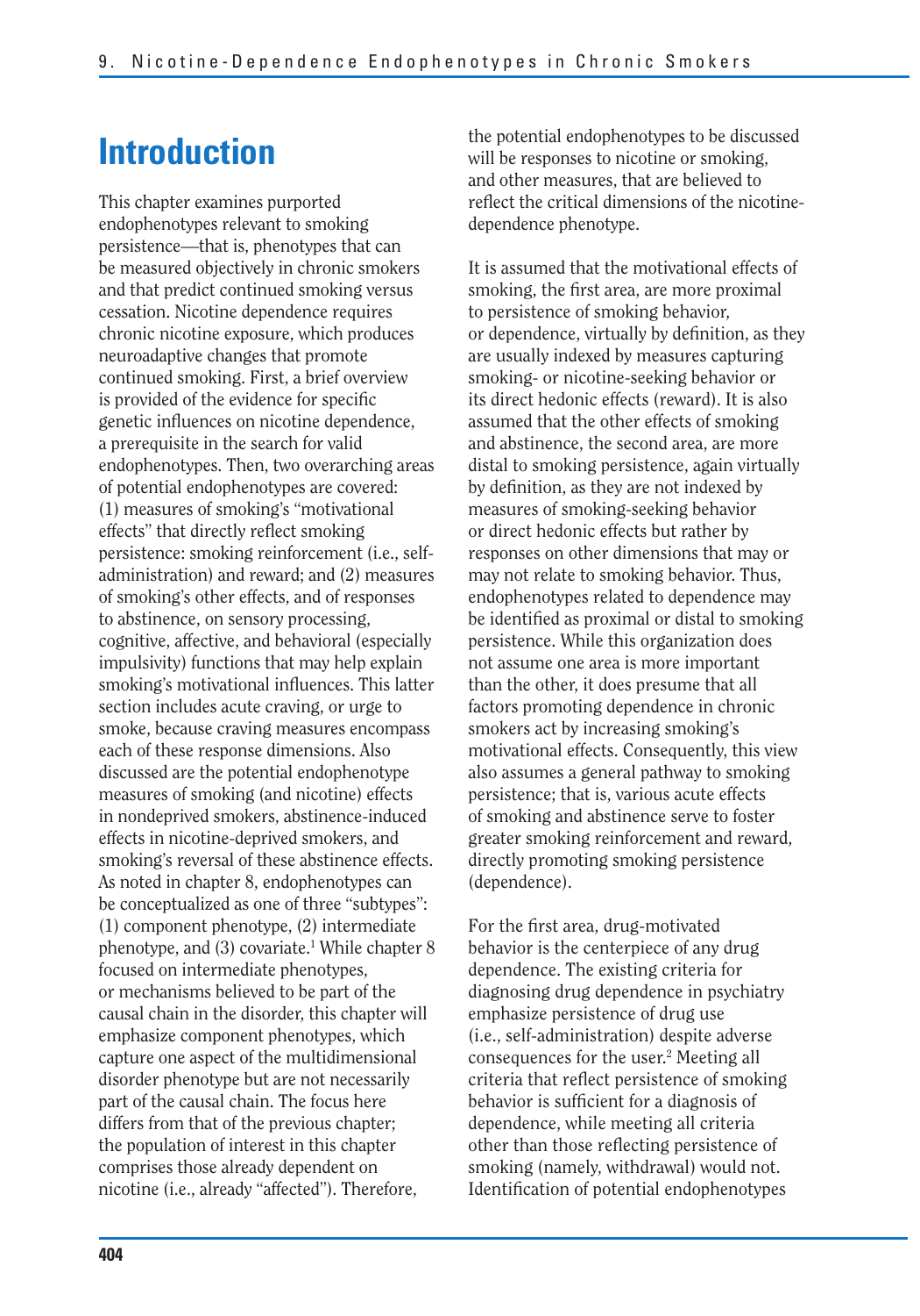# Introduction

This chapter examines purported endophenotypes relevant to smoking persistence—that is, phenotypes that can be measured objectively in chronic smokers and that predict continued smoking versus cessation. Nicotine dependence requires chronic nicotine exposure, which produces neuroadaptive changes that promote continued smoking. First, a brief overview is provided of the evidence for specific genetic influences on nicotine dependence, a prerequisite in the search for valid endophenotypes. Then, two overarching areas of potential endophenotypes are covered: (1) measures of smoking's "motivational effects" that directly reflect smoking persistence: smoking reinforcement (i.e., self-administration) and reward; and (2) measures of smoking's other effects, and of responses to abstinence, on sensory processing, cognitive, affective, and behavioral (especially impulsivity) functions that may help explain smoking's motivational influences. This latter section includes acute craving, or urge to smoke, because craving measures encompass each of these response dimensions. Also discussed are the potential endophenotype measures of smoking (and nicotine) effects in nondeprived smokers, abstinence-induced effects in nicotine-deprived smokers, and smoking's reversal of these abstinence effects. As noted in chapter 8, endophenotypes can be conceptualized as one of three "subtypes": (1) component phenotype, (2) intermediate phenotype, and (3) covariate.[1] While chapter 8 focused on intermediate phenotypes, or mechanisms believed to be part of the causal chain in the disorder, this chapter will emphasize component phenotypes, which capture one aspect of the multidimensional disorder phenotype but are not necessarily part of the causal chain. The focus here differs from that of the previous chapter; the population of interest in this chapter comprises those already dependent on nicotine (i.e., already "affected"). Therefore, the potential endophenotypes to be discussed will be responses to nicotine or smoking, and other measures, that are believed to reflect the critical dimensions of the nicotine-dependence phenotype.

It is assumed that the motivational effects of smoking, the first area, are more proximal to persistence of smoking behavior, or dependence, virtually by definition, as they are usually indexed by measures capturing smoking- or nicotine-seeking behavior or its direct hedonic effects (reward). It is also assumed that the other effects of smoking and abstinence, the second area, are more distal to smoking persistence, again virtually by definition, as they are not indexed by measures of smoking-seeking behavior or direct hedonic effects but rather by responses on other dimensions that may or may not relate to smoking behavior. Thus, endophenotypes related to dependence may be identified as proximal or distal to smoking persistence. While this organization does not assume one area is more important than the other, it does presume that all factors promoting dependence in chronic smokers act by increasing smoking's motivational effects. Consequently, this view also assumes a general pathway to smoking persistence; that is, various acute effects of smoking and abstinence serve to foster greater smoking reinforcement and reward, directly promoting smoking persistence (dependence).

For the first area, drug-motivated behavior is the centerpiece of any drug dependence. The existing criteria for diagnosing drug dependence in psychiatry emphasize persistence of drug use (i.e., self-administration) despite adverse consequences for the user.[2] Meeting all criteria that reflect persistence of smoking behavior is sufficient for a diagnosis of dependence, while meeting all criteria other than those reflecting persistence of smoking (namely, withdrawal) would not. Identification of potential endophenotypes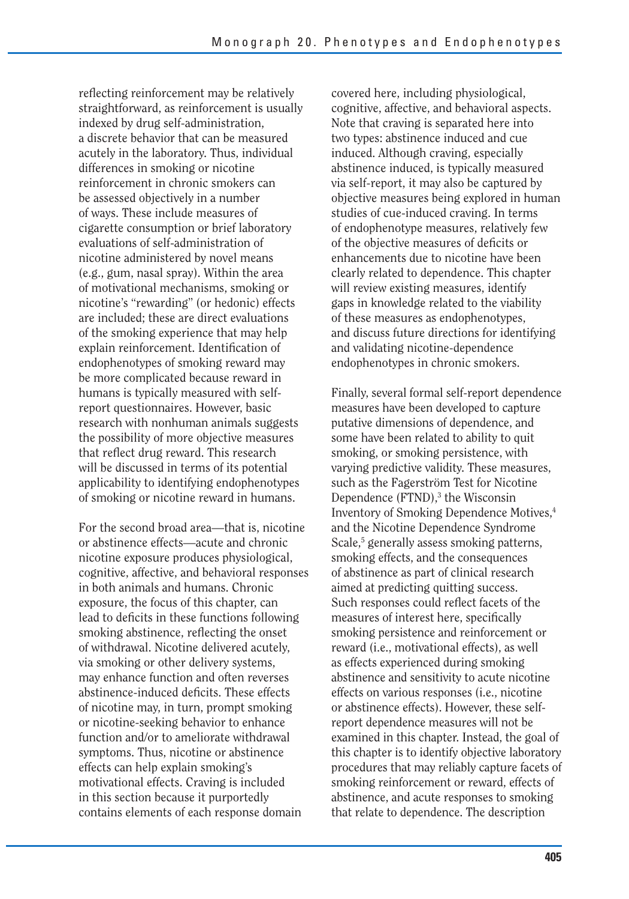reflecting reinforcement may be relatively straightforward, as reinforcement is usually indexed by drug self-administration, a discrete behavior that can be measured acutely in the laboratory. Thus, individual differences in smoking or nicotine reinforcement in chronic smokers can be assessed objectively in a number of ways. These include measures of cigarette consumption or brief laboratory evaluations of self-administration of nicotine administered by novel means (e.g., gum, nasal spray). Within the area of motivational mechanisms, smoking or nicotine's "rewarding" (or hedonic) effects are included; these are direct evaluations of the smoking experience that may help explain reinforcement. Identification of endophenotypes of smoking reward may be more complicated because reward in humans is typically measured with self-report questionnaires. However, basic research with nonhuman animals suggests the possibility of more objective measures that reflect drug reward. This research will be discussed in terms of its potential applicability to identifying endophenotypes of smoking or nicotine reward in humans.

For the second broad area—that is, nicotine or abstinence effects—acute and chronic nicotine exposure produces physiological, cognitive, affective, and behavioral responses in both animals and humans. Chronic exposure, the focus of this chapter, can lead to deficits in these functions following smoking abstinence, reflecting the onset of withdrawal. Nicotine delivered acutely, via smoking or other delivery systems, may enhance function and often reverses abstinence-induced deficits. These effects of nicotine may, in turn, prompt smoking or nicotine-seeking behavior to enhance function and/or to ameliorate withdrawal symptoms. Thus, nicotine or abstinence effects can help explain smoking's motivational effects. Craving is included in this section because it purportedly contains elements of each response domain covered here, including physiological, cognitive, affective, and behavioral aspects. Note that craving is separated here into two types: abstinence induced and cue induced. Although craving, especially abstinence induced, is typically measured via self-report, it may also be captured by objective measures being explored in human studies of cue-induced craving. In terms of endophenotype measures, relatively few of the objective measures of deficits or enhancements due to nicotine have been clearly related to dependence. This chapter will review existing measures, identify gaps in knowledge related to the viability of these measures as endophenotypes, and discuss future directions for identifying and validating nicotine-dependence endophenotypes in chronic smokers.

Finally, several formal self-report dependence measures have been developed to capture putative dimensions of dependence, and some have been related to ability to quit smoking, or smoking persistence, with varying predictive validity. These measures, such as the Fagerström Test for Nicotine Dependence (FTND),[3] the Wisconsin Inventory of Smoking Dependence Motives,[4] and the Nicotine Dependence Syndrome Scale,[5] generally assess smoking patterns, smoking effects, and the consequences of abstinence as part of clinical research aimed at predicting quitting success. Such responses could reflect facets of the measures of interest here, specifically smoking persistence and reinforcement or reward (i.e., motivational effects), as well as effects experienced during smoking abstinence and sensitivity to acute nicotine effects on various responses (i.e., nicotine or abstinence effects). However, these self-report dependence measures will not be examined in this chapter. Instead, the goal of this chapter is to identify objective laboratory procedures that may reliably capture facets of smoking reinforcement or reward, effects of abstinence, and acute responses to smoking that relate to dependence. The description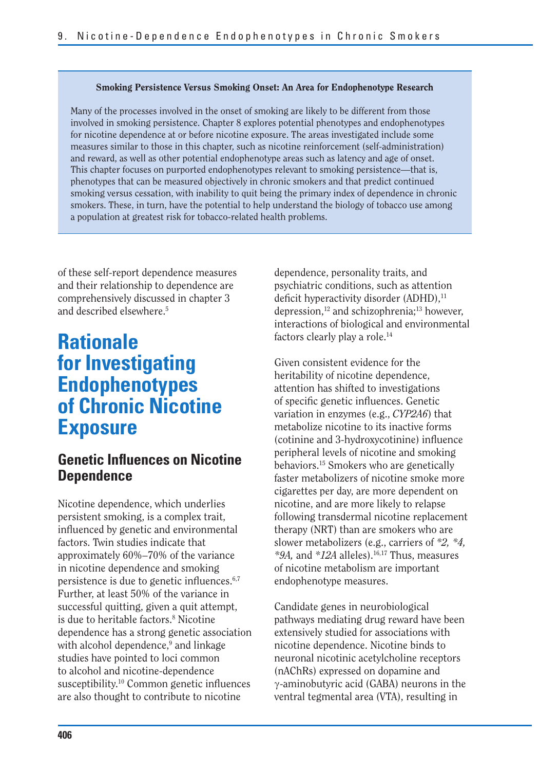**Smoking Persistence Versus Smoking Onset: An Area for Endophenotype Research**

Many of the processes involved in the onset of smoking are likely to be different from those involved in smoking persistence. Chapter 8 explores potential phenotypes and endophenotypes for nicotine dependence at or before nicotine exposure. The areas investigated include some measures similar to those in this chapter, such as nicotine reinforcement (self-administration) and reward, as well as other potential endophenotype areas such as latency and age of onset. This chapter focuses on purported endophenotypes relevant to smoking persistence—that is, phenotypes that can be measured objectively in chronic smokers and that predict continued smoking versus cessation, with inability to quit being the primary index of dependence in chronic smokers. These, in turn, have the potential to help understand the biology of tobacco use among a population at greatest risk for tobacco-related health problems.

of these self-report dependence measures and their relationship to dependence are comprehensively discussed in chapter 3 and described elsewhere.[5]

# Rationale for Investigating Endophenotypes of Chronic Nicotine Exposure

## Genetic Influences on Nicotine Dependence

Nicotine dependence, which underlies persistent smoking, is a complex trait, influenced by genetic and environmental factors. Twin studies indicate that approximately 60%–70% of the variance in nicotine dependence and smoking persistence is due to genetic influences.[6,7] Further, at least 50% of the variance in successful quitting, given a quit attempt, is due to heritable factors.[8] Nicotine dependence has a strong genetic association with alcohol dependence,[9] and linkage studies have pointed to loci common to alcohol and nicotine-dependence susceptibility.[10] Common genetic influences are also thought to contribute to nicotine dependence, personality traits, and psychiatric conditions, such as attention deficit hyperactivity disorder (ADHD),[11] depression,[12] and schizophrenia;[13] however, interactions of biological and environmental factors clearly play a role.[14]

Given consistent evidence for the heritability of nicotine dependence, attention has shifted to investigations of specific genetic influences. Genetic variation in enzymes (e.g., *CYP2A6*) that metabolize nicotine to its inactive forms (cotinine and 3-hydroxycotinine) influence peripheral levels of nicotine and smoking behaviors.[15] Smokers who are genetically faster metabolizers of nicotine smoke more cigarettes per day, are more dependent on nicotine, and are more likely to relapse following transdermal nicotine replacement therapy (NRT) than are smokers who are slower metabolizers (e.g., carriers of *\*2, \*4, \*9A,* and *\*12A* alleles).[16,17] Thus, measures of nicotine metabolism are important endophenotype measures.

Candidate genes in neurobiological pathways mediating drug reward have been extensively studied for associations with nicotine dependence. Nicotine binds to neuronal nicotinic acetylcholine receptors (nAChRs) expressed on dopamine and γ-aminobutyric acid (GABA) neurons in the ventral tegmental area (VTA), resulting in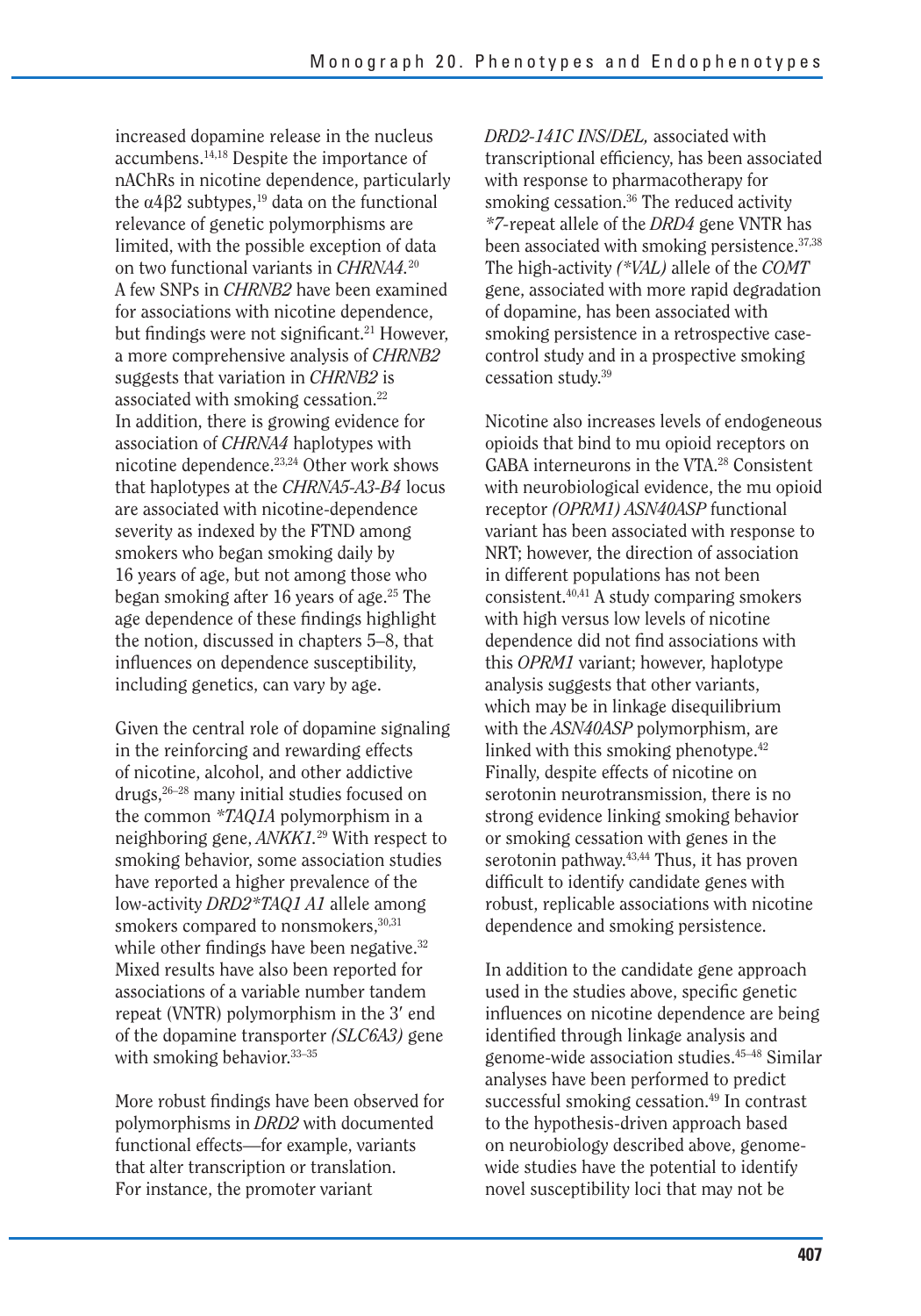increased dopamine release in the nucleus accumbens.[14,18] Despite the importance of nAChRs in nicotine dependence, particularly the $\alpha4\beta2$ subtypes,[19] data on the functional relevance of genetic polymorphisms are limited, with the possible exception of data on two functional variants in *CHRNA4*.[20] A few SNPs in *CHRNB2* have been examined for associations with nicotine dependence, but findings were not significant.[21] However, a more comprehensive analysis of *CHRNB2* suggests that variation in *CHRNB2* is associated with smoking cessation.[22] In addition, there is growing evidence for association of *CHRNA4* haplotypes with nicotine dependence.[23,24] Other work shows that haplotypes at the *CHRNA5-A3-B4* locus are associated with nicotine-dependence severity as indexed by the FTND among smokers who began smoking daily by 16 years of age, but not among those who began smoking after 16 years of age.[25] The age dependence of these findings highlight the notion, discussed in chapters 5–8, that influences on dependence susceptibility, including genetics, can vary by age.

Given the central role of dopamine signaling in the reinforcing and rewarding effects of nicotine, alcohol, and other addictive drugs,[26–28] many initial studies focused on the common *\*TAQ1A* polymorphism in a neighboring gene, *ANKK1*.[29] With respect to smoking behavior, some association studies have reported a higher prevalence of the low-activity *DRD2\*TAQ1 A1* allele among smokers compared to nonsmokers,[30,31] while other findings have been negative.[32] Mixed results have also been reported for associations of a variable number tandem repeat (VNTR) polymorphism in the 3′ end of the dopamine transporter *(SLC6A3)* gene with smoking behavior.[33–35]

More robust findings have been observed for polymorphisms in *DRD2* with documented functional effects—for example, variants that alter transcription or translation. For instance, the promoter variant *DRD2-141C INS/DEL,* associated with transcriptional efficiency, has been associated with response to pharmacotherapy for smoking cessation.[36] The reduced activity *\*7*-repeat allele of the *DRD4* gene VNTR has been associated with smoking persistence.[37,38] The high-activity *(\*VAL)* allele of the *COMT* gene, associated with more rapid degradation of dopamine, has been associated with smoking persistence in a retrospective case-control study and in a prospective smoking cessation study.[39]

Nicotine also increases levels of endogeneous opioids that bind to mu opioid receptors on GABA interneurons in the VTA.[28] Consistent with neurobiological evidence, the mu opioid receptor *(OPRM1) ASN40ASP* functional variant has been associated with response to NRT; however, the direction of association in different populations has not been consistent.[40,41] A study comparing smokers with high versus low levels of nicotine dependence did not find associations with this *OPRM1* variant; however, haplotype analysis suggests that other variants, which may be in linkage disequilibrium with the *ASN40ASP* polymorphism, are linked with this smoking phenotype.[42] Finally, despite effects of nicotine on serotonin neurotransmission, there is no strong evidence linking smoking behavior or smoking cessation with genes in the serotonin pathway.[43,44] Thus, it has proven difficult to identify candidate genes with robust, replicable associations with nicotine dependence and smoking persistence.

In addition to the candidate gene approach used in the studies above, specific genetic influences on nicotine dependence are being identified through linkage analysis and genome-wide association studies.[45–48] Similar analyses have been performed to predict successful smoking cessation.[49] In contrast to the hypothesis-driven approach based on neurobiology described above, genome-wide studies have the potential to identify novel susceptibility loci that may not be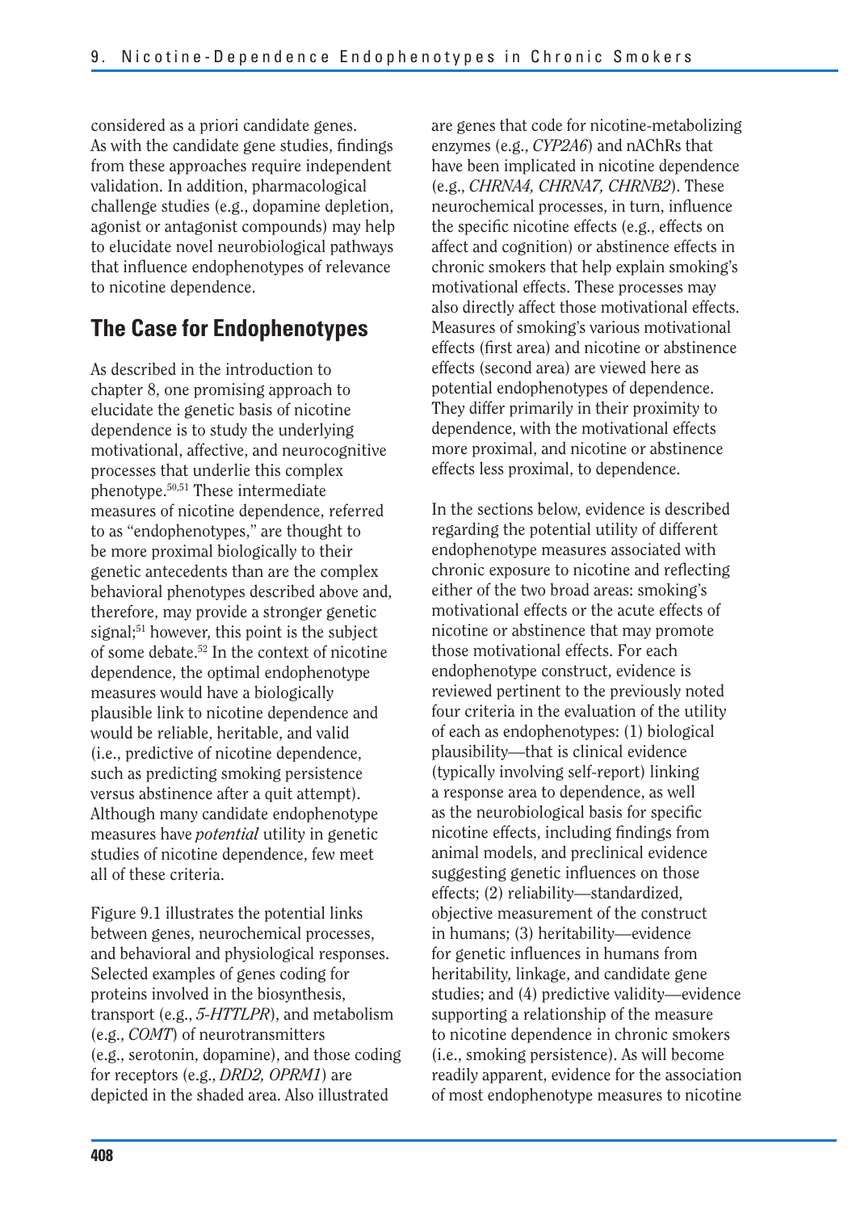considered as a priori candidate genes. As with the candidate gene studies, findings from these approaches require independent validation. In addition, pharmacological challenge studies (e.g., dopamine depletion, agonist or antagonist compounds) may help to elucidate novel neurobiological pathways that influence endophenotypes of relevance to nicotine dependence.

## The Case for Endophenotypes

As described in the introduction to chapter 8, one promising approach to elucidate the genetic basis of nicotine dependence is to study the underlying motivational, affective, and neurocognitive processes that underlie this complex phenotype.[50,51] These intermediate measures of nicotine dependence, referred to as "endophenotypes," are thought to be more proximal biologically to their genetic antecedents than are the complex behavioral phenotypes described above and, therefore, may provide a stronger genetic signal;[51] however, this point is the subject of some debate.[52] In the context of nicotine dependence, the optimal endophenotype measures would have a biologically plausible link to nicotine dependence and would be reliable, heritable, and valid (i.e., predictive of nicotine dependence, such as predicting smoking persistence versus abstinence after a quit attempt). Although many candidate endophenotype measures have *potential* utility in genetic studies of nicotine dependence, few meet all of these criteria.

Figure 9.1 illustrates the potential links between genes, neurochemical processes, and behavioral and physiological responses. Selected examples of genes coding for proteins involved in the biosynthesis, transport (e.g., *5-HTTLPR*), and metabolism (e.g., *COMT*) of neurotransmitters (e.g., serotonin, dopamine), and those coding for receptors (e.g., *DRD2, OPRM1*) are depicted in the shaded area. Also illustrated are genes that code for nicotine-metabolizing enzymes (e.g., *CYP2A6*) and nAChRs that have been implicated in nicotine dependence (e.g., *CHRNA4, CHRNA7, CHRNB2*). These neurochemical processes, in turn, influence the specific nicotine effects (e.g., effects on affect and cognition) or abstinence effects in chronic smokers that help explain smoking's motivational effects. These processes may also directly affect those motivational effects. Measures of smoking's various motivational effects (first area) and nicotine or abstinence effects (second area) are viewed here as potential endophenotypes of dependence. They differ primarily in their proximity to dependence, with the motivational effects more proximal, and nicotine or abstinence effects less proximal, to dependence.

In the sections below, evidence is described regarding the potential utility of different endophenotype measures associated with chronic exposure to nicotine and reflecting either of the two broad areas: smoking's motivational effects or the acute effects of nicotine or abstinence that may promote those motivational effects. For each endophenotype construct, evidence is reviewed pertinent to the previously noted four criteria in the evaluation of the utility of each as endophenotypes: (1) biological plausibility—that is clinical evidence (typically involving self-report) linking a response area to dependence, as well as the neurobiological basis for specific nicotine effects, including findings from animal models, and preclinical evidence suggesting genetic influences on those effects; (2) reliability—standardized, objective measurement of the construct in humans; (3) heritability—evidence for genetic influences in humans from heritability, linkage, and candidate gene studies; and (4) predictive validity—evidence supporting a relationship of the measure to nicotine dependence in chronic smokers (i.e., smoking persistence). As will become readily apparent, evidence for the association of most endophenotype measures to nicotine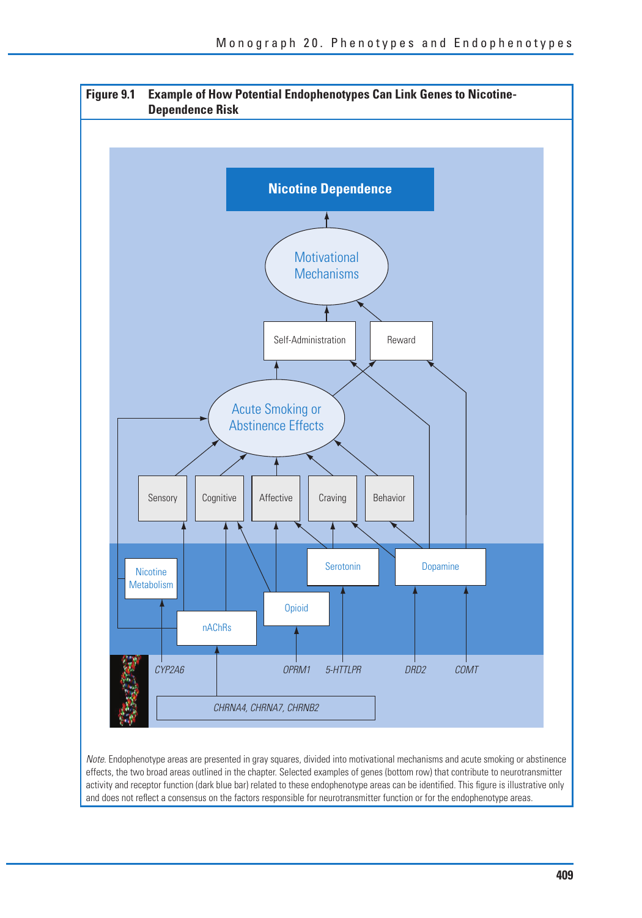**Figure 9.1 Example of How Potential Endophenotypes Can Link Genes to Nicotine-Dependence Risk**

Nicotine Dependence

Motivational Mechanisms

Self-Administration

Reward

Acute Smoking or Abstinence Effects

Sensory

Cognitive

Affective

Craving

Behavior

Nicotine Metabolism

Serotonin

Dopamine

Opioid

nAChRs

*CYP2A6*

*OPRM1*

*5-HTTLPR*

*DRD2*

*COMT*

*CHRNA4, CHRNA7, CHRNB2*

*Note.* Endophenotype areas are presented in gray squares, divided into motivational mechanisms and acute smoking or abstinence effects, the two broad areas outlined in the chapter. Selected examples of genes (bottom row) that contribute to neurotransmitter activity and receptor function (dark blue bar) related to these endophenotype areas can be identified. This figure is illustrative only and does not reflect a consensus on the factors responsible for neurotransmitter function or for the endophenotype areas.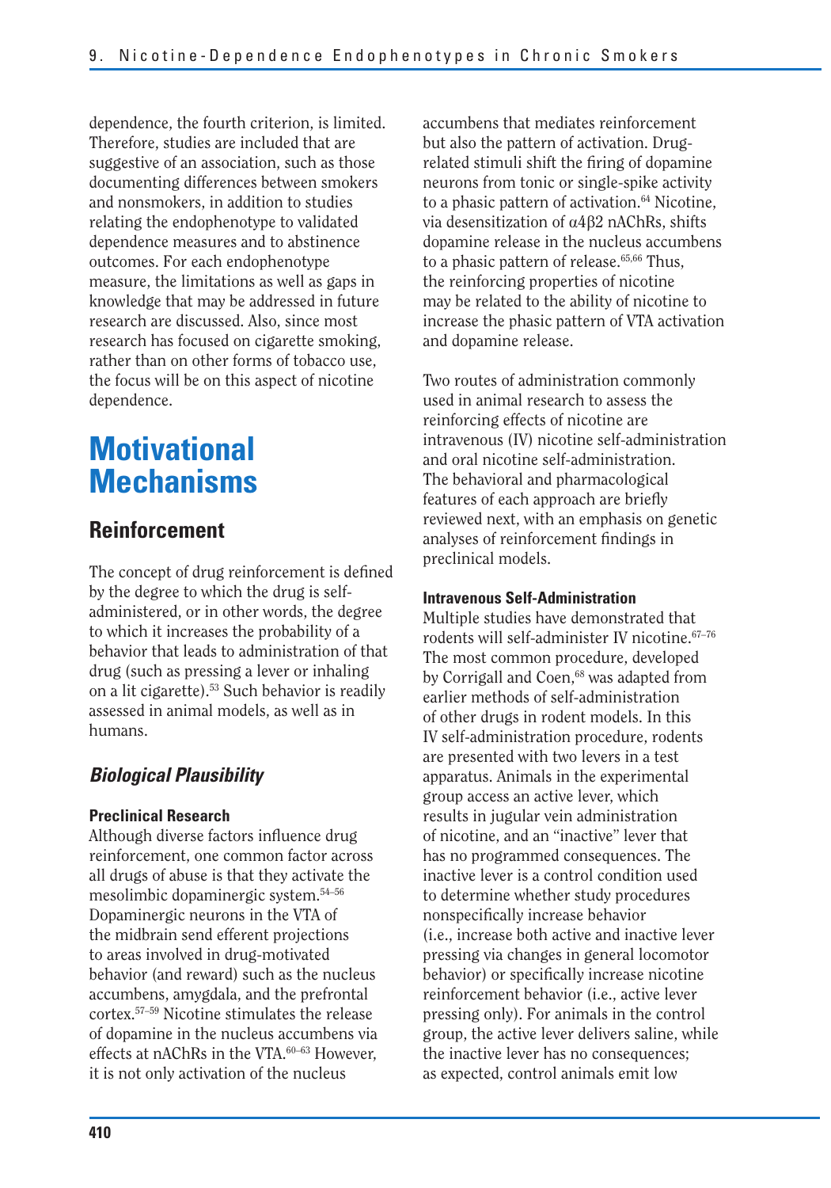dependence, the fourth criterion, is limited. Therefore, studies are included that are suggestive of an association, such as those documenting differences between smokers and nonsmokers, in addition to studies relating the endophenotype to validated dependence measures and to abstinence outcomes. For each endophenotype measure, the limitations as well as gaps in knowledge that may be addressed in future research are discussed. Also, since most research has focused on cigarette smoking, rather than on other forms of tobacco use, the focus will be on this aspect of nicotine dependence.

# Motivational Mechanisms

## Reinforcement

The concept of drug reinforcement is defined by the degree to which the drug is self-administered, or in other words, the degree to which it increases the probability of a behavior that leads to administration of that drug (such as pressing a lever or inhaling on a lit cigarette).[53] Such behavior is readily assessed in animal models, as well as in humans.

### *Biological Plausibility*

#### Preclinical Research

Although diverse factors influence drug reinforcement, one common factor across all drugs of abuse is that they activate the mesolimbic dopaminergic system.[54–56] Dopaminergic neurons in the VTA of the midbrain send efferent projections to areas involved in drug-motivated behavior (and reward) such as the nucleus accumbens, amygdala, and the prefrontal cortex.[57–59] Nicotine stimulates the release of dopamine in the nucleus accumbens via effects at nAChRs in the VTA.[60–63] However, it is not only activation of the nucleus accumbens that mediates reinforcement but also the pattern of activation. Drug-related stimuli shift the firing of dopamine neurons from tonic or single-spike activity to a phasic pattern of activation.[64] Nicotine, via desensitization of $\alpha 4\beta 2$ nAChRs, shifts dopamine release in the nucleus accumbens to a phasic pattern of release.[65,66] Thus, the reinforcing properties of nicotine may be related to the ability of nicotine to increase the phasic pattern of VTA activation and dopamine release.

Two routes of administration commonly used in animal research to assess the reinforcing effects of nicotine are intravenous (IV) nicotine self-administration and oral nicotine self-administration. The behavioral and pharmacological features of each approach are briefly reviewed next, with an emphasis on genetic analyses of reinforcement findings in preclinical models.

#### Intravenous Self-Administration

Multiple studies have demonstrated that rodents will self-administer IV nicotine.[67–76] The most common procedure, developed by Corrigall and Coen,[68] was adapted from earlier methods of self-administration of other drugs in rodent models. In this IV self-administration procedure, rodents are presented with two levers in a test apparatus. Animals in the experimental group access an active lever, which results in jugular vein administration of nicotine, and an "inactive" lever that has no programmed consequences. The inactive lever is a control condition used to determine whether study procedures nonspecifically increase behavior (i.e., increase both active and inactive lever pressing via changes in general locomotor behavior) or specifically increase nicotine reinforcement behavior (i.e., active lever pressing only). For animals in the control group, the active lever delivers saline, while the inactive lever has no consequences; as expected, control animals emit low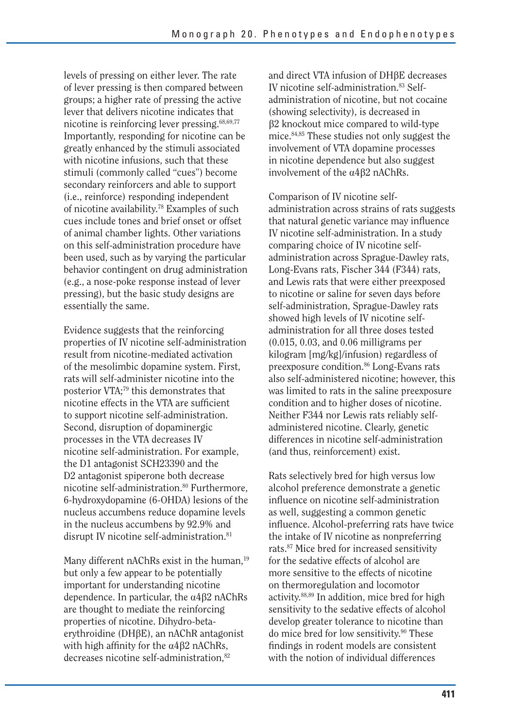levels of pressing on either lever. The rate of lever pressing is then compared between groups; a higher rate of pressing the active lever that delivers nicotine indicates that nicotine is reinforcing lever pressing.[68,69,77] Importantly, responding for nicotine can be greatly enhanced by the stimuli associated with nicotine infusions, such that these stimuli (commonly called "cues") become secondary reinforcers and able to support (i.e., reinforce) responding independent of nicotine availability.[78] Examples of such cues include tones and brief onset or offset of animal chamber lights. Other variations on this self-administration procedure have been used, such as by varying the particular behavior contingent on drug administration (e.g., a nose-poke response instead of lever pressing), but the basic study designs are essentially the same.

Evidence suggests that the reinforcing properties of IV nicotine self-administration result from nicotine-mediated activation of the mesolimbic dopamine system. First, rats will self-administer nicotine into the posterior VTA;[79] this demonstrates that nicotine effects in the VTA are sufficient to support nicotine self-administration. Second, disruption of dopaminergic processes in the VTA decreases IV nicotine self-administration. For example, the D1 antagonist SCH23390 and the D2 antagonist spiperone both decrease nicotine self-administration.[80] Furthermore, 6-hydroxydopamine (6-OHDA) lesions of the nucleus accumbens reduce dopamine levels in the nucleus accumbens by 92.9% and disrupt IV nicotine self-administration.[81]

Many different nAChRs exist in the human,[19] but only a few appear to be potentially important for understanding nicotine dependence. In particular, the α4β2 nAChRs are thought to mediate the reinforcing properties of nicotine. Dihydro-beta-erythroidine (DHβE), an nAChR antagonist with high affinity for the α4β2 nAChRs, decreases nicotine self-administration,[82] and direct VTA infusion of DHβE decreases IV nicotine self-administration.[83] Self-administration of nicotine, but not cocaine (showing selectivity), is decreased in β2 knockout mice compared to wild-type mice.[84,85] These studies not only suggest the involvement of VTA dopamine processes in nicotine dependence but also suggest involvement of the α4β2 nAChRs.

Comparison of IV nicotine self-administration across strains of rats suggests that natural genetic variance may influence IV nicotine self-administration. In a study comparing choice of IV nicotine self-administration across Sprague-Dawley rats, Long-Evans rats, Fischer 344 (F344) rats, and Lewis rats that were either preexposed to nicotine or saline for seven days before self-administration, Sprague-Dawley rats showed high levels of IV nicotine self-administration for all three doses tested (0.015, 0.03, and 0.06 milligrams per kilogram [mg/kg]/infusion) regardless of preexposure condition.[86] Long-Evans rats also self-administered nicotine; however, this was limited to rats in the saline preexposure condition and to higher doses of nicotine. Neither F344 nor Lewis rats reliably self-administered nicotine. Clearly, genetic differences in nicotine self-administration (and thus, reinforcement) exist.

Rats selectively bred for high versus low alcohol preference demonstrate a genetic influence on nicotine self-administration as well, suggesting a common genetic influence. Alcohol-preferring rats have twice the intake of IV nicotine as nonpreferring rats.[87] Mice bred for increased sensitivity for the sedative effects of alcohol are more sensitive to the effects of nicotine on thermoregulation and locomotor activity.[88,89] In addition, mice bred for high sensitivity to the sedative effects of alcohol develop greater tolerance to nicotine than do mice bred for low sensitivity.[90] These findings in rodent models are consistent with the notion of individual differences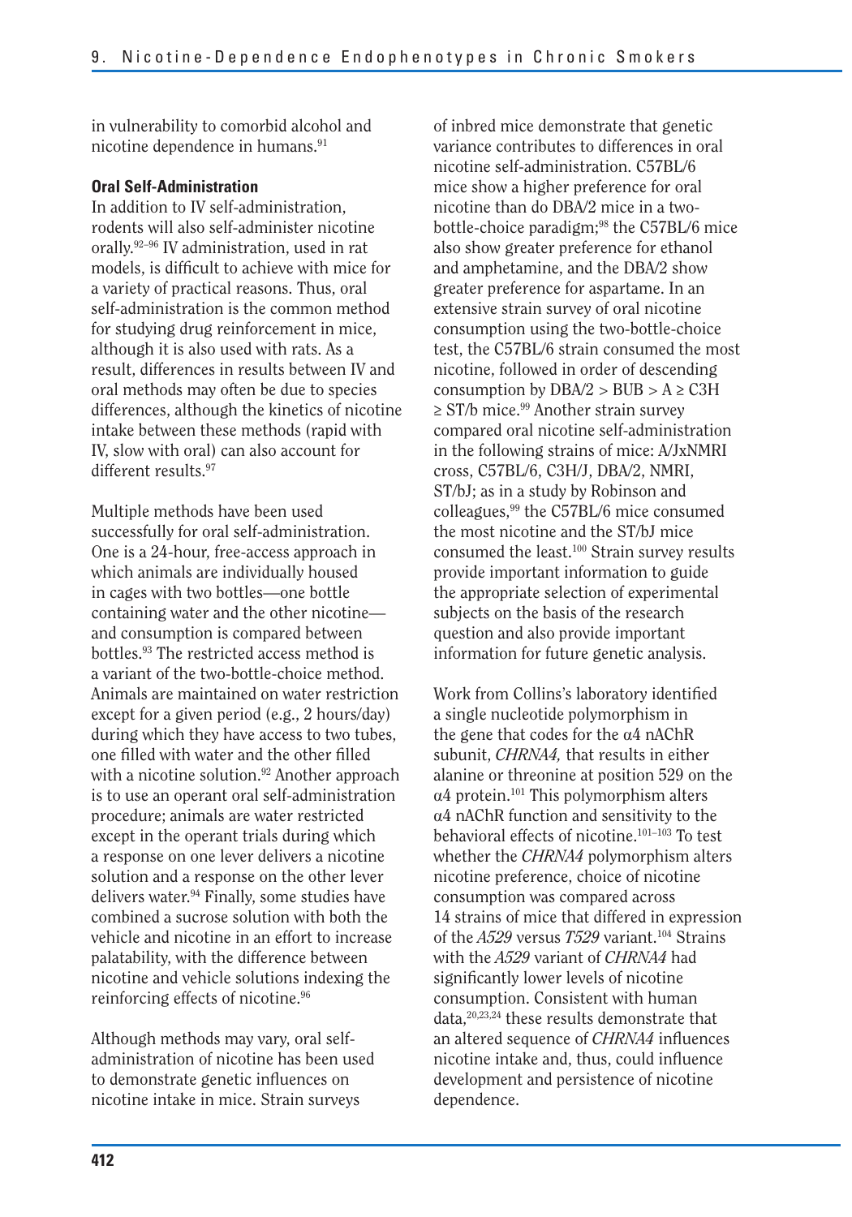in vulnerability to comorbid alcohol and nicotine dependence in humans.[91]

#### Oral Self-Administration

In addition to IV self-administration, rodents will also self-administer nicotine orally.[92–96] IV administration, used in rat models, is difficult to achieve with mice for a variety of practical reasons. Thus, oral self-administration is the common method for studying drug reinforcement in mice, although it is also used with rats. As a result, differences in results between IV and oral methods may often be due to species differences, although the kinetics of nicotine intake between these methods (rapid with IV, slow with oral) can also account for different results.[97]

Multiple methods have been used successfully for oral self-administration. One is a 24-hour, free-access approach in which animals are individually housed in cages with two bottles—one bottle containing water and the other nicotine—and consumption is compared between bottles.[93] The restricted access method is a variant of the two-bottle-choice method. Animals are maintained on water restriction except for a given period (e.g., 2 hours/day) during which they have access to two tubes, one filled with water and the other filled with a nicotine solution.[92] Another approach is to use an operant oral self-administration procedure; animals are water restricted except in the operant trials during which a response on one lever delivers a nicotine solution and a response on the other lever delivers water.[94] Finally, some studies have combined a sucrose solution with both the vehicle and nicotine in an effort to increase palatability, with the difference between nicotine and vehicle solutions indexing the reinforcing effects of nicotine.[96]

Although methods may vary, oral self-administration of nicotine has been used to demonstrate genetic influences on nicotine intake in mice. Strain surveys of inbred mice demonstrate that genetic variance contributes to differences in oral nicotine self-administration. C57BL/6 mice show a higher preference for oral nicotine than do DBA/2 mice in a two-bottle-choice paradigm;[98] the C57BL/6 mice also show greater preference for ethanol and amphetamine, and the DBA/2 show greater preference for aspartame. In an extensive strain survey of oral nicotine consumption using the two-bottle-choice test, the C57BL/6 strain consumed the most nicotine, followed in order of descending consumption by DBA/2 > BUB > A ≥ C3H ≥ ST/b mice.[99] Another strain survey compared oral nicotine self-administration in the following strains of mice: A/JxNMRI cross, C57BL/6, C3H/J, DBA/2, NMRI, ST/bJ; as in a study by Robinson and colleagues,[99] the C57BL/6 mice consumed the most nicotine and the ST/bJ mice consumed the least.[100] Strain survey results provide important information to guide the appropriate selection of experimental subjects on the basis of the research question and also provide important information for future genetic analysis.

Work from Collins's laboratory identified a single nucleotide polymorphism in the gene that codes for the α4 nAChR subunit, *CHRNA4,* that results in either alanine or threonine at position 529 on the α4 protein.[101] This polymorphism alters α4 nAChR function and sensitivity to the behavioral effects of nicotine.[101–103] To test whether the *CHRNA4* polymorphism alters nicotine preference, choice of nicotine consumption was compared across 14 strains of mice that differed in expression of the *A529* versus *T529* variant.[104] Strains with the *A529* variant of *CHRNA4* had significantly lower levels of nicotine consumption. Consistent with human data,[20,23,24] these results demonstrate that an altered sequence of *CHRNA4* influences nicotine intake and, thus, could influence development and persistence of nicotine dependence.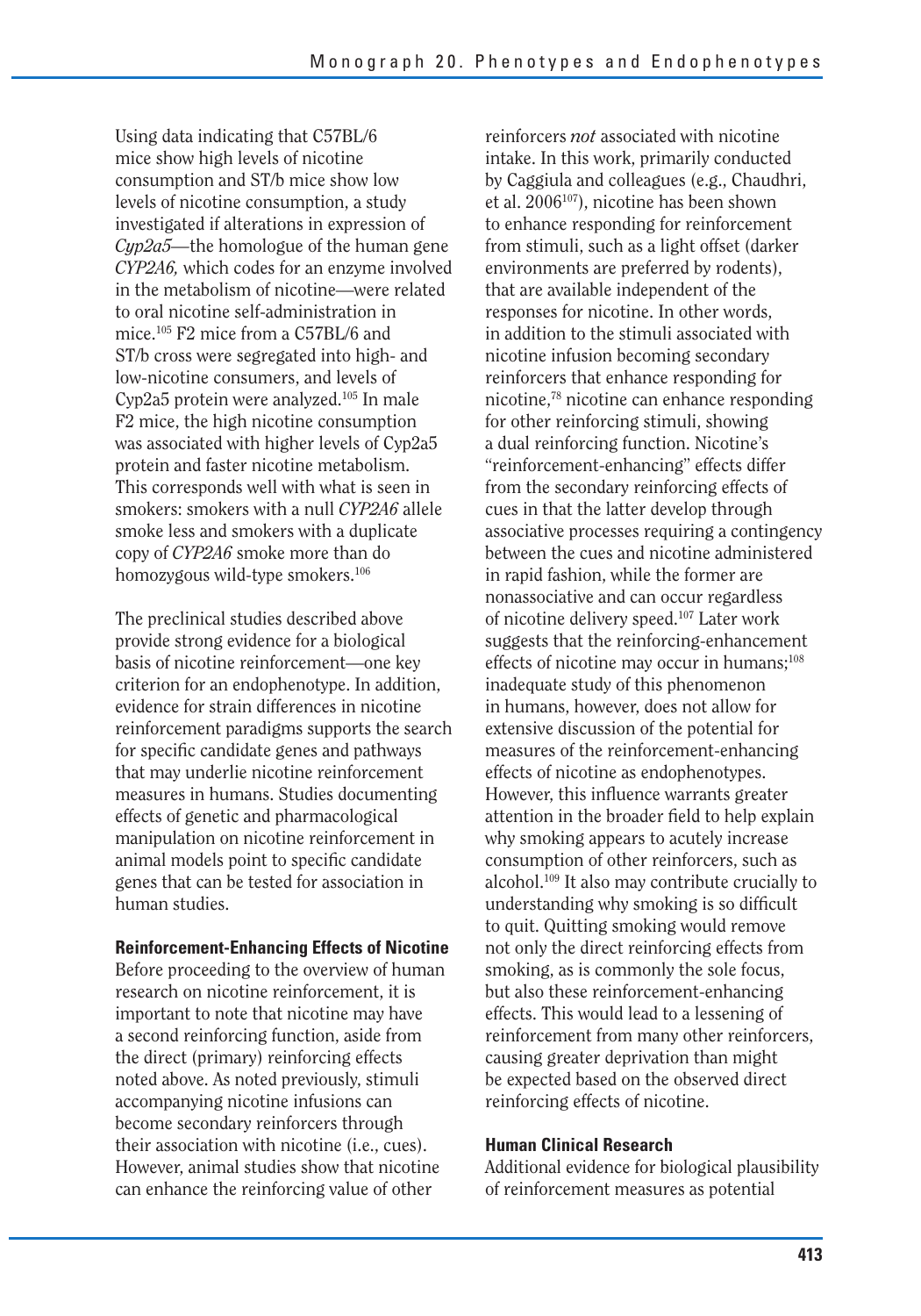Using data indicating that C57BL/6 mice show high levels of nicotine consumption and ST/b mice show low levels of nicotine consumption, a study investigated if alterations in expression of *Cyp2a5*—the homologue of the human gene *CYP2A6,* which codes for an enzyme involved in the metabolism of nicotine—were related to oral nicotine self-administration in mice.[105] F2 mice from a C57BL/6 and ST/b cross were segregated into high- and low-nicotine consumers, and levels of Cyp2a5 protein were analyzed.[105] In male F2 mice, the high nicotine consumption was associated with higher levels of Cyp2a5 protein and faster nicotine metabolism. This corresponds well with what is seen in smokers: smokers with a null *CYP2A6* allele smoke less and smokers with a duplicate copy of *CYP2A6* smoke more than do homozygous wild-type smokers.[106]

The preclinical studies described above provide strong evidence for a biological basis of nicotine reinforcement—one key criterion for an endophenotype. In addition, evidence for strain differences in nicotine reinforcement paradigms supports the search for specific candidate genes and pathways that may underlie nicotine reinforcement measures in humans. Studies documenting effects of genetic and pharmacological manipulation on nicotine reinforcement in animal models point to specific candidate genes that can be tested for association in human studies.

### Reinforcement-Enhancing Effects of Nicotine

Before proceeding to the overview of human research on nicotine reinforcement, it is important to note that nicotine may have a second reinforcing function, aside from the direct (primary) reinforcing effects noted above. As noted previously, stimuli accompanying nicotine infusions can become secondary reinforcers through their association with nicotine (i.e., cues). However, animal studies show that nicotine can enhance the reinforcing value of other reinforcers *not* associated with nicotine intake. In this work, primarily conducted by Caggiula and colleagues (e.g., Chaudhri, et al. 2006[107]), nicotine has been shown to enhance responding for reinforcement from stimuli, such as a light offset (darker environments are preferred by rodents), that are available independent of the responses for nicotine. In other words, in addition to the stimuli associated with nicotine infusion becoming secondary reinforcers that enhance responding for nicotine,[78] nicotine can enhance responding for other reinforcing stimuli, showing a dual reinforcing function. Nicotine's "reinforcement-enhancing" effects differ from the secondary reinforcing effects of cues in that the latter develop through associative processes requiring a contingency between the cues and nicotine administered in rapid fashion, while the former are nonassociative and can occur regardless of nicotine delivery speed.[107] Later work suggests that the reinforcing-enhancement effects of nicotine may occur in humans;[108] inadequate study of this phenomenon in humans, however, does not allow for extensive discussion of the potential for measures of the reinforcement-enhancing effects of nicotine as endophenotypes. However, this influence warrants greater attention in the broader field to help explain why smoking appears to acutely increase consumption of other reinforcers, such as alcohol.[109] It also may contribute crucially to understanding why smoking is so difficult to quit. Quitting smoking would remove not only the direct reinforcing effects from smoking, as is commonly the sole focus, but also these reinforcement-enhancing effects. This would lead to a lessening of reinforcement from many other reinforcers, causing greater deprivation than might be expected based on the observed direct reinforcing effects of nicotine.

### Human Clinical Research

Additional evidence for biological plausibility of reinforcement measures as potential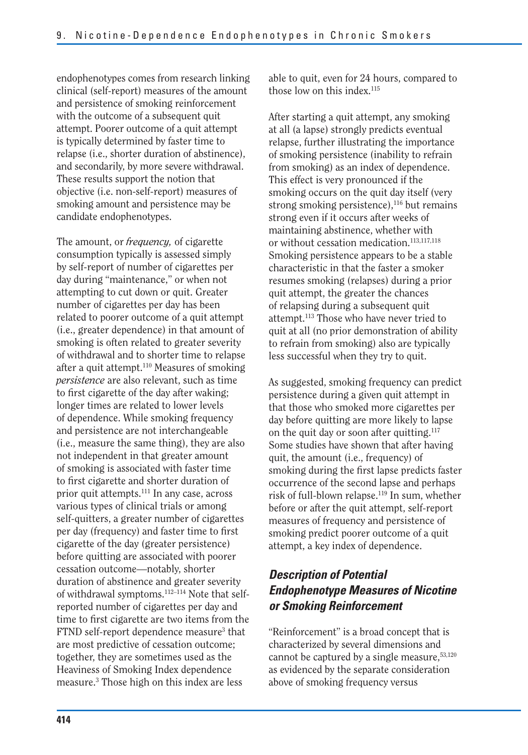endophenotypes comes from research linking clinical (self-report) measures of the amount and persistence of smoking reinforcement with the outcome of a subsequent quit attempt. Poorer outcome of a quit attempt is typically determined by faster time to relapse (i.e., shorter duration of abstinence), and secondarily, by more severe withdrawal. These results support the notion that objective (i.e. non-self-report) measures of smoking amount and persistence may be candidate endophenotypes.

The amount, or *frequency,* of cigarette consumption typically is assessed simply by self-report of number of cigarettes per day during "maintenance," or when not attempting to cut down or quit. Greater number of cigarettes per day has been related to poorer outcome of a quit attempt (i.e., greater dependence) in that amount of smoking is often related to greater severity of withdrawal and to shorter time to relapse after a quit attempt.[110] Measures of smoking *persistence* are also relevant, such as time to first cigarette of the day after waking; longer times are related to lower levels of dependence. While smoking frequency and persistence are not interchangeable (i.e., measure the same thing), they are also not independent in that greater amount of smoking is associated with faster time to first cigarette and shorter duration of prior quit attempts.[111] In any case, across various types of clinical trials or among self-quitters, a greater number of cigarettes per day (frequency) and faster time to first cigarette of the day (greater persistence) before quitting are associated with poorer cessation outcome—notably, shorter duration of abstinence and greater severity of withdrawal symptoms.[112–114] Note that self-reported number of cigarettes per day and time to first cigarette are two items from the FTND self-report dependence measure[3] that are most predictive of cessation outcome; together, they are sometimes used as the Heaviness of Smoking Index dependence measure.[3] Those high on this index are less able to quit, even for 24 hours, compared to those low on this index.[115]

After starting a quit attempt, any smoking at all (a lapse) strongly predicts eventual relapse, further illustrating the importance of smoking persistence (inability to refrain from smoking) as an index of dependence. This effect is very pronounced if the smoking occurs on the quit day itself (very strong smoking persistence),[116] but remains strong even if it occurs after weeks of maintaining abstinence, whether with or without cessation medication.[113,117,118] Smoking persistence appears to be a stable characteristic in that the faster a smoker resumes smoking (relapses) during a prior quit attempt, the greater the chances of relapsing during a subsequent quit attempt.[113] Those who have never tried to quit at all (no prior demonstration of ability to refrain from smoking) also are typically less successful when they try to quit.

As suggested, smoking frequency can predict persistence during a given quit attempt in that those who smoked more cigarettes per day before quitting are more likely to lapse on the quit day or soon after quitting.[117] Some studies have shown that after having quit, the amount (i.e., frequency) of smoking during the first lapse predicts faster occurrence of the second lapse and perhaps risk of full-blown relapse.[119] In sum, whether before or after the quit attempt, self-report measures of frequency and persistence of smoking predict poorer outcome of a quit attempt, a key index of dependence.

### *Description of Potential Endophenotype Measures of Nicotine or Smoking Reinforcement*

"Reinforcement" is a broad concept that is characterized by several dimensions and cannot be captured by a single measure,[53,120] as evidenced by the separate consideration above of smoking frequency versus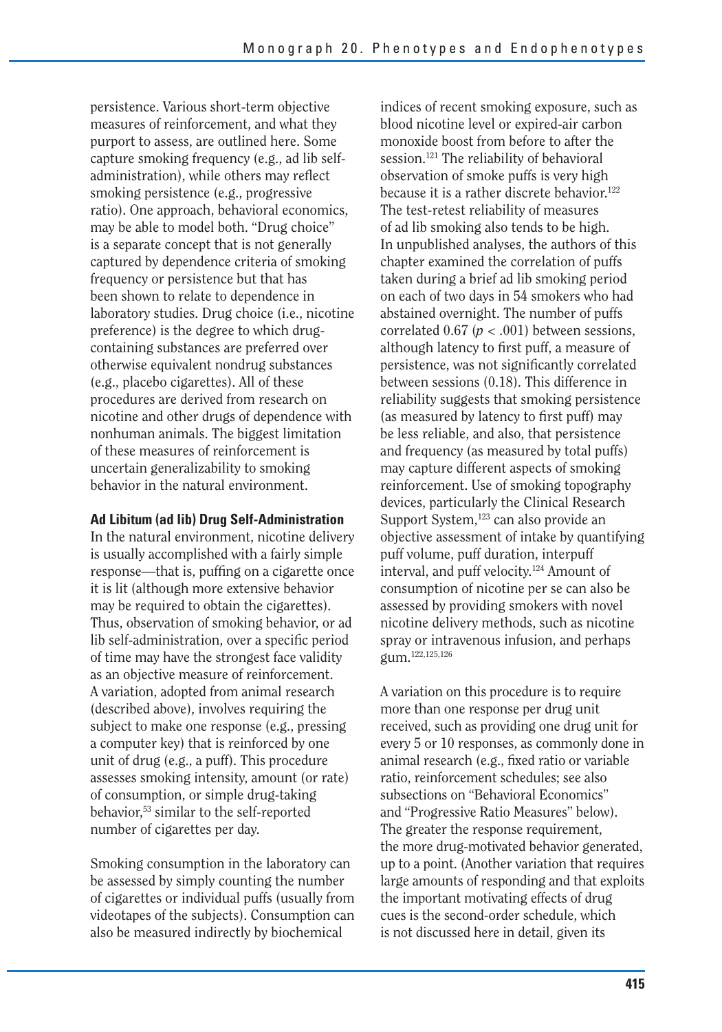persistence. Various short-term objective measures of reinforcement, and what they purport to assess, are outlined here. Some capture smoking frequency (e.g., ad lib self-administration), while others may reflect smoking persistence (e.g., progressive ratio). One approach, behavioral economics, may be able to model both. "Drug choice" is a separate concept that is not generally captured by dependence criteria of smoking frequency or persistence but that has been shown to relate to dependence in laboratory studies. Drug choice (i.e., nicotine preference) is the degree to which drug-containing substances are preferred over otherwise equivalent nondrug substances (e.g., placebo cigarettes). All of these procedures are derived from research on nicotine and other drugs of dependence with nonhuman animals. The biggest limitation of these measures of reinforcement is uncertain generalizability to smoking behavior in the natural environment.

**Ad Libitum (ad lib) Drug Self-Administration**

In the natural environment, nicotine delivery is usually accomplished with a fairly simple response—that is, puffing on a cigarette once it is lit (although more extensive behavior may be required to obtain the cigarettes). Thus, observation of smoking behavior, or ad lib self-administration, over a specific period of time may have the strongest face validity as an objective measure of reinforcement. A variation, adopted from animal research (described above), involves requiring the subject to make one response (e.g., pressing a computer key) that is reinforced by one unit of drug (e.g., a puff). This procedure assesses smoking intensity, amount (or rate) of consumption, or simple drug-taking behavior,[53] similar to the self-reported number of cigarettes per day.

Smoking consumption in the laboratory can be assessed by simply counting the number of cigarettes or individual puffs (usually from videotapes of the subjects). Consumption can also be measured indirectly by biochemical indices of recent smoking exposure, such as blood nicotine level or expired-air carbon monoxide boost from before to after the session.[121] The reliability of behavioral observation of smoke puffs is very high because it is a rather discrete behavior.[122] The test-retest reliability of measures of ad lib smoking also tends to be high. In unpublished analyses, the authors of this chapter examined the correlation of puffs taken during a brief ad lib smoking period on each of two days in 54 smokers who had abstained overnight. The number of puffs correlated 0.67 ($p < .001$) between sessions, although latency to first puff, a measure of persistence, was not significantly correlated between sessions (0.18). This difference in reliability suggests that smoking persistence (as measured by latency to first puff) may be less reliable, and also, that persistence and frequency (as measured by total puffs) may capture different aspects of smoking reinforcement. Use of smoking topography devices, particularly the Clinical Research Support System,[123] can also provide an objective assessment of intake by quantifying puff volume, puff duration, interpuff interval, and puff velocity.[124] Amount of consumption of nicotine per se can also be assessed by providing smokers with novel nicotine delivery methods, such as nicotine spray or intravenous infusion, and perhaps gum.[122,125,126]

A variation on this procedure is to require more than one response per drug unit received, such as providing one drug unit for every 5 or 10 responses, as commonly done in animal research (e.g., fixed ratio or variable ratio, reinforcement schedules; see also subsections on "Behavioral Economics" and "Progressive Ratio Measures" below). The greater the response requirement, the more drug-motivated behavior generated, up to a point. (Another variation that requires large amounts of responding and that exploits the important motivating effects of drug cues is the second-order schedule, which is not discussed here in detail, given its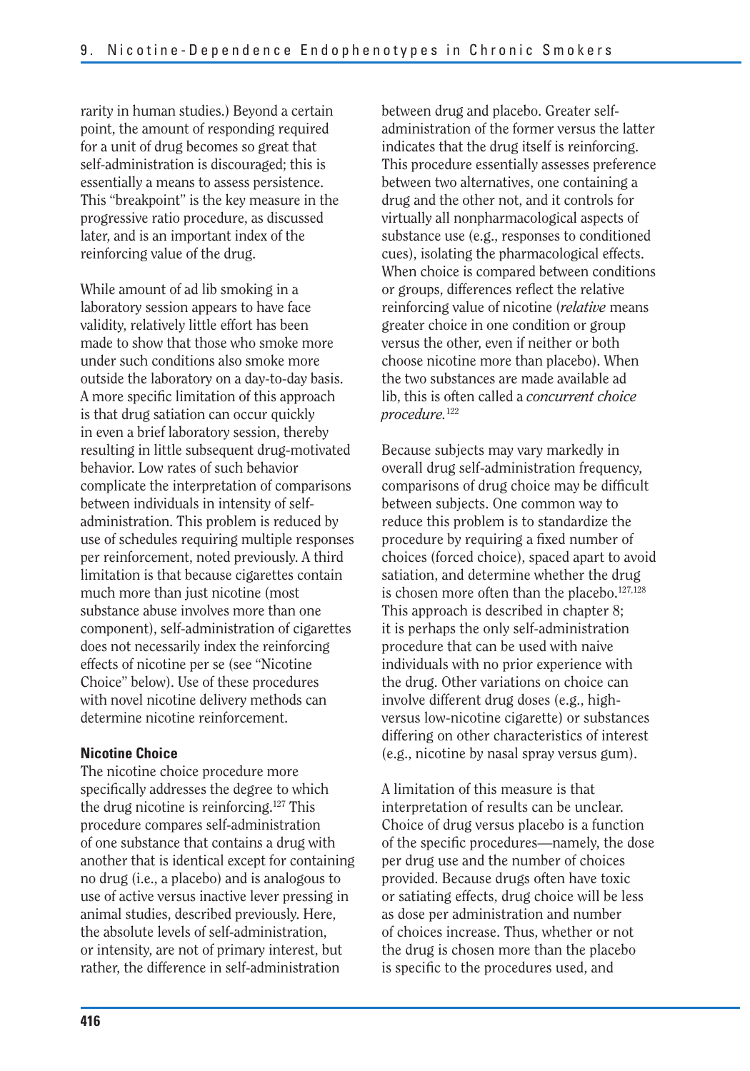rarity in human studies.) Beyond a certain point, the amount of responding required for a unit of drug becomes so great that self-administration is discouraged; this is essentially a means to assess persistence. This "breakpoint" is the key measure in the progressive ratio procedure, as discussed later, and is an important index of the reinforcing value of the drug.

While amount of ad lib smoking in a laboratory session appears to have face validity, relatively little effort has been made to show that those who smoke more under such conditions also smoke more outside the laboratory on a day-to-day basis. A more specific limitation of this approach is that drug satiation can occur quickly in even a brief laboratory session, thereby resulting in little subsequent drug-motivated behavior. Low rates of such behavior complicate the interpretation of comparisons between individuals in intensity of self-administration. This problem is reduced by use of schedules requiring multiple responses per reinforcement, noted previously. A third limitation is that because cigarettes contain much more than just nicotine (most substance abuse involves more than one component), self-administration of cigarettes does not necessarily index the reinforcing effects of nicotine per se (see "Nicotine Choice" below). Use of these procedures with novel nicotine delivery methods can determine nicotine reinforcement.

**Nicotine Choice**

The nicotine choice procedure more specifically addresses the degree to which the drug nicotine is reinforcing.[127] This procedure compares self-administration of one substance that contains a drug with another that is identical except for containing no drug (i.e., a placebo) and is analogous to use of active versus inactive lever pressing in animal studies, described previously. Here, the absolute levels of self-administration, or intensity, are not of primary interest, but rather, the difference in self-administration between drug and placebo. Greater self-administration of the former versus the latter indicates that the drug itself is reinforcing. This procedure essentially assesses preference between two alternatives, one containing a drug and the other not, and it controls for virtually all nonpharmacological aspects of substance use (e.g., responses to conditioned cues), isolating the pharmacological effects. When choice is compared between conditions or groups, differences reflect the relative reinforcing value of nicotine (*relative* means greater choice in one condition or group versus the other, even if neither or both choose nicotine more than placebo). When the two substances are made available ad lib, this is often called a *concurrent choice procedure*.[122]

Because subjects may vary markedly in overall drug self-administration frequency, comparisons of drug choice may be difficult between subjects. One common way to reduce this problem is to standardize the procedure by requiring a fixed number of choices (forced choice), spaced apart to avoid satiation, and determine whether the drug is chosen more often than the placebo.[127,128] This approach is described in chapter 8; it is perhaps the only self-administration procedure that can be used with naive individuals with no prior experience with the drug. Other variations on choice can involve different drug doses (e.g., high- versus low-nicotine cigarette) or substances differing on other characteristics of interest (e.g., nicotine by nasal spray versus gum).

A limitation of this measure is that interpretation of results can be unclear. Choice of drug versus placebo is a function of the specific procedures—namely, the dose per drug use and the number of choices provided. Because drugs often have toxic or satiating effects, drug choice will be less as dose per administration and number of choices increase. Thus, whether or not the drug is chosen more than the placebo is specific to the procedures used, and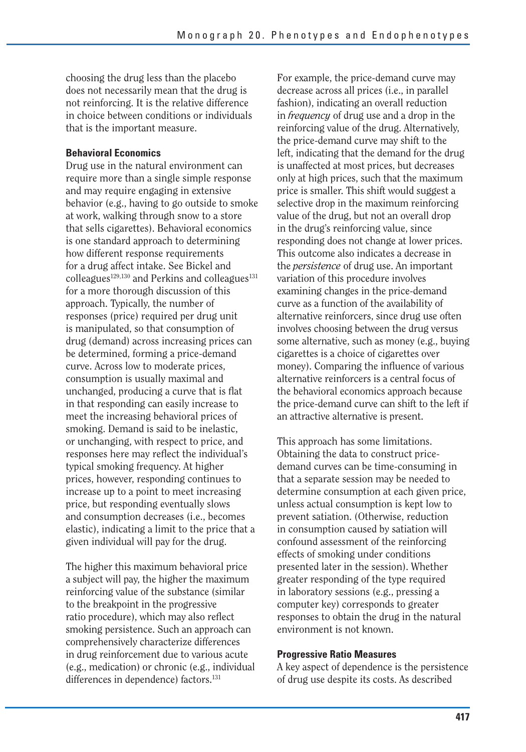choosing the drug less than the placebo does not necessarily mean that the drug is not reinforcing. It is the relative difference in choice between conditions or individuals that is the important measure.

### Behavioral Economics

Drug use in the natural environment can require more than a single simple response and may require engaging in extensive behavior (e.g., having to go outside to smoke at work, walking through snow to a store that sells cigarettes). Behavioral economics is one standard approach to determining how different response requirements for a drug affect intake. See Bickel and colleagues[129,130] and Perkins and colleagues[131] for a more thorough discussion of this approach. Typically, the number of responses (price) required per drug unit is manipulated, so that consumption of drug (demand) across increasing prices can be determined, forming a price-demand curve. Across low to moderate prices, consumption is usually maximal and unchanged, producing a curve that is flat in that responding can easily increase to meet the increasing behavioral prices of smoking. Demand is said to be inelastic, or unchanging, with respect to price, and responses here may reflect the individual's typical smoking frequency. At higher prices, however, responding continues to increase up to a point to meet increasing price, but responding eventually slows and consumption decreases (i.e., becomes elastic), indicating a limit to the price that a given individual will pay for the drug.

The higher this maximum behavioral price a subject will pay, the higher the maximum reinforcing value of the substance (similar to the breakpoint in the progressive ratio procedure), which may also reflect smoking persistence. Such an approach can comprehensively characterize differences in drug reinforcement due to various acute (e.g., medication) or chronic (e.g., individual differences in dependence) factors.[131]

For example, the price-demand curve may decrease across all prices (i.e., in parallel fashion), indicating an overall reduction in *frequency* of drug use and a drop in the reinforcing value of the drug. Alternatively, the price-demand curve may shift to the left, indicating that the demand for the drug is unaffected at most prices, but decreases only at high prices, such that the maximum price is smaller. This shift would suggest a selective drop in the maximum reinforcing value of the drug, but not an overall drop in the drug's reinforcing value, since responding does not change at lower prices. This outcome also indicates a decrease in the *persistence* of drug use. An important variation of this procedure involves examining changes in the price-demand curve as a function of the availability of alternative reinforcers, since drug use often involves choosing between the drug versus some alternative, such as money (e.g., buying cigarettes is a choice of cigarettes over money). Comparing the influence of various alternative reinforcers is a central focus of the behavioral economics approach because the price-demand curve can shift to the left if an attractive alternative is present.

This approach has some limitations. Obtaining the data to construct price-demand curves can be time-consuming in that a separate session may be needed to determine consumption at each given price, unless actual consumption is kept low to prevent satiation. (Otherwise, reduction in consumption caused by satiation will confound assessment of the reinforcing effects of smoking under conditions presented later in the session). Whether greater responding of the type required in laboratory sessions (e.g., pressing a computer key) corresponds to greater responses to obtain the drug in the natural environment is not known.

### Progressive Ratio Measures

A key aspect of dependence is the persistence of drug use despite its costs. As described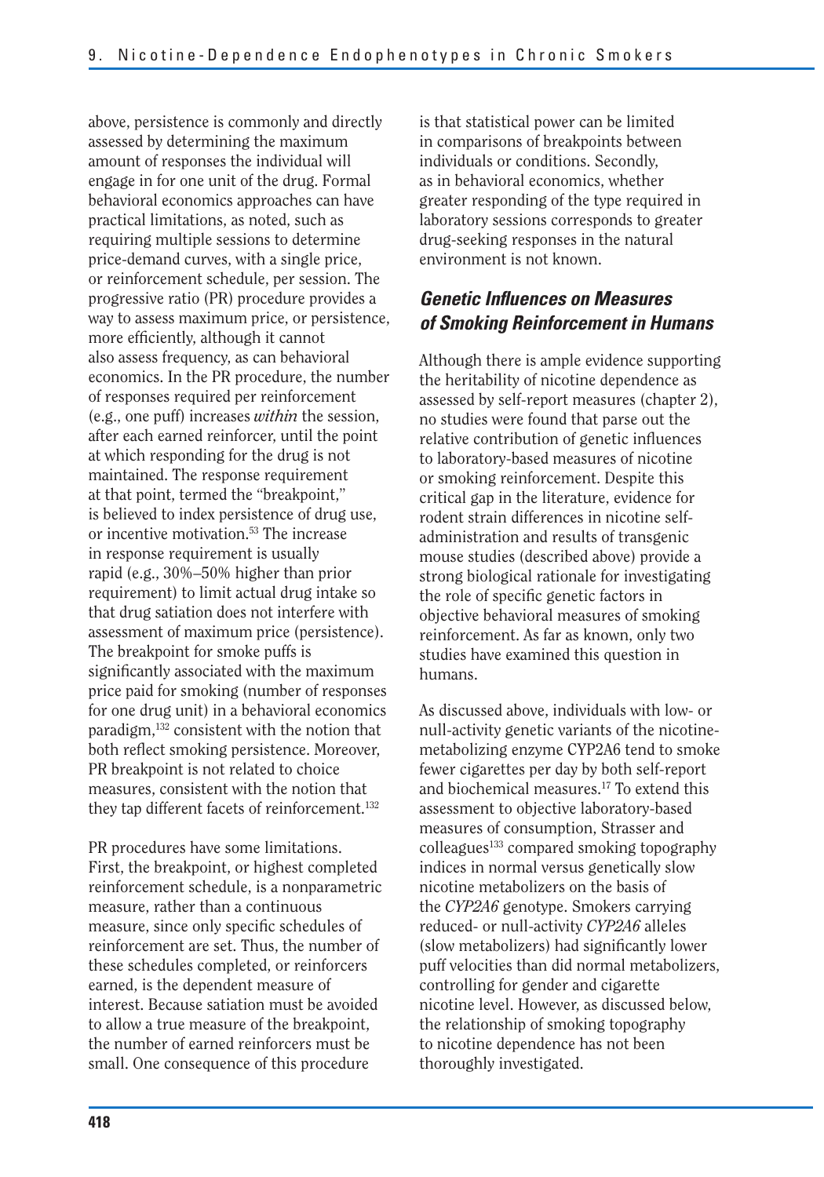above, persistence is commonly and directly assessed by determining the maximum amount of responses the individual will engage in for one unit of the drug. Formal behavioral economics approaches can have practical limitations, as noted, such as requiring multiple sessions to determine price-demand curves, with a single price, or reinforcement schedule, per session. The progressive ratio (PR) procedure provides a way to assess maximum price, or persistence, more efficiently, although it cannot also assess frequency, as can behavioral economics. In the PR procedure, the number of responses required per reinforcement (e.g., one puff) increases *within* the session, after each earned reinforcer, until the point at which responding for the drug is not maintained. The response requirement at that point, termed the "breakpoint," is believed to index persistence of drug use, or incentive motivation.[53] The increase in response requirement is usually rapid (e.g., 30%–50% higher than prior requirement) to limit actual drug intake so that drug satiation does not interfere with assessment of maximum price (persistence). The breakpoint for smoke puffs is significantly associated with the maximum price paid for smoking (number of responses for one drug unit) in a behavioral economics paradigm,[132] consistent with the notion that both reflect smoking persistence. Moreover, PR breakpoint is not related to choice measures, consistent with the notion that they tap different facets of reinforcement.[132]

PR procedures have some limitations. First, the breakpoint, or highest completed reinforcement schedule, is a nonparametric measure, rather than a continuous measure, since only specific schedules of reinforcement are set. Thus, the number of these schedules completed, or reinforcers earned, is the dependent measure of interest. Because satiation must be avoided to allow a true measure of the breakpoint, the number of earned reinforcers must be small. One consequence of this procedure is that statistical power can be limited in comparisons of breakpoints between individuals or conditions. Secondly, as in behavioral economics, whether greater responding of the type required in laboratory sessions corresponds to greater drug-seeking responses in the natural environment is not known.

## Genetic Influences on Measures of Smoking Reinforcement in Humans

Although there is ample evidence supporting the heritability of nicotine dependence as assessed by self-report measures (chapter 2), no studies were found that parse out the relative contribution of genetic influences to laboratory-based measures of nicotine or smoking reinforcement. Despite this critical gap in the literature, evidence for rodent strain differences in nicotine self-administration and results of transgenic mouse studies (described above) provide a strong biological rationale for investigating the role of specific genetic factors in objective behavioral measures of smoking reinforcement. As far as known, only two studies have examined this question in humans.

As discussed above, individuals with low- or null-activity genetic variants of the nicotine-metabolizing enzyme CYP2A6 tend to smoke fewer cigarettes per day by both self-report and biochemical measures.[17] To extend this assessment to objective laboratory-based measures of consumption, Strasser and colleagues[133] compared smoking topography indices in normal versus genetically slow nicotine metabolizers on the basis of the *CYP2A6* genotype. Smokers carrying reduced- or null-activity *CYP2A6* alleles (slow metabolizers) had significantly lower puff velocities than did normal metabolizers, controlling for gender and cigarette nicotine level. However, as discussed below, the relationship of smoking topography to nicotine dependence has not been thoroughly investigated.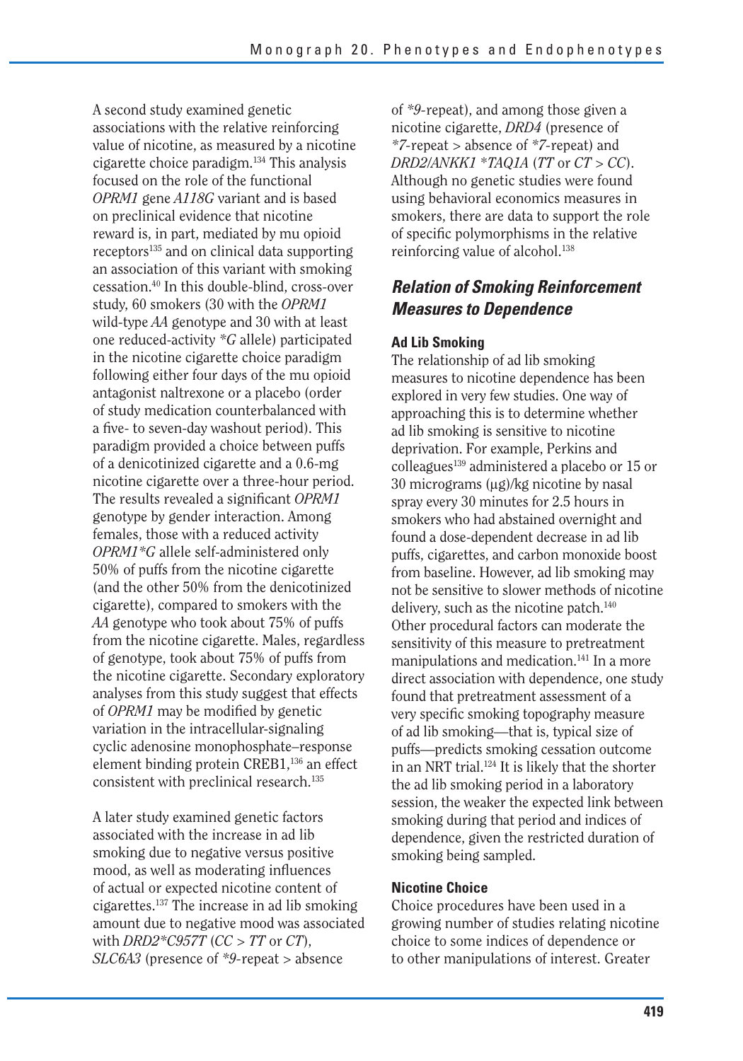A second study examined genetic associations with the relative reinforcing value of nicotine, as measured by a nicotine cigarette choice paradigm.[134] This analysis focused on the role of the functional *OPRM1* gene *A118G* variant and is based on preclinical evidence that nicotine reward is, in part, mediated by mu opioid receptors[135] and on clinical data supporting an association of this variant with smoking cessation.[40] In this double-blind, cross-over study, 60 smokers (30 with the *OPRM1* wild-type *AA* genotype and 30 with at least one reduced-activity *\*G* allele) participated in the nicotine cigarette choice paradigm following either four days of the mu opioid antagonist naltrexone or a placebo (order of study medication counterbalanced with a five- to seven-day washout period). This paradigm provided a choice between puffs of a denicotinized cigarette and a 0.6-mg nicotine cigarette over a three-hour period. The results revealed a significant *OPRM1* genotype by gender interaction. Among females, those with a reduced activity *OPRM1\*G* allele self-administered only 50% of puffs from the nicotine cigarette (and the other 50% from the denicotinized cigarette), compared to smokers with the *AA* genotype who took about 75% of puffs from the nicotine cigarette. Males, regardless of genotype, took about 75% of puffs from the nicotine cigarette. Secondary exploratory analyses from this study suggest that effects of *OPRM1* may be modified by genetic variation in the intracellular-signaling cyclic adenosine monophosphate–response element binding protein CREB1,[136] an effect consistent with preclinical research.[135]

A later study examined genetic factors associated with the increase in ad lib smoking due to negative versus positive mood, as well as moderating influences of actual or expected nicotine content of cigarettes.[137] The increase in ad lib smoking amount due to negative mood was associated with *DRD2\*C957T* (*CC* > *TT* or *CT*), *SLC6A3* (presence of *\*9*-repeat > absence of *\*9*-repeat), and among those given a nicotine cigarette, *DRD4* (presence of *\*7*-repeat > absence of *\*7*-repeat) and *DRD2/ANKK1 \*TAQ1A* (*TT* or *CT* > *CC*). Although no genetic studies were found using behavioral economics measures in smokers, there are data to support the role of specific polymorphisms in the relative reinforcing value of alcohol.[138]

## Relation of Smoking Reinforcement Measures to Dependence

### Ad Lib Smoking

The relationship of ad lib smoking measures to nicotine dependence has been explored in very few studies. One way of approaching this is to determine whether ad lib smoking is sensitive to nicotine deprivation. For example, Perkins and colleagues[139] administered a placebo or 15 or 30 micrograms (μg)/kg nicotine by nasal spray every 30 minutes for 2.5 hours in smokers who had abstained overnight and found a dose-dependent decrease in ad lib puffs, cigarettes, and carbon monoxide boost from baseline. However, ad lib smoking may not be sensitive to slower methods of nicotine delivery, such as the nicotine patch.[140] Other procedural factors can moderate the sensitivity of this measure to pretreatment manipulations and medication.[141] In a more direct association with dependence, one study found that pretreatment assessment of a very specific smoking topography measure of ad lib smoking—that is, typical size of puffs—predicts smoking cessation outcome in an NRT trial.[124] It is likely that the shorter the ad lib smoking period in a laboratory session, the weaker the expected link between smoking during that period and indices of dependence, given the restricted duration of smoking being sampled.

### Nicotine Choice

Choice procedures have been used in a growing number of studies relating nicotine choice to some indices of dependence or to other manipulations of interest. Greater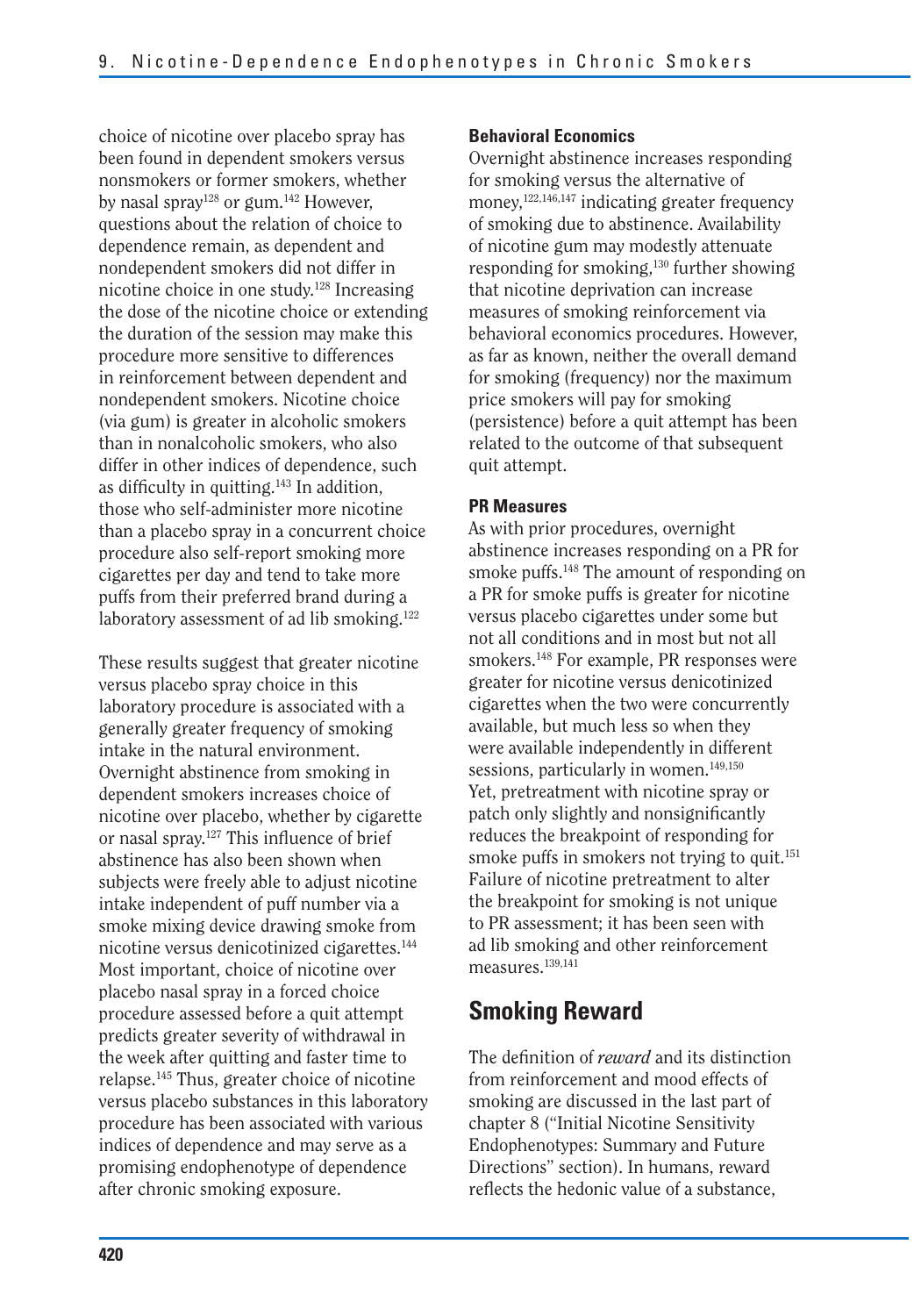choice of nicotine over placebo spray has been found in dependent smokers versus nonsmokers or former smokers, whether by nasal spray[128] or gum.[142] However, questions about the relation of choice to dependence remain, as dependent and nondependent smokers did not differ in nicotine choice in one study.[128] Increasing the dose of the nicotine choice or extending the duration of the session may make this procedure more sensitive to differences in reinforcement between dependent and nondependent smokers. Nicotine choice (via gum) is greater in alcoholic smokers than in nonalcoholic smokers, who also differ in other indices of dependence, such as difficulty in quitting.[143] In addition, those who self-administer more nicotine than a placebo spray in a concurrent choice procedure also self-report smoking more cigarettes per day and tend to take more puffs from their preferred brand during a laboratory assessment of ad lib smoking.[122]

These results suggest that greater nicotine versus placebo spray choice in this laboratory procedure is associated with a generally greater frequency of smoking intake in the natural environment. Overnight abstinence from smoking in dependent smokers increases choice of nicotine over placebo, whether by cigarette or nasal spray.[127] This influence of brief abstinence has also been shown when subjects were freely able to adjust nicotine intake independent of puff number via a smoke mixing device drawing smoke from nicotine versus denicotinized cigarettes.[144] Most important, choice of nicotine over placebo nasal spray in a forced choice procedure assessed before a quit attempt predicts greater severity of withdrawal in the week after quitting and faster time to relapse.[145] Thus, greater choice of nicotine versus placebo substances in this laboratory procedure has been associated with various indices of dependence and may serve as a promising endophenotype of dependence after chronic smoking exposure.

#### Behavioral Economics

Overnight abstinence increases responding for smoking versus the alternative of money,[122,146,147] indicating greater frequency of smoking due to abstinence. Availability of nicotine gum may modestly attenuate responding for smoking,[130] further showing that nicotine deprivation can increase measures of smoking reinforcement via behavioral economics procedures. However, as far as known, neither the overall demand for smoking (frequency) nor the maximum price smokers will pay for smoking (persistence) before a quit attempt has been related to the outcome of that subsequent quit attempt.

#### PR Measures

As with prior procedures, overnight abstinence increases responding on a PR for smoke puffs.[148] The amount of responding on a PR for smoke puffs is greater for nicotine versus placebo cigarettes under some but not all conditions and in most but not all smokers.[148] For example, PR responses were greater for nicotine versus denicotinized cigarettes when the two were concurrently available, but much less so when they were available independently in different sessions, particularly in women.[149,150] Yet, pretreatment with nicotine spray or patch only slightly and nonsignificantly reduces the breakpoint of responding for smoke puffs in smokers not trying to quit.[151] Failure of nicotine pretreatment to alter the breakpoint for smoking is not unique to PR assessment; it has been seen with ad lib smoking and other reinforcement measures.[139,141]

## Smoking Reward

The definition of *reward* and its distinction from reinforcement and mood effects of smoking are discussed in the last part of chapter 8 ("Initial Nicotine Sensitivity Endophenotypes: Summary and Future Directions" section). In humans, reward reflects the hedonic value of a substance,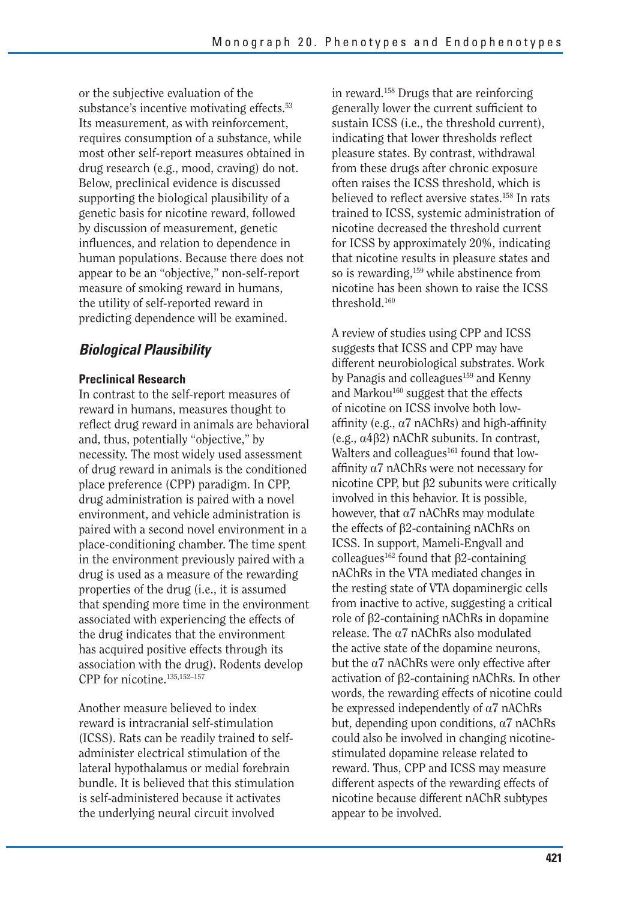or the subjective evaluation of the substance's incentive motivating effects.[53] Its measurement, as with reinforcement, requires consumption of a substance, while most other self-report measures obtained in drug research (e.g., mood, craving) do not. Below, preclinical evidence is discussed supporting the biological plausibility of a genetic basis for nicotine reward, followed by discussion of measurement, genetic influences, and relation to dependence in human populations. Because there does not appear to be an "objective," non-self-report measure of smoking reward in humans, the utility of self-reported reward in predicting dependence will be examined.

## *Biological Plausibility*

### Preclinical Research

In contrast to the self-report measures of reward in humans, measures thought to reflect drug reward in animals are behavioral and, thus, potentially "objective," by necessity. The most widely used assessment of drug reward in animals is the conditioned place preference (CPP) paradigm. In CPP, drug administration is paired with a novel environment, and vehicle administration is paired with a second novel environment in a place-conditioning chamber. The time spent in the environment previously paired with a drug is used as a measure of the rewarding properties of the drug (i.e., it is assumed that spending more time in the environment associated with experiencing the effects of the drug indicates that the environment has acquired positive effects through its association with the drug). Rodents develop CPP for nicotine.[135,152–157]

Another measure believed to index reward is intracranial self-stimulation (ICSS). Rats can be readily trained to self-administer electrical stimulation of the lateral hypothalamus or medial forebrain bundle. It is believed that this stimulation is self-administered because it activates the underlying neural circuit involved in reward.[158] Drugs that are reinforcing generally lower the current sufficient to sustain ICSS (i.e., the threshold current), indicating that lower thresholds reflect pleasure states. By contrast, withdrawal from these drugs after chronic exposure often raises the ICSS threshold, which is believed to reflect aversive states.[158] In rats trained to ICSS, systemic administration of nicotine decreased the threshold current for ICSS by approximately 20%, indicating that nicotine results in pleasure states and so is rewarding,[159] while abstinence from nicotine has been shown to raise the ICSS threshold.[160]

A review of studies using CPP and ICSS suggests that ICSS and CPP may have different neurobiological substrates. Work by Panagis and colleagues[159] and Kenny and Markou[160] suggest that the effects of nicotine on ICSS involve both low-affinity (e.g., $\alpha 7$ nAChRs) and high-affinity (e.g., $\alpha 4\beta 2$) nAChR subunits. In contrast, Walters and colleagues[161] found that low-affinity $\alpha 7$ nAChRs were not necessary for nicotine CPP, but $\beta 2$ subunits were critically involved in this behavior. It is possible, however, that $\alpha 7$ nAChRs may modulate the effects of $\beta 2$-containing nAChRs on ICSS. In support, Mameli-Engvall and colleagues[162] found that $\beta 2$-containing nAChRs in the VTA mediated changes in the resting state of VTA dopaminergic cells from inactive to active, suggesting a critical role of $\beta 2$-containing nAChRs in dopamine release. The $\alpha 7$ nAChRs also modulated the active state of the dopamine neurons, but the $\alpha 7$ nAChRs were only effective after activation of $\beta 2$-containing nAChRs. In other words, the rewarding effects of nicotine could be expressed independently of $\alpha 7$ nAChRs but, depending upon conditions, $\alpha 7$ nAChRs could also be involved in changing nicotine-stimulated dopamine release related to reward. Thus, CPP and ICSS may measure different aspects of the rewarding effects of nicotine because different nAChR subtypes appear to be involved.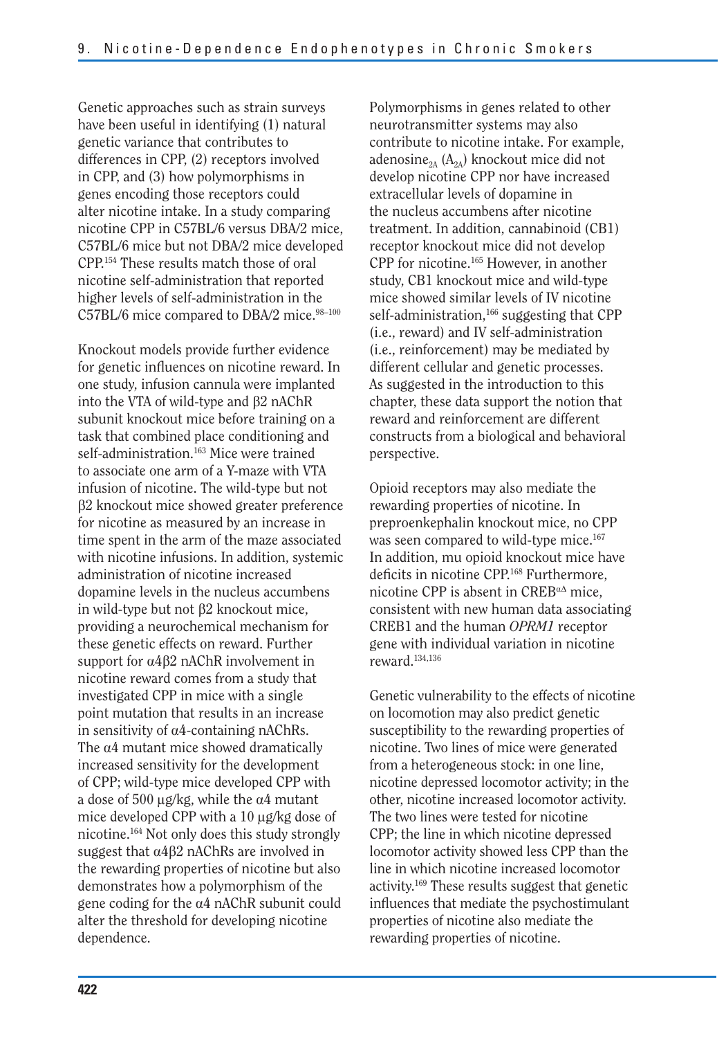Genetic approaches such as strain surveys have been useful in identifying (1) natural genetic variance that contributes to differences in CPP, (2) receptors involved in CPP, and (3) how polymorphisms in genes encoding those receptors could alter nicotine intake. In a study comparing nicotine CPP in C57BL/6 versus DBA/2 mice, C57BL/6 mice but not DBA/2 mice developed CPP.[154] These results match those of oral nicotine self-administration that reported higher levels of self-administration in the C57BL/6 mice compared to DBA/2 mice.[98–100]

Knockout models provide further evidence for genetic influences on nicotine reward. In one study, infusion cannula were implanted into the VTA of wild-type and β2 nAChR subunit knockout mice before training on a task that combined place conditioning and self-administration.[163] Mice were trained to associate one arm of a Y-maze with VTA infusion of nicotine. The wild-type but not β2 knockout mice showed greater preference for nicotine as measured by an increase in time spent in the arm of the maze associated with nicotine infusions. In addition, systemic administration of nicotine increased dopamine levels in the nucleus accumbens in wild-type but not β2 knockout mice, providing a neurochemical mechanism for these genetic effects on reward. Further support for α4β2 nAChR involvement in nicotine reward comes from a study that investigated CPP in mice with a single point mutation that results in an increase in sensitivity of α4-containing nAChRs. The α4 mutant mice showed dramatically increased sensitivity for the development of CPP; wild-type mice developed CPP with a dose of 500 μg/kg, while the α4 mutant mice developed CPP with a 10 μg/kg dose of nicotine.[164] Not only does this study strongly suggest that α4β2 nAChRs are involved in the rewarding properties of nicotine but also demonstrates how a polymorphism of the gene coding for the α4 nAChR subunit could alter the threshold for developing nicotine dependence.

Polymorphisms in genes related to other neurotransmitter systems may also contribute to nicotine intake. For example, adenosine$_{2A}$ ($A_{2A}$) knockout mice did not develop nicotine CPP nor have increased extracellular levels of dopamine in the nucleus accumbens after nicotine treatment. In addition, cannabinoid (CB1) receptor knockout mice did not develop CPP for nicotine.[165] However, in another study, CB1 knockout mice and wild-type mice showed similar levels of IV nicotine self-administration,[166] suggesting that CPP (i.e., reward) and IV self-administration (i.e., reinforcement) may be mediated by different cellular and genetic processes. As suggested in the introduction to this chapter, these data support the notion that reward and reinforcement are different constructs from a biological and behavioral perspective.

Opioid receptors may also mediate the rewarding properties of nicotine. In preproenkephalin knockout mice, no CPP was seen compared to wild-type mice.[167] In addition, mu opioid knockout mice have deficits in nicotine CPP.[168] Furthermore, nicotine CPP is absent in CREB$^{\alpha\Delta}$ mice, consistent with new human data associating CREB1 and the human *OPRM1* receptor gene with individual variation in nicotine reward.[134,136]

Genetic vulnerability to the effects of nicotine on locomotion may also predict genetic susceptibility to the rewarding properties of nicotine. Two lines of mice were generated from a heterogeneous stock: in one line, nicotine depressed locomotor activity; in the other, nicotine increased locomotor activity. The two lines were tested for nicotine CPP; the line in which nicotine depressed locomotor activity showed less CPP than the line in which nicotine increased locomotor activity.[169] These results suggest that genetic influences that mediate the psychostimulant properties of nicotine also mediate the rewarding properties of nicotine.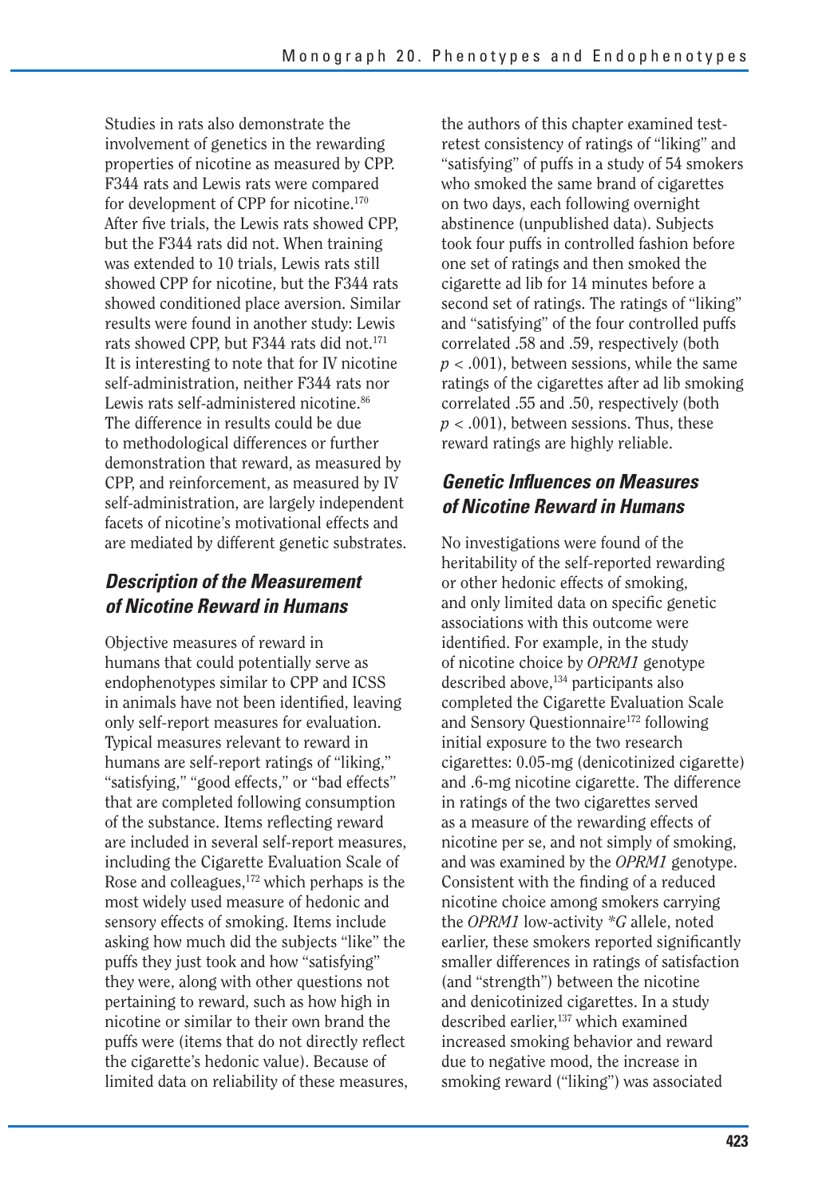Studies in rats also demonstrate the involvement of genetics in the rewarding properties of nicotine as measured by CPP. F344 rats and Lewis rats were compared for development of CPP for nicotine.[170] After five trials, the Lewis rats showed CPP, but the F344 rats did not. When training was extended to 10 trials, Lewis rats still showed CPP for nicotine, but the F344 rats showed conditioned place aversion. Similar results were found in another study: Lewis rats showed CPP, but F344 rats did not.[171] It is interesting to note that for IV nicotine self-administration, neither F344 rats nor Lewis rats self-administered nicotine.[86] The difference in results could be due to methodological differences or further demonstration that reward, as measured by CPP, and reinforcement, as measured by IV self-administration, are largely independent facets of nicotine's motivational effects and are mediated by different genetic substrates.

## *Description of the Measurement of Nicotine Reward in Humans*

Objective measures of reward in humans that could potentially serve as endophenotypes similar to CPP and ICSS in animals have not been identified, leaving only self-report measures for evaluation. Typical measures relevant to reward in humans are self-report ratings of "liking," "satisfying," "good effects," or "bad effects" that are completed following consumption of the substance. Items reflecting reward are included in several self-report measures, including the Cigarette Evaluation Scale of Rose and colleagues,[172] which perhaps is the most widely used measure of hedonic and sensory effects of smoking. Items include asking how much did the subjects "like" the puffs they just took and how "satisfying" they were, along with other questions not pertaining to reward, such as how high in nicotine or similar to their own brand the puffs were (items that do not directly reflect the cigarette's hedonic value). Because of limited data on reliability of these measures, the authors of this chapter examined test-retest consistency of ratings of "liking" and "satisfying" of puffs in a study of 54 smokers who smoked the same brand of cigarettes on two days, each following overnight abstinence (unpublished data). Subjects took four puffs in controlled fashion before one set of ratings and then smoked the cigarette ad lib for 14 minutes before a second set of ratings. The ratings of "liking" and "satisfying" of the four controlled puffs correlated .58 and .59, respectively (both $p < .001$), between sessions, while the same ratings of the cigarettes after ad lib smoking correlated .55 and .50, respectively (both $p < .001$), between sessions. Thus, these reward ratings are highly reliable.

## *Genetic Influences on Measures of Nicotine Reward in Humans*

No investigations were found of the heritability of the self-reported rewarding or other hedonic effects of smoking, and only limited data on specific genetic associations with this outcome were identified. For example, in the study of nicotine choice by *OPRM1* genotype described above,[134] participants also completed the Cigarette Evaluation Scale and Sensory Questionnaire[172] following initial exposure to the two research cigarettes: 0.05-mg (denicotinized cigarette) and .6-mg nicotine cigarette. The difference in ratings of the two cigarettes served as a measure of the rewarding effects of nicotine per se, and not simply of smoking, and was examined by the *OPRM1* genotype. Consistent with the finding of a reduced nicotine choice among smokers carrying the *OPRM1* low-activity *\*G* allele, noted earlier, these smokers reported significantly smaller differences in ratings of satisfaction (and "strength") between the nicotine and denicotinized cigarettes. In a study described earlier,[137] which examined increased smoking behavior and reward due to negative mood, the increase in smoking reward ("liking") was associated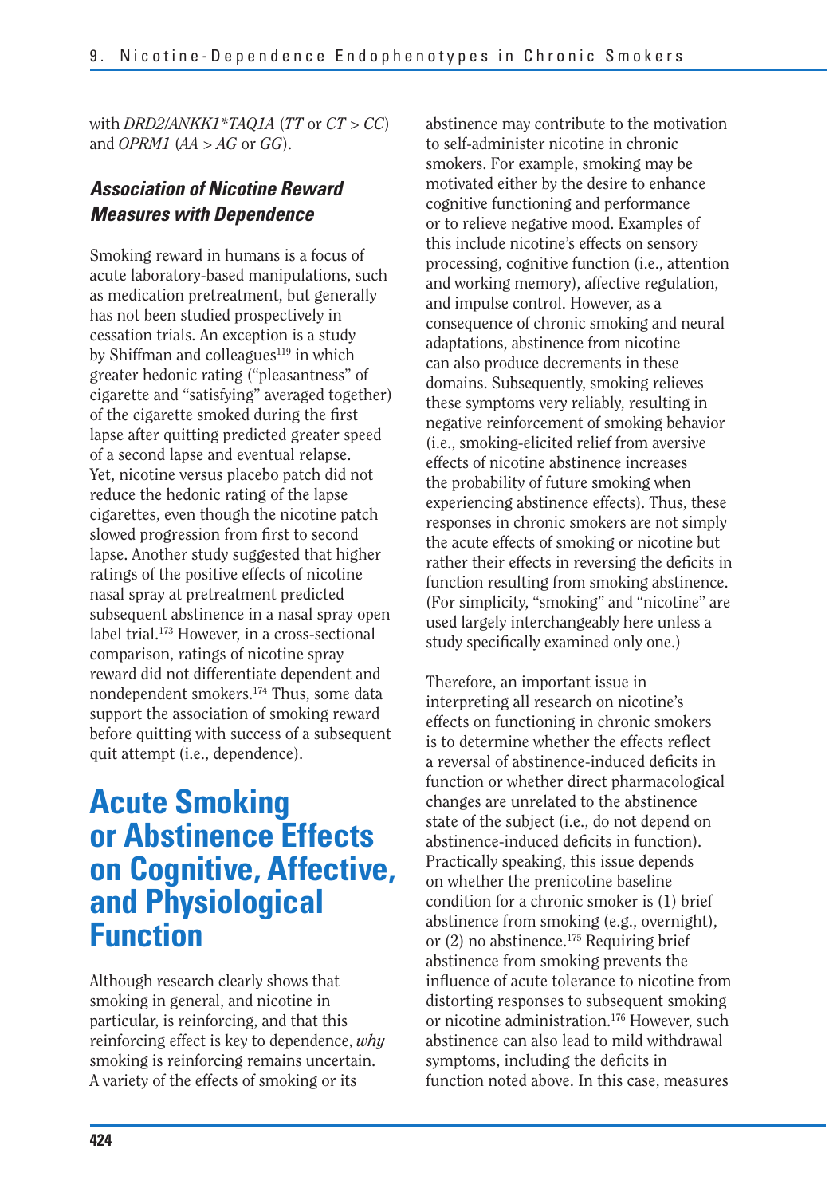with *DRD2/ANKK1*TAQ1A* (*TT* or *CT* > *CC*) and *OPRM1* (*AA* > *AG* or *GG*).

### *Association of Nicotine Reward Measures with Dependence*

Smoking reward in humans is a focus of acute laboratory-based manipulations, such as medication pretreatment, but generally has not been studied prospectively in cessation trials. An exception is a study by Shiffman and colleagues[119] in which greater hedonic rating ("pleasantness" of cigarette and "satisfying" averaged together) of the cigarette smoked during the first lapse after quitting predicted greater speed of a second lapse and eventual relapse. Yet, nicotine versus placebo patch did not reduce the hedonic rating of the lapse cigarettes, even though the nicotine patch slowed progression from first to second lapse. Another study suggested that higher ratings of the positive effects of nicotine nasal spray at pretreatment predicted subsequent abstinence in a nasal spray open label trial.[173] However, in a cross-sectional comparison, ratings of nicotine spray reward did not differentiate dependent and nondependent smokers.[174] Thus, some data support the association of smoking reward before quitting with success of a subsequent quit attempt (i.e., dependence).

## Acute Smoking or Abstinence Effects on Cognitive, Affective, and Physiological Function

Although research clearly shows that smoking in general, and nicotine in particular, is reinforcing, and that this reinforcing effect is key to dependence, *why* smoking is reinforcing remains uncertain. A variety of the effects of smoking or its abstinence may contribute to the motivation to self-administer nicotine in chronic smokers. For example, smoking may be motivated either by the desire to enhance cognitive functioning and performance or to relieve negative mood. Examples of this include nicotine's effects on sensory processing, cognitive function (i.e., attention and working memory), affective regulation, and impulse control. However, as a consequence of chronic smoking and neural adaptations, abstinence from nicotine can also produce decrements in these domains. Subsequently, smoking relieves these symptoms very reliably, resulting in negative reinforcement of smoking behavior (i.e., smoking-elicited relief from aversive effects of nicotine abstinence increases the probability of future smoking when experiencing abstinence effects). Thus, these responses in chronic smokers are not simply the acute effects of smoking or nicotine but rather their effects in reversing the deficits in function resulting from smoking abstinence. (For simplicity, "smoking" and "nicotine" are used largely interchangeably here unless a study specifically examined only one.)

Therefore, an important issue in interpreting all research on nicotine's effects on functioning in chronic smokers is to determine whether the effects reflect a reversal of abstinence-induced deficits in function or whether direct pharmacological changes are unrelated to the abstinence state of the subject (i.e., do not depend on abstinence-induced deficits in function). Practically speaking, this issue depends on whether the prenicotine baseline condition for a chronic smoker is (1) brief abstinence from smoking (e.g., overnight), or (2) no abstinence.[175] Requiring brief abstinence from smoking prevents the influence of acute tolerance to nicotine from distorting responses to subsequent smoking or nicotine administration.[176] However, such abstinence can also lead to mild withdrawal symptoms, including the deficits in function noted above. In this case, measures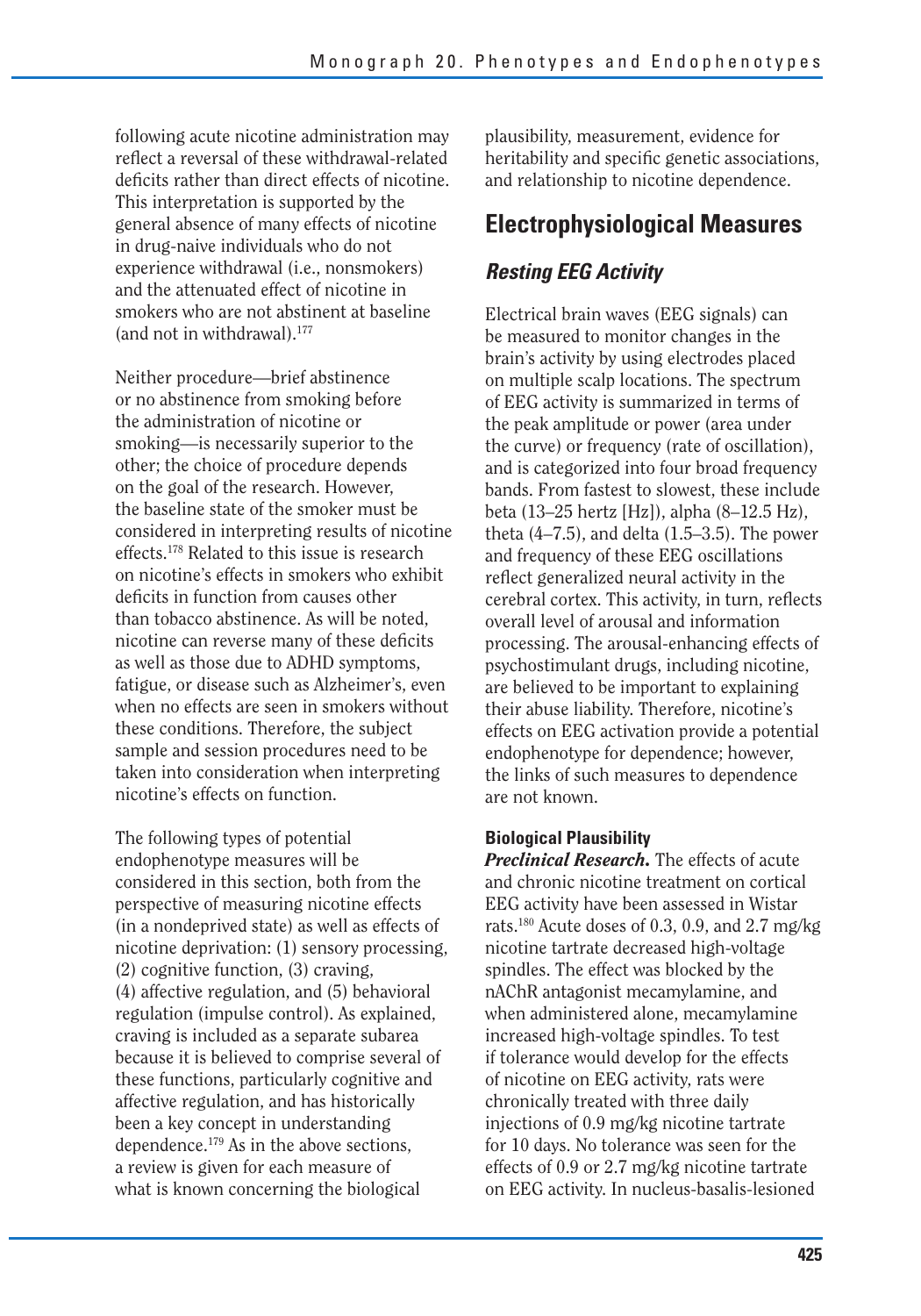following acute nicotine administration may reflect a reversal of these withdrawal-related deficits rather than direct effects of nicotine. This interpretation is supported by the general absence of many effects of nicotine in drug-naive individuals who do not experience withdrawal (i.e., nonsmokers) and the attenuated effect of nicotine in smokers who are not abstinent at baseline (and not in withdrawal).[177]

Neither procedure—brief abstinence or no abstinence from smoking before the administration of nicotine or smoking—is necessarily superior to the other; the choice of procedure depends on the goal of the research. However, the baseline state of the smoker must be considered in interpreting results of nicotine effects.[178] Related to this issue is research on nicotine's effects in smokers who exhibit deficits in function from causes other than tobacco abstinence. As will be noted, nicotine can reverse many of these deficits as well as those due to ADHD symptoms, fatigue, or disease such as Alzheimer's, even when no effects are seen in smokers without these conditions. Therefore, the subject sample and session procedures need to be taken into consideration when interpreting nicotine's effects on function.

The following types of potential endophenotype measures will be considered in this section, both from the perspective of measuring nicotine effects (in a nondeprived state) as well as effects of nicotine deprivation: (1) sensory processing, (2) cognitive function, (3) craving, (4) affective regulation, and (5) behavioral regulation (impulse control). As explained, craving is included as a separate subarea because it is believed to comprise several of these functions, particularly cognitive and affective regulation, and has historically been a key concept in understanding dependence.[179] As in the above sections, a review is given for each measure of what is known concerning the biological plausibility, measurement, evidence for heritability and specific genetic associations, and relationship to nicotine dependence.

## Electrophysiological Measures

### *Resting EEG Activity*

Electrical brain waves (EEG signals) can be measured to monitor changes in the brain's activity by using electrodes placed on multiple scalp locations. The spectrum of EEG activity is summarized in terms of the peak amplitude or power (area under the curve) or frequency (rate of oscillation), and is categorized into four broad frequency bands. From fastest to slowest, these include beta (13–25 hertz [Hz]), alpha (8–12.5 Hz), theta (4–7.5), and delta (1.5–3.5). The power and frequency of these EEG oscillations reflect generalized neural activity in the cerebral cortex. This activity, in turn, reflects overall level of arousal and information processing. The arousal-enhancing effects of psychostimulant drugs, including nicotine, are believed to be important to explaining their abuse liability. Therefore, nicotine's effects on EEG activation provide a potential endophenotype for dependence; however, the links of such measures to dependence are not known.

#### Biological Plausibility

***Preclinical Research.*** The effects of acute and chronic nicotine treatment on cortical EEG activity have been assessed in Wistar rats.[180] Acute doses of 0.3, 0.9, and 2.7 mg/kg nicotine tartrate decreased high-voltage spindles. The effect was blocked by the nAChR antagonist mecamylamine, and when administered alone, mecamylamine increased high-voltage spindles. To test if tolerance would develop for the effects of nicotine on EEG activity, rats were chronically treated with three daily injections of 0.9 mg/kg nicotine tartrate for 10 days. No tolerance was seen for the effects of 0.9 or 2.7 mg/kg nicotine tartrate on EEG activity. In nucleus-basalis-lesioned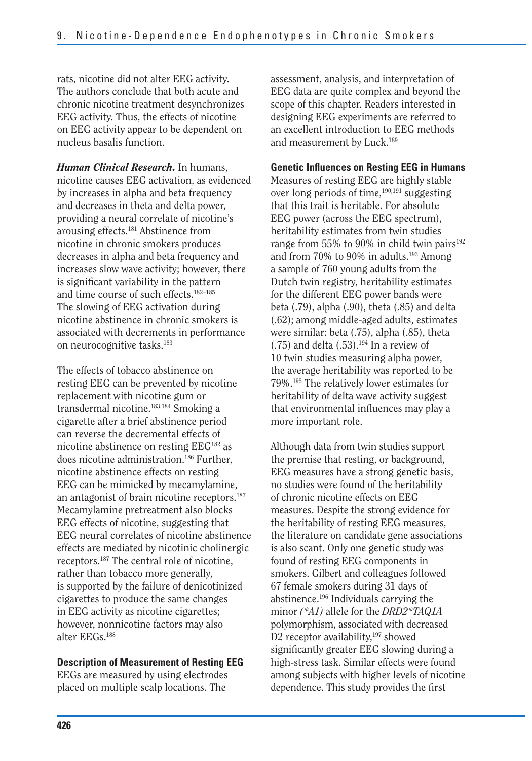rats, nicotine did not alter EEG activity. The authors conclude that both acute and chronic nicotine treatment desynchronizes EEG activity. Thus, the effects of nicotine on EEG activity appear to be dependent on nucleus basalis function.

***Human Clinical Research.*** In humans, nicotine causes EEG activation, as evidenced by increases in alpha and beta frequency and decreases in theta and delta power, providing a neural correlate of nicotine's arousing effects.[181] Abstinence from nicotine in chronic smokers produces decreases in alpha and beta frequency and increases slow wave activity; however, there is significant variability in the pattern and time course of such effects.[182–185] The slowing of EEG activation during nicotine abstinence in chronic smokers is associated with decrements in performance on neurocognitive tasks.[183]

The effects of tobacco abstinence on resting EEG can be prevented by nicotine replacement with nicotine gum or transdermal nicotine.[183,184] Smoking a cigarette after a brief abstinence period can reverse the decremental effects of nicotine abstinence on resting EEG[182] as does nicotine administration.[186] Further, nicotine abstinence effects on resting EEG can be mimicked by mecamylamine, an antagonist of brain nicotine receptors.[187] Mecamylamine pretreatment also blocks EEG effects of nicotine, suggesting that EEG neural correlates of nicotine abstinence effects are mediated by nicotinic cholinergic receptors.[187] The central role of nicotine, rather than tobacco more generally, is supported by the failure of denicotinized cigarettes to produce the same changes in EEG activity as nicotine cigarettes; however, nonnicotine factors may also alter EEGs.[188]

#### Description of Measurement of Resting EEG

EEGs are measured by using electrodes placed on multiple scalp locations. The assessment, analysis, and interpretation of EEG data are quite complex and beyond the scope of this chapter. Readers interested in designing EEG experiments are referred to an excellent introduction to EEG methods and measurement by Luck.[189]

#### Genetic Influences on Resting EEG in Humans

Measures of resting EEG are highly stable over long periods of time,[190,191] suggesting that this trait is heritable. For absolute EEG power (across the EEG spectrum), heritability estimates from twin studies range from 55% to 90% in child twin pairs[192] and from 70% to 90% in adults.[193] Among a sample of 760 young adults from the Dutch twin registry, heritability estimates for the different EEG power bands were beta (.79), alpha (.90), theta (.85) and delta (.62); among middle-aged adults, estimates were similar: beta (.75), alpha (.85), theta (.75) and delta (.53).[194] In a review of 10 twin studies measuring alpha power, the average heritability was reported to be 79%.[195] The relatively lower estimates for heritability of delta wave activity suggest that environmental influences may play a more important role.

Although data from twin studies support the premise that resting, or background, EEG measures have a strong genetic basis, no studies were found of the heritability of chronic nicotine effects on EEG measures. Despite the strong evidence for the heritability of resting EEG measures, the literature on candidate gene associations is also scant. Only one genetic study was found of resting EEG components in smokers. Gilbert and colleagues followed 67 female smokers during 31 days of abstinence.[196] Individuals carrying the minor *(\*A1)* allele for the *DRD2\*TAQ1A* polymorphism, associated with decreased D2 receptor availability,[197] showed significantly greater EEG slowing during a high-stress task. Similar effects were found among subjects with higher levels of nicotine dependence. This study provides the first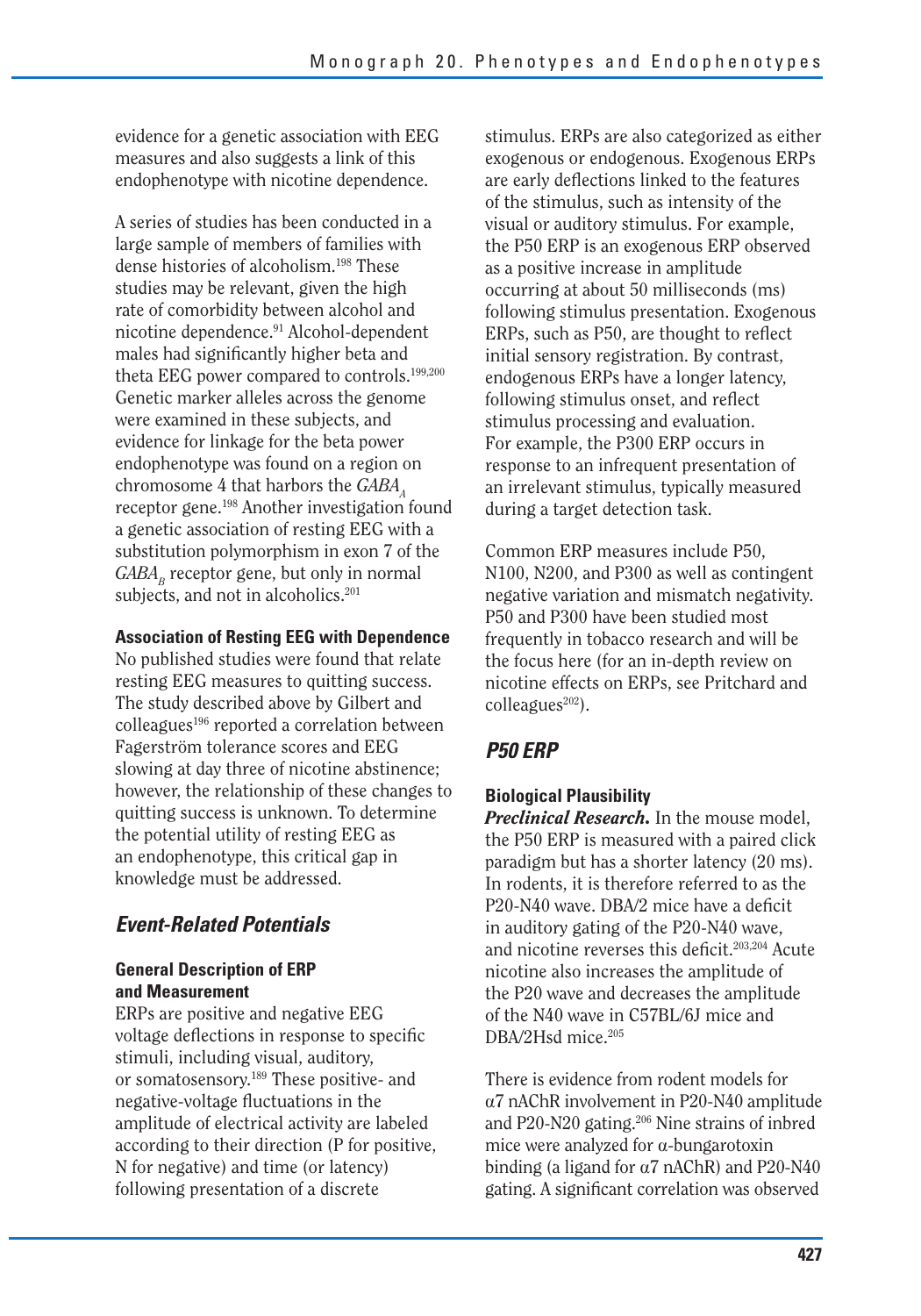evidence for a genetic association with EEG measures and also suggests a link of this endophenotype with nicotine dependence.

A series of studies has been conducted in a large sample of members of families with dense histories of alcoholism.[198] These studies may be relevant, given the high rate of comorbidity between alcohol and nicotine dependence.[91] Alcohol-dependent males had significantly higher beta and theta EEG power compared to controls.[199,200] Genetic marker alleles across the genome were examined in these subjects, and evidence for linkage for the beta power endophenotype was found on a region on chromosome 4 that harbors the $GABA_A$ receptor gene.[198] Another investigation found a genetic association of resting EEG with a substitution polymorphism in exon 7 of the $GABA_B$ receptor gene, but only in normal subjects, and not in alcoholics.[201]

**Association of Resting EEG with Dependence**

No published studies were found that relate resting EEG measures to quitting success. The study described above by Gilbert and colleagues[196] reported a correlation between Fagerström tolerance scores and EEG slowing at day three of nicotine abstinence; however, the relationship of these changes to quitting success is unknown. To determine the potential utility of resting EEG as an endophenotype, this critical gap in knowledge must be addressed.

## *Event-Related Potentials*

### General Description of ERP and Measurement

ERPs are positive and negative EEG voltage deflections in response to specific stimuli, including visual, auditory, or somatosensory.[189] These positive- and negative-voltage fluctuations in the amplitude of electrical activity are labeled according to their direction (P for positive, N for negative) and time (or latency) following presentation of a discrete stimulus. ERPs are also categorized as either exogenous or endogenous. Exogenous ERPs are early deflections linked to the features of the stimulus, such as intensity of the visual or auditory stimulus. For example, the P50 ERP is an exogenous ERP observed as a positive increase in amplitude occurring at about 50 milliseconds (ms) following stimulus presentation. Exogenous ERPs, such as P50, are thought to reflect initial sensory registration. By contrast, endogenous ERPs have a longer latency, following stimulus onset, and reflect stimulus processing and evaluation. For example, the P300 ERP occurs in response to an infrequent presentation of an irrelevant stimulus, typically measured during a target detection task.

Common ERP measures include P50, N100, N200, and P300 as well as contingent negative variation and mismatch negativity. P50 and P300 have been studied most frequently in tobacco research and will be the focus here (for an in-depth review on nicotine effects on ERPs, see Pritchard and colleagues[202]).

## *P50 ERP*

### Biological Plausibility

***Preclinical Research.*** In the mouse model, the P50 ERP is measured with a paired click paradigm but has a shorter latency (20 ms). In rodents, it is therefore referred to as the P20-N40 wave. DBA/2 mice have a deficit in auditory gating of the P20-N40 wave, and nicotine reverses this deficit.[203,204] Acute nicotine also increases the amplitude of the P20 wave and decreases the amplitude of the N40 wave in C57BL/6J mice and DBA/2Hsd mice.[205]

There is evidence from rodent models for α7 nAChR involvement in P20-N40 amplitude and P20-N20 gating.[206] Nine strains of inbred mice were analyzed for α-bungarotoxin binding (a ligand for α7 nAChR) and P20-N40 gating. A significant correlation was observed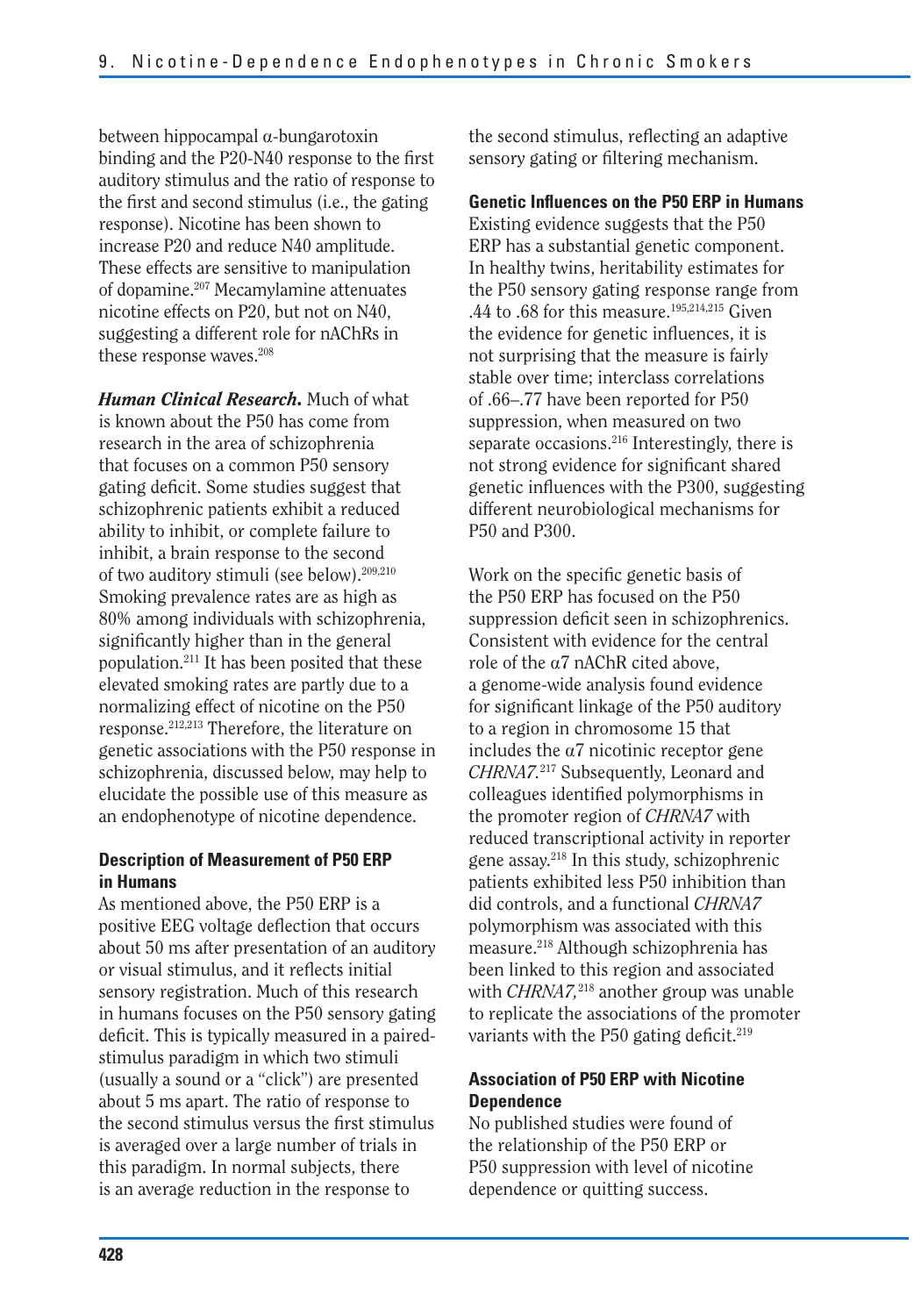between hippocampal α-bungarotoxin binding and the P20-N40 response to the first auditory stimulus and the ratio of response to the first and second stimulus (i.e., the gating response). Nicotine has been shown to increase P20 and reduce N40 amplitude. These effects are sensitive to manipulation of dopamine.[207] Mecamylamine attenuates nicotine effects on P20, but not on N40, suggesting a different role for nAChRs in these response waves.[208]

***Human Clinical Research.*** Much of what is known about the P50 has come from research in the area of schizophrenia that focuses on a common P50 sensory gating deficit. Some studies suggest that schizophrenic patients exhibit a reduced ability to inhibit, or complete failure to inhibit, a brain response to the second of two auditory stimuli (see below).[209,210] Smoking prevalence rates are as high as 80% among individuals with schizophrenia, significantly higher than in the general population.[211] It has been posited that these elevated smoking rates are partly due to a normalizing effect of nicotine on the P50 response.[212,213] Therefore, the literature on genetic associations with the P50 response in schizophrenia, discussed below, may help to elucidate the possible use of this measure as an endophenotype of nicotine dependence.

#### Description of Measurement of P50 ERP in Humans

As mentioned above, the P50 ERP is a positive EEG voltage deflection that occurs about 50 ms after presentation of an auditory or visual stimulus, and it reflects initial sensory registration. Much of this research in humans focuses on the P50 sensory gating deficit. This is typically measured in a paired-stimulus paradigm in which two stimuli (usually a sound or a "click") are presented about 5 ms apart. The ratio of response to the second stimulus versus the first stimulus is averaged over a large number of trials in this paradigm. In normal subjects, there is an average reduction in the response to the second stimulus, reflecting an adaptive sensory gating or filtering mechanism.

#### Genetic Influences on the P50 ERP in Humans

Existing evidence suggests that the P50 ERP has a substantial genetic component. In healthy twins, heritability estimates for the P50 sensory gating response range from .44 to .68 for this measure.[195,214,215] Given the evidence for genetic influences, it is not surprising that the measure is fairly stable over time; interclass correlations of .66–.77 have been reported for P50 suppression, when measured on two separate occasions.[216] Interestingly, there is not strong evidence for significant shared genetic influences with the P300, suggesting different neurobiological mechanisms for P50 and P300.

Work on the specific genetic basis of the P50 ERP has focused on the P50 suppression deficit seen in schizophrenics. Consistent with evidence for the central role of the α7 nAChR cited above, a genome-wide analysis found evidence for significant linkage of the P50 auditory to a region in chromosome 15 that includes the α7 nicotinic receptor gene *CHRNA7*.[217] Subsequently, Leonard and colleagues identified polymorphisms in the promoter region of *CHRNA7* with reduced transcriptional activity in reporter gene assay.[218] In this study, schizophrenic patients exhibited less P50 inhibition than did controls, and a functional *CHRNA7* polymorphism was associated with this measure.[218] Although schizophrenia has been linked to this region and associated with *CHRNA7,*[218] another group was unable to replicate the associations of the promoter variants with the P50 gating deficit.[219]

#### Association of P50 ERP with Nicotine Dependence

No published studies were found of the relationship of the P50 ERP or P50 suppression with level of nicotine dependence or quitting success.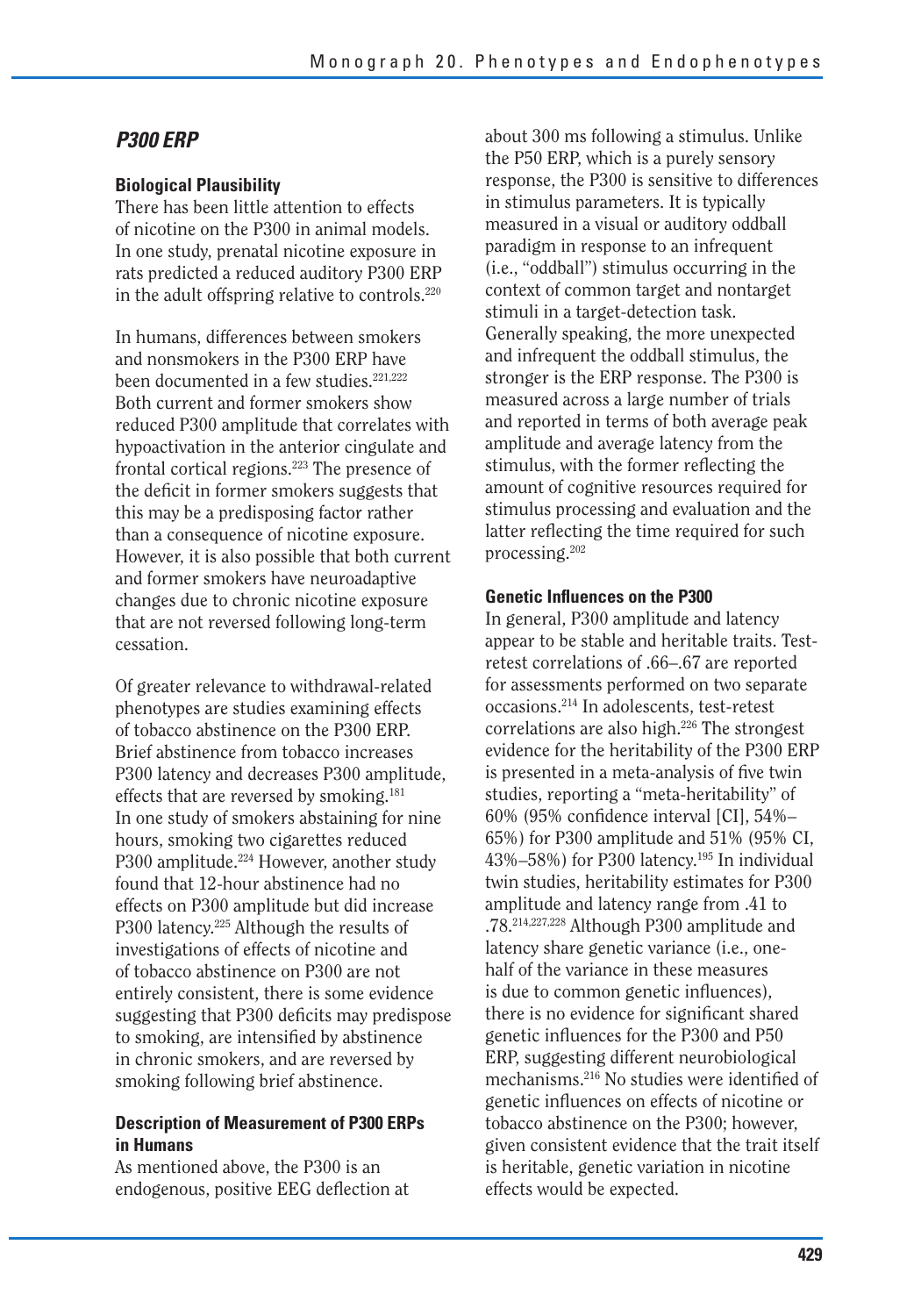## *P300 ERP*

### Biological Plausibility

There has been little attention to effects of nicotine on the P300 in animal models. In one study, prenatal nicotine exposure in rats predicted a reduced auditory P300 ERP in the adult offspring relative to controls.[220]

In humans, differences between smokers and nonsmokers in the P300 ERP have been documented in a few studies.[221,222] Both current and former smokers show reduced P300 amplitude that correlates with hypoactivation in the anterior cingulate and frontal cortical regions.[223] The presence of the deficit in former smokers suggests that this may be a predisposing factor rather than a consequence of nicotine exposure. However, it is also possible that both current and former smokers have neuroadaptive changes due to chronic nicotine exposure that are not reversed following long-term cessation.

Of greater relevance to withdrawal-related phenotypes are studies examining effects of tobacco abstinence on the P300 ERP. Brief abstinence from tobacco increases P300 latency and decreases P300 amplitude, effects that are reversed by smoking.[181] In one study of smokers abstaining for nine hours, smoking two cigarettes reduced P300 amplitude.[224] However, another study found that 12-hour abstinence had no effects on P300 amplitude but did increase P300 latency.[225] Although the results of investigations of effects of nicotine and of tobacco abstinence on P300 are not entirely consistent, there is some evidence suggesting that P300 deficits may predispose to smoking, are intensified by abstinence in chronic smokers, and are reversed by smoking following brief abstinence.

### Description of Measurement of P300 ERPs in Humans

As mentioned above, the P300 is an endogenous, positive EEG deflection at about 300 ms following a stimulus. Unlike the P50 ERP, which is a purely sensory response, the P300 is sensitive to differences in stimulus parameters. It is typically measured in a visual or auditory oddball paradigm in response to an infrequent (i.e., "oddball") stimulus occurring in the context of common target and nontarget stimuli in a target-detection task. Generally speaking, the more unexpected and infrequent the oddball stimulus, the stronger is the ERP response. The P300 is measured across a large number of trials and reported in terms of both average peak amplitude and average latency from the stimulus, with the former reflecting the amount of cognitive resources required for stimulus processing and evaluation and the latter reflecting the time required for such processing.[202]

### Genetic Influences on the P300

In general, P300 amplitude and latency appear to be stable and heritable traits. Test-retest correlations of .66–.67 are reported for assessments performed on two separate occasions.[214] In adolescents, test-retest correlations are also high.[226] The strongest evidence for the heritability of the P300 ERP is presented in a meta-analysis of five twin studies, reporting a "meta-heritability" of 60% (95% confidence interval [CI], 54%–65%) for P300 amplitude and 51% (95% CI, 43%–58%) for P300 latency.[195] In individual twin studies, heritability estimates for P300 amplitude and latency range from .41 to .78.[214,227,228] Although P300 amplitude and latency share genetic variance (i.e., one-half of the variance in these measures is due to common genetic influences), there is no evidence for significant shared genetic influences for the P300 and P50 ERP, suggesting different neurobiological mechanisms.[216] No studies were identified of genetic influences on effects of nicotine or tobacco abstinence on the P300; however, given consistent evidence that the trait itself is heritable, genetic variation in nicotine effects would be expected.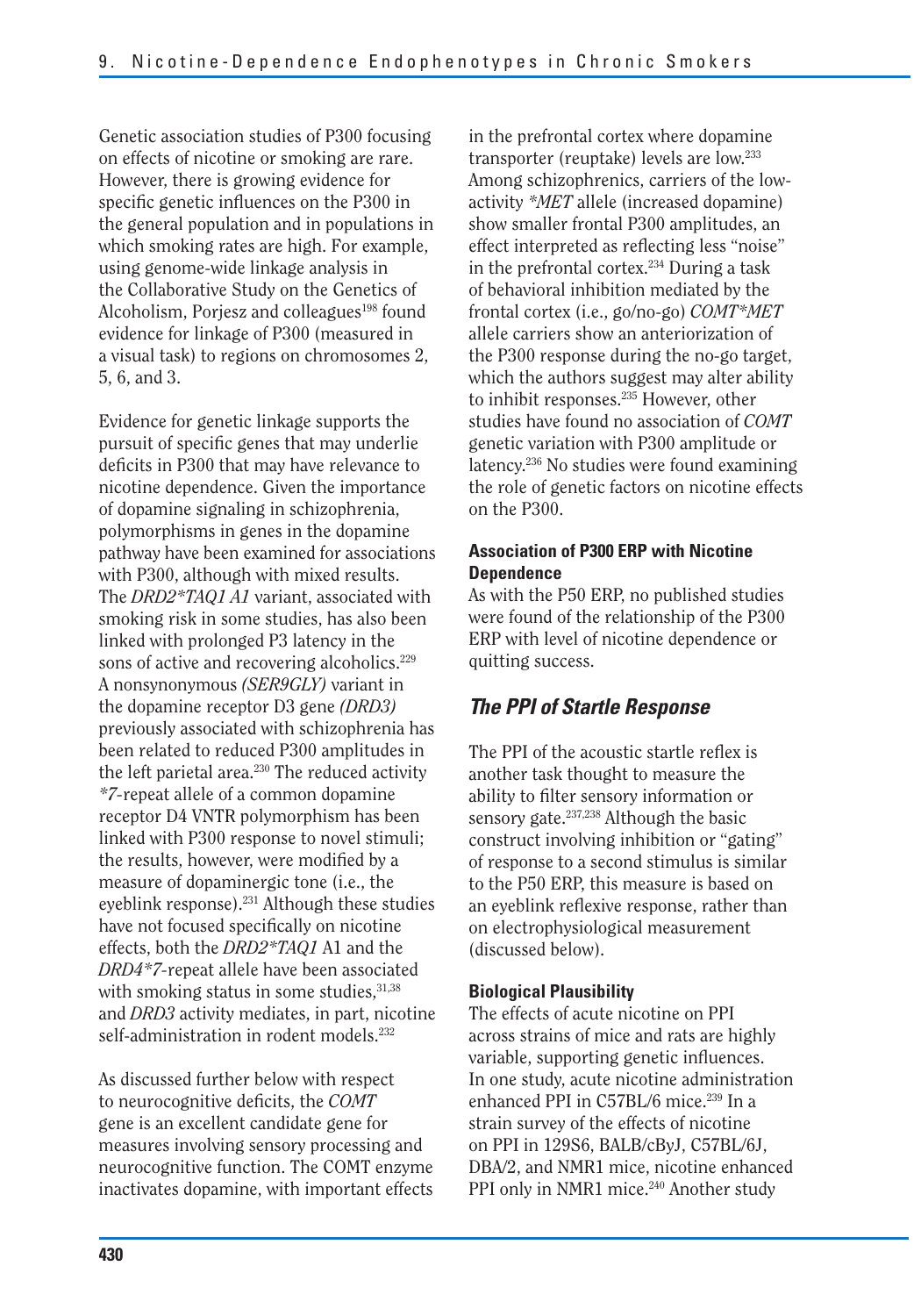Genetic association studies of P300 focusing on effects of nicotine or smoking are rare. However, there is growing evidence for specific genetic influences on the P300 in the general population and in populations in which smoking rates are high. For example, using genome-wide linkage analysis in the Collaborative Study on the Genetics of Alcoholism, Porjesz and colleagues[198] found evidence for linkage of P300 (measured in a visual task) to regions on chromosomes 2, 5, 6, and 3.

Evidence for genetic linkage supports the pursuit of specific genes that may underlie deficits in P300 that may have relevance to nicotine dependence. Given the importance of dopamine signaling in schizophrenia, polymorphisms in genes in the dopamine pathway have been examined for associations with P300, although with mixed results. The *DRD2*TAQ1 A1* variant, associated with smoking risk in some studies, has also been linked with prolonged P3 latency in the sons of active and recovering alcoholics.[229] A nonsynonymous *(SER9GLY)* variant in the dopamine receptor D3 gene *(DRD3)* previously associated with schizophrenia has been related to reduced P300 amplitudes in the left parietal area.[230] The reduced activity *\*7*-repeat allele of a common dopamine receptor D4 VNTR polymorphism has been linked with P300 response to novel stimuli; the results, however, were modified by a measure of dopaminergic tone (i.e., the eyeblink response).[231] Although these studies have not focused specifically on nicotine effects, both the *DRD2*TAQ1* A1 and the *DRD4*7*-repeat allele have been associated with smoking status in some studies,[31,38] and *DRD3* activity mediates, in part, nicotine self-administration in rodent models.[232]

As discussed further below with respect to neurocognitive deficits, the *COMT* gene is an excellent candidate gene for measures involving sensory processing and neurocognitive function. The COMT enzyme inactivates dopamine, with important effects in the prefrontal cortex where dopamine transporter (reuptake) levels are low.[233] Among schizophrenics, carriers of the low-activity *\*MET* allele (increased dopamine) show smaller frontal P300 amplitudes, an effect interpreted as reflecting less "noise" in the prefrontal cortex.[234] During a task of behavioral inhibition mediated by the frontal cortex (i.e., go/no-go) *COMT*MET* allele carriers show an anteriorization of the P300 response during the no-go target, which the authors suggest may alter ability to inhibit responses.[235] However, other studies have found no association of *COMT* genetic variation with P300 amplitude or latency.[236] No studies were found examining the role of genetic factors on nicotine effects on the P300.

#### Association of P300 ERP with Nicotine Dependence

As with the P50 ERP, no published studies were found of the relationship of the P300 ERP with level of nicotine dependence or quitting success.

### *The PPI of Startle Response*

The PPI of the acoustic startle reflex is another task thought to measure the ability to filter sensory information or sensory gate.[237,238] Although the basic construct involving inhibition or "gating" of response to a second stimulus is similar to the P50 ERP, this measure is based on an eyeblink reflexive response, rather than on electrophysiological measurement (discussed below).

#### Biological Plausibility

The effects of acute nicotine on PPI across strains of mice and rats are highly variable, supporting genetic influences. In one study, acute nicotine administration enhanced PPI in C57BL/6 mice.[239] In a strain survey of the effects of nicotine on PPI in 129S6, BALB/cByJ, C57BL/6J, DBA/2, and NMR1 mice, nicotine enhanced PPI only in NMR1 mice.[240] Another study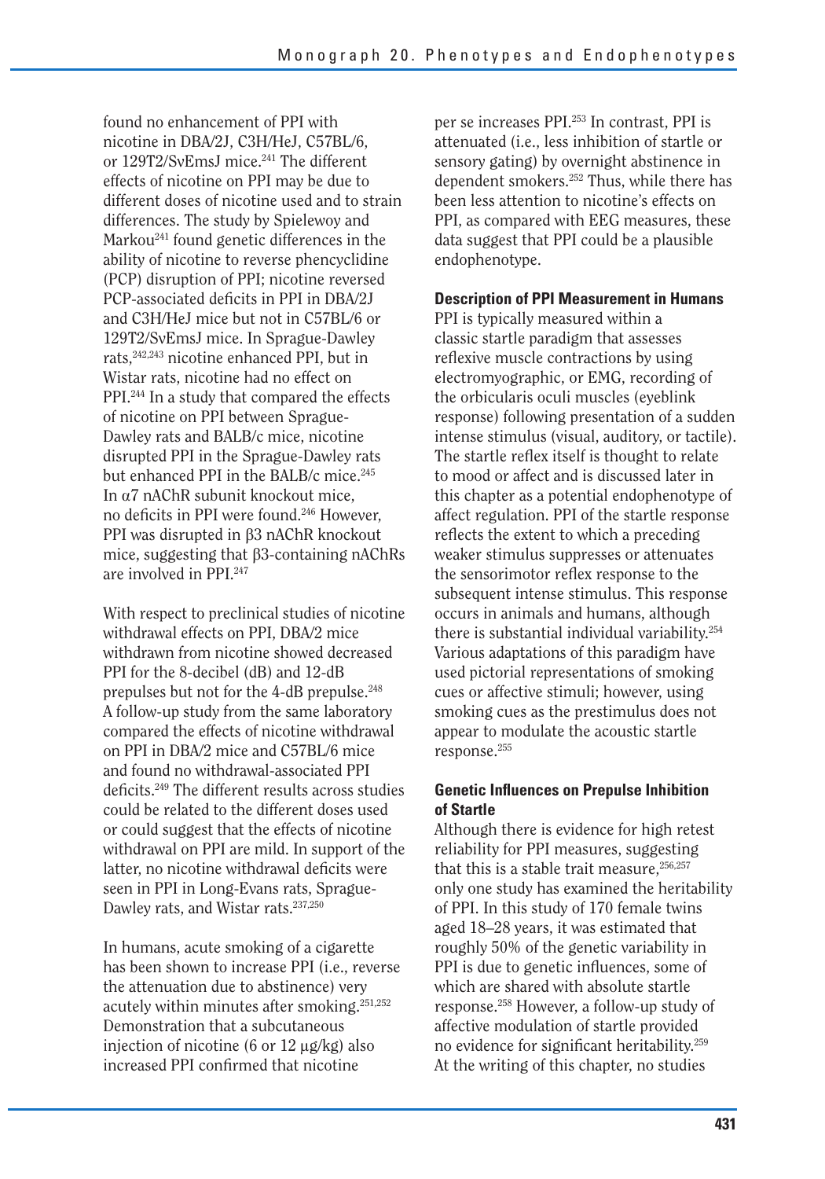found no enhancement of PPI with nicotine in DBA/2J, C3H/HeJ, C57BL/6, or 129T2/SvEmsJ mice.[241] The different effects of nicotine on PPI may be due to different doses of nicotine used and to strain differences. The study by Spielewoy and Markou[241] found genetic differences in the ability of nicotine to reverse phencyclidine (PCP) disruption of PPI; nicotine reversed PCP-associated deficits in PPI in DBA/2J and C3H/HeJ mice but not in C57BL/6 or 129T2/SvEmsJ mice. In Sprague-Dawley rats,[242,243] nicotine enhanced PPI, but in Wistar rats, nicotine had no effect on PPI.[244] In a study that compared the effects of nicotine on PPI between Sprague-Dawley rats and BALB/c mice, nicotine disrupted PPI in the Sprague-Dawley rats but enhanced PPI in the BALB/c mice.[245] In α7 nAChR subunit knockout mice, no deficits in PPI were found.[246] However, PPI was disrupted in β3 nAChR knockout mice, suggesting that β3-containing nAChRs are involved in PPI.[247]

With respect to preclinical studies of nicotine withdrawal effects on PPI, DBA/2 mice withdrawn from nicotine showed decreased PPI for the 8-decibel (dB) and 12-dB prepulses but not for the 4-dB prepulse.[248] A follow-up study from the same laboratory compared the effects of nicotine withdrawal on PPI in DBA/2 mice and C57BL/6 mice and found no withdrawal-associated PPI deficits.[249] The different results across studies could be related to the different doses used or could suggest that the effects of nicotine withdrawal on PPI are mild. In support of the latter, no nicotine withdrawal deficits were seen in PPI in Long-Evans rats, Sprague-Dawley rats, and Wistar rats.[237,250]

In humans, acute smoking of a cigarette has been shown to increase PPI (i.e., reverse the attenuation due to abstinence) very acutely within minutes after smoking.[251,252] Demonstration that a subcutaneous injection of nicotine (6 or 12 µg/kg) also increased PPI confirmed that nicotine per se increases PPI.[253] In contrast, PPI is attenuated (i.e., less inhibition of startle or sensory gating) by overnight abstinence in dependent smokers.[252] Thus, while there has been less attention to nicotine's effects on PPI, as compared with EEG measures, these data suggest that PPI could be a plausible endophenotype.

### Description of PPI Measurement in Humans

PPI is typically measured within a classic startle paradigm that assesses reflexive muscle contractions by using electromyographic, or EMG, recording of the orbicularis oculi muscles (eyeblink response) following presentation of a sudden intense stimulus (visual, auditory, or tactile). The startle reflex itself is thought to relate to mood or affect and is discussed later in this chapter as a potential endophenotype of affect regulation. PPI of the startle response reflects the extent to which a preceding weaker stimulus suppresses or attenuates the sensorimotor reflex response to the subsequent intense stimulus. This response occurs in animals and humans, although there is substantial individual variability.[254] Various adaptations of this paradigm have used pictorial representations of smoking cues or affective stimuli; however, using smoking cues as the prestimulus does not appear to modulate the acoustic startle response.[255]

### Genetic Influences on Prepulse Inhibition of Startle

Although there is evidence for high retest reliability for PPI measures, suggesting that this is a stable trait measure,[256,257] only one study has examined the heritability of PPI. In this study of 170 female twins aged 18–28 years, it was estimated that roughly 50% of the genetic variability in PPI is due to genetic influences, some of which are shared with absolute startle response.[258] However, a follow-up study of affective modulation of startle provided no evidence for significant heritability.[259] At the writing of this chapter, no studies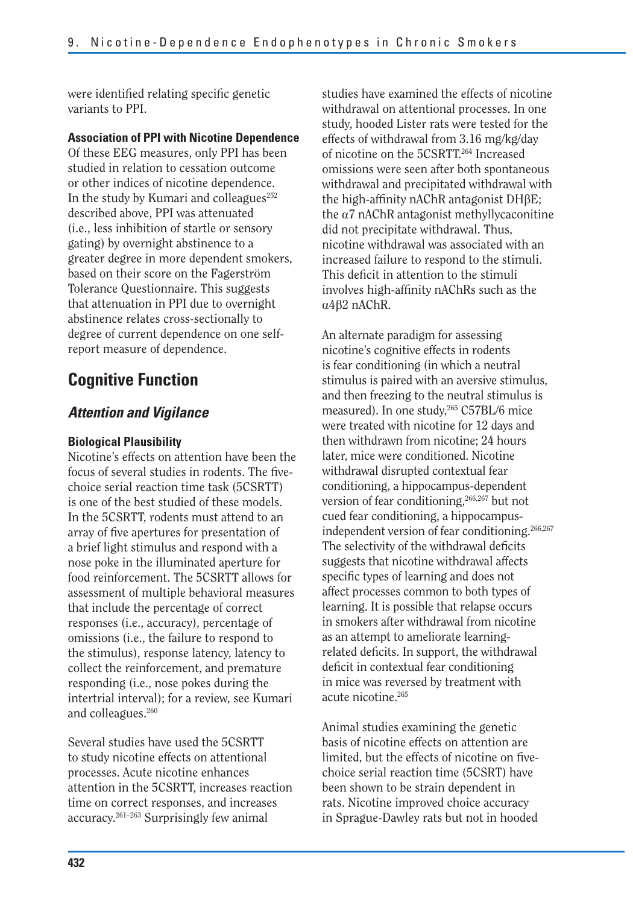were identified relating specific genetic variants to PPI.

#### Association of PPI with Nicotine Dependence

Of these EEG measures, only PPI has been studied in relation to cessation outcome or other indices of nicotine dependence. In the study by Kumari and colleagues[252] described above, PPI was attenuated (i.e., less inhibition of startle or sensory gating) by overnight abstinence to a greater degree in more dependent smokers, based on their score on the Fagerström Tolerance Questionnaire. This suggests that attenuation in PPI due to overnight abstinence relates cross-sectionally to degree of current dependence on one self-report measure of dependence.

## Cognitive Function

### *Attention and Vigilance*

#### Biological Plausibility

Nicotine's effects on attention have been the focus of several studies in rodents. The five-choice serial reaction time task (5CSRTT) is one of the best studied of these models. In the 5CSRTT, rodents must attend to an array of five apertures for presentation of a brief light stimulus and respond with a nose poke in the illuminated aperture for food reinforcement. The 5CSRTT allows for assessment of multiple behavioral measures that include the percentage of correct responses (i.e., accuracy), percentage of omissions (i.e., the failure to respond to the stimulus), response latency, latency to collect the reinforcement, and premature responding (i.e., nose pokes during the intertrial interval); for a review, see Kumari and colleagues.[260]

Several studies have used the 5CSRTT to study nicotine effects on attentional processes. Acute nicotine enhances attention in the 5CSRTT, increases reaction time on correct responses, and increases accuracy.[261–263] Surprisingly few animal studies have examined the effects of nicotine withdrawal on attentional processes. In one study, hooded Lister rats were tested for the effects of withdrawal from 3.16 mg/kg/day of nicotine on the 5CSRTT.[264] Increased omissions were seen after both spontaneous withdrawal and precipitated withdrawal with the high-affinity nAChR antagonist DHβE; the α7 nAChR antagonist methyllycaconitine did not precipitate withdrawal. Thus, nicotine withdrawal was associated with an increased failure to respond to the stimuli. This deficit in attention to the stimuli involves high-affinity nAChRs such as the $\alpha 4\beta 2$ nAChR.

An alternate paradigm for assessing nicotine's cognitive effects in rodents is fear conditioning (in which a neutral stimulus is paired with an aversive stimulus, and then freezing to the neutral stimulus is measured). In one study,[265] C57BL/6 mice were treated with nicotine for 12 days and then withdrawn from nicotine; 24 hours later, mice were conditioned. Nicotine withdrawal disrupted contextual fear conditioning, a hippocampus-dependent version of fear conditioning,[266,267] but not cued fear conditioning, a hippocampus-independent version of fear conditioning.[266,267] The selectivity of the withdrawal deficits suggests that nicotine withdrawal affects specific types of learning and does not affect processes common to both types of learning. It is possible that relapse occurs in smokers after withdrawal from nicotine as an attempt to ameliorate learning-related deficits. In support, the withdrawal deficit in contextual fear conditioning in mice was reversed by treatment with acute nicotine.[265]

Animal studies examining the genetic basis of nicotine effects on attention are limited, but the effects of nicotine on five-choice serial reaction time (5CSRT) have been shown to be strain dependent in rats. Nicotine improved choice accuracy in Sprague-Dawley rats but not in hooded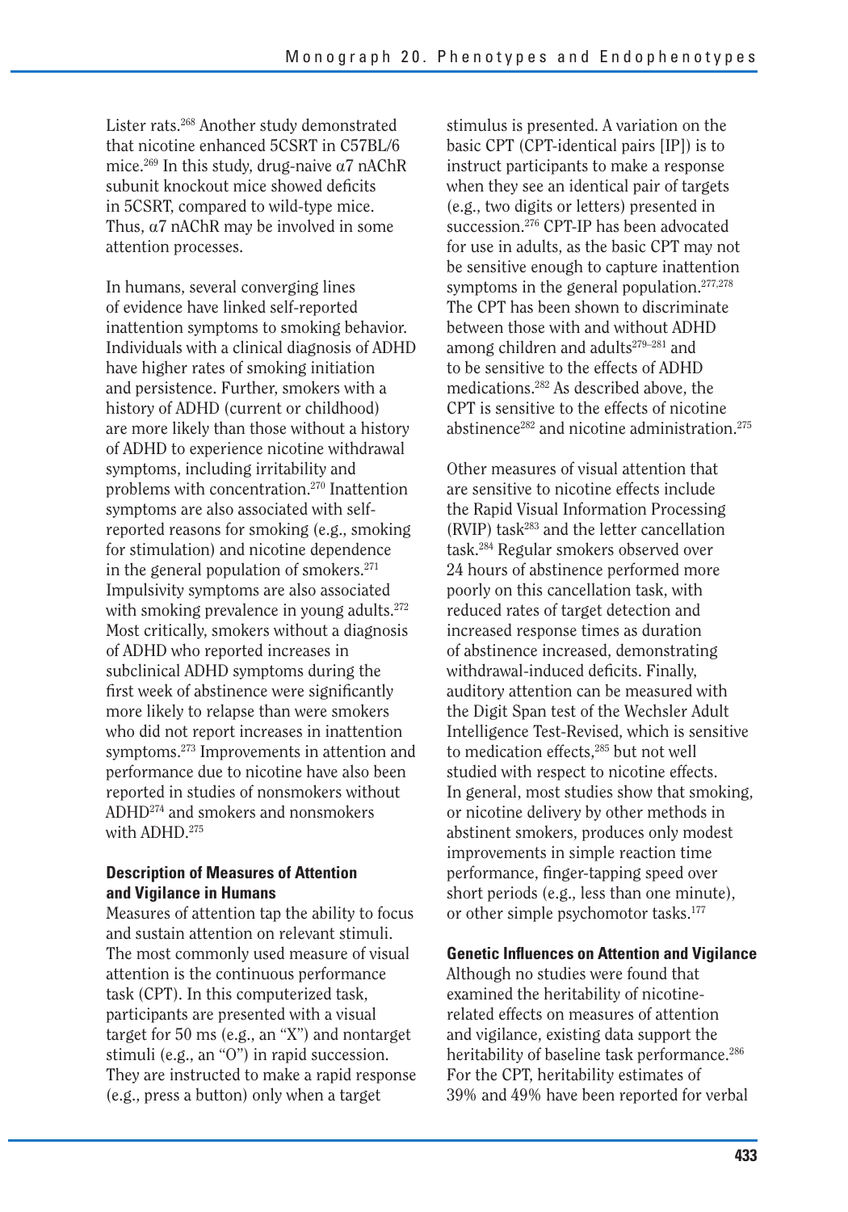Lister rats.[268] Another study demonstrated that nicotine enhanced 5CSRT in C57BL/6 mice.[269] In this study, drug-naive α7 nAChR subunit knockout mice showed deficits in 5CSRT, compared to wild-type mice. Thus, α7 nAChR may be involved in some attention processes.

In humans, several converging lines of evidence have linked self-reported inattention symptoms to smoking behavior. Individuals with a clinical diagnosis of ADHD have higher rates of smoking initiation and persistence. Further, smokers with a history of ADHD (current or childhood) are more likely than those without a history of ADHD to experience nicotine withdrawal symptoms, including irritability and problems with concentration.[270] Inattention symptoms are also associated with self-reported reasons for smoking (e.g., smoking for stimulation) and nicotine dependence in the general population of smokers.[271] Impulsivity symptoms are also associated with smoking prevalence in young adults.[272] Most critically, smokers without a diagnosis of ADHD who reported increases in subclinical ADHD symptoms during the first week of abstinence were significantly more likely to relapse than were smokers who did not report increases in inattention symptoms.[273] Improvements in attention and performance due to nicotine have also been reported in studies of nonsmokers without ADHD[274] and smokers and nonsmokers with ADHD.[275]

### Description of Measures of Attention and Vigilance in Humans

Measures of attention tap the ability to focus and sustain attention on relevant stimuli. The most commonly used measure of visual attention is the continuous performance task (CPT). In this computerized task, participants are presented with a visual target for 50 ms (e.g., an "X") and nontarget stimuli (e.g., an "O") in rapid succession. They are instructed to make a rapid response (e.g., press a button) only when a target stimulus is presented. A variation on the basic CPT (CPT-identical pairs [IP]) is to instruct participants to make a response when they see an identical pair of targets (e.g., two digits or letters) presented in succession.[276] CPT-IP has been advocated for use in adults, as the basic CPT may not be sensitive enough to capture inattention symptoms in the general population.[277,278] The CPT has been shown to discriminate between those with and without ADHD among children and adults[279–281] and to be sensitive to the effects of ADHD medications.[282] As described above, the CPT is sensitive to the effects of nicotine abstinence[282] and nicotine administration.[275]

Other measures of visual attention that are sensitive to nicotine effects include the Rapid Visual Information Processing (RVIP) task[283] and the letter cancellation task.[284] Regular smokers observed over 24 hours of abstinence performed more poorly on this cancellation task, with reduced rates of target detection and increased response times as duration of abstinence increased, demonstrating withdrawal-induced deficits. Finally, auditory attention can be measured with the Digit Span test of the Wechsler Adult Intelligence Test-Revised, which is sensitive to medication effects,[285] but not well studied with respect to nicotine effects. In general, most studies show that smoking, or nicotine delivery by other methods in abstinent smokers, produces only modest improvements in simple reaction time performance, finger-tapping speed over short periods (e.g., less than one minute), or other simple psychomotor tasks.[177]

### Genetic Influences on Attention and Vigilance

Although no studies were found that examined the heritability of nicotine-related effects on measures of attention and vigilance, existing data support the heritability of baseline task performance.[286] For the CPT, heritability estimates of 39% and 49% have been reported for verbal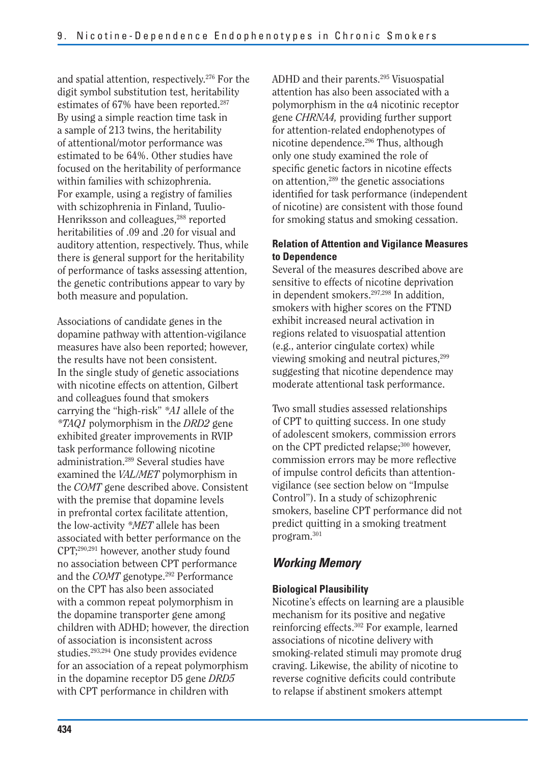and spatial attention, respectively.[276] For the digit symbol substitution test, heritability estimates of 67% have been reported.[287] By using a simple reaction time task in a sample of 213 twins, the heritability of attentional/motor performance was estimated to be 64%. Other studies have focused on the heritability of performance within families with schizophrenia. For example, using a registry of families with schizophrenia in Finland, Tuulio-Henriksson and colleagues,[288] reported heritabilities of .09 and .20 for visual and auditory attention, respectively. Thus, while there is general support for the heritability of performance of tasks assessing attention, the genetic contributions appear to vary by both measure and population.

Associations of candidate genes in the dopamine pathway with attention-vigilance measures have also been reported; however, the results have not been consistent. In the single study of genetic associations with nicotine effects on attention, Gilbert and colleagues found that smokers carrying the "high-risk" *\*A1* allele of the *\*TAQ1* polymorphism in the *DRD2* gene exhibited greater improvements in RVIP task performance following nicotine administration.[289] Several studies have examined the *VAL/MET* polymorphism in the *COMT* gene described above. Consistent with the premise that dopamine levels in prefrontal cortex facilitate attention, the low-activity *\*MET* allele has been associated with better performance on the CPT;[290,291] however, another study found no association between CPT performance and the *COMT* genotype.[292] Performance on the CPT has also been associated with a common repeat polymorphism in the dopamine transporter gene among children with ADHD; however, the direction of association is inconsistent across studies.[293,294] One study provides evidence for an association of a repeat polymorphism in the dopamine receptor D5 gene *DRD5* with CPT performance in children with ADHD and their parents.[295] Visuospatial attention has also been associated with a polymorphism in the α4 nicotinic receptor gene *CHRNA4,* providing further support for attention-related endophenotypes of nicotine dependence.[296] Thus, although only one study examined the role of specific genetic factors in nicotine effects on attention,[289] the genetic associations identified for task performance (independent of nicotine) are consistent with those found for smoking status and smoking cessation.

#### Relation of Attention and Vigilance Measures to Dependence

Several of the measures described above are sensitive to effects of nicotine deprivation in dependent smokers.[297,298] In addition, smokers with higher scores on the FTND exhibit increased neural activation in regions related to visuospatial attention (e.g., anterior cingulate cortex) while viewing smoking and neutral pictures,[299] suggesting that nicotine dependence may moderate attentional task performance.

Two small studies assessed relationships of CPT to quitting success. In one study of adolescent smokers, commission errors on the CPT predicted relapse;[300] however, commission errors may be more reflective of impulse control deficits than attention-vigilance (see section below on "Impulse Control"). In a study of schizophrenic smokers, baseline CPT performance did not predict quitting in a smoking treatment program.[301]

### *Working Memory*

#### Biological Plausibility

Nicotine's effects on learning are a plausible mechanism for its positive and negative reinforcing effects.[302] For example, learned associations of nicotine delivery with smoking-related stimuli may promote drug craving. Likewise, the ability of nicotine to reverse cognitive deficits could contribute to relapse if abstinent smokers attempt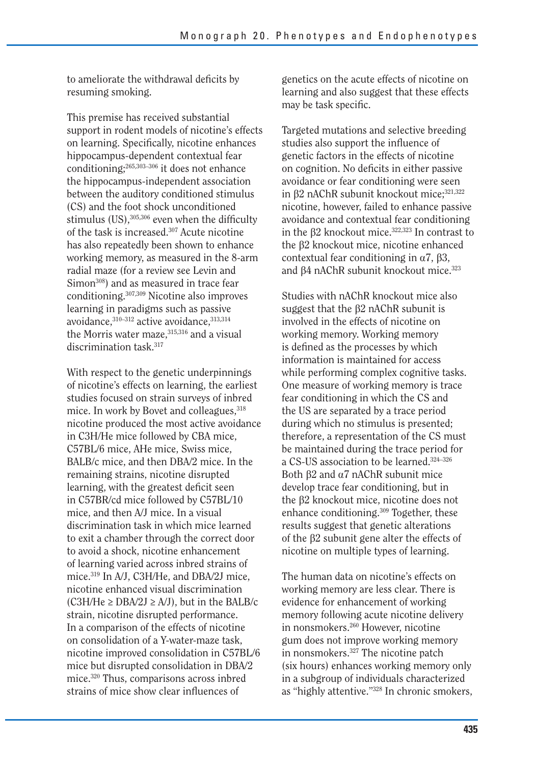to ameliorate the withdrawal deficits by resuming smoking.

This premise has received substantial support in rodent models of nicotine's effects on learning. Specifically, nicotine enhances hippocampus-dependent contextual fear conditioning;[265,303–306] it does not enhance the hippocampus-independent association between the auditory conditioned stimulus (CS) and the foot shock unconditioned stimulus (US),[305,306] even when the difficulty of the task is increased.[307] Acute nicotine has also repeatedly been shown to enhance working memory, as measured in the 8-arm radial maze (for a review see Levin and Simon[308]) and as measured in trace fear conditioning.[307,309] Nicotine also improves learning in paradigms such as passive avoidance,[310–312] active avoidance,[313,314] the Morris water maze,[315,316] and a visual discrimination task.[317]

With respect to the genetic underpinnings of nicotine's effects on learning, the earliest studies focused on strain surveys of inbred mice. In work by Bovet and colleagues,[318] nicotine produced the most active avoidance in C3H/He mice followed by CBA mice, C57BL/6 mice, AHe mice, Swiss mice, BALB/c mice, and then DBA/2 mice. In the remaining strains, nicotine disrupted learning, with the greatest deficit seen in C57BR/cd mice followed by C57BL/10 mice, and then A/J mice. In a visual discrimination task in which mice learned to exit a chamber through the correct door to avoid a shock, nicotine enhancement of learning varied across inbred strains of mice.[319] In A/J, C3H/He, and DBA/2J mice, nicotine enhanced visual discrimination (C3H/He ≥ DBA/2J ≥ A/J), but in the BALB/c strain, nicotine disrupted performance. In a comparison of the effects of nicotine on consolidation of a Y-water-maze task, nicotine improved consolidation in C57BL/6 mice but disrupted consolidation in DBA/2 mice.[320] Thus, comparisons across inbred strains of mice show clear influences of genetics on the acute effects of nicotine on learning and also suggest that these effects may be task specific.

Targeted mutations and selective breeding studies also support the influence of genetic factors in the effects of nicotine on cognition. No deficits in either passive avoidance or fear conditioning were seen in β2 nAChR subunit knockout mice;[321,322] nicotine, however, failed to enhance passive avoidance and contextual fear conditioning in the β2 knockout mice.[322,323] In contrast to the β2 knockout mice, nicotine enhanced contextual fear conditioning in α7, β3, and β4 nAChR subunit knockout mice.[323]

Studies with nAChR knockout mice also suggest that the β2 nAChR subunit is involved in the effects of nicotine on working memory. Working memory is defined as the processes by which information is maintained for access while performing complex cognitive tasks. One measure of working memory is trace fear conditioning in which the CS and the US are separated by a trace period during which no stimulus is presented; therefore, a representation of the CS must be maintained during the trace period for a CS-US association to be learned.[324–326] Both β2 and α7 nAChR subunit mice develop trace fear conditioning, but in the β2 knockout mice, nicotine does not enhance conditioning.[309] Together, these results suggest that genetic alterations of the β2 subunit gene alter the effects of nicotine on multiple types of learning.

The human data on nicotine's effects on working memory are less clear. There is evidence for enhancement of working memory following acute nicotine delivery in nonsmokers.[260] However, nicotine gum does not improve working memory in nonsmokers.[327] The nicotine patch (six hours) enhances working memory only in a subgroup of individuals characterized as "highly attentive."[328] In chronic smokers,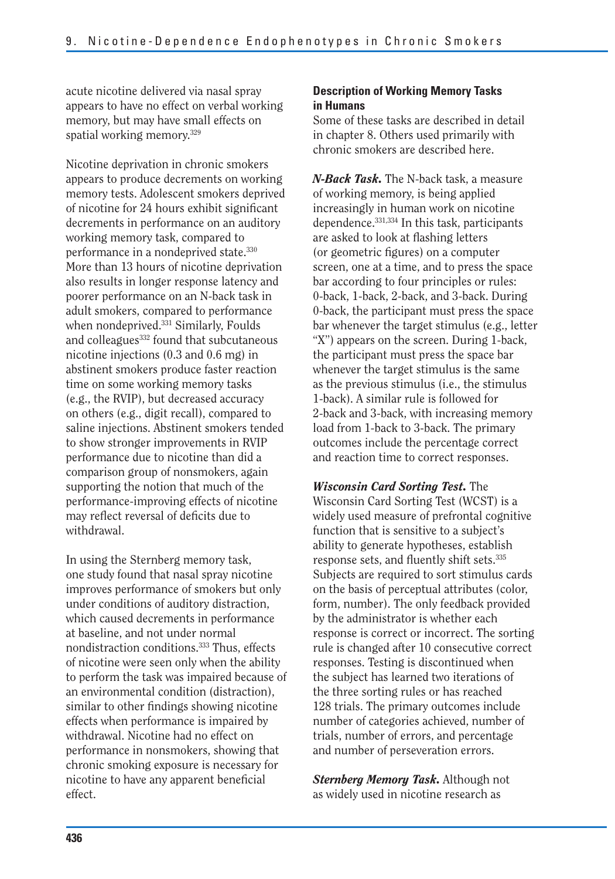acute nicotine delivered via nasal spray appears to have no effect on verbal working memory, but may have small effects on spatial working memory.[329]

Nicotine deprivation in chronic smokers appears to produce decrements on working memory tests. Adolescent smokers deprived of nicotine for 24 hours exhibit significant decrements in performance on an auditory working memory task, compared to performance in a nondeprived state.[330] More than 13 hours of nicotine deprivation also results in longer response latency and poorer performance on an N-back task in adult smokers, compared to performance when nondeprived.[331] Similarly, Foulds and colleagues[332] found that subcutaneous nicotine injections (0.3 and 0.6 mg) in abstinent smokers produce faster reaction time on some working memory tasks (e.g., the RVIP), but decreased accuracy on others (e.g., digit recall), compared to saline injections. Abstinent smokers tended to show stronger improvements in RVIP performance due to nicotine than did a comparison group of nonsmokers, again supporting the notion that much of the performance-improving effects of nicotine may reflect reversal of deficits due to withdrawal.

In using the Sternberg memory task, one study found that nasal spray nicotine improves performance of smokers but only under conditions of auditory distraction, which caused decrements in performance at baseline, and not under normal nondistraction conditions.[333] Thus, effects of nicotine were seen only when the ability to perform the task was impaired because of an environmental condition (distraction), similar to other findings showing nicotine effects when performance is impaired by withdrawal. Nicotine had no effect on performance in nonsmokers, showing that chronic smoking exposure is necessary for nicotine to have any apparent beneficial effect.

#### Description of Working Memory Tasks in Humans

Some of these tasks are described in detail in chapter 8. Others used primarily with chronic smokers are described here.

***N-Back Task.*** The N-back task, a measure of working memory, is being applied increasingly in human work on nicotine dependence.[331,334] In this task, participants are asked to look at flashing letters (or geometric figures) on a computer screen, one at a time, and to press the space bar according to four principles or rules: 0-back, 1-back, 2-back, and 3-back. During 0-back, the participant must press the space bar whenever the target stimulus (e.g., letter "X") appears on the screen. During 1-back, the participant must press the space bar whenever the target stimulus is the same as the previous stimulus (i.e., the stimulus 1-back). A similar rule is followed for 2-back and 3-back, with increasing memory load from 1-back to 3-back. The primary outcomes include the percentage correct and reaction time to correct responses.

***Wisconsin Card Sorting Test.*** The Wisconsin Card Sorting Test (WCST) is a widely used measure of prefrontal cognitive function that is sensitive to a subject's ability to generate hypotheses, establish response sets, and fluently shift sets.[335] Subjects are required to sort stimulus cards on the basis of perceptual attributes (color, form, number). The only feedback provided by the administrator is whether each response is correct or incorrect. The sorting rule is changed after 10 consecutive correct responses. Testing is discontinued when the subject has learned two iterations of the three sorting rules or has reached 128 trials. The primary outcomes include number of categories achieved, number of trials, number of errors, and percentage and number of perseveration errors.

***Sternberg Memory Task.*** Although not as widely used in nicotine research as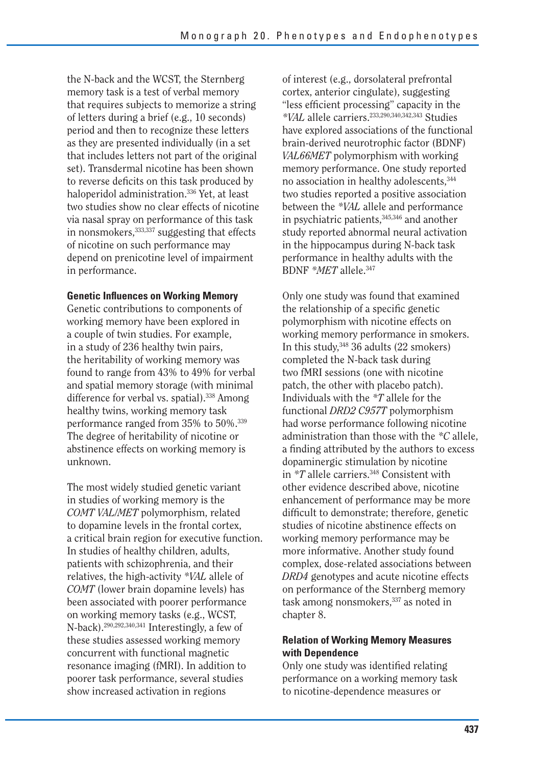the N-back and the WCST, the Sternberg memory task is a test of verbal memory that requires subjects to memorize a string of letters during a brief (e.g., 10 seconds) period and then to recognize these letters as they are presented individually (in a set that includes letters not part of the original set). Transdermal nicotine has been shown to reverse deficits on this task produced by haloperidol administration.[336] Yet, at least two studies show no clear effects of nicotine via nasal spray on performance of this task in nonsmokers,[333,337] suggesting that effects of nicotine on such performance may depend on prenicotine level of impairment in performance.

#### Genetic Influences on Working Memory

Genetic contributions to components of working memory have been explored in a couple of twin studies. For example, in a study of 236 healthy twin pairs, the heritability of working memory was found to range from 43% to 49% for verbal and spatial memory storage (with minimal difference for verbal vs. spatial).[338] Among healthy twins, working memory task performance ranged from 35% to 50%.[339] The degree of heritability of nicotine or abstinence effects on working memory is unknown.

The most widely studied genetic variant in studies of working memory is the *COMT VAL/MET* polymorphism, related to dopamine levels in the frontal cortex, a critical brain region for executive function. In studies of healthy children, adults, patients with schizophrenia, and their relatives, the high-activity *\*VAL* allele of *COMT* (lower brain dopamine levels) has been associated with poorer performance on working memory tasks (e.g., WCST, N-back).[290,292,340,341] Interestingly, a few of these studies assessed working memory concurrent with functional magnetic resonance imaging (fMRI). In addition to poorer task performance, several studies show increased activation in regions of interest (e.g., dorsolateral prefrontal cortex, anterior cingulate), suggesting "less efficient processing" capacity in the *\*VAL* allele carriers.[233,290,340,342,343] Studies have explored associations of the functional brain-derived neurotrophic factor (BDNF) *VAL66MET* polymorphism with working memory performance. One study reported no association in healthy adolescents,[344] two studies reported a positive association between the *\*VAL* allele and performance in psychiatric patients,[345,346] and another study reported abnormal neural activation in the hippocampus during N-back task performance in healthy adults with the BDNF *\*MET* allele.[347]

Only one study was found that examined the relationship of a specific genetic polymorphism with nicotine effects on working memory performance in smokers. In this study,[348] 36 adults (22 smokers) completed the N-back task during two fMRI sessions (one with nicotine patch, the other with placebo patch). Individuals with the *\*T* allele for the functional *DRD2 C957T* polymorphism had worse performance following nicotine administration than those with the *\*C* allele, a finding attributed by the authors to excess dopaminergic stimulation by nicotine in *\*T* allele carriers.[348] Consistent with other evidence described above, nicotine enhancement of performance may be more difficult to demonstrate; therefore, genetic studies of nicotine abstinence effects on working memory performance may be more informative. Another study found complex, dose-related associations between *DRD4* genotypes and acute nicotine effects on performance of the Sternberg memory task among nonsmokers,[337] as noted in chapter 8.

#### Relation of Working Memory Measures with Dependence

Only one study was identified relating performance on a working memory task to nicotine-dependence measures or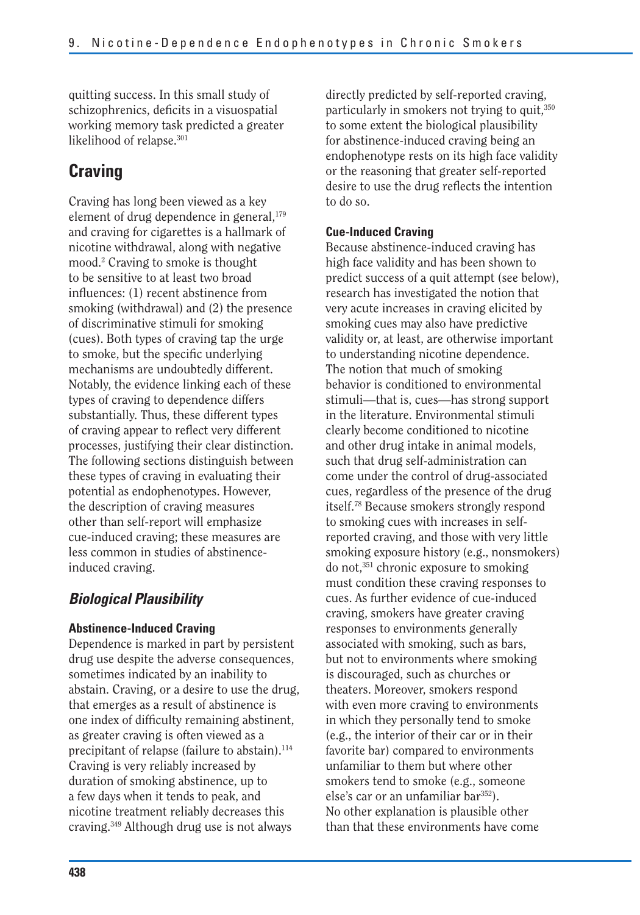quitting success. In this small study of schizophrenics, deficits in a visuospatial working memory task predicted a greater likelihood of relapse.[301]

## Craving

Craving has long been viewed as a key element of drug dependence in general,[179] and craving for cigarettes is a hallmark of nicotine withdrawal, along with negative mood.[2] Craving to smoke is thought to be sensitive to at least two broad influences: (1) recent abstinence from smoking (withdrawal) and (2) the presence of discriminative stimuli for smoking (cues). Both types of craving tap the urge to smoke, but the specific underlying mechanisms are undoubtedly different. Notably, the evidence linking each of these types of craving to dependence differs substantially. Thus, these different types of craving appear to reflect very different processes, justifying their clear distinction. The following sections distinguish between these types of craving in evaluating their potential as endophenotypes. However, the description of craving measures other than self-report will emphasize cue-induced craving; these measures are less common in studies of abstinence-induced craving.

### *Biological Plausibility*

#### Abstinence-Induced Craving

Dependence is marked in part by persistent drug use despite the adverse consequences, sometimes indicated by an inability to abstain. Craving, or a desire to use the drug, that emerges as a result of abstinence is one index of difficulty remaining abstinent, as greater craving is often viewed as a precipitant of relapse (failure to abstain).[114] Craving is very reliably increased by duration of smoking abstinence, up to a few days when it tends to peak, and nicotine treatment reliably decreases this craving.[349] Although drug use is not always directly predicted by self-reported craving, particularly in smokers not trying to quit,[350] to some extent the biological plausibility for abstinence-induced craving being an endophenotype rests on its high face validity or the reasoning that greater self-reported desire to use the drug reflects the intention to do so.

#### Cue-Induced Craving

Because abstinence-induced craving has high face validity and has been shown to predict success of a quit attempt (see below), research has investigated the notion that very acute increases in craving elicited by smoking cues may also have predictive validity or, at least, are otherwise important to understanding nicotine dependence. The notion that much of smoking behavior is conditioned to environmental stimuli—that is, cues—has strong support in the literature. Environmental stimuli clearly become conditioned to nicotine and other drug intake in animal models, such that drug self-administration can come under the control of drug-associated cues, regardless of the presence of the drug itself.[78] Because smokers strongly respond to smoking cues with increases in self-reported craving, and those with very little smoking exposure history (e.g., nonsmokers) do not,[351] chronic exposure to smoking must condition these craving responses to cues. As further evidence of cue-induced craving, smokers have greater craving responses to environments generally associated with smoking, such as bars, but not to environments where smoking is discouraged, such as churches or theaters. Moreover, smokers respond with even more craving to environments in which they personally tend to smoke (e.g., the interior of their car or in their favorite bar) compared to environments unfamiliar to them but where other smokers tend to smoke (e.g., someone else's car or an unfamiliar bar[352]). No other explanation is plausible other than that these environments have come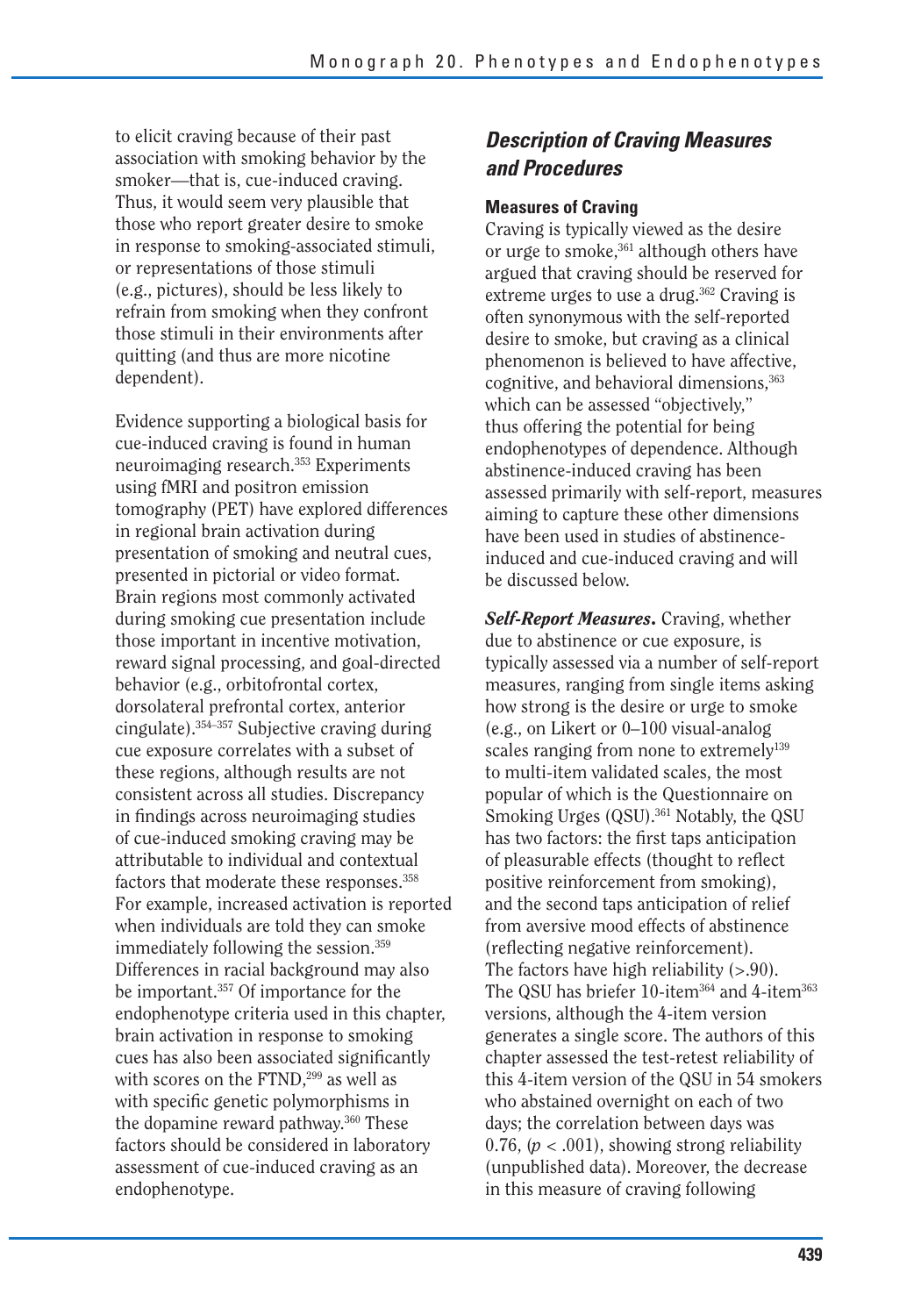to elicit craving because of their past association with smoking behavior by the smoker—that is, cue-induced craving. Thus, it would seem very plausible that those who report greater desire to smoke in response to smoking-associated stimuli, or representations of those stimuli (e.g., pictures), should be less likely to refrain from smoking when they confront those stimuli in their environments after quitting (and thus are more nicotine dependent).

Evidence supporting a biological basis for cue-induced craving is found in human neuroimaging research.[353] Experiments using fMRI and positron emission tomography (PET) have explored differences in regional brain activation during presentation of smoking and neutral cues, presented in pictorial or video format. Brain regions most commonly activated during smoking cue presentation include those important in incentive motivation, reward signal processing, and goal-directed behavior (e.g., orbitofrontal cortex, dorsolateral prefrontal cortex, anterior cingulate).[354–357] Subjective craving during cue exposure correlates with a subset of these regions, although results are not consistent across all studies. Discrepancy in findings across neuroimaging studies of cue-induced smoking craving may be attributable to individual and contextual factors that moderate these responses.[358] For example, increased activation is reported when individuals are told they can smoke immediately following the session.[359] Differences in racial background may also be important.[357] Of importance for the endophenotype criteria used in this chapter, brain activation in response to smoking cues has also been associated significantly with scores on the FTND,[299] as well as with specific genetic polymorphisms in the dopamine reward pathway.[360] These factors should be considered in laboratory assessment of cue-induced craving as an endophenotype.

## *Description of Craving Measures and Procedures*

### Measures of Craving

Craving is typically viewed as the desire or urge to smoke,[361] although others have argued that craving should be reserved for extreme urges to use a drug.[362] Craving is often synonymous with the self-reported desire to smoke, but craving as a clinical phenomenon is believed to have affective, cognitive, and behavioral dimensions,[363] which can be assessed "objectively," thus offering the potential for being endophenotypes of dependence. Although abstinence-induced craving has been assessed primarily with self-report, measures aiming to capture these other dimensions have been used in studies of abstinence-induced and cue-induced craving and will be discussed below.

***Self-Report Measures.*** Craving, whether due to abstinence or cue exposure, is typically assessed via a number of self-report measures, ranging from single items asking how strong is the desire or urge to smoke (e.g., on Likert or 0–100 visual-analog scales ranging from none to extremely[139] to multi-item validated scales, the most popular of which is the Questionnaire on Smoking Urges (QSU).[361] Notably, the QSU has two factors: the first taps anticipation of pleasurable effects (thought to reflect positive reinforcement from smoking), and the second taps anticipation of relief from aversive mood effects of abstinence (reflecting negative reinforcement). The factors have high reliability (>.90). The QSU has briefer 10-item[364] and 4-item[363] versions, although the 4-item version generates a single score. The authors of this chapter assessed the test-retest reliability of this 4-item version of the QSU in 54 smokers who abstained overnight on each of two days; the correlation between days was 0.76, ($p < .001$), showing strong reliability (unpublished data). Moreover, the decrease in this measure of craving following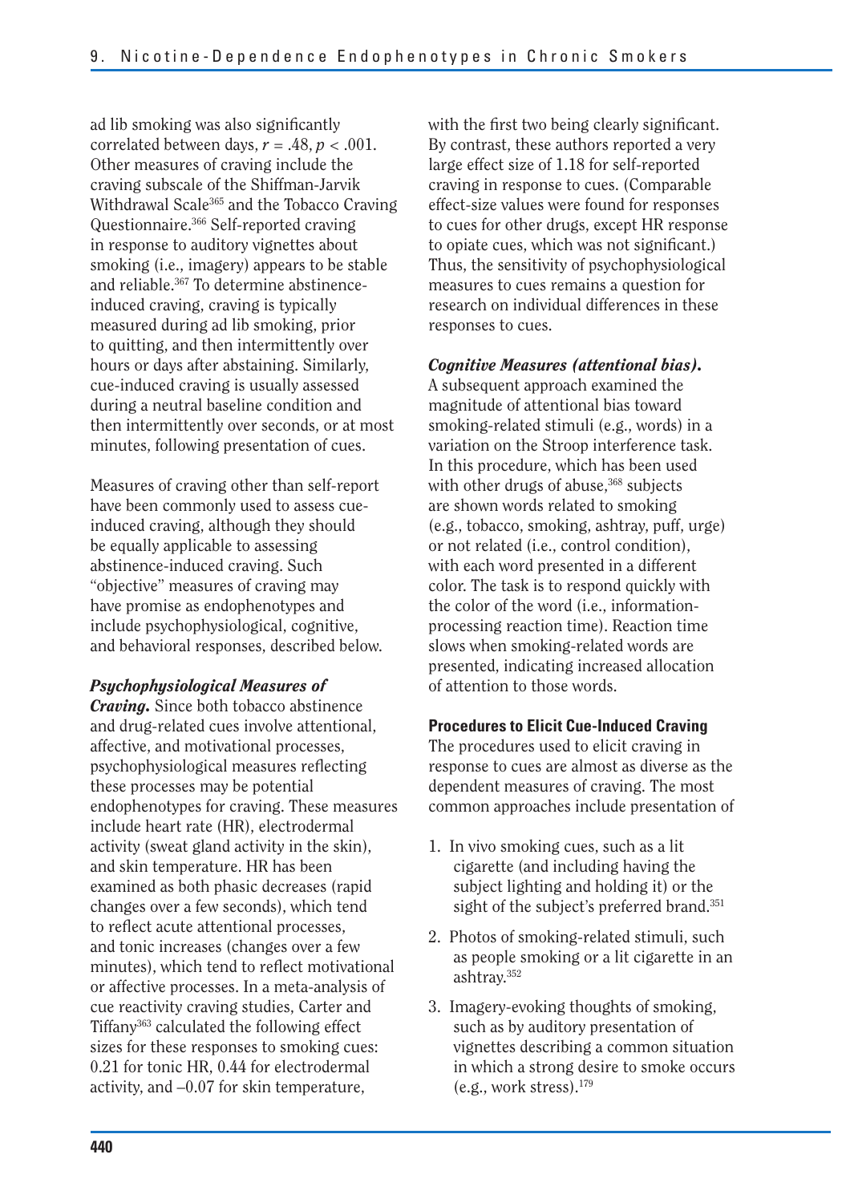ad lib smoking was also significantly correlated between days, $r = .48$, $p < .001$. Other measures of craving include the craving subscale of the Shiffman-Jarvik Withdrawal Scale[365] and the Tobacco Craving Questionnaire.[366] Self-reported craving in response to auditory vignettes about smoking (i.e., imagery) appears to be stable and reliable.[367] To determine abstinence-induced craving, craving is typically measured during ad lib smoking, prior to quitting, and then intermittently over hours or days after abstaining. Similarly, cue-induced craving is usually assessed during a neutral baseline condition and then intermittently over seconds, or at most minutes, following presentation of cues.

Measures of craving other than self-report have been commonly used to assess cue-induced craving, although they should be equally applicable to assessing abstinence-induced craving. Such "objective" measures of craving may have promise as endophenotypes and include psychophysiological, cognitive, and behavioral responses, described below.

***Psychophysiological Measures of Craving.*** Since both tobacco abstinence and drug-related cues involve attentional, affective, and motivational processes, psychophysiological measures reflecting these processes may be potential endophenotypes for craving. These measures include heart rate (HR), electrodermal activity (sweat gland activity in the skin), and skin temperature. HR has been examined as both phasic decreases (rapid changes over a few seconds), which tend to reflect acute attentional processes, and tonic increases (changes over a few minutes), which tend to reflect motivational or affective processes. In a meta-analysis of cue reactivity craving studies, Carter and Tiffany[363] calculated the following effect sizes for these responses to smoking cues: 0.21 for tonic HR, 0.44 for electrodermal activity, and –0.07 for skin temperature, with the first two being clearly significant. By contrast, these authors reported a very large effect size of 1.18 for self-reported craving in response to cues. (Comparable effect-size values were found for responses to cues for other drugs, except HR response to opiate cues, which was not significant.) Thus, the sensitivity of psychophysiological measures to cues remains a question for research on individual differences in these responses to cues.

***Cognitive Measures (attentional bias).*** A subsequent approach examined the magnitude of attentional bias toward smoking-related stimuli (e.g., words) in a variation on the Stroop interference task. In this procedure, which has been used with other drugs of abuse,[368] subjects are shown words related to smoking (e.g., tobacco, smoking, ashtray, puff, urge) or not related (i.e., control condition), with each word presented in a different color. The task is to respond quickly with the color of the word (i.e., information-processing reaction time). Reaction time slows when smoking-related words are presented, indicating increased allocation of attention to those words.

**Procedures to Elicit Cue-Induced Craving**

The procedures used to elicit craving in response to cues are almost as diverse as the dependent measures of craving. The most common approaches include presentation of

1. In vivo smoking cues, such as a lit cigarette (and including having the subject lighting and holding it) or the sight of the subject's preferred brand.[351]
2. Photos of smoking-related stimuli, such as people smoking or a lit cigarette in an ashtray.[352]
3. Imagery-evoking thoughts of smoking, such as by auditory presentation of vignettes describing a common situation in which a strong desire to smoke occurs (e.g., work stress).[179]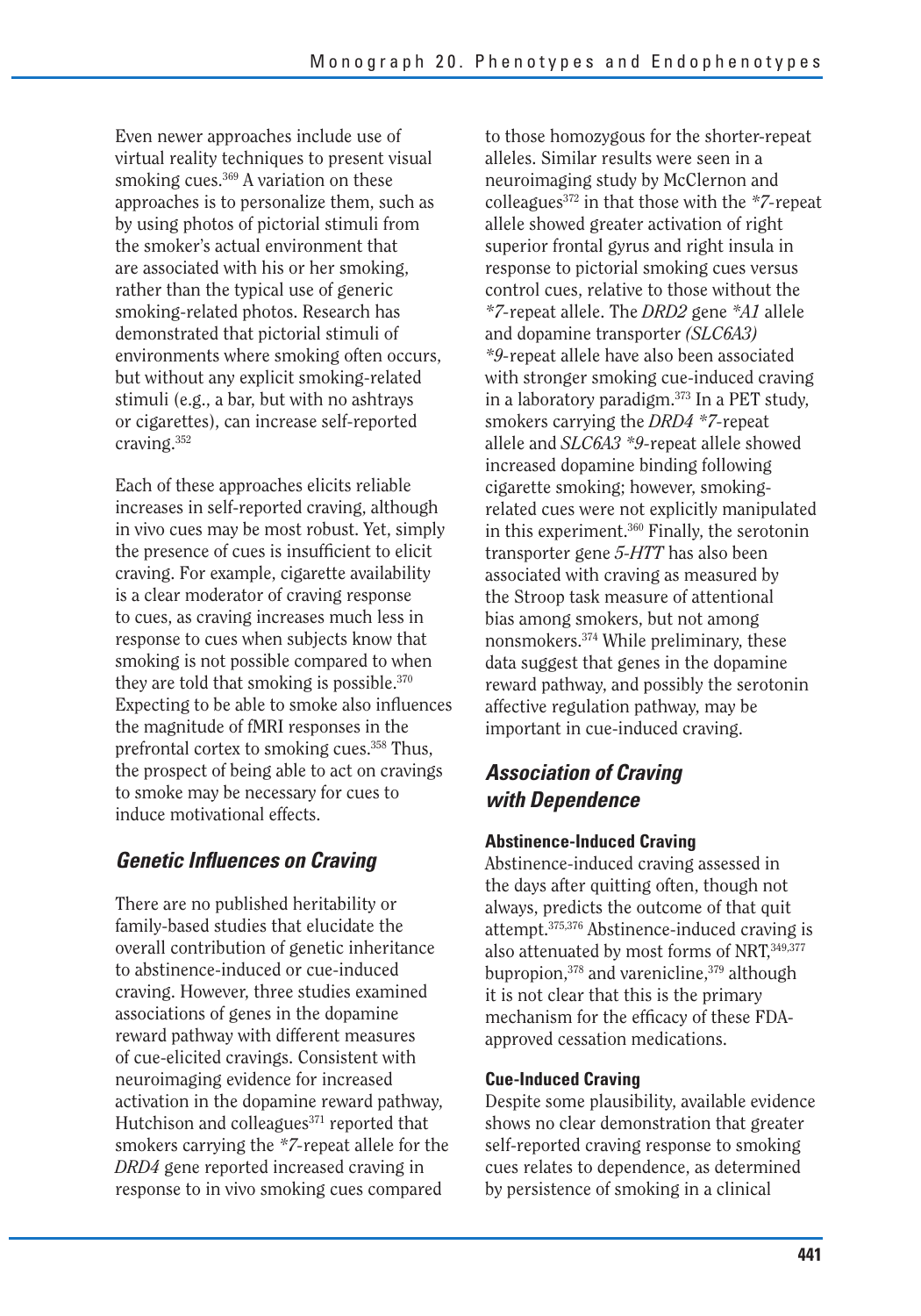Even newer approaches include use of virtual reality techniques to present visual smoking cues.[369] A variation on these approaches is to personalize them, such as by using photos of pictorial stimuli from the smoker's actual environment that are associated with his or her smoking, rather than the typical use of generic smoking-related photos. Research has demonstrated that pictorial stimuli of environments where smoking often occurs, but without any explicit smoking-related stimuli (e.g., a bar, but with no ashtrays or cigarettes), can increase self-reported craving.[352]

Each of these approaches elicits reliable increases in self-reported craving, although in vivo cues may be most robust. Yet, simply the presence of cues is insufficient to elicit craving. For example, cigarette availability is a clear moderator of craving response to cues, as craving increases much less in response to cues when subjects know that smoking is not possible compared to when they are told that smoking is possible.[370] Expecting to be able to smoke also influences the magnitude of fMRI responses in the prefrontal cortex to smoking cues.[358] Thus, the prospect of being able to act on cravings to smoke may be necessary for cues to induce motivational effects.

## *Genetic Influences on Craving*

There are no published heritability or family-based studies that elucidate the overall contribution of genetic inheritance to abstinence-induced or cue-induced craving. However, three studies examined associations of genes in the dopamine reward pathway with different measures of cue-elicited cravings. Consistent with neuroimaging evidence for increased activation in the dopamine reward pathway, Hutchison and colleagues[371] reported that smokers carrying the *\*7*-repeat allele for the *DRD4* gene reported increased craving in response to in vivo smoking cues compared to those homozygous for the shorter-repeat alleles. Similar results were seen in a neuroimaging study by McClernon and colleagues[372] in that those with the *\*7*-repeat allele showed greater activation of right superior frontal gyrus and right insula in response to pictorial smoking cues versus control cues, relative to those without the *\*7*-repeat allele. The *DRD2* gene *\*A1* allele and dopamine transporter *(SLC6A3) \*9*-repeat allele have also been associated with stronger smoking cue-induced craving in a laboratory paradigm.[373] In a PET study, smokers carrying the *DRD4 \*7*-repeat allele and *SLC6A3 \*9*-repeat allele showed increased dopamine binding following cigarette smoking; however, smoking-related cues were not explicitly manipulated in this experiment.[360] Finally, the serotonin transporter gene *5-HTT* has also been associated with craving as measured by the Stroop task measure of attentional bias among smokers, but not among nonsmokers.[374] While preliminary, these data suggest that genes in the dopamine reward pathway, and possibly the serotonin affective regulation pathway, may be important in cue-induced craving.

## *Association of Craving with Dependence*

### Abstinence-Induced Craving

Abstinence-induced craving assessed in the days after quitting often, though not always, predicts the outcome of that quit attempt.[375,376] Abstinence-induced craving is also attenuated by most forms of NRT,[349,377] bupropion,[378] and varenicline,[379] although it is not clear that this is the primary mechanism for the efficacy of these FDA-approved cessation medications.

### Cue-Induced Craving

Despite some plausibility, available evidence shows no clear demonstration that greater self-reported craving response to smoking cues relates to dependence, as determined by persistence of smoking in a clinical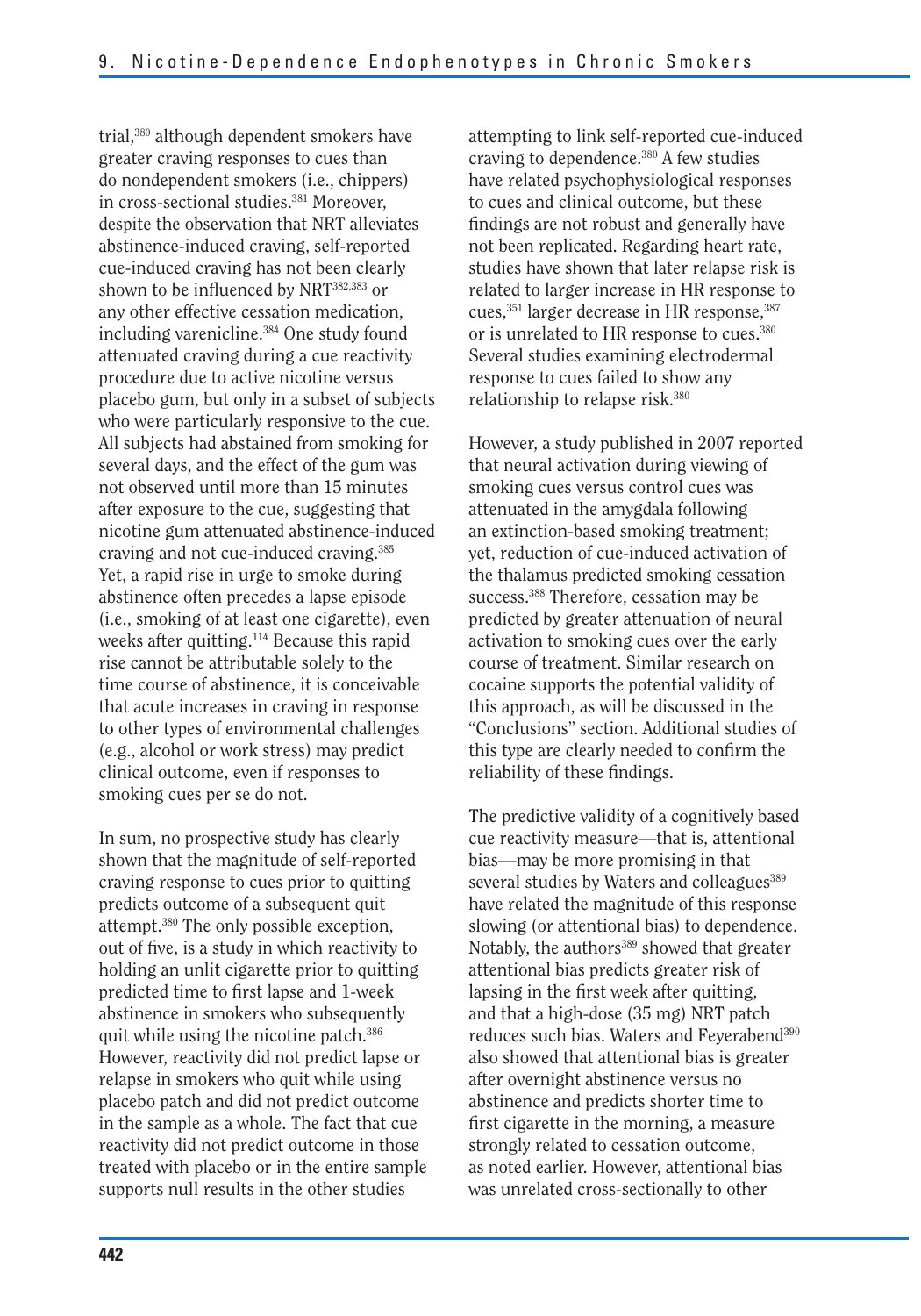trial,[380] although dependent smokers have greater craving responses to cues than do nondependent smokers (i.e., chippers) in cross-sectional studies.[381] Moreover, despite the observation that NRT alleviates abstinence-induced craving, self-reported cue-induced craving has not been clearly shown to be influenced by NRT[382,383] or any other effective cessation medication, including varenicline.[384] One study found attenuated craving during a cue reactivity procedure due to active nicotine versus placebo gum, but only in a subset of subjects who were particularly responsive to the cue. All subjects had abstained from smoking for several days, and the effect of the gum was not observed until more than 15 minutes after exposure to the cue, suggesting that nicotine gum attenuated abstinence-induced craving and not cue-induced craving.[385] Yet, a rapid rise in urge to smoke during abstinence often precedes a lapse episode (i.e., smoking of at least one cigarette), even weeks after quitting.[114] Because this rapid rise cannot be attributable solely to the time course of abstinence, it is conceivable that acute increases in craving in response to other types of environmental challenges (e.g., alcohol or work stress) may predict clinical outcome, even if responses to smoking cues per se do not.

In sum, no prospective study has clearly shown that the magnitude of self-reported craving response to cues prior to quitting predicts outcome of a subsequent quit attempt.[380] The only possible exception, out of five, is a study in which reactivity to holding an unlit cigarette prior to quitting predicted time to first lapse and 1-week abstinence in smokers who subsequently quit while using the nicotine patch.[386] However, reactivity did not predict lapse or relapse in smokers who quit while using placebo patch and did not predict outcome in the sample as a whole. The fact that cue reactivity did not predict outcome in those treated with placebo or in the entire sample supports null results in the other studies attempting to link self-reported cue-induced craving to dependence.[380] A few studies have related psychophysiological responses to cues and clinical outcome, but these findings are not robust and generally have not been replicated. Regarding heart rate, studies have shown that later relapse risk is related to larger increase in HR response to cues,[351] larger decrease in HR response,[387] or is unrelated to HR response to cues.[380] Several studies examining electrodermal response to cues failed to show any relationship to relapse risk.[380]

However, a study published in 2007 reported that neural activation during viewing of smoking cues versus control cues was attenuated in the amygdala following an extinction-based smoking treatment; yet, reduction of cue-induced activation of the thalamus predicted smoking cessation success.[388] Therefore, cessation may be predicted by greater attenuation of neural activation to smoking cues over the early course of treatment. Similar research on cocaine supports the potential validity of this approach, as will be discussed in the "Conclusions" section. Additional studies of this type are clearly needed to confirm the reliability of these findings.

The predictive validity of a cognitively based cue reactivity measure—that is, attentional bias—may be more promising in that several studies by Waters and colleagues[389] have related the magnitude of this response slowing (or attentional bias) to dependence. Notably, the authors[389] showed that greater attentional bias predicts greater risk of lapsing in the first week after quitting, and that a high-dose (35 mg) NRT patch reduces such bias. Waters and Feyerabend[390] also showed that attentional bias is greater after overnight abstinence versus no abstinence and predicts shorter time to first cigarette in the morning, a measure strongly related to cessation outcome, as noted earlier. However, attentional bias was unrelated cross-sectionally to other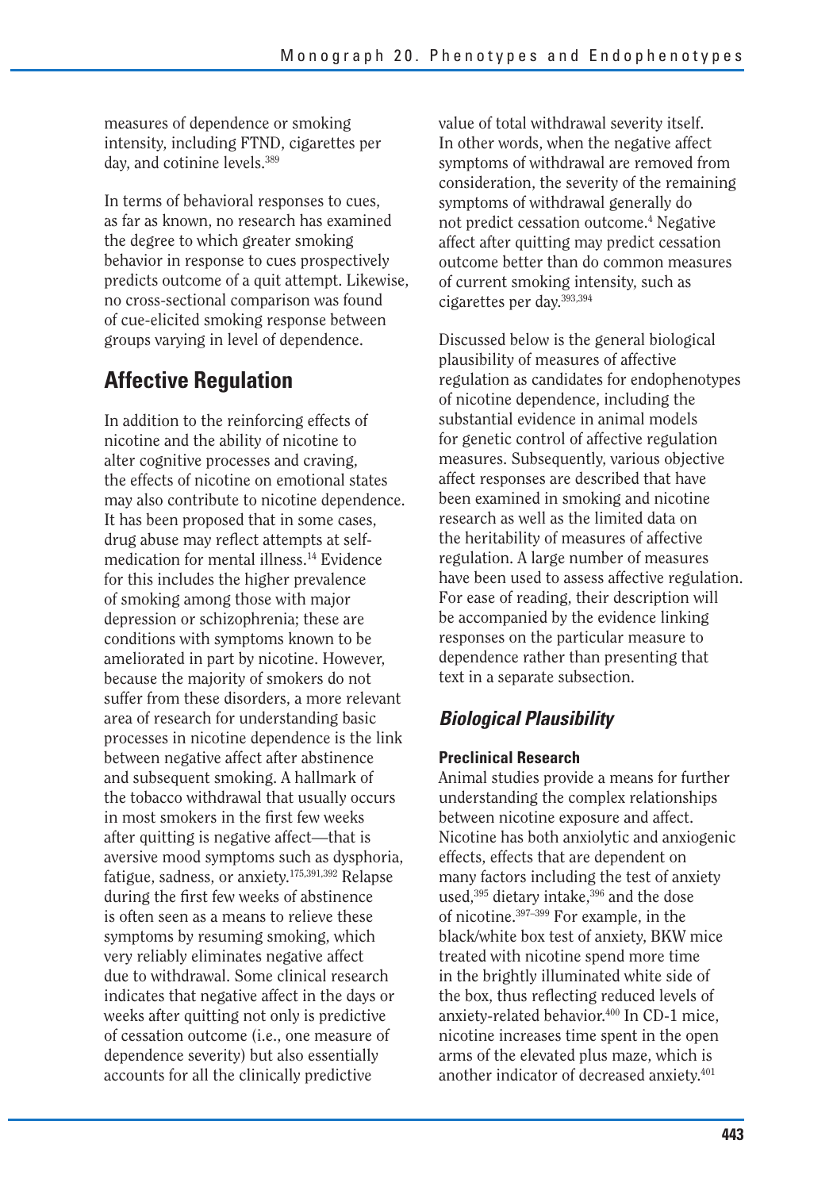measures of dependence or smoking intensity, including FTND, cigarettes per day, and cotinine levels.[389]

In terms of behavioral responses to cues, as far as known, no research has examined the degree to which greater smoking behavior in response to cues prospectively predicts outcome of a quit attempt. Likewise, no cross-sectional comparison was found of cue-elicited smoking response between groups varying in level of dependence.

## Affective Regulation

In addition to the reinforcing effects of nicotine and the ability of nicotine to alter cognitive processes and craving, the effects of nicotine on emotional states may also contribute to nicotine dependence. It has been proposed that in some cases, drug abuse may reflect attempts at self-medication for mental illness.[14] Evidence for this includes the higher prevalence of smoking among those with major depression or schizophrenia; these are conditions with symptoms known to be ameliorated in part by nicotine. However, because the majority of smokers do not suffer from these disorders, a more relevant area of research for understanding basic processes in nicotine dependence is the link between negative affect after abstinence and subsequent smoking. A hallmark of the tobacco withdrawal that usually occurs in most smokers in the first few weeks after quitting is negative affect—that is aversive mood symptoms such as dysphoria, fatigue, sadness, or anxiety.[175,391,392] Relapse during the first few weeks of abstinence is often seen as a means to relieve these symptoms by resuming smoking, which very reliably eliminates negative affect due to withdrawal. Some clinical research indicates that negative affect in the days or weeks after quitting not only is predictive of cessation outcome (i.e., one measure of dependence severity) but also essentially accounts for all the clinically predictive value of total withdrawal severity itself. In other words, when the negative affect symptoms of withdrawal are removed from consideration, the severity of the remaining symptoms of withdrawal generally do not predict cessation outcome.[4] Negative affect after quitting may predict cessation outcome better than do common measures of current smoking intensity, such as cigarettes per day.[393,394]

Discussed below is the general biological plausibility of measures of affective regulation as candidates for endophenotypes of nicotine dependence, including the substantial evidence in animal models for genetic control of affective regulation measures. Subsequently, various objective affect responses are described that have been examined in smoking and nicotine research as well as the limited data on the heritability of measures of affective regulation. A large number of measures have been used to assess affective regulation. For ease of reading, their description will be accompanied by the evidence linking responses on the particular measure to dependence rather than presenting that text in a separate subsection.

### *Biological Plausibility*

#### Preclinical Research

Animal studies provide a means for further understanding the complex relationships between nicotine exposure and affect. Nicotine has both anxiolytic and anxiogenic effects, effects that are dependent on many factors including the test of anxiety used,[395] dietary intake,[396] and the dose of nicotine.[397–399] For example, in the black/white box test of anxiety, BKW mice treated with nicotine spend more time in the brightly illuminated white side of the box, thus reflecting reduced levels of anxiety-related behavior.[400] In CD-1 mice, nicotine increases time spent in the open arms of the elevated plus maze, which is another indicator of decreased anxiety.[401]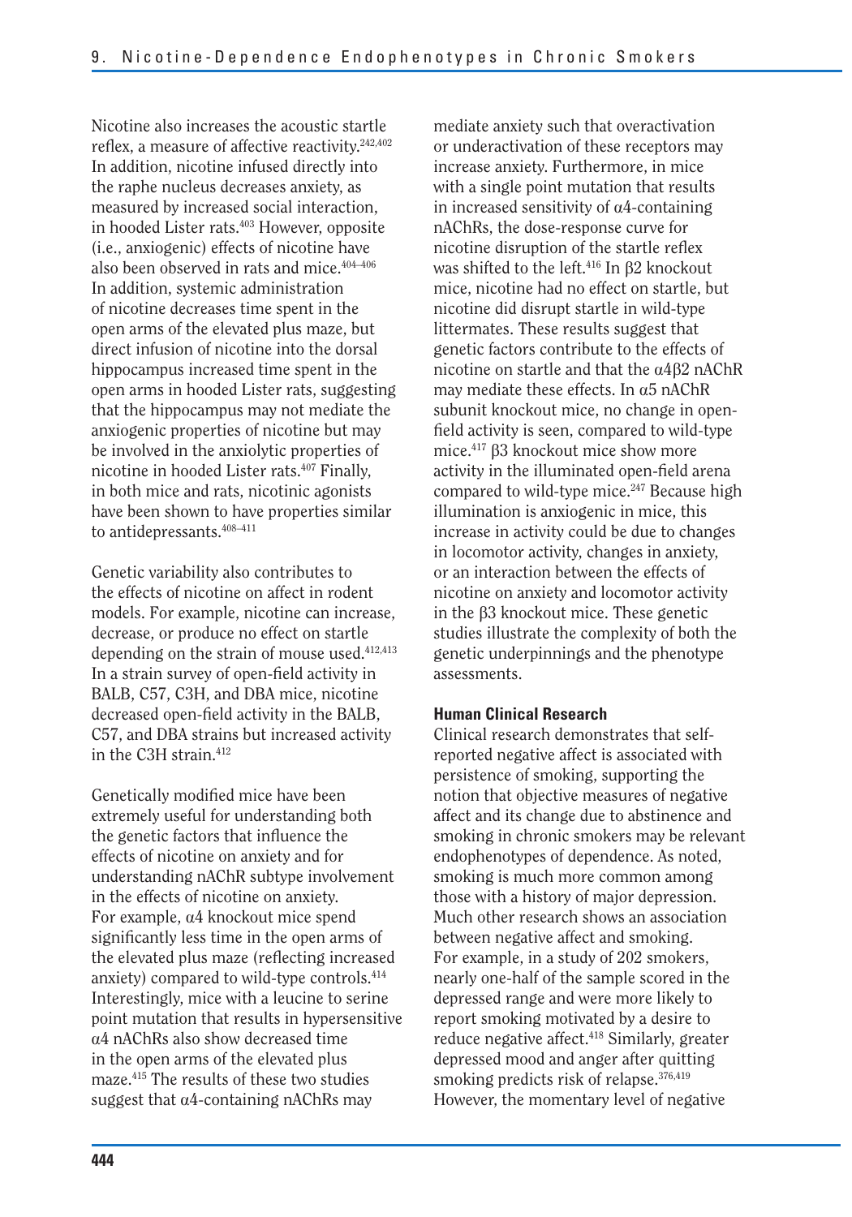Nicotine also increases the acoustic startle reflex, a measure of affective reactivity.[242,402] In addition, nicotine infused directly into the raphe nucleus decreases anxiety, as measured by increased social interaction, in hooded Lister rats.[403] However, opposite (i.e., anxiogenic) effects of nicotine have also been observed in rats and mice.[404–406] In addition, systemic administration of nicotine decreases time spent in the open arms of the elevated plus maze, but direct infusion of nicotine into the dorsal hippocampus increased time spent in the open arms in hooded Lister rats, suggesting that the hippocampus may not mediate the anxiogenic properties of nicotine but may be involved in the anxiolytic properties of nicotine in hooded Lister rats.[407] Finally, in both mice and rats, nicotinic agonists have been shown to have properties similar to antidepressants.[408–411]

Genetic variability also contributes to the effects of nicotine on affect in rodent models. For example, nicotine can increase, decrease, or produce no effect on startle depending on the strain of mouse used.[412,413] In a strain survey of open-field activity in BALB, C57, C3H, and DBA mice, nicotine decreased open-field activity in the BALB, C57, and DBA strains but increased activity in the C3H strain.[412]

Genetically modified mice have been extremely useful for understanding both the genetic factors that influence the effects of nicotine on anxiety and for understanding nAChR subtype involvement in the effects of nicotine on anxiety. For example, α4 knockout mice spend significantly less time in the open arms of the elevated plus maze (reflecting increased anxiety) compared to wild-type controls.[414] Interestingly, mice with a leucine to serine point mutation that results in hypersensitive α4 nAChRs also show decreased time in the open arms of the elevated plus maze.[415] The results of these two studies suggest that α4-containing nAChRs may mediate anxiety such that overactivation or underactivation of these receptors may increase anxiety. Furthermore, in mice with a single point mutation that results in increased sensitivity of α4-containing nAChRs, the dose-response curve for nicotine disruption of the startle reflex was shifted to the left.[416] In β2 knockout mice, nicotine had no effect on startle, but nicotine did disrupt startle in wild-type littermates. These results suggest that genetic factors contribute to the effects of nicotine on startle and that the α4β2 nAChR may mediate these effects. In α5 nAChR subunit knockout mice, no change in open-field activity is seen, compared to wild-type mice.[417] β3 knockout mice show more activity in the illuminated open-field arena compared to wild-type mice.[247] Because high illumination is anxiogenic in mice, this increase in activity could be due to changes in locomotor activity, changes in anxiety, or an interaction between the effects of nicotine on anxiety and locomotor activity in the β3 knockout mice. These genetic studies illustrate the complexity of both the genetic underpinnings and the phenotype assessments.

#### Human Clinical Research

Clinical research demonstrates that self-reported negative affect is associated with persistence of smoking, supporting the notion that objective measures of negative affect and its change due to abstinence and smoking in chronic smokers may be relevant endophenotypes of dependence. As noted, smoking is much more common among those with a history of major depression. Much other research shows an association between negative affect and smoking. For example, in a study of 202 smokers, nearly one-half of the sample scored in the depressed range and were more likely to report smoking motivated by a desire to reduce negative affect.[418] Similarly, greater depressed mood and anger after quitting smoking predicts risk of relapse.[376,419] However, the momentary level of negative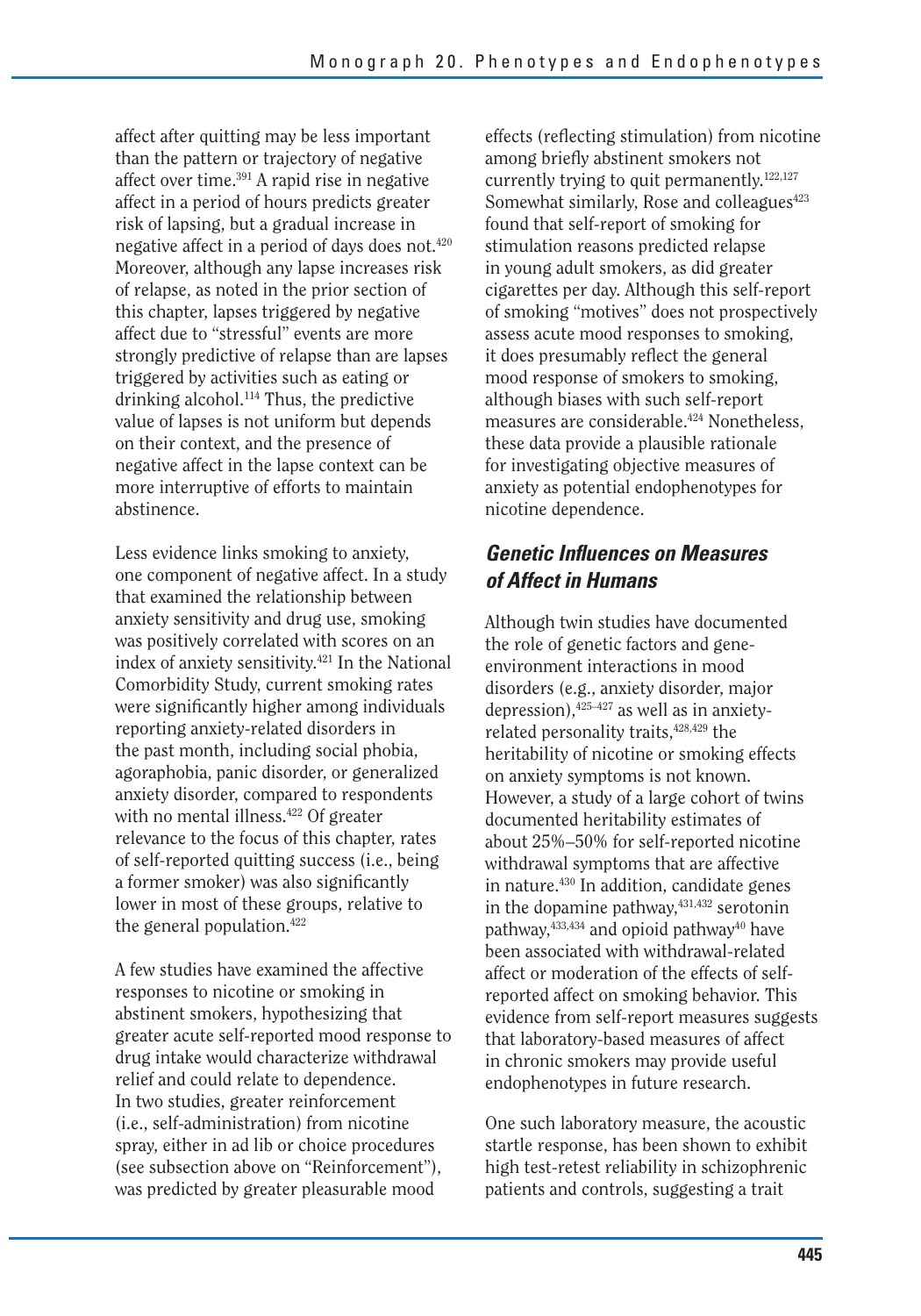affect after quitting may be less important than the pattern or trajectory of negative affect over time.[391] A rapid rise in negative affect in a period of hours predicts greater risk of lapsing, but a gradual increase in negative affect in a period of days does not.[420] Moreover, although any lapse increases risk of relapse, as noted in the prior section of this chapter, lapses triggered by negative affect due to "stressful" events are more strongly predictive of relapse than are lapses triggered by activities such as eating or drinking alcohol.[114] Thus, the predictive value of lapses is not uniform but depends on their context, and the presence of negative affect in the lapse context can be more interruptive of efforts to maintain abstinence.

Less evidence links smoking to anxiety, one component of negative affect. In a study that examined the relationship between anxiety sensitivity and drug use, smoking was positively correlated with scores on an index of anxiety sensitivity.[421] In the National Comorbidity Study, current smoking rates were significantly higher among individuals reporting anxiety-related disorders in the past month, including social phobia, agoraphobia, panic disorder, or generalized anxiety disorder, compared to respondents with no mental illness.[422] Of greater relevance to the focus of this chapter, rates of self-reported quitting success (i.e., being a former smoker) was also significantly lower in most of these groups, relative to the general population.[422]

A few studies have examined the affective responses to nicotine or smoking in abstinent smokers, hypothesizing that greater acute self-reported mood response to drug intake would characterize withdrawal relief and could relate to dependence. In two studies, greater reinforcement (i.e., self-administration) from nicotine spray, either in ad lib or choice procedures (see subsection above on "Reinforcement"), was predicted by greater pleasurable mood effects (reflecting stimulation) from nicotine among briefly abstinent smokers not currently trying to quit permanently.[122,127] Somewhat similarly, Rose and colleagues[423] found that self-report of smoking for stimulation reasons predicted relapse in young adult smokers, as did greater cigarettes per day. Although this self-report of smoking "motives" does not prospectively assess acute mood responses to smoking, it does presumably reflect the general mood response of smokers to smoking, although biases with such self-report measures are considerable.[424] Nonetheless, these data provide a plausible rationale for investigating objective measures of anxiety as potential endophenotypes for nicotine dependence.

### *Genetic Influences on Measures of Affect in Humans*

Although twin studies have documented the role of genetic factors and gene-environment interactions in mood disorders (e.g., anxiety disorder, major depression),[425–427] as well as in anxiety-related personality traits,[428,429] the heritability of nicotine or smoking effects on anxiety symptoms is not known. However, a study of a large cohort of twins documented heritability estimates of about 25%–50% for self-reported nicotine withdrawal symptoms that are affective in nature.[430] In addition, candidate genes in the dopamine pathway,[431,432] serotonin pathway,[433,434] and opioid pathway[40] have been associated with withdrawal-related affect or moderation of the effects of self-reported affect on smoking behavior. This evidence from self-report measures suggests that laboratory-based measures of affect in chronic smokers may provide useful endophenotypes in future research.

One such laboratory measure, the acoustic startle response, has been shown to exhibit high test-retest reliability in schizophrenic patients and controls, suggesting a trait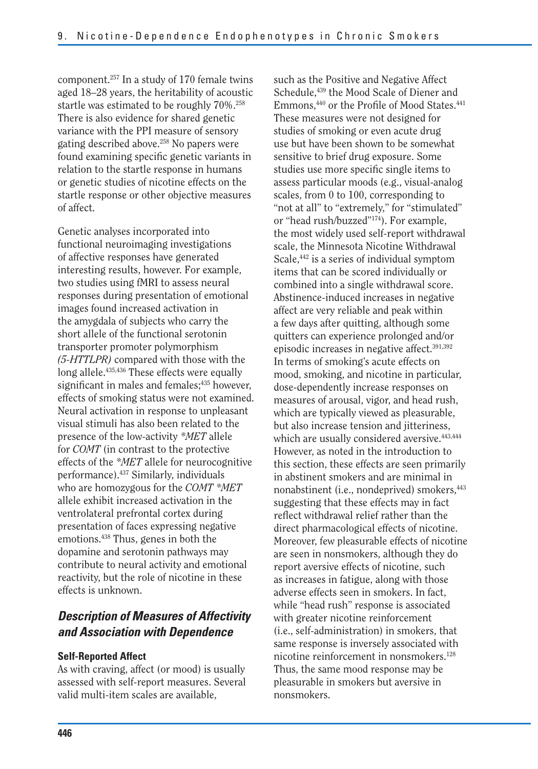component.[257] In a study of 170 female twins aged 18–28 years, the heritability of acoustic startle was estimated to be roughly 70%.[258] There is also evidence for shared genetic variance with the PPI measure of sensory gating described above.[258] No papers were found examining specific genetic variants in relation to the startle response in humans or genetic studies of nicotine effects on the startle response or other objective measures of affect.

Genetic analyses incorporated into functional neuroimaging investigations of affective responses have generated interesting results, however. For example, two studies using fMRI to assess neural responses during presentation of emotional images found increased activation in the amygdala of subjects who carry the short allele of the functional serotonin transporter promoter polymorphism *(5-HTTLPR)* compared with those with the long allele.[435,436] These effects were equally significant in males and females;[435] however, effects of smoking status were not examined. Neural activation in response to unpleasant visual stimuli has also been related to the presence of the low-activity *\*MET* allele for *COMT* (in contrast to the protective effects of the *\*MET* allele for neurocognitive performance).[437] Similarly, individuals who are homozygous for the *COMT \*MET* allele exhibit increased activation in the ventrolateral prefrontal cortex during presentation of faces expressing negative emotions.[438] Thus, genes in both the dopamine and serotonin pathways may contribute to neural activity and emotional reactivity, but the role of nicotine in these effects is unknown.

## *Description of Measures of Affectivity and Association with Dependence*

### Self-Reported Affect

As with craving, affect (or mood) is usually assessed with self-report measures. Several valid multi-item scales are available, such as the Positive and Negative Affect Schedule,[439] the Mood Scale of Diener and Emmons,[440] or the Profile of Mood States.[441] These measures were not designed for studies of smoking or even acute drug use but have been shown to be somewhat sensitive to brief drug exposure. Some studies use more specific single items to assess particular moods (e.g., visual-analog scales, from 0 to 100, corresponding to "not at all" to "extremely," for "stimulated" or "head rush/buzzed"[174]). For example, the most widely used self-report withdrawal scale, the Minnesota Nicotine Withdrawal Scale,[442] is a series of individual symptom items that can be scored individually or combined into a single withdrawal score. Abstinence-induced increases in negative affect are very reliable and peak within a few days after quitting, although some quitters can experience prolonged and/or episodic increases in negative affect.[391,392] In terms of smoking's acute effects on mood, smoking, and nicotine in particular, dose-dependently increase responses on measures of arousal, vigor, and head rush, which are typically viewed as pleasurable, but also increase tension and jitteriness, which are usually considered aversive.[443,444] However, as noted in the introduction to this section, these effects are seen primarily in abstinent smokers and are minimal in nonabstinent (i.e., nondeprived) smokers,[443] suggesting that these effects may in fact reflect withdrawal relief rather than the direct pharmacological effects of nicotine. Moreover, few pleasurable effects of nicotine are seen in nonsmokers, although they do report aversive effects of nicotine, such as increases in fatigue, along with those adverse effects seen in smokers. In fact, while "head rush" response is associated with greater nicotine reinforcement (i.e., self-administration) in smokers, that same response is inversely associated with nicotine reinforcement in nonsmokers.[128] Thus, the same mood response may be pleasurable in smokers but aversive in nonsmokers.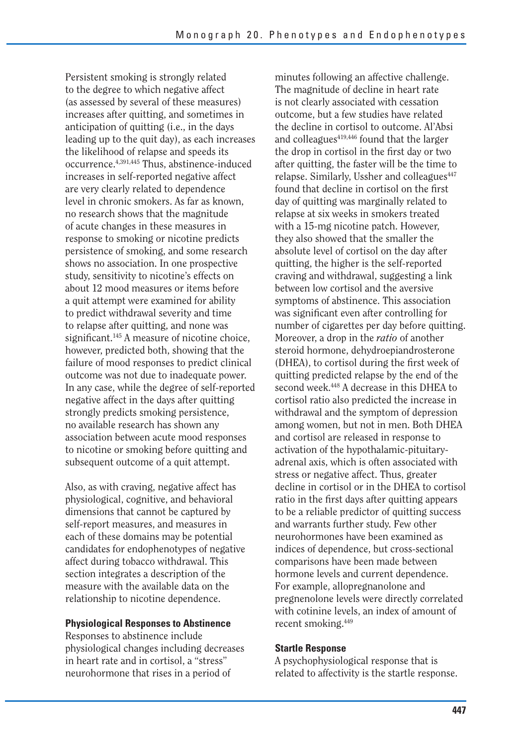Persistent smoking is strongly related to the degree to which negative affect (as assessed by several of these measures) increases after quitting, and sometimes in anticipation of quitting (i.e., in the days leading up to the quit day), as each increases the likelihood of relapse and speeds its occurrence.[4,391,445] Thus, abstinence-induced increases in self-reported negative affect are very clearly related to dependence level in chronic smokers. As far as known, no research shows that the magnitude of acute changes in these measures in response to smoking or nicotine predicts persistence of smoking, and some research shows no association. In one prospective study, sensitivity to nicotine's effects on about 12 mood measures or items before a quit attempt were examined for ability to predict withdrawal severity and time to relapse after quitting, and none was significant.[145] A measure of nicotine choice, however, predicted both, showing that the failure of mood responses to predict clinical outcome was not due to inadequate power. In any case, while the degree of self-reported negative affect in the days after quitting strongly predicts smoking persistence, no available research has shown any association between acute mood responses to nicotine or smoking before quitting and subsequent outcome of a quit attempt.

Also, as with craving, negative affect has physiological, cognitive, and behavioral dimensions that cannot be captured by self-report measures, and measures in each of these domains may be potential candidates for endophenotypes of negative affect during tobacco withdrawal. This section integrates a description of the measure with the available data on the relationship to nicotine dependence.

**Physiological Responses to Abstinence**

Responses to abstinence include physiological changes including decreases in heart rate and in cortisol, a "stress" neurohormone that rises in a period of minutes following an affective challenge. The magnitude of decline in heart rate is not clearly associated with cessation outcome, but a few studies have related the decline in cortisol to outcome. Al'Absi and colleagues[419,446] found that the larger the drop in cortisol in the first day or two after quitting, the faster will be the time to relapse. Similarly, Ussher and colleagues[447] found that decline in cortisol on the first day of quitting was marginally related to relapse at six weeks in smokers treated with a 15-mg nicotine patch. However, they also showed that the smaller the absolute level of cortisol on the day after quitting, the higher is the self-reported craving and withdrawal, suggesting a link between low cortisol and the aversive symptoms of abstinence. This association was significant even after controlling for number of cigarettes per day before quitting. Moreover, a drop in the *ratio* of another steroid hormone, dehydroepiandrosterone (DHEA), to cortisol during the first week of quitting predicted relapse by the end of the second week.[448] A decrease in this DHEA to cortisol ratio also predicted the increase in withdrawal and the symptom of depression among women, but not in men. Both DHEA and cortisol are released in response to activation of the hypothalamic-pituitary-adrenal axis, which is often associated with stress or negative affect. Thus, greater decline in cortisol or in the DHEA to cortisol ratio in the first days after quitting appears to be a reliable predictor of quitting success and warrants further study. Few other neurohormones have been examined as indices of dependence, but cross-sectional comparisons have been made between hormone levels and current dependence. For example, allopregnanolone and pregnenolone levels were directly correlated with cotinine levels, an index of amount of recent smoking.[449]

**Startle Response**

A psychophysiological response that is related to affectivity is the startle response.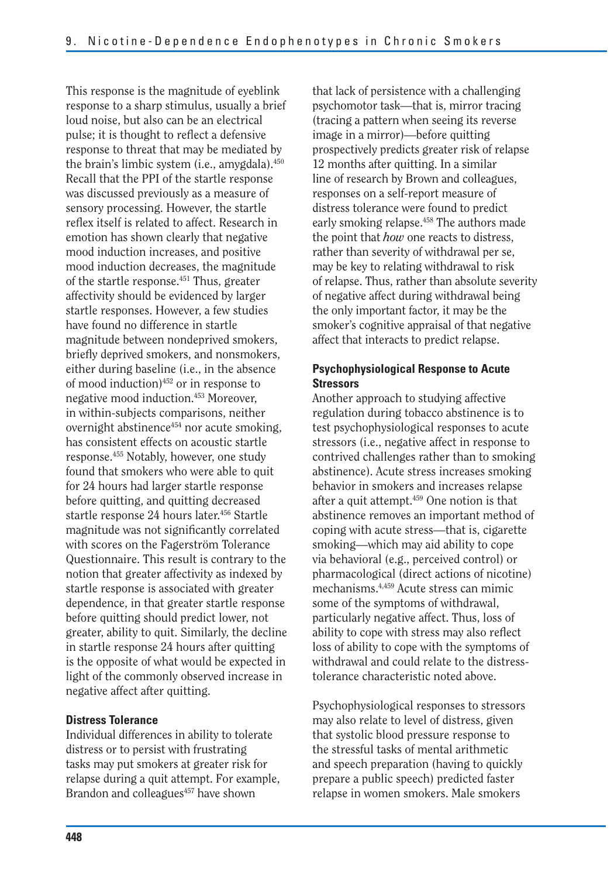This response is the magnitude of eyeblink response to a sharp stimulus, usually a brief loud noise, but also can be an electrical pulse; it is thought to reflect a defensive response to threat that may be mediated by the brain's limbic system (i.e., amygdala).[450] Recall that the PPI of the startle response was discussed previously as a measure of sensory processing. However, the startle reflex itself is related to affect. Research in emotion has shown clearly that negative mood induction increases, and positive mood induction decreases, the magnitude of the startle response.[451] Thus, greater affectivity should be evidenced by larger startle responses. However, a few studies have found no difference in startle magnitude between nondeprived smokers, briefly deprived smokers, and nonsmokers, either during baseline (i.e., in the absence of mood induction)[452] or in response to negative mood induction.[453] Moreover, in within-subjects comparisons, neither overnight abstinence[454] nor acute smoking, has consistent effects on acoustic startle response.[455] Notably, however, one study found that smokers who were able to quit for 24 hours had larger startle response before quitting, and quitting decreased startle response 24 hours later.[456] Startle magnitude was not significantly correlated with scores on the Fagerström Tolerance Questionnaire. This result is contrary to the notion that greater affectivity as indexed by startle response is associated with greater dependence, in that greater startle response before quitting should predict lower, not greater, ability to quit. Similarly, the decline in startle response 24 hours after quitting is the opposite of what would be expected in light of the commonly observed increase in negative affect after quitting.

#### Distress Tolerance

Individual differences in ability to tolerate distress or to persist with frustrating tasks may put smokers at greater risk for relapse during a quit attempt. For example, Brandon and colleagues[457] have shown that lack of persistence with a challenging psychomotor task—that is, mirror tracing (tracing a pattern when seeing its reverse image in a mirror)—before quitting prospectively predicts greater risk of relapse 12 months after quitting. In a similar line of research by Brown and colleagues, responses on a self-report measure of distress tolerance were found to predict early smoking relapse.[458] The authors made the point that *how* one reacts to distress, rather than severity of withdrawal per se, may be key to relating withdrawal to risk of relapse. Thus, rather than absolute severity of negative affect during withdrawal being the only important factor, it may be the smoker's cognitive appraisal of that negative affect that interacts to predict relapse.

#### Psychophysiological Response to Acute Stressors

Another approach to studying affective regulation during tobacco abstinence is to test psychophysiological responses to acute stressors (i.e., negative affect in response to contrived challenges rather than to smoking abstinence). Acute stress increases smoking behavior in smokers and increases relapse after a quit attempt.[459] One notion is that abstinence removes an important method of coping with acute stress—that is, cigarette smoking—which may aid ability to cope via behavioral (e.g., perceived control) or pharmacological (direct actions of nicotine) mechanisms.[4,459] Acute stress can mimic some of the symptoms of withdrawal, particularly negative affect. Thus, loss of ability to cope with stress may also reflect loss of ability to cope with the symptoms of withdrawal and could relate to the distress-tolerance characteristic noted above.

Psychophysiological responses to stressors may also relate to level of distress, given that systolic blood pressure response to the stressful tasks of mental arithmetic and speech preparation (having to quickly prepare a public speech) predicted faster relapse in women smokers. Male smokers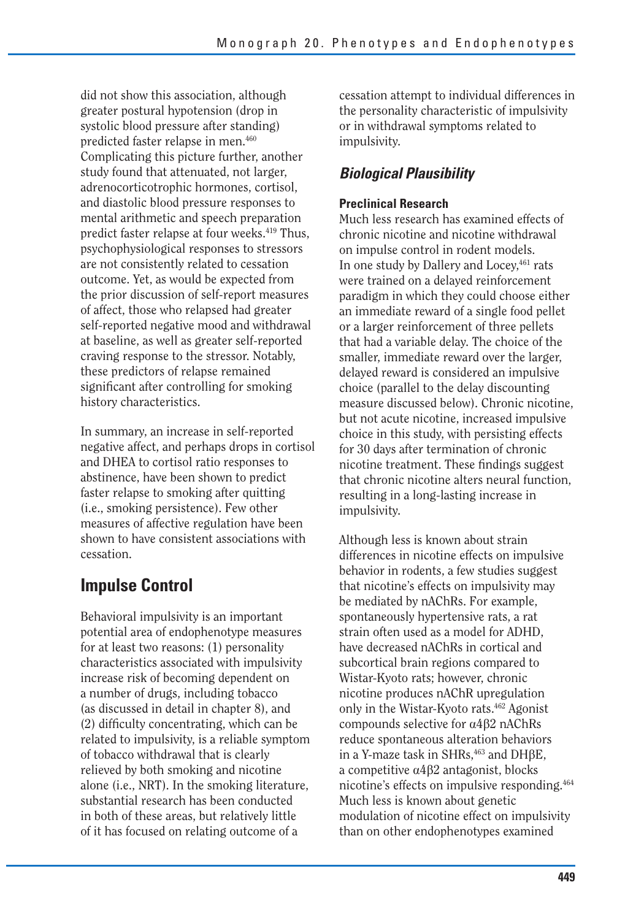did not show this association, although greater postural hypotension (drop in systolic blood pressure after standing) predicted faster relapse in men.[460] Complicating this picture further, another study found that attenuated, not larger, adrenocorticotrophic hormones, cortisol, and diastolic blood pressure responses to mental arithmetic and speech preparation predict faster relapse at four weeks.[419] Thus, psychophysiological responses to stressors are not consistently related to cessation outcome. Yet, as would be expected from the prior discussion of self-report measures of affect, those who relapsed had greater self-reported negative mood and withdrawal at baseline, as well as greater self-reported craving response to the stressor. Notably, these predictors of relapse remained significant after controlling for smoking history characteristics.

In summary, an increase in self-reported negative affect, and perhaps drops in cortisol and DHEA to cortisol ratio responses to abstinence, have been shown to predict faster relapse to smoking after quitting (i.e., smoking persistence). Few other measures of affective regulation have been shown to have consistent associations with cessation.

## Impulse Control

Behavioral impulsivity is an important potential area of endophenotype measures for at least two reasons: (1) personality characteristics associated with impulsivity increase risk of becoming dependent on a number of drugs, including tobacco (as discussed in detail in chapter 8), and (2) difficulty concentrating, which can be related to impulsivity, is a reliable symptom of tobacco withdrawal that is clearly relieved by both smoking and nicotine alone (i.e., NRT). In the smoking literature, substantial research has been conducted in both of these areas, but relatively little of it has focused on relating outcome of a cessation attempt to individual differences in the personality characteristic of impulsivity or in withdrawal symptoms related to impulsivity.

### *Biological Plausibility*

#### Preclinical Research

Much less research has examined effects of chronic nicotine and nicotine withdrawal on impulse control in rodent models. In one study by Dallery and Locey,[461] rats were trained on a delayed reinforcement paradigm in which they could choose either an immediate reward of a single food pellet or a larger reinforcement of three pellets that had a variable delay. The choice of the smaller, immediate reward over the larger, delayed reward is considered an impulsive choice (parallel to the delay discounting measure discussed below). Chronic nicotine, but not acute nicotine, increased impulsive choice in this study, with persisting effects for 30 days after termination of chronic nicotine treatment. These findings suggest that chronic nicotine alters neural function, resulting in a long-lasting increase in impulsivity.

Although less is known about strain differences in nicotine effects on impulsive behavior in rodents, a few studies suggest that nicotine's effects on impulsivity may be mediated by nAChRs. For example, spontaneously hypertensive rats, a rat strain often used as a model for ADHD, have decreased nAChRs in cortical and subcortical brain regions compared to Wistar-Kyoto rats; however, chronic nicotine produces nAChR upregulation only in the Wistar-Kyoto rats.[462] Agonist compounds selective for $\alpha4\beta2$ nAChRs reduce spontaneous alteration behaviors in a Y-maze task in SHRs,[463] and DH$\beta$E, a competitive $\alpha4\beta2$ antagonist, blocks nicotine's effects on impulsive responding.[464] Much less is known about genetic modulation of nicotine effect on impulsivity than on other endophenotypes examined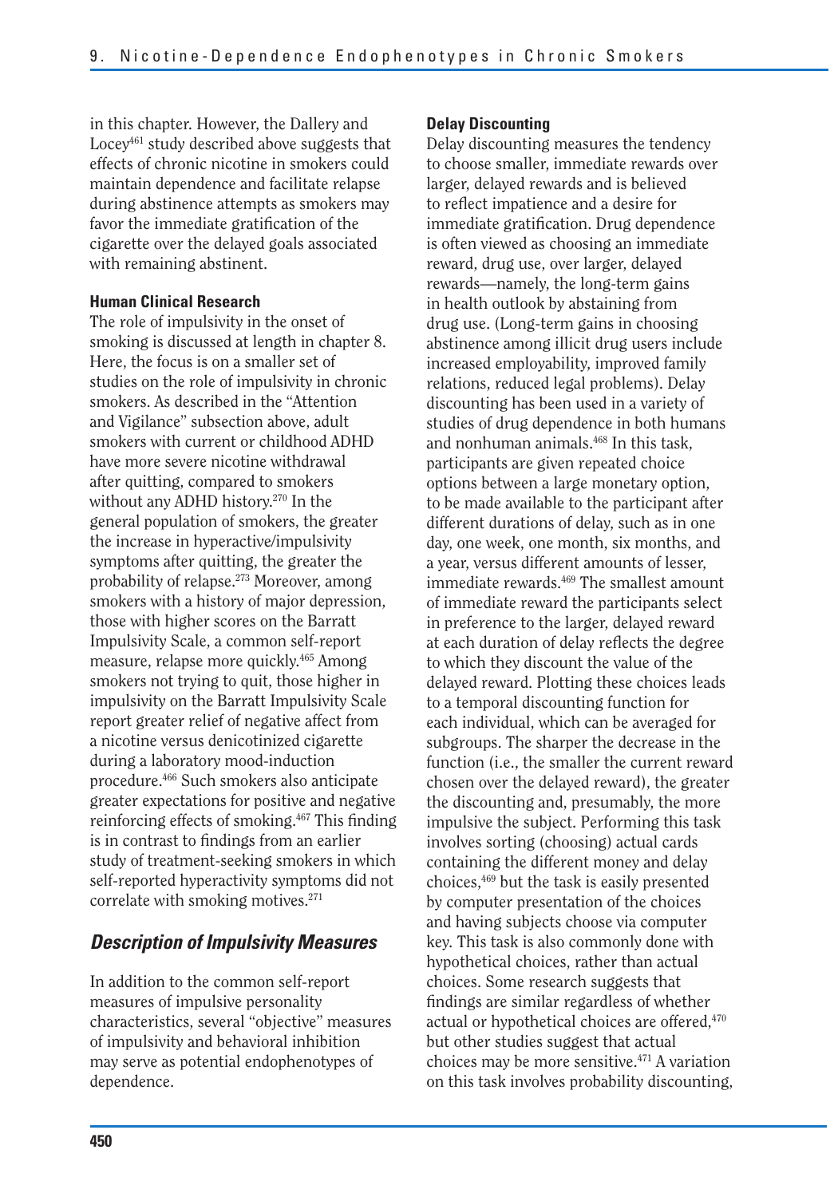in this chapter. However, the Dallery and Locey[461] study described above suggests that effects of chronic nicotine in smokers could maintain dependence and facilitate relapse during abstinence attempts as smokers may favor the immediate gratification of the cigarette over the delayed goals associated with remaining abstinent.

#### Human Clinical Research

The role of impulsivity in the onset of smoking is discussed at length in chapter 8. Here, the focus is on a smaller set of studies on the role of impulsivity in chronic smokers. As described in the "Attention and Vigilance" subsection above, adult smokers with current or childhood ADHD have more severe nicotine withdrawal after quitting, compared to smokers without any ADHD history.[270] In the general population of smokers, the greater the increase in hyperactive/impulsivity symptoms after quitting, the greater the probability of relapse.[273] Moreover, among smokers with a history of major depression, those with higher scores on the Barratt Impulsivity Scale, a common self-report measure, relapse more quickly.[465] Among smokers not trying to quit, those higher in impulsivity on the Barratt Impulsivity Scale report greater relief of negative affect from a nicotine versus denicotinized cigarette during a laboratory mood-induction procedure.[466] Such smokers also anticipate greater expectations for positive and negative reinforcing effects of smoking.[467] This finding is in contrast to findings from an earlier study of treatment-seeking smokers in which self-reported hyperactivity symptoms did not correlate with smoking motives.[271]

### *Description of Impulsivity Measures*

In addition to the common self-report measures of impulsive personality characteristics, several "objective" measures of impulsivity and behavioral inhibition may serve as potential endophenotypes of dependence.

#### Delay Discounting

Delay discounting measures the tendency to choose smaller, immediate rewards over larger, delayed rewards and is believed to reflect impatience and a desire for immediate gratification. Drug dependence is often viewed as choosing an immediate reward, drug use, over larger, delayed rewards—namely, the long-term gains in health outlook by abstaining from drug use. (Long-term gains in choosing abstinence among illicit drug users include increased employability, improved family relations, reduced legal problems). Delay discounting has been used in a variety of studies of drug dependence in both humans and nonhuman animals.[468] In this task, participants are given repeated choice options between a large monetary option, to be made available to the participant after different durations of delay, such as in one day, one week, one month, six months, and a year, versus different amounts of lesser, immediate rewards.[469] The smallest amount of immediate reward the participants select in preference to the larger, delayed reward at each duration of delay reflects the degree to which they discount the value of the delayed reward. Plotting these choices leads to a temporal discounting function for each individual, which can be averaged for subgroups. The sharper the decrease in the function (i.e., the smaller the current reward chosen over the delayed reward), the greater the discounting and, presumably, the more impulsive the subject. Performing this task involves sorting (choosing) actual cards containing the different money and delay choices,[469] but the task is easily presented by computer presentation of the choices and having subjects choose via computer key. This task is also commonly done with hypothetical choices, rather than actual choices. Some research suggests that findings are similar regardless of whether actual or hypothetical choices are offered,[470] but other studies suggest that actual choices may be more sensitive.[471] A variation on this task involves probability discounting,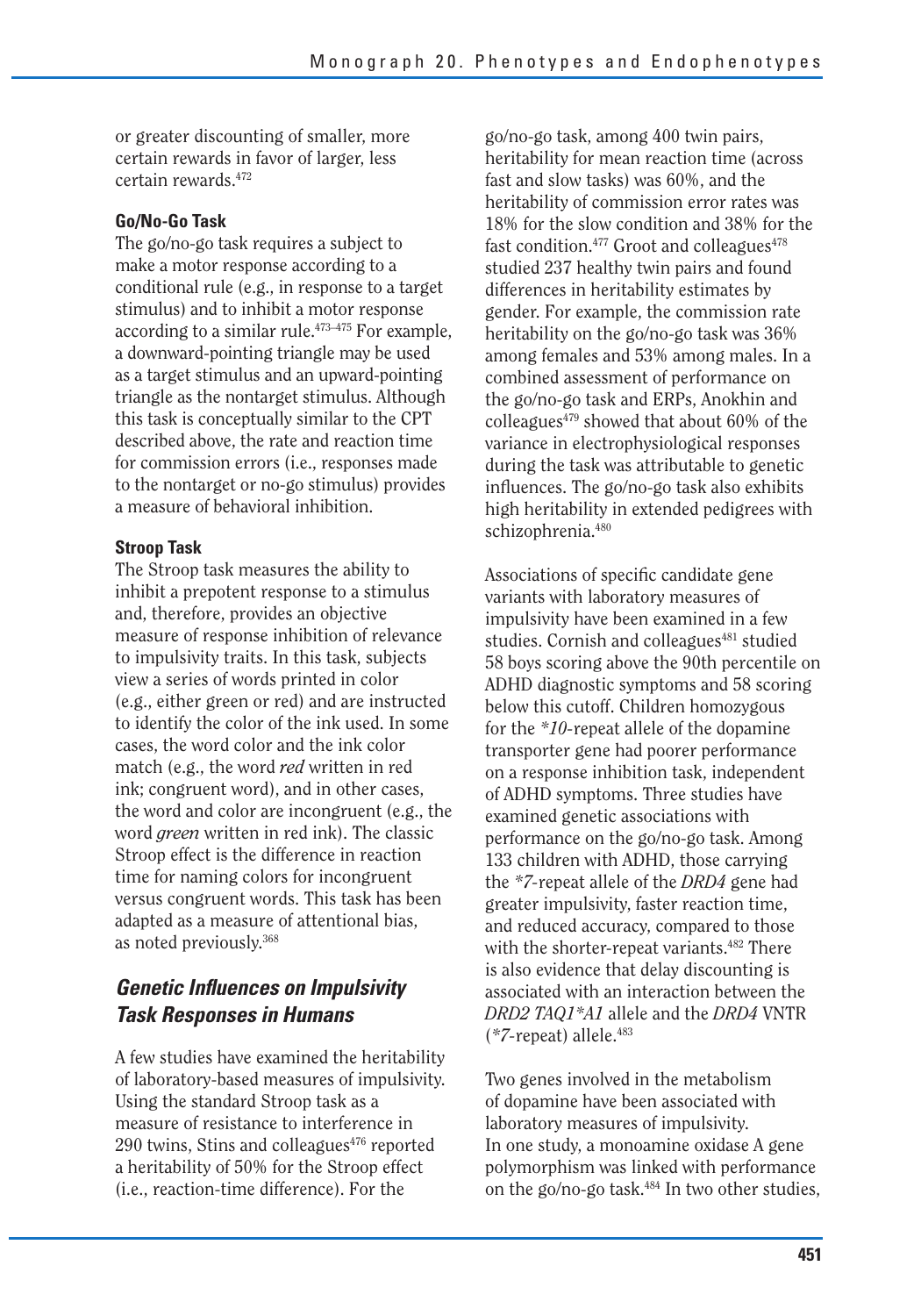or greater discounting of smaller, more certain rewards in favor of larger, less certain rewards.[472]

### Go/No-Go Task

The go/no-go task requires a subject to make a motor response according to a conditional rule (e.g., in response to a target stimulus) and to inhibit a motor response according to a similar rule.[473–475] For example, a downward-pointing triangle may be used as a target stimulus and an upward-pointing triangle as the nontarget stimulus. Although this task is conceptually similar to the CPT described above, the rate and reaction time for commission errors (i.e., responses made to the nontarget or no-go stimulus) provides a measure of behavioral inhibition.

### Stroop Task

The Stroop task measures the ability to inhibit a prepotent response to a stimulus and, therefore, provides an objective measure of response inhibition of relevance to impulsivity traits. In this task, subjects view a series of words printed in color (e.g., either green or red) and are instructed to identify the color of the ink used. In some cases, the word color and the ink color match (e.g., the word *red* written in red ink; congruent word), and in other cases, the word and color are incongruent (e.g., the word *green* written in red ink). The classic Stroop effect is the difference in reaction time for naming colors for incongruent versus congruent words. This task has been adapted as a measure of attentional bias, as noted previously.[368]

## Genetic Influences on Impulsivity Task Responses in Humans

A few studies have examined the heritability of laboratory-based measures of impulsivity. Using the standard Stroop task as a measure of resistance to interference in 290 twins, Stins and colleagues[476] reported a heritability of 50% for the Stroop effect (i.e., reaction-time difference). For the go/no-go task, among 400 twin pairs, heritability for mean reaction time (across fast and slow tasks) was 60%, and the heritability of commission error rates was 18% for the slow condition and 38% for the fast condition.[477] Groot and colleagues[478] studied 237 healthy twin pairs and found differences in heritability estimates by gender. For example, the commission rate heritability on the go/no-go task was 36% among females and 53% among males. In a combined assessment of performance on the go/no-go task and ERPs, Anokhin and colleagues[479] showed that about 60% of the variance in electrophysiological responses during the task was attributable to genetic influences. The go/no-go task also exhibits high heritability in extended pedigrees with schizophrenia.[480]

Associations of specific candidate gene variants with laboratory measures of impulsivity have been examined in a few studies. Cornish and colleagues[481] studied 58 boys scoring above the 90th percentile on ADHD diagnostic symptoms and 58 scoring below this cutoff. Children homozygous for the *\*10*-repeat allele of the dopamine transporter gene had poorer performance on a response inhibition task, independent of ADHD symptoms. Three studies have examined genetic associations with performance on the go/no-go task. Among 133 children with ADHD, those carrying the *\*7*-repeat allele of the *DRD4* gene had greater impulsivity, faster reaction time, and reduced accuracy, compared to those with the shorter-repeat variants.[482] There is also evidence that delay discounting is associated with an interaction between the *DRD2 TAQ1\*A1* allele and the *DRD4* VNTR (*\*7*-repeat) allele.[483]

Two genes involved in the metabolism of dopamine have been associated with laboratory measures of impulsivity. In one study, a monoamine oxidase A gene polymorphism was linked with performance on the go/no-go task.[484] In two other studies,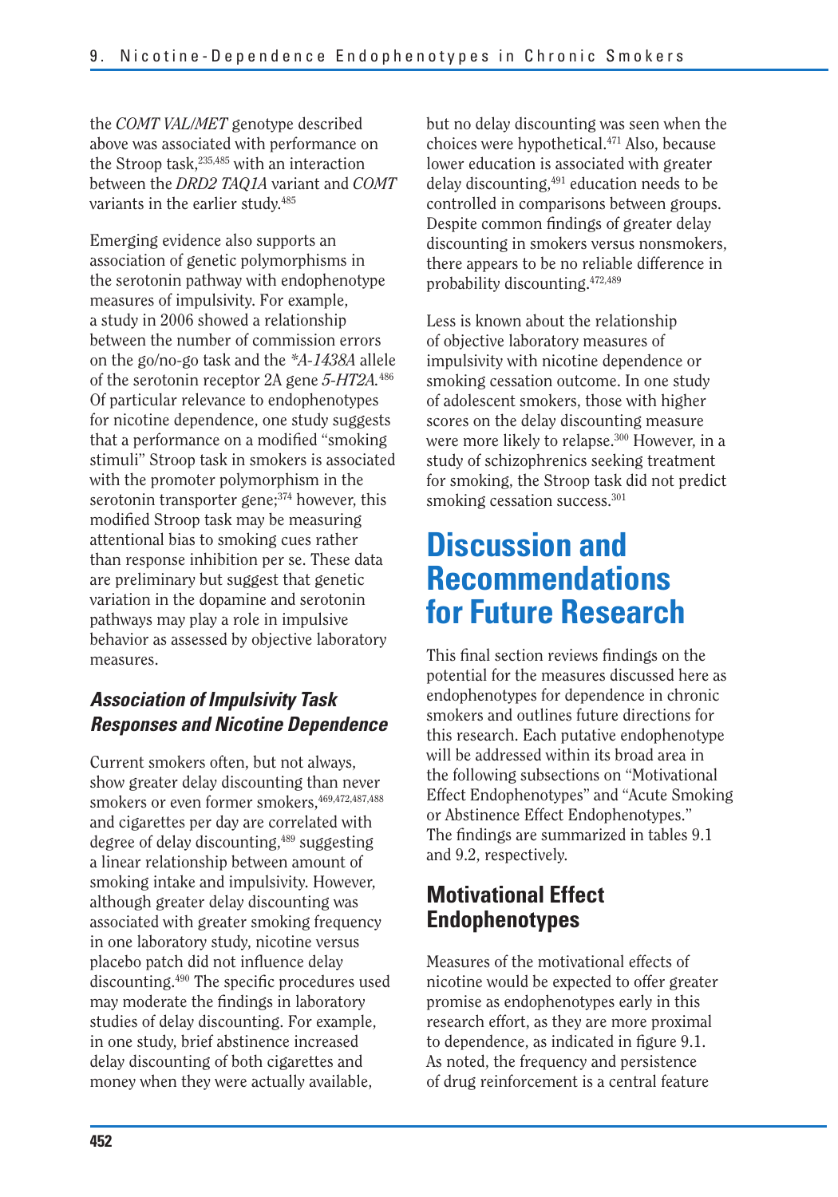the *COMT VAL/MET* genotype described above was associated with performance on the Stroop task,[235,485] with an interaction between the *DRD2 TAQ1A* variant and *COMT* variants in the earlier study.[485]

Emerging evidence also supports an association of genetic polymorphisms in the serotonin pathway with endophenotype measures of impulsivity. For example, a study in 2006 showed a relationship between the number of commission errors on the go/no-go task and the *\*A-1438A* allele of the serotonin receptor 2A gene *5-HT2A*.[486] Of particular relevance to endophenotypes for nicotine dependence, one study suggests that a performance on a modified "smoking stimuli" Stroop task in smokers is associated with the promoter polymorphism in the serotonin transporter gene;[374] however, this modified Stroop task may be measuring attentional bias to smoking cues rather than response inhibition per se. These data are preliminary but suggest that genetic variation in the dopamine and serotonin pathways may play a role in impulsive behavior as assessed by objective laboratory measures.

### *Association of Impulsivity Task Responses and Nicotine Dependence*

Current smokers often, but not always, show greater delay discounting than never smokers or even former smokers,[469,472,487,488] and cigarettes per day are correlated with degree of delay discounting,[489] suggesting a linear relationship between amount of smoking intake and impulsivity. However, although greater delay discounting was associated with greater smoking frequency in one laboratory study, nicotine versus placebo patch did not influence delay discounting.[490] The specific procedures used may moderate the findings in laboratory studies of delay discounting. For example, in one study, brief abstinence increased delay discounting of both cigarettes and money when they were actually available, but no delay discounting was seen when the choices were hypothetical.[471] Also, because lower education is associated with greater delay discounting,[491] education needs to be controlled in comparisons between groups. Despite common findings of greater delay discounting in smokers versus nonsmokers, there appears to be no reliable difference in probability discounting.[472,489]

Less is known about the relationship of objective laboratory measures of impulsivity with nicotine dependence or smoking cessation outcome. In one study of adolescent smokers, those with higher scores on the delay discounting measure were more likely to relapse.[300] However, in a study of schizophrenics seeking treatment for smoking, the Stroop task did not predict smoking cessation success.[301]

# Discussion and Recommendations for Future Research

This final section reviews findings on the potential for the measures discussed here as endophenotypes for dependence in chronic smokers and outlines future directions for this research. Each putative endophenotype will be addressed within its broad area in the following subsections on "Motivational Effect Endophenotypes" and "Acute Smoking or Abstinence Effect Endophenotypes." The findings are summarized in tables 9.1 and 9.2, respectively.

## Motivational Effect Endophenotypes

Measures of the motivational effects of nicotine would be expected to offer greater promise as endophenotypes early in this research effort, as they are more proximal to dependence, as indicated in figure 9.1. As noted, the frequency and persistence of drug reinforcement is a central feature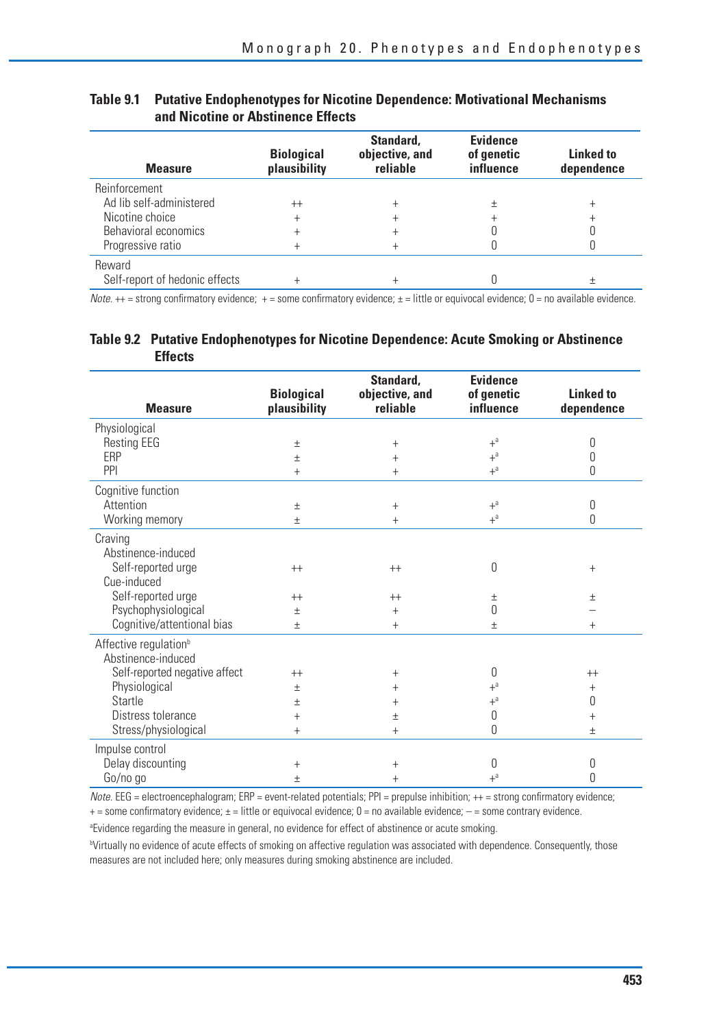**Table 9.1 Putative Endophenotypes for Nicotine Dependence: Motivational Mechanisms and Nicotine or Abstinence Effects**

| Measure | Biological plausibility | Standard, objective, and reliable | Evidence of genetic influence | Linked to dependence |
|---|---|---|---|---|
| Reinforcement | | | | |
| Ad lib self-administered | ++ | + | ± | + |
| Nicotine choice | + | + | + | + |
| Behavioral economics | + | + | 0 | 0 |
| Progressive ratio | + | + | 0 | 0 |
| Reward | | | | |
| Self-report of hedonic effects | + | + | 0 | ± |

*Note.* ++ = strong confirmatory evidence; + = some confirmatory evidence; ± = little or equivocal evidence; 0 = no available evidence.

**Table 9.2 Putative Endophenotypes for Nicotine Dependence: Acute Smoking or Abstinence Effects**

| Measure | Biological plausibility | Standard, objective, and reliable | Evidence of genetic influence | Linked to dependence |
|---|---|---|---|---|
| Physiological | | | | |
| Resting EEG | ± | + | +[a] | 0 |
| ERP | ± | + | +[a] | 0 |
| PPI | + | + | +[a] | 0 |
| Cognitive function | | | | |
| Attention | ± | + | +[a] | 0 |
| Working memory | ± | + | +[a] | 0 |
| Craving | | | | |
| Abstinence-induced | | | | |
| Self-reported urge | ++ | ++ | 0 | + |
| Cue-induced | | | | |
| Self-reported urge | ++ | ++ | ± | ± |
| Psychophysiological | ± | + | 0 | – |
| Cognitive/attentional bias | ± | + | ± | + |
| Affective regulation[b] | | | | |
| Abstinence-induced | | | | |
| Self-reported negative affect | ++ | + | 0 | ++ |
| Physiological | ± | + | +[a] | + |
| Startle | ± | + | +[a] | 0 |
| Distress tolerance | + | ± | 0 | + |
| Stress/physiological | + | + | 0 | ± |
| Impulse control | | | | |
| Delay discounting | + | + | 0 | 0 |
| Go/no go | ± | + | +[a] | 0 |

*Note.* EEG = electroencephalogram; ERP = event-related potentials; PPI = prepulse inhibition; ++ = strong confirmatory evidence; + = some confirmatory evidence; ± = little or equivocal evidence; 0 = no available evidence; – = some contrary evidence.

[a]Evidence regarding the measure in general, no evidence for effect of abstinence or acute smoking.

[b]Virtually no evidence of acute effects of smoking on affective regulation was associated with dependence. Consequently, those measures are not included here; only measures during smoking abstinence are included.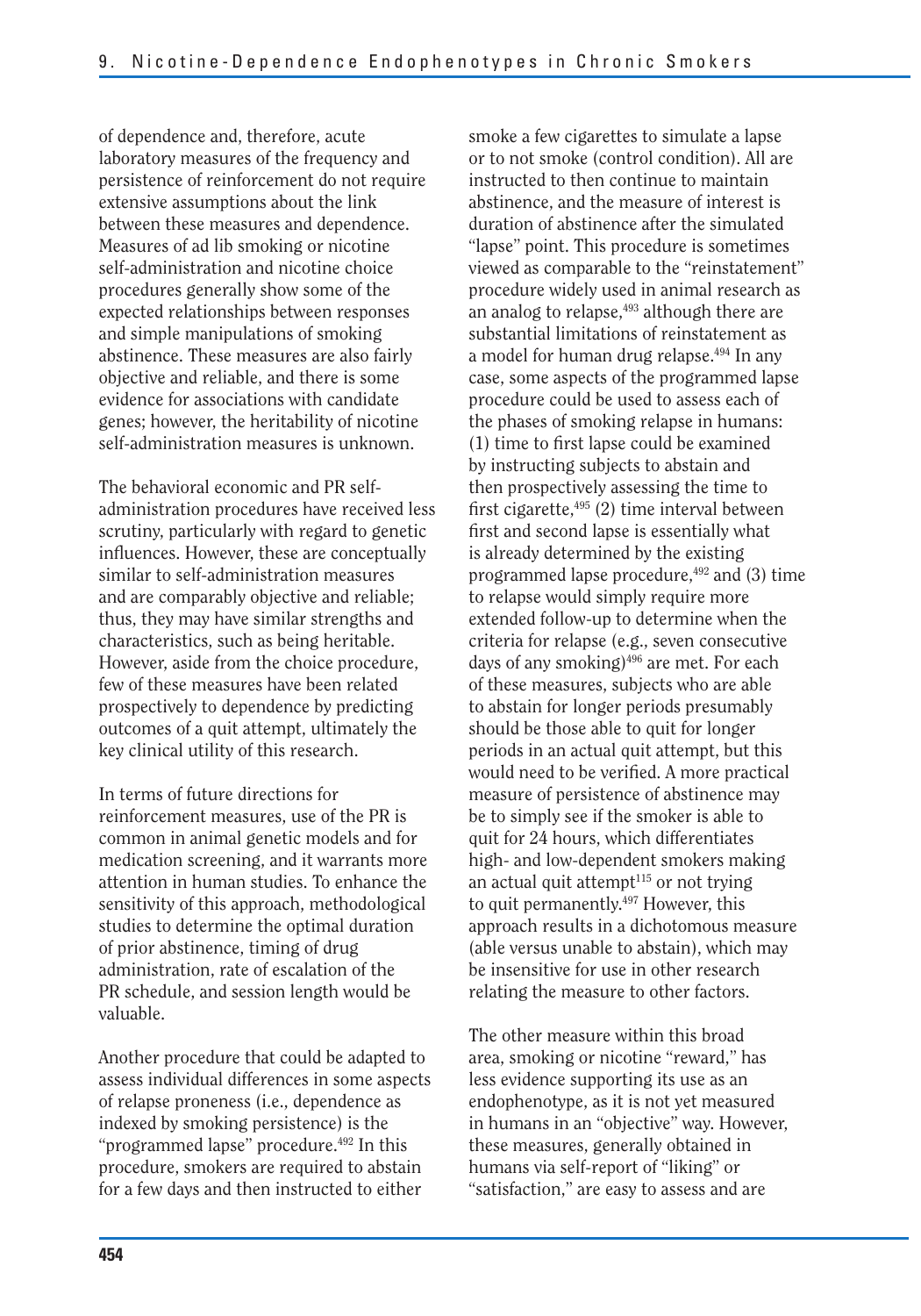of dependence and, therefore, acute laboratory measures of the frequency and persistence of reinforcement do not require extensive assumptions about the link between these measures and dependence. Measures of ad lib smoking or nicotine self-administration and nicotine choice procedures generally show some of the expected relationships between responses and simple manipulations of smoking abstinence. These measures are also fairly objective and reliable, and there is some evidence for associations with candidate genes; however, the heritability of nicotine self-administration measures is unknown.

The behavioral economic and PR self-administration procedures have received less scrutiny, particularly with regard to genetic influences. However, these are conceptually similar to self-administration measures and are comparably objective and reliable; thus, they may have similar strengths and characteristics, such as being heritable. However, aside from the choice procedure, few of these measures have been related prospectively to dependence by predicting outcomes of a quit attempt, ultimately the key clinical utility of this research.

In terms of future directions for reinforcement measures, use of the PR is common in animal genetic models and for medication screening, and it warrants more attention in human studies. To enhance the sensitivity of this approach, methodological studies to determine the optimal duration of prior abstinence, timing of drug administration, rate of escalation of the PR schedule, and session length would be valuable.

Another procedure that could be adapted to assess individual differences in some aspects of relapse proneness (i.e., dependence as indexed by smoking persistence) is the "programmed lapse" procedure.[492] In this procedure, smokers are required to abstain for a few days and then instructed to either smoke a few cigarettes to simulate a lapse or to not smoke (control condition). All are instructed to then continue to maintain abstinence, and the measure of interest is duration of abstinence after the simulated "lapse" point. This procedure is sometimes viewed as comparable to the "reinstatement" procedure widely used in animal research as an analog to relapse,[493] although there are substantial limitations of reinstatement as a model for human drug relapse.[494] In any case, some aspects of the programmed lapse procedure could be used to assess each of the phases of smoking relapse in humans: (1) time to first lapse could be examined by instructing subjects to abstain and then prospectively assessing the time to first cigarette,[495] (2) time interval between first and second lapse is essentially what is already determined by the existing programmed lapse procedure,[492] and (3) time to relapse would simply require more extended follow-up to determine when the criteria for relapse (e.g., seven consecutive days of any smoking)[496] are met. For each of these measures, subjects who are able to abstain for longer periods presumably should be those able to quit for longer periods in an actual quit attempt, but this would need to be verified. A more practical measure of persistence of abstinence may be to simply see if the smoker is able to quit for 24 hours, which differentiates high- and low-dependent smokers making an actual quit attempt[115] or not trying to quit permanently.[497] However, this approach results in a dichotomous measure (able versus unable to abstain), which may be insensitive for use in other research relating the measure to other factors.

The other measure within this broad area, smoking or nicotine "reward," has less evidence supporting its use as an endophenotype, as it is not yet measured in humans in an "objective" way. However, these measures, generally obtained in humans via self-report of "liking" or "satisfaction," are easy to assess and are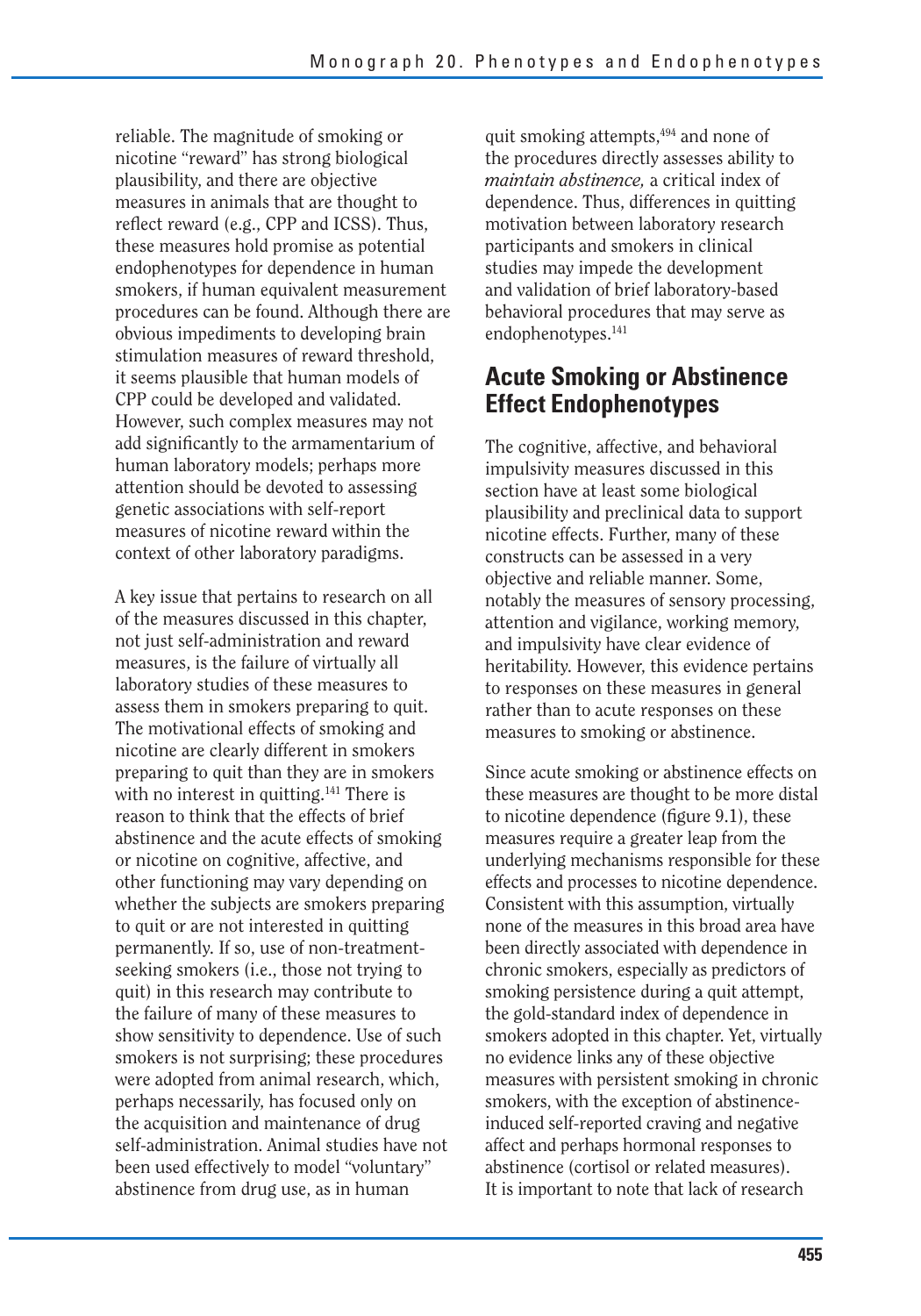reliable. The magnitude of smoking or nicotine "reward" has strong biological plausibility, and there are objective measures in animals that are thought to reflect reward (e.g., CPP and ICSS). Thus, these measures hold promise as potential endophenotypes for dependence in human smokers, if human equivalent measurement procedures can be found. Although there are obvious impediments to developing brain stimulation measures of reward threshold, it seems plausible that human models of CPP could be developed and validated. However, such complex measures may not add significantly to the armamentarium of human laboratory models; perhaps more attention should be devoted to assessing genetic associations with self-report measures of nicotine reward within the context of other laboratory paradigms.

A key issue that pertains to research on all of the measures discussed in this chapter, not just self-administration and reward measures, is the failure of virtually all laboratory studies of these measures to assess them in smokers preparing to quit. The motivational effects of smoking and nicotine are clearly different in smokers preparing to quit than they are in smokers with no interest in quitting.[141] There is reason to think that the effects of brief abstinence and the acute effects of smoking or nicotine on cognitive, affective, and other functioning may vary depending on whether the subjects are smokers preparing to quit or are not interested in quitting permanently. If so, use of non-treatment-seeking smokers (i.e., those not trying to quit) in this research may contribute to the failure of many of these measures to show sensitivity to dependence. Use of such smokers is not surprising; these procedures were adopted from animal research, which, perhaps necessarily, has focused only on the acquisition and maintenance of drug self-administration. Animal studies have not been used effectively to model "voluntary" abstinence from drug use, as in human quit smoking attempts,[494] and none of the procedures directly assesses ability to *maintain abstinence,* a critical index of dependence. Thus, differences in quitting motivation between laboratory research participants and smokers in clinical studies may impede the development and validation of brief laboratory-based behavioral procedures that may serve as endophenotypes.[141]

## Acute Smoking or Abstinence Effect Endophenotypes

The cognitive, affective, and behavioral impulsivity measures discussed in this section have at least some biological plausibility and preclinical data to support nicotine effects. Further, many of these constructs can be assessed in a very objective and reliable manner. Some, notably the measures of sensory processing, attention and vigilance, working memory, and impulsivity have clear evidence of heritability. However, this evidence pertains to responses on these measures in general rather than to acute responses on these measures to smoking or abstinence.

Since acute smoking or abstinence effects on these measures are thought to be more distal to nicotine dependence (figure 9.1), these measures require a greater leap from the underlying mechanisms responsible for these effects and processes to nicotine dependence. Consistent with this assumption, virtually none of the measures in this broad area have been directly associated with dependence in chronic smokers, especially as predictors of smoking persistence during a quit attempt, the gold-standard index of dependence in smokers adopted in this chapter. Yet, virtually no evidence links any of these objective measures with persistent smoking in chronic smokers, with the exception of abstinence-induced self-reported craving and negative affect and perhaps hormonal responses to abstinence (cortisol or related measures). It is important to note that lack of research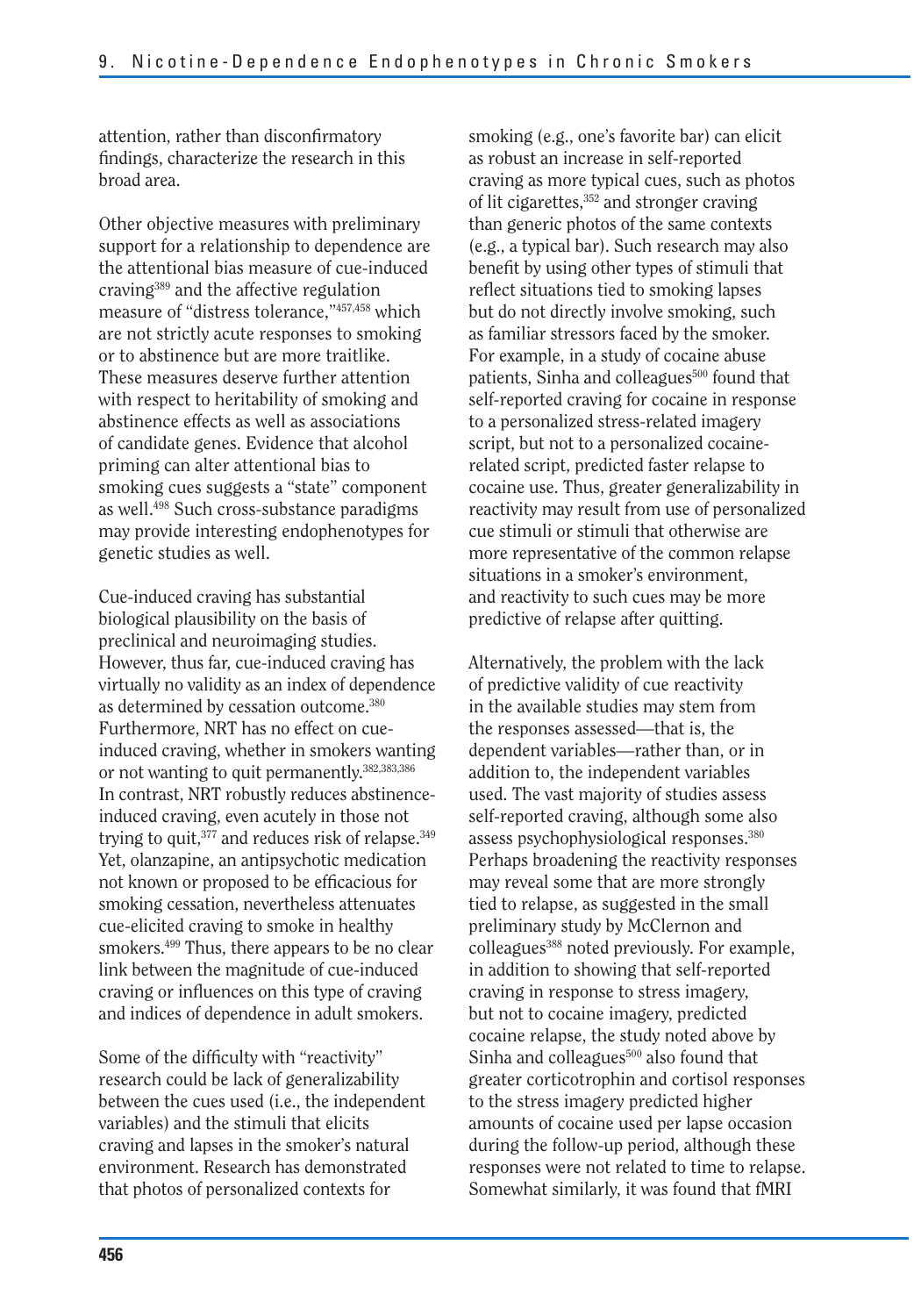attention, rather than disconfirmatory findings, characterize the research in this broad area.

Other objective measures with preliminary support for a relationship to dependence are the attentional bias measure of cue-induced craving[389] and the affective regulation measure of "distress tolerance,"[457,458] which are not strictly acute responses to smoking or to abstinence but are more traitlike. These measures deserve further attention with respect to heritability of smoking and abstinence effects as well as associations of candidate genes. Evidence that alcohol priming can alter attentional bias to smoking cues suggests a "state" component as well.[498] Such cross-substance paradigms may provide interesting endophenotypes for genetic studies as well.

Cue-induced craving has substantial biological plausibility on the basis of preclinical and neuroimaging studies. However, thus far, cue-induced craving has virtually no validity as an index of dependence as determined by cessation outcome.[380] Furthermore, NRT has no effect on cue-induced craving, whether in smokers wanting or not wanting to quit permanently.[382,383,386] In contrast, NRT robustly reduces abstinence-induced craving, even acutely in those not trying to quit,[377] and reduces risk of relapse.[349] Yet, olanzapine, an antipsychotic medication not known or proposed to be efficacious for smoking cessation, nevertheless attenuates cue-elicited craving to smoke in healthy smokers.[499] Thus, there appears to be no clear link between the magnitude of cue-induced craving or influences on this type of craving and indices of dependence in adult smokers.

Some of the difficulty with "reactivity" research could be lack of generalizability between the cues used (i.e., the independent variables) and the stimuli that elicits craving and lapses in the smoker's natural environment. Research has demonstrated that photos of personalized contexts for smoking (e.g., one's favorite bar) can elicit as robust an increase in self-reported craving as more typical cues, such as photos of lit cigarettes,[352] and stronger craving than generic photos of the same contexts (e.g., a typical bar). Such research may also benefit by using other types of stimuli that reflect situations tied to smoking lapses but do not directly involve smoking, such as familiar stressors faced by the smoker. For example, in a study of cocaine abuse patients, Sinha and colleagues[500] found that self-reported craving for cocaine in response to a personalized stress-related imagery script, but not to a personalized cocaine-related script, predicted faster relapse to cocaine use. Thus, greater generalizability in reactivity may result from use of personalized cue stimuli or stimuli that otherwise are more representative of the common relapse situations in a smoker's environment, and reactivity to such cues may be more predictive of relapse after quitting.

Alternatively, the problem with the lack of predictive validity of cue reactivity in the available studies may stem from the responses assessed—that is, the dependent variables—rather than, or in addition to, the independent variables used. The vast majority of studies assess self-reported craving, although some also assess psychophysiological responses.[380] Perhaps broadening the reactivity responses may reveal some that are more strongly tied to relapse, as suggested in the small preliminary study by McClernon and colleagues[388] noted previously. For example, in addition to showing that self-reported craving in response to stress imagery, but not to cocaine imagery, predicted cocaine relapse, the study noted above by Sinha and colleagues[500] also found that greater corticotrophin and cortisol responses to the stress imagery predicted higher amounts of cocaine used per lapse occasion during the follow-up period, although these responses were not related to time to relapse. Somewhat similarly, it was found that fMRI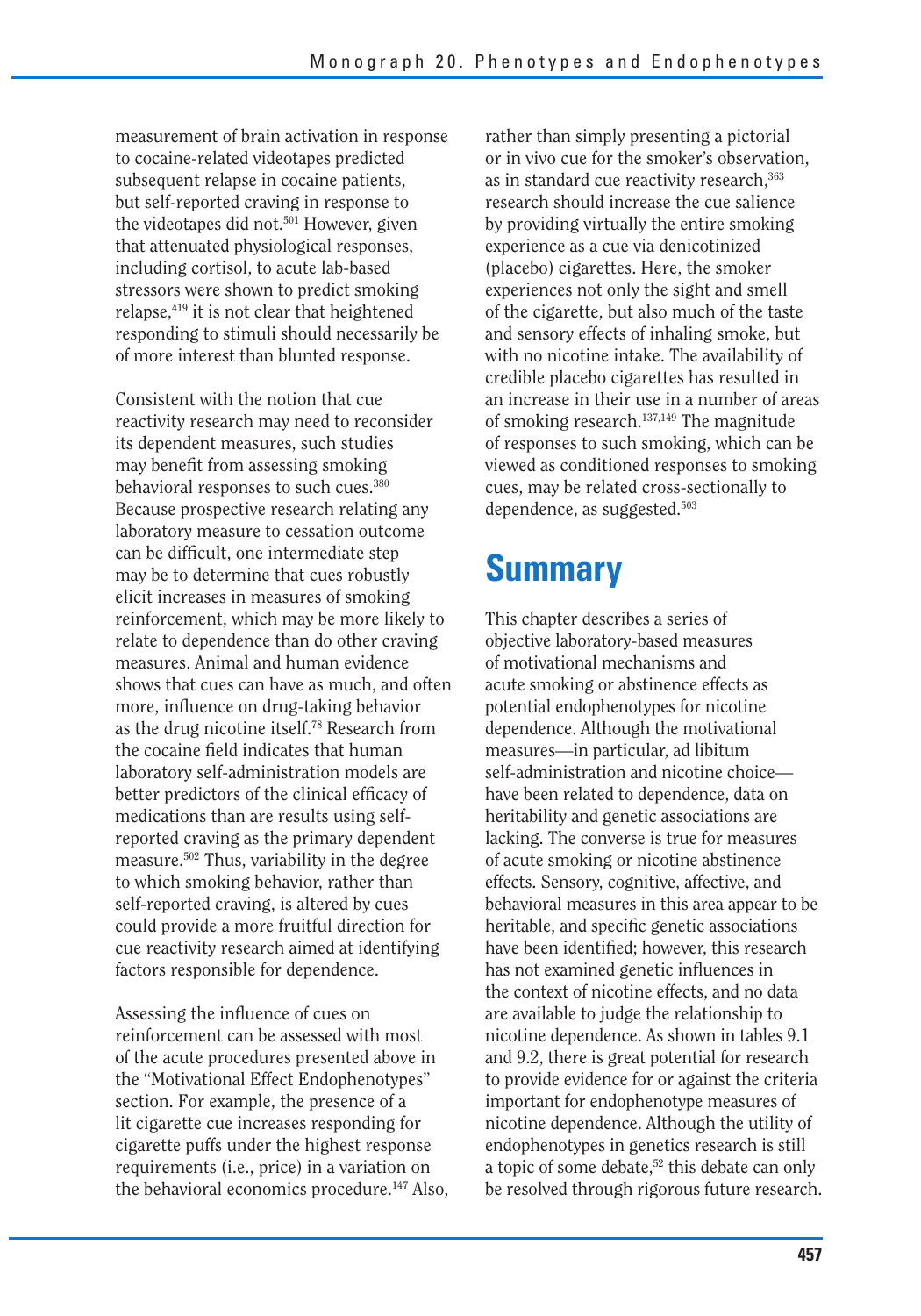measurement of brain activation in response to cocaine-related videotapes predicted subsequent relapse in cocaine patients, but self-reported craving in response to the videotapes did not.[501] However, given that attenuated physiological responses, including cortisol, to acute lab-based stressors were shown to predict smoking relapse,[419] it is not clear that heightened responding to stimuli should necessarily be of more interest than blunted response.

Consistent with the notion that cue reactivity research may need to reconsider its dependent measures, such studies may benefit from assessing smoking behavioral responses to such cues.[380] Because prospective research relating any laboratory measure to cessation outcome can be difficult, one intermediate step may be to determine that cues robustly elicit increases in measures of smoking reinforcement, which may be more likely to relate to dependence than do other craving measures. Animal and human evidence shows that cues can have as much, and often more, influence on drug-taking behavior as the drug nicotine itself.[78] Research from the cocaine field indicates that human laboratory self-administration models are better predictors of the clinical efficacy of medications than are results using self-reported craving as the primary dependent measure.[502] Thus, variability in the degree to which smoking behavior, rather than self-reported craving, is altered by cues could provide a more fruitful direction for cue reactivity research aimed at identifying factors responsible for dependence.

Assessing the influence of cues on reinforcement can be assessed with most of the acute procedures presented above in the "Motivational Effect Endophenotypes" section. For example, the presence of a lit cigarette cue increases responding for cigarette puffs under the highest response requirements (i.e., price) in a variation on the behavioral economics procedure.[147] Also, rather than simply presenting a pictorial or in vivo cue for the smoker's observation, as in standard cue reactivity research,[363] research should increase the cue salience by providing virtually the entire smoking experience as a cue via denicotinized (placebo) cigarettes. Here, the smoker experiences not only the sight and smell of the cigarette, but also much of the taste and sensory effects of inhaling smoke, but with no nicotine intake. The availability of credible placebo cigarettes has resulted in an increase in their use in a number of areas of smoking research.[137,149] The magnitude of responses to such smoking, which can be viewed as conditioned responses to smoking cues, may be related cross-sectionally to dependence, as suggested.[503]

# Summary

This chapter describes a series of objective laboratory-based measures of motivational mechanisms and acute smoking or abstinence effects as potential endophenotypes for nicotine dependence. Although the motivational measures—in particular, ad libitum self-administration and nicotine choice—have been related to dependence, data on heritability and genetic associations are lacking. The converse is true for measures of acute smoking or nicotine abstinence effects. Sensory, cognitive, affective, and behavioral measures in this area appear to be heritable, and specific genetic associations have been identified; however, this research has not examined genetic influences in the context of nicotine effects, and no data are available to judge the relationship to nicotine dependence. As shown in tables 9.1 and 9.2, there is great potential for research to provide evidence for or against the criteria important for endophenotype measures of nicotine dependence. Although the utility of endophenotypes in genetics research is still a topic of some debate,[52] this debate can only be resolved through rigorous future research.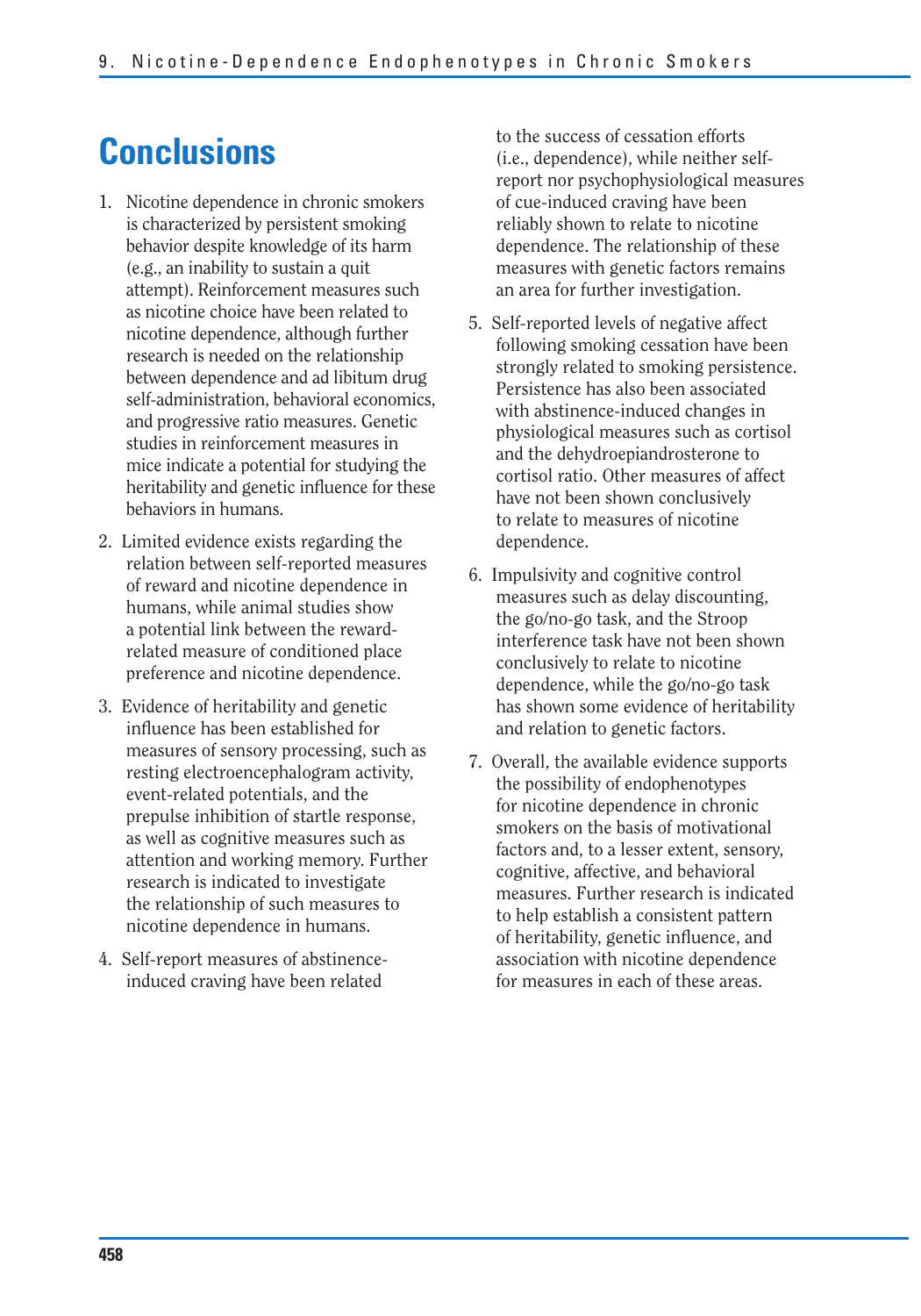# Conclusions

1. Nicotine dependence in chronic smokers is characterized by persistent smoking behavior despite knowledge of its harm (e.g., an inability to sustain a quit attempt). Reinforcement measures such as nicotine choice have been related to nicotine dependence, although further research is needed on the relationship between dependence and ad libitum drug self-administration, behavioral economics, and progressive ratio measures. Genetic studies in reinforcement measures in mice indicate a potential for studying the heritability and genetic influence for these behaviors in humans.
2. Limited evidence exists regarding the relation between self-reported measures of reward and nicotine dependence in humans, while animal studies show a potential link between the reward-related measure of conditioned place preference and nicotine dependence.
3. Evidence of heritability and genetic influence has been established for measures of sensory processing, such as resting electroencephalogram activity, event-related potentials, and the prepulse inhibition of startle response, as well as cognitive measures such as attention and working memory. Further research is indicated to investigate the relationship of such measures to nicotine dependence in humans.
4. Self-report measures of abstinence-induced craving have been related to the success of cessation efforts (i.e., dependence), while neither self-report nor psychophysiological measures of cue-induced craving have been reliably shown to relate to nicotine dependence. The relationship of these measures with genetic factors remains an area for further investigation.
5. Self-reported levels of negative affect following smoking cessation have been strongly related to smoking persistence. Persistence has also been associated with abstinence-induced changes in physiological measures such as cortisol and the dehydroepiandrosterone to cortisol ratio. Other measures of affect have not been shown conclusively to relate to measures of nicotine dependence.
6. Impulsivity and cognitive control measures such as delay discounting, the go/no-go task, and the Stroop interference task have not been shown conclusively to relate to nicotine dependence, while the go/no-go task has shown some evidence of heritability and relation to genetic factors.
7. Overall, the available evidence supports the possibility of endophenotypes for nicotine dependence in chronic smokers on the basis of motivational factors and, to a lesser extent, sensory, cognitive, affective, and behavioral measures. Further research is indicated to help establish a consistent pattern of heritability, genetic influence, and association with nicotine dependence for measures in each of these areas.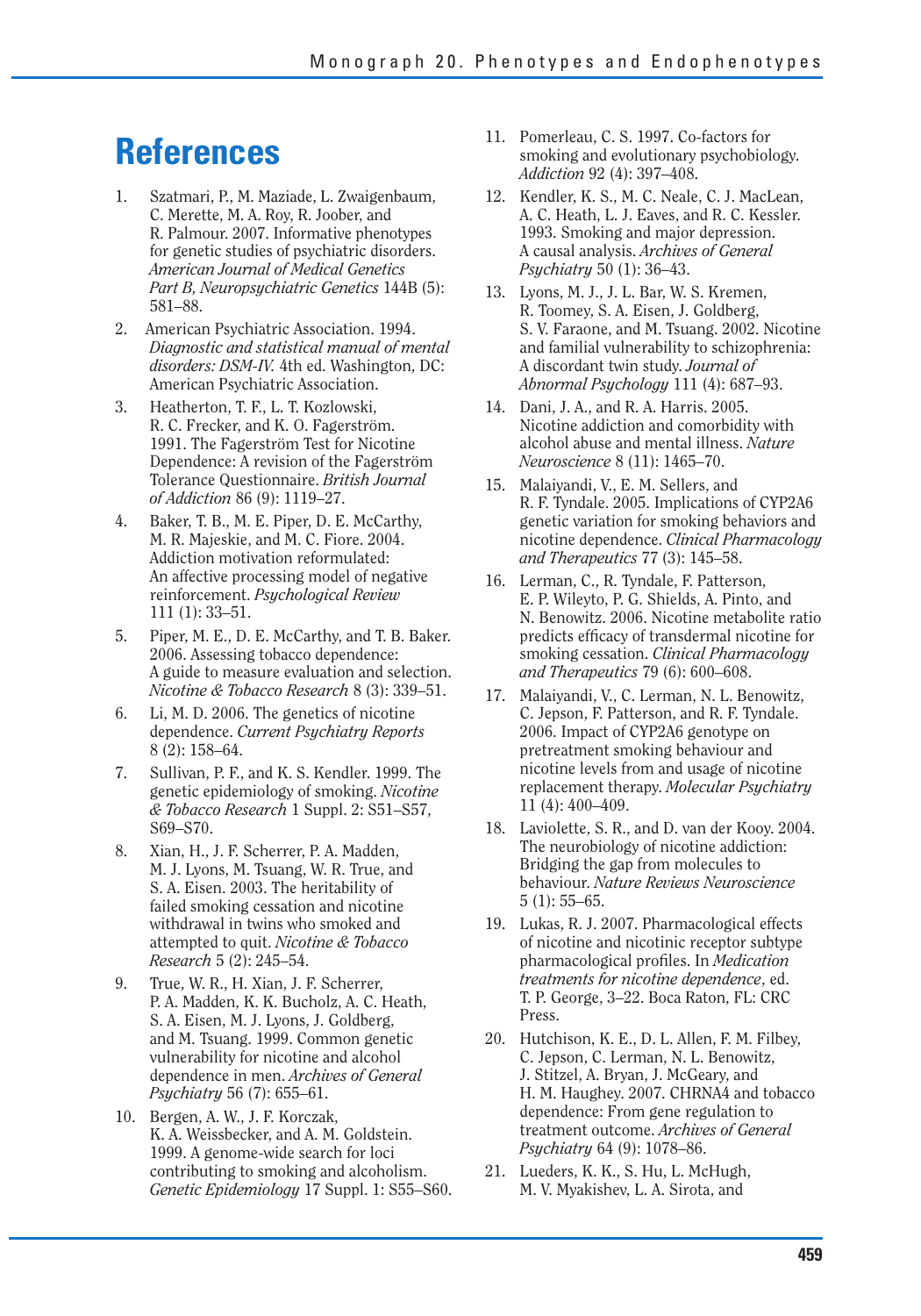# References

1. Szatmari, P., M. Maziade, L. Zwaigenbaum, C. Merette, M. A. Roy, R. Joober, and R. Palmour. 2007. Informative phenotypes for genetic studies of psychiatric disorders. *American Journal of Medical Genetics Part B, Neuropsychiatric Genetics* 144B (5): 581–88.
2. American Psychiatric Association. 1994. *Diagnostic and statistical manual of mental disorders: DSM-IV.* 4th ed. Washington, DC: American Psychiatric Association.
3. Heatherton, T. F., L. T. Kozlowski, R. C. Frecker, and K. O. Fagerström. 1991. The Fagerström Test for Nicotine Dependence: A revision of the Fagerström Tolerance Questionnaire. *British Journal of Addiction* 86 (9): 1119–27.
4. Baker, T. B., M. E. Piper, D. E. McCarthy, M. R. Majeskie, and M. C. Fiore. 2004. Addiction motivation reformulated: An affective processing model of negative reinforcement. *Psychological Review* 111 (1): 33–51.
5. Piper, M. E., D. E. McCarthy, and T. B. Baker. 2006. Assessing tobacco dependence: A guide to measure evaluation and selection. *Nicotine & Tobacco Research* 8 (3): 339–51.
6. Li, M. D. 2006. The genetics of nicotine dependence. *Current Psychiatry Reports* 8 (2): 158–64.
7. Sullivan, P. F., and K. S. Kendler. 1999. The genetic epidemiology of smoking. *Nicotine & Tobacco Research* 1 Suppl. 2: S51–S57, S69–S70.
8. Xian, H., J. F. Scherrer, P. A. Madden, M. J. Lyons, M. Tsuang, W. R. True, and S. A. Eisen. 2003. The heritability of failed smoking cessation and nicotine withdrawal in twins who smoked and attempted to quit. *Nicotine & Tobacco Research* 5 (2): 245–54.
9. True, W. R., H. Xian, J. F. Scherrer, P. A. Madden, K. K. Bucholz, A. C. Heath, S. A. Eisen, M. J. Lyons, J. Goldberg, and M. Tsuang. 1999. Common genetic vulnerability for nicotine and alcohol dependence in men. *Archives of General Psychiatry* 56 (7): 655–61.
10. Bergen, A. W., J. F. Korczak, K. A. Weissbecker, and A. M. Goldstein. 1999. A genome-wide search for loci contributing to smoking and alcoholism. *Genetic Epidemiology* 17 Suppl. 1: S55–S60.
11. Pomerleau, C. S. 1997. Co-factors for smoking and evolutionary psychobiology. *Addiction* 92 (4): 397–408.
12. Kendler, K. S., M. C. Neale, C. J. MacLean, A. C. Heath, L. J. Eaves, and R. C. Kessler. 1993. Smoking and major depression. A causal analysis. *Archives of General Psychiatry* 50 (1): 36–43.
13. Lyons, M. J., J. L. Bar, W. S. Kremen, R. Toomey, S. A. Eisen, J. Goldberg, S. V. Faraone, and M. Tsuang. 2002. Nicotine and familial vulnerability to schizophrenia: A discordant twin study. *Journal of Abnormal Psychology* 111 (4): 687–93.
14. Dani, J. A., and R. A. Harris. 2005. Nicotine addiction and comorbidity with alcohol abuse and mental illness. *Nature Neuroscience* 8 (11): 1465–70.
15. Malaiyandi, V., E. M. Sellers, and R. F. Tyndale. 2005. Implications of CYP2A6 genetic variation for smoking behaviors and nicotine dependence. *Clinical Pharmacology and Therapeutics* 77 (3): 145–58.
16. Lerman, C., R. Tyndale, F. Patterson, E. P. Wileyto, P. G. Shields, A. Pinto, and N. Benowitz. 2006. Nicotine metabolite ratio predicts efficacy of transdermal nicotine for smoking cessation. *Clinical Pharmacology and Therapeutics* 79 (6): 600–608.
17. Malaiyandi, V., C. Lerman, N. L. Benowitz, C. Jepson, F. Patterson, and R. F. Tyndale. 2006. Impact of CYP2A6 genotype on pretreatment smoking behaviour and nicotine levels from and usage of nicotine replacement therapy. *Molecular Psychiatry* 11 (4): 400–409.
18. Laviolette, S. R., and D. van der Kooy. 2004. The neurobiology of nicotine addiction: Bridging the gap from molecules to behaviour. *Nature Reviews Neuroscience* 5 (1): 55–65.
19. Lukas, R. J. 2007. Pharmacological effects of nicotine and nicotinic receptor subtype pharmacological profiles. In *Medication treatments for nicotine dependence*, ed. T. P. George, 3–22. Boca Raton, FL: CRC Press.
20. Hutchison, K. E., D. L. Allen, F. M. Filbey, C. Jepson, C. Lerman, N. L. Benowitz, J. Stitzel, A. Bryan, J. McGeary, and H. M. Haughey. 2007. CHRNA4 and tobacco dependence: From gene regulation to treatment outcome. *Archives of General Psychiatry* 64 (9): 1078–86.
21. Lueders, K. K., S. Hu, L. McHugh, M. V. Myakishev, L. A. Sirota, and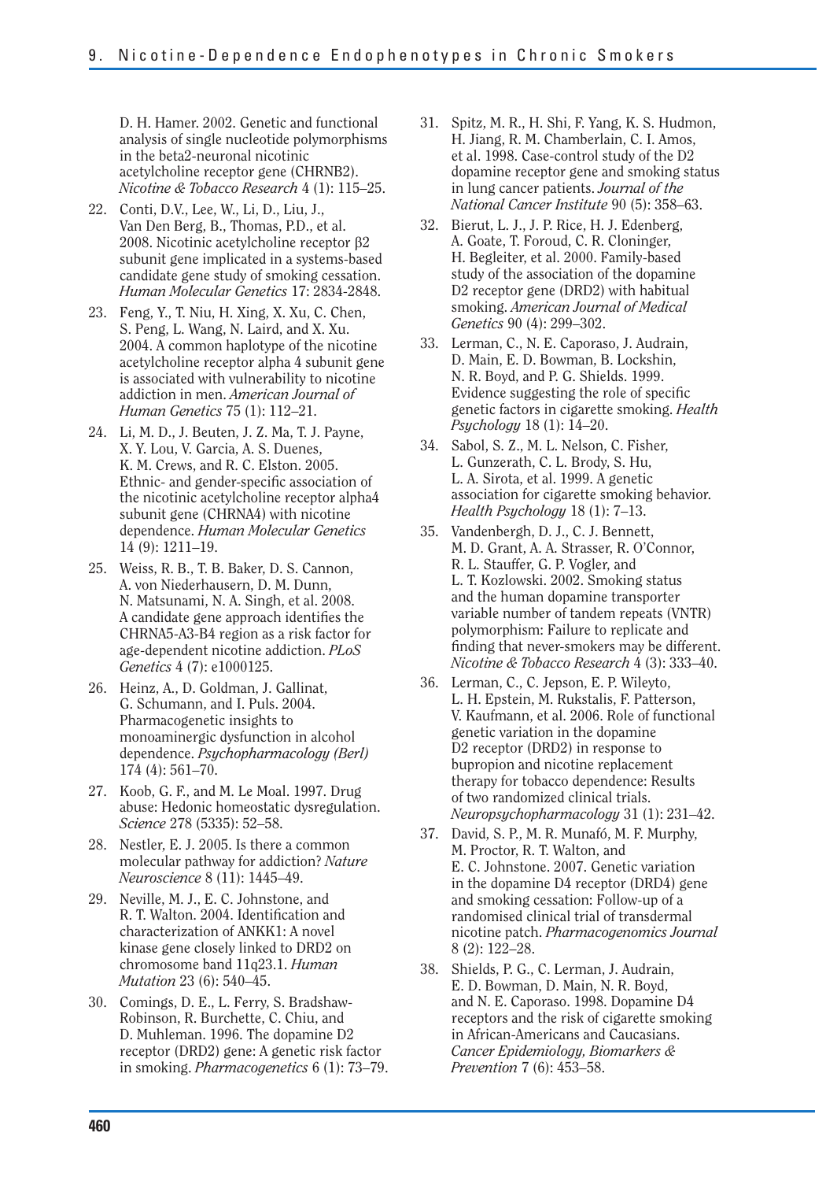D. H. Hamer. 2002. Genetic and functional analysis of single nucleotide polymorphisms in the beta2-neuronal nicotinic acetylcholine receptor gene (CHRNB2). *Nicotine & Tobacco Research* 4 (1): 115–25.

22. Conti, D.V., Lee, W., Li, D., Liu, J., Van Den Berg, B., Thomas, P.D., et al. 2008. Nicotinic acetylcholine receptor β2 subunit gene implicated in a systems-based candidate gene study of smoking cessation. *Human Molecular Genetics* 17: 2834-2848.

23. Feng, Y., T. Niu, H. Xing, X. Xu, C. Chen, S. Peng, L. Wang, N. Laird, and X. Xu. 2004. A common haplotype of the nicotine acetylcholine receptor alpha 4 subunit gene is associated with vulnerability to nicotine addiction in men. *American Journal of Human Genetics* 75 (1): 112–21.

24. Li, M. D., J. Beuten, J. Z. Ma, T. J. Payne, X. Y. Lou, V. Garcia, A. S. Duenes, K. M. Crews, and R. C. Elston. 2005. Ethnic- and gender-specific association of the nicotinic acetylcholine receptor alpha4 subunit gene (CHRNA4) with nicotine dependence. *Human Molecular Genetics* 14 (9): 1211–19.

25. Weiss, R. B., T. B. Baker, D. S. Cannon, A. von Niederhausern, D. M. Dunn, N. Matsunami, N. A. Singh, et al. 2008. A candidate gene approach identifies the CHRNA5-A3-B4 region as a risk factor for age-dependent nicotine addiction. *PLoS Genetics* 4 (7): e1000125.

26. Heinz, A., D. Goldman, J. Gallinat, G. Schumann, and I. Puls. 2004. Pharmacogenetic insights to monoaminergic dysfunction in alcohol dependence. *Psychopharmacology (Berl)* 174 (4): 561–70.

27. Koob, G. F., and M. Le Moal. 1997. Drug abuse: Hedonic homeostatic dysregulation. *Science* 278 (5335): 52–58.

28. Nestler, E. J. 2005. Is there a common molecular pathway for addiction? *Nature Neuroscience* 8 (11): 1445–49.

29. Neville, M. J., E. C. Johnstone, and R. T. Walton. 2004. Identification and characterization of ANKK1: A novel kinase gene closely linked to DRD2 on chromosome band 11q23.1. *Human Mutation* 23 (6): 540–45.

30. Comings, D. E., L. Ferry, S. Bradshaw-Robinson, R. Burchette, C. Chiu, and D. Muhleman. 1996. The dopamine D2 receptor (DRD2) gene: A genetic risk factor in smoking. *Pharmacogenetics* 6 (1): 73–79.

31. Spitz, M. R., H. Shi, F. Yang, K. S. Hudmon, H. Jiang, R. M. Chamberlain, C. I. Amos, et al. 1998. Case-control study of the D2 dopamine receptor gene and smoking status in lung cancer patients. *Journal of the National Cancer Institute* 90 (5): 358–63.

32. Bierut, L. J., J. P. Rice, H. J. Edenberg, A. Goate, T. Foroud, C. R. Cloninger, H. Begleiter, et al. 2000. Family-based study of the association of the dopamine D2 receptor gene (DRD2) with habitual smoking. *American Journal of Medical Genetics* 90 (4): 299–302.

33. Lerman, C., N. E. Caporaso, J. Audrain, D. Main, E. D. Bowman, B. Lockshin, N. R. Boyd, and P. G. Shields. 1999. Evidence suggesting the role of specific genetic factors in cigarette smoking. *Health Psychology* 18 (1): 14–20.

34. Sabol, S. Z., M. L. Nelson, C. Fisher, L. Gunzerath, C. L. Brody, S. Hu, L. A. Sirota, et al. 1999. A genetic association for cigarette smoking behavior. *Health Psychology* 18 (1): 7–13.

35. Vandenbergh, D. J., C. J. Bennett, M. D. Grant, A. A. Strasser, R. O'Connor, R. L. Stauffer, G. P. Vogler, and L. T. Kozlowski. 2002. Smoking status and the human dopamine transporter variable number of tandem repeats (VNTR) polymorphism: Failure to replicate and finding that never-smokers may be different. *Nicotine & Tobacco Research* 4 (3): 333–40.

36. Lerman, C., C. Jepson, E. P. Wileyto, L. H. Epstein, M. Rukstalis, F. Patterson, V. Kaufmann, et al. 2006. Role of functional genetic variation in the dopamine D2 receptor (DRD2) in response to bupropion and nicotine replacement therapy for tobacco dependence: Results of two randomized clinical trials. *Neuropsychopharmacology* 31 (1): 231–42.

37. David, S. P., M. R. Munafó, M. F. Murphy, M. Proctor, R. T. Walton, and E. C. Johnstone. 2007. Genetic variation in the dopamine D4 receptor (DRD4) gene and smoking cessation: Follow-up of a randomised clinical trial of transdermal nicotine patch. *Pharmacogenomics Journal* 8 (2): 122–28.

38. Shields, P. G., C. Lerman, J. Audrain, E. D. Bowman, D. Main, N. R. Boyd, and N. E. Caporaso. 1998. Dopamine D4 receptors and the risk of cigarette smoking in African-Americans and Caucasians. *Cancer Epidemiology, Biomarkers & Prevention* 7 (6): 453–58.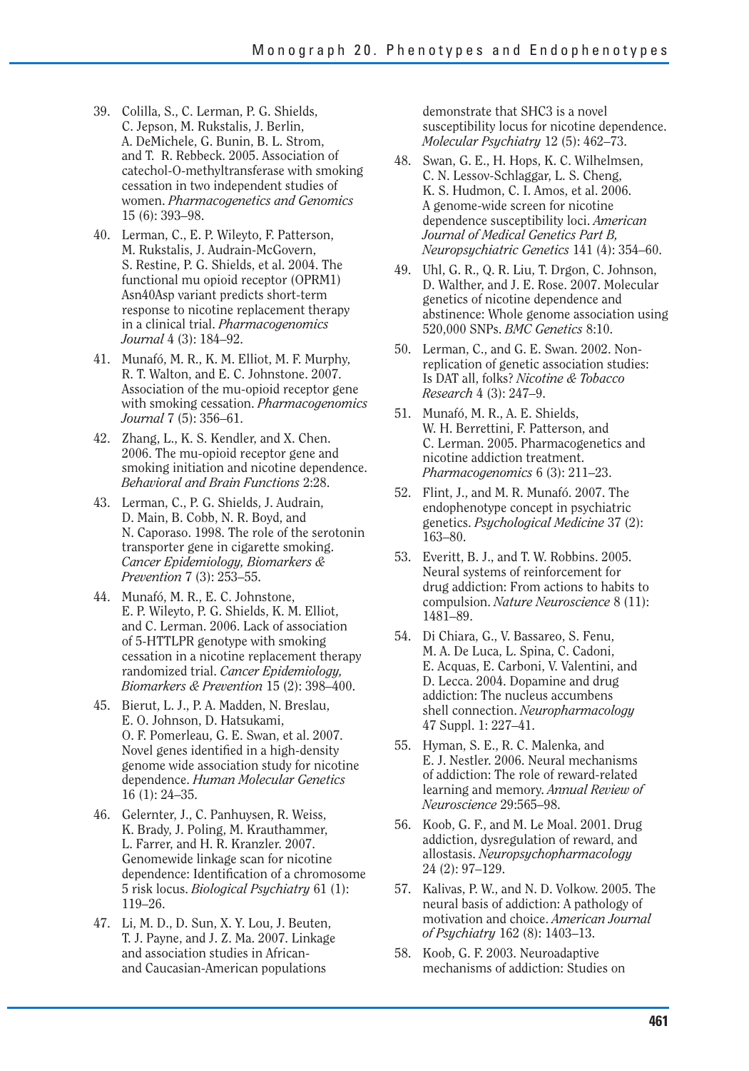39. Colilla, S., C. Lerman, P. G. Shields, C. Jepson, M. Rukstalis, J. Berlin, A. DeMichele, G. Bunin, B. L. Strom, and T. R. Rebbeck. 2005. Association of catechol-O-methyltransferase with smoking cessation in two independent studies of women. *Pharmacogenetics and Genomics* 15 (6): 393–98.
40. Lerman, C., E. P. Wileyto, F. Patterson, M. Rukstalis, J. Audrain-McGovern, S. Restine, P. G. Shields, et al. 2004. The functional mu opioid receptor (OPRM1) Asn40Asp variant predicts short-term response to nicotine replacement therapy in a clinical trial. *Pharmacogenomics Journal* 4 (3): 184–92.
41. Munafó, M. R., K. M. Elliot, M. F. Murphy, R. T. Walton, and E. C. Johnstone. 2007. Association of the mu-opioid receptor gene with smoking cessation. *Pharmacogenomics Journal* 7 (5): 356–61.
42. Zhang, L., K. S. Kendler, and X. Chen. 2006. The mu-opioid receptor gene and smoking initiation and nicotine dependence. *Behavioral and Brain Functions* 2:28.
43. Lerman, C., P. G. Shields, J. Audrain, D. Main, B. Cobb, N. R. Boyd, and N. Caporaso. 1998. The role of the serotonin transporter gene in cigarette smoking. *Cancer Epidemiology, Biomarkers & Prevention* 7 (3): 253–55.
44. Munafó, M. R., E. C. Johnstone, E. P. Wileyto, P. G. Shields, K. M. Elliot, and C. Lerman. 2006. Lack of association of 5-HTTLPR genotype with smoking cessation in a nicotine replacement therapy randomized trial. *Cancer Epidemiology, Biomarkers & Prevention* 15 (2): 398–400.
45. Bierut, L. J., P. A. Madden, N. Breslau, E. O. Johnson, D. Hatsukami, O. F. Pomerleau, G. E. Swan, et al. 2007. Novel genes identified in a high-density genome wide association study for nicotine dependence. *Human Molecular Genetics* 16 (1): 24–35.
46. Gelernter, J., C. Panhuysen, R. Weiss, K. Brady, J. Poling, M. Krauthammer, L. Farrer, and H. R. Kranzler. 2007. Genomewide linkage scan for nicotine dependence: Identification of a chromosome 5 risk locus. *Biological Psychiatry* 61 (1): 119–26.
47. Li, M. D., D. Sun, X. Y. Lou, J. Beuten, T. J. Payne, and J. Z. Ma. 2007. Linkage and association studies in African- and Caucasian-American populations demonstrate that SHC3 is a novel susceptibility locus for nicotine dependence. *Molecular Psychiatry* 12 (5): 462–73.
48. Swan, G. E., H. Hops, K. C. Wilhelmsen, C. N. Lessov-Schlaggar, L. S. Cheng, K. S. Hudmon, C. I. Amos, et al. 2006. A genome-wide screen for nicotine dependence susceptibility loci. *American Journal of Medical Genetics Part B, Neuropsychiatric Genetics* 141 (4): 354–60.
49. Uhl, G. R., Q. R. Liu, T. Drgon, C. Johnson, D. Walther, and J. E. Rose. 2007. Molecular genetics of nicotine dependence and abstinence: Whole genome association using 520,000 SNPs. *BMC Genetics* 8:10.
50. Lerman, C., and G. E. Swan. 2002. Non-replication of genetic association studies: Is DAT all, folks? *Nicotine & Tobacco Research* 4 (3): 247–9.
51. Munafó, M. R., A. E. Shields, W. H. Berrettini, F. Patterson, and C. Lerman. 2005. Pharmacogenetics and nicotine addiction treatment. *Pharmacogenomics* 6 (3): 211–23.
52. Flint, J., and M. R. Munafó. 2007. The endophenotype concept in psychiatric genetics. *Psychological Medicine* 37 (2): 163–80.
53. Everitt, B. J., and T. W. Robbins. 2005. Neural systems of reinforcement for drug addiction: From actions to habits to compulsion. *Nature Neuroscience* 8 (11): 1481–89.
54. Di Chiara, G., V. Bassareo, S. Fenu, M. A. De Luca, L. Spina, C. Cadoni, E. Acquas, E. Carboni, V. Valentini, and D. Lecca. 2004. Dopamine and drug addiction: The nucleus accumbens shell connection. *Neuropharmacology* 47 Suppl. 1: 227–41.
55. Hyman, S. E., R. C. Malenka, and E. J. Nestler. 2006. Neural mechanisms of addiction: The role of reward-related learning and memory. *Annual Review of Neuroscience* 29:565–98.
56. Koob, G. F., and M. Le Moal. 2001. Drug addiction, dysregulation of reward, and allostasis. *Neuropsychopharmacology* 24 (2): 97–129.
57. Kalivas, P. W., and N. D. Volkow. 2005. The neural basis of addiction: A pathology of motivation and choice. *American Journal of Psychiatry* 162 (8): 1403–13.
58. Koob, G. F. 2003. Neuroadaptive mechanisms of addiction: Studies on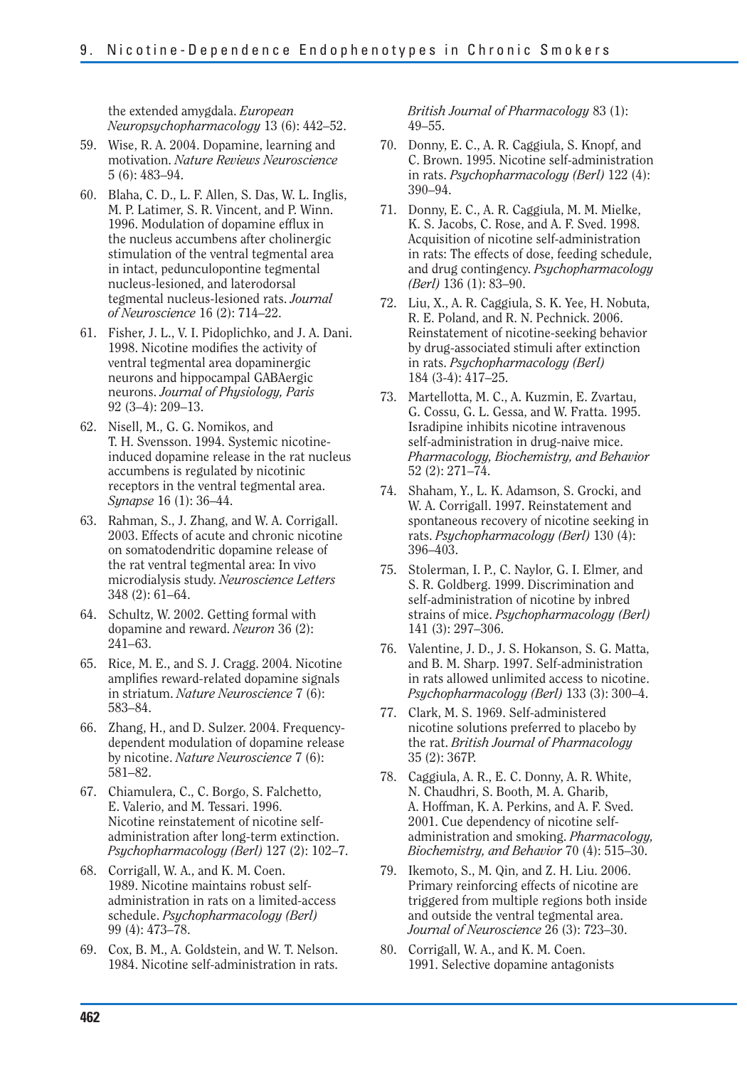the extended amygdala. *European Neuropsychopharmacology* 13 (6): 442–52.

59. Wise, R. A. 2004. Dopamine, learning and motivation. *Nature Reviews Neuroscience* 5 (6): 483–94.
60. Blaha, C. D., L. F. Allen, S. Das, W. L. Inglis, M. P. Latimer, S. R. Vincent, and P. Winn. 1996. Modulation of dopamine efflux in the nucleus accumbens after cholinergic stimulation of the ventral tegmental area in intact, pedunculopontine tegmental nucleus-lesioned, and laterodorsal tegmental nucleus-lesioned rats. *Journal of Neuroscience* 16 (2): 714–22.
61. Fisher, J. L., V. I. Pidoplichko, and J. A. Dani. 1998. Nicotine modifies the activity of ventral tegmental area dopaminergic neurons and hippocampal GABAergic neurons. *Journal of Physiology, Paris* 92 (3–4): 209–13.
62. Nisell, M., G. G. Nomikos, and T. H. Svensson. 1994. Systemic nicotine-induced dopamine release in the rat nucleus accumbens is regulated by nicotinic receptors in the ventral tegmental area. *Synapse* 16 (1): 36–44.
63. Rahman, S., J. Zhang, and W. A. Corrigall. 2003. Effects of acute and chronic nicotine on somatodendritic dopamine release of the rat ventral tegmental area: In vivo microdialysis study. *Neuroscience Letters* 348 (2): 61–64.
64. Schultz, W. 2002. Getting formal with dopamine and reward. *Neuron* 36 (2): 241–63.
65. Rice, M. E., and S. J. Cragg. 2004. Nicotine amplifies reward-related dopamine signals in striatum. *Nature Neuroscience* 7 (6): 583–84.
66. Zhang, H., and D. Sulzer. 2004. Frequency-dependent modulation of dopamine release by nicotine. *Nature Neuroscience* 7 (6): 581–82.
67. Chiamulera, C., C. Borgo, S. Falchetto, E. Valerio, and M. Tessari. 1996. Nicotine reinstatement of nicotine self-administration after long-term extinction. *Psychopharmacology (Berl)* 127 (2): 102–7.
68. Corrigall, W. A., and K. M. Coen. 1989. Nicotine maintains robust self-administration in rats on a limited-access schedule. *Psychopharmacology (Berl)* 99 (4): 473–78.
69. Cox, B. M., A. Goldstein, and W. T. Nelson. 1984. Nicotine self-administration in rats. *British Journal of Pharmacology* 83 (1): 49–55.
70. Donny, E. C., A. R. Caggiula, S. Knopf, and C. Brown. 1995. Nicotine self-administration in rats. *Psychopharmacology (Berl)* 122 (4): 390–94.
71. Donny, E. C., A. R. Caggiula, M. M. Mielke, K. S. Jacobs, C. Rose, and A. F. Sved. 1998. Acquisition of nicotine self-administration in rats: The effects of dose, feeding schedule, and drug contingency. *Psychopharmacology (Berl)* 136 (1): 83–90.
72. Liu, X., A. R. Caggiula, S. K. Yee, H. Nobuta, R. E. Poland, and R. N. Pechnick. 2006. Reinstatement of nicotine-seeking behavior by drug-associated stimuli after extinction in rats. *Psychopharmacology (Berl)* 184 (3-4): 417–25.
73. Martellotta, M. C., A. Kuzmin, E. Zvartau, G. Cossu, G. L. Gessa, and W. Fratta. 1995. Isradipine inhibits nicotine intravenous self-administration in drug-naive mice. *Pharmacology, Biochemistry, and Behavior* 52 (2): 271–74.
74. Shaham, Y., L. K. Adamson, S. Grocki, and W. A. Corrigall. 1997. Reinstatement and spontaneous recovery of nicotine seeking in rats. *Psychopharmacology (Berl)* 130 (4): 396–403.
75. Stolerman, I. P., C. Naylor, G. I. Elmer, and S. R. Goldberg. 1999. Discrimination and self-administration of nicotine by inbred strains of mice. *Psychopharmacology (Berl)* 141 (3): 297–306.
76. Valentine, J. D., J. S. Hokanson, S. G. Matta, and B. M. Sharp. 1997. Self-administration in rats allowed unlimited access to nicotine. *Psychopharmacology (Berl)* 133 (3): 300–4.
77. Clark, M. S. 1969. Self-administered nicotine solutions preferred to placebo by the rat. *British Journal of Pharmacology* 35 (2): 367P.
78. Caggiula, A. R., E. C. Donny, A. R. White, N. Chaudhri, S. Booth, M. A. Gharib, A. Hoffman, K. A. Perkins, and A. F. Sved. 2001. Cue dependency of nicotine self-administration and smoking. *Pharmacology, Biochemistry, and Behavior* 70 (4): 515–30.
79. Ikemoto, S., M. Qin, and Z. H. Liu. 2006. Primary reinforcing effects of nicotine are triggered from multiple regions both inside and outside the ventral tegmental area. *Journal of Neuroscience* 26 (3): 723–30.
80. Corrigall, W. A., and K. M. Coen. 1991. Selective dopamine antagonists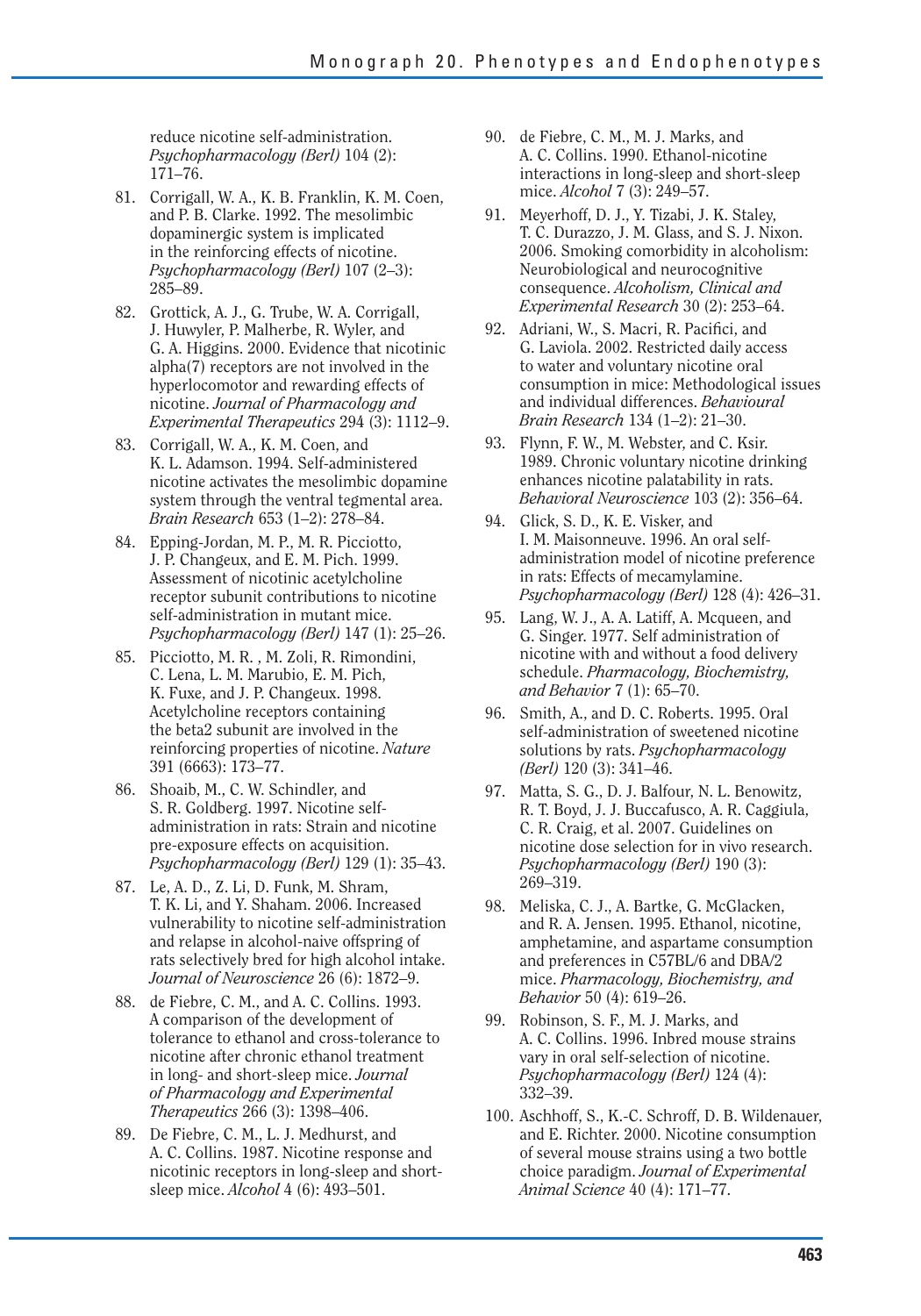reduce nicotine self-administration. *Psychopharmacology (Berl)* 104 (2): 171–76.

81. Corrigall, W. A., K. B. Franklin, K. M. Coen, and P. B. Clarke. 1992. The mesolimbic dopaminergic system is implicated in the reinforcing effects of nicotine. *Psychopharmacology (Berl)* 107 (2–3): 285–89.
82. Grottick, A. J., G. Trube, W. A. Corrigall, J. Huwyler, P. Malherbe, R. Wyler, and G. A. Higgins. 2000. Evidence that nicotinic alpha(7) receptors are not involved in the hyperlocomotor and rewarding effects of nicotine. *Journal of Pharmacology and Experimental Therapeutics* 294 (3): 1112–9.
83. Corrigall, W. A., K. M. Coen, and K. L. Adamson. 1994. Self-administered nicotine activates the mesolimbic dopamine system through the ventral tegmental area. *Brain Research* 653 (1–2): 278–84.
84. Epping-Jordan, M. P., M. R. Picciotto, J. P. Changeux, and E. M. Pich. 1999. Assessment of nicotinic acetylcholine receptor subunit contributions to nicotine self-administration in mutant mice. *Psychopharmacology (Berl)* 147 (1): 25–26.
85. Picciotto, M. R. , M. Zoli, R. Rimondini, C. Lena, L. M. Marubio, E. M. Pich, K. Fuxe, and J. P. Changeux. 1998. Acetylcholine receptors containing the beta2 subunit are involved in the reinforcing properties of nicotine. *Nature* 391 (6663): 173–77.
86. Shoaib, M., C. W. Schindler, and S. R. Goldberg. 1997. Nicotine self-administration in rats: Strain and nicotine pre-exposure effects on acquisition. *Psychopharmacology (Berl)* 129 (1): 35–43.
87. Le, A. D., Z. Li, D. Funk, M. Shram, T. K. Li, and Y. Shaham. 2006. Increased vulnerability to nicotine self-administration and relapse in alcohol-naive offspring of rats selectively bred for high alcohol intake. *Journal of Neuroscience* 26 (6): 1872–9.
88. de Fiebre, C. M., and A. C. Collins. 1993. A comparison of the development of tolerance to ethanol and cross-tolerance to nicotine after chronic ethanol treatment in long- and short-sleep mice. *Journal of Pharmacology and Experimental Therapeutics* 266 (3): 1398–406.
89. De Fiebre, C. M., L. J. Medhurst, and A. C. Collins. 1987. Nicotine response and nicotinic receptors in long-sleep and short-sleep mice. *Alcohol* 4 (6): 493–501.
90. de Fiebre, C. M., M. J. Marks, and A. C. Collins. 1990. Ethanol-nicotine interactions in long-sleep and short-sleep mice. *Alcohol* 7 (3): 249–57.
91. Meyerhoff, D. J., Y. Tizabi, J. K. Staley, T. C. Durazzo, J. M. Glass, and S. J. Nixon. 2006. Smoking comorbidity in alcoholism: Neurobiological and neurocognitive consequence. *Alcoholism, Clinical and Experimental Research* 30 (2): 253–64.
92. Adriani, W., S. Macri, R. Pacifici, and G. Laviola. 2002. Restricted daily access to water and voluntary nicotine oral consumption in mice: Methodological issues and individual differences. *Behavioural Brain Research* 134 (1–2): 21–30.
93. Flynn, F. W., M. Webster, and C. Ksir. 1989. Chronic voluntary nicotine drinking enhances nicotine palatability in rats. *Behavioral Neuroscience* 103 (2): 356–64.
94. Glick, S. D., K. E. Visker, and I. M. Maisonneuve. 1996. An oral self-administration model of nicotine preference in rats: Effects of mecamylamine. *Psychopharmacology (Berl)* 128 (4): 426–31.
95. Lang, W. J., A. A. Latiff, A. Mcqueen, and G. Singer. 1977. Self administration of nicotine with and without a food delivery schedule. *Pharmacology, Biochemistry, and Behavior* 7 (1): 65–70.
96. Smith, A., and D. C. Roberts. 1995. Oral self-administration of sweetened nicotine solutions by rats. *Psychopharmacology (Berl)* 120 (3): 341–46.
97. Matta, S. G., D. J. Balfour, N. L. Benowitz, R. T. Boyd, J. J. Buccafusco, A. R. Caggiula, C. R. Craig, et al. 2007. Guidelines on nicotine dose selection for in vivo research. *Psychopharmacology (Berl)* 190 (3): 269–319.
98. Meliska, C. J., A. Bartke, G. McGlacken, and R. A. Jensen. 1995. Ethanol, nicotine, amphetamine, and aspartame consumption and preferences in C57BL/6 and DBA/2 mice. *Pharmacology, Biochemistry, and Behavior* 50 (4): 619–26.
99. Robinson, S. F., M. J. Marks, and A. C. Collins. 1996. Inbred mouse strains vary in oral self-selection of nicotine. *Psychopharmacology (Berl)* 124 (4): 332–39.
100. Aschhoff, S., K.-C. Schroff, D. B. Wildenauer, and E. Richter. 2000. Nicotine consumption of several mouse strains using a two bottle choice paradigm. *Journal of Experimental Animal Science* 40 (4): 171–77.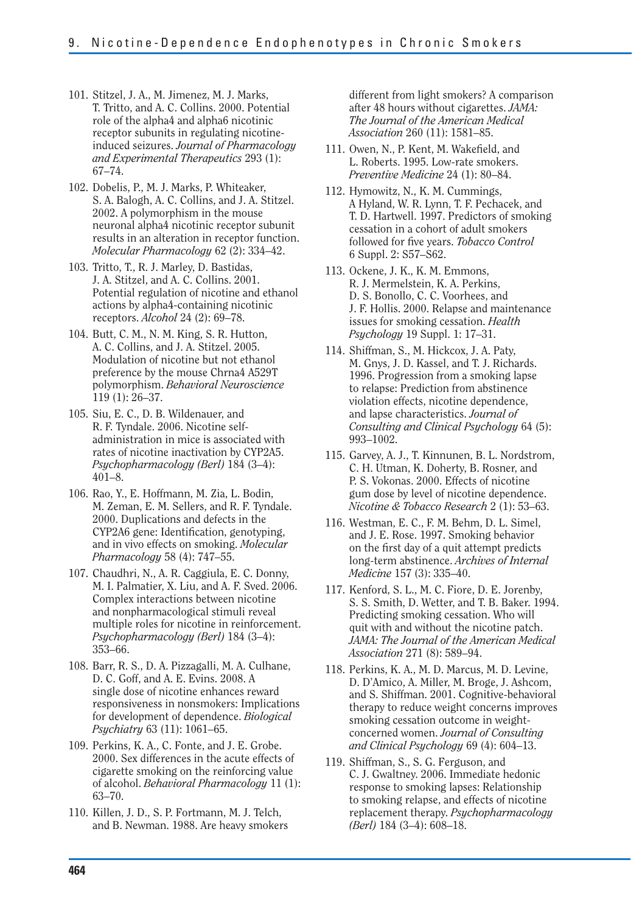101. Stitzel, J. A., M. Jimenez, M. J. Marks, T. Tritto, and A. C. Collins. 2000. Potential role of the alpha4 and alpha6 nicotinic receptor subunits in regulating nicotine-induced seizures. *Journal of Pharmacology and Experimental Therapeutics* 293 (1): 67–74.
102. Dobelis, P., M. J. Marks, P. Whiteaker, S. A. Balogh, A. C. Collins, and J. A. Stitzel. 2002. A polymorphism in the mouse neuronal alpha4 nicotinic receptor subunit results in an alteration in receptor function. *Molecular Pharmacology* 62 (2): 334–42.
103. Tritto, T., R. J. Marley, D. Bastidas, J. A. Stitzel, and A. C. Collins. 2001. Potential regulation of nicotine and ethanol actions by alpha4-containing nicotinic receptors. *Alcohol* 24 (2): 69–78.
104. Butt, C. M., N. M. King, S. R. Hutton, A. C. Collins, and J. A. Stitzel. 2005. Modulation of nicotine but not ethanol preference by the mouse Chrna4 A529T polymorphism. *Behavioral Neuroscience* 119 (1): 26–37.
105. Siu, E. C., D. B. Wildenauer, and R. F. Tyndale. 2006. Nicotine self-administration in mice is associated with rates of nicotine inactivation by CYP2A5. *Psychopharmacology (Berl)* 184 (3–4): 401–8.
106. Rao, Y., E. Hoffmann, M. Zia, L. Bodin, M. Zeman, E. M. Sellers, and R. F. Tyndale. 2000. Duplications and defects in the CYP2A6 gene: Identification, genotyping, and in vivo effects on smoking. *Molecular Pharmacology* 58 (4): 747–55.
107. Chaudhri, N., A. R. Caggiula, E. C. Donny, M. I. Palmatier, X. Liu, and A. F. Sved. 2006. Complex interactions between nicotine and nonpharmacological stimuli reveal multiple roles for nicotine in reinforcement. *Psychopharmacology (Berl)* 184 (3–4): 353–66.
108. Barr, R. S., D. A. Pizzagalli, M. A. Culhane, D. C. Goff, and A. E. Evins. 2008. A single dose of nicotine enhances reward responsiveness in nonsmokers: Implications for development of dependence. *Biological Psychiatry* 63 (11): 1061–65.
109. Perkins, K. A., C. Fonte, and J. E. Grobe. 2000. Sex differences in the acute effects of cigarette smoking on the reinforcing value of alcohol. *Behavioral Pharmacology* 11 (1): 63–70.
110. Killen, J. D., S. P. Fortmann, M. J. Telch, and B. Newman. 1988. Are heavy smokers different from light smokers? A comparison after 48 hours without cigarettes. *JAMA: The Journal of the American Medical Association* 260 (11): 1581–85.
111. Owen, N., P. Kent, M. Wakefield, and L. Roberts. 1995. Low-rate smokers. *Preventive Medicine* 24 (1): 80–84.
112. Hymowitz, N., K. M. Cummings, A Hyland, W. R. Lynn, T. F. Pechacek, and T. D. Hartwell. 1997. Predictors of smoking cessation in a cohort of adult smokers followed for five years. *Tobacco Control* 6 Suppl. 2: S57–S62.
113. Ockene, J. K., K. M. Emmons, R. J. Mermelstein, K. A. Perkins, D. S. Bonollo, C. C. Voorhees, and J. F. Hollis. 2000. Relapse and maintenance issues for smoking cessation. *Health Psychology* 19 Suppl. 1: 17–31.
114. Shiffman, S., M. Hickcox, J. A. Paty, M. Gnys, J. D. Kassel, and T. J. Richards. 1996. Progression from a smoking lapse to relapse: Prediction from abstinence violation effects, nicotine dependence, and lapse characteristics. *Journal of Consulting and Clinical Psychology* 64 (5): 993–1002.
115. Garvey, A. J., T. Kinnunen, B. L. Nordstrom, C. H. Utman, K. Doherty, B. Rosner, and P. S. Vokonas. 2000. Effects of nicotine gum dose by level of nicotine dependence. *Nicotine & Tobacco Research* 2 (1): 53–63.
116. Westman, E. C., F. M. Behm, D. L. Simel, and J. E. Rose. 1997. Smoking behavior on the first day of a quit attempt predicts long-term abstinence. *Archives of Internal Medicine* 157 (3): 335–40.
117. Kenford, S. L., M. C. Fiore, D. E. Jorenby, S. S. Smith, D. Wetter, and T. B. Baker. 1994. Predicting smoking cessation. Who will quit with and without the nicotine patch. *JAMA: The Journal of the American Medical Association* 271 (8): 589–94.
118. Perkins, K. A., M. D. Marcus, M. D. Levine, D. D'Amico, A. Miller, M. Broge, J. Ashcom, and S. Shiffman. 2001. Cognitive-behavioral therapy to reduce weight concerns improves smoking cessation outcome in weight-concerned women. *Journal of Consulting and Clinical Psychology* 69 (4): 604–13.
119. Shiffman, S., S. G. Ferguson, and C. J. Gwaltney. 2006. Immediate hedonic response to smoking lapses: Relationship to smoking relapse, and effects of nicotine replacement therapy. *Psychopharmacology (Berl)* 184 (3–4): 608–18.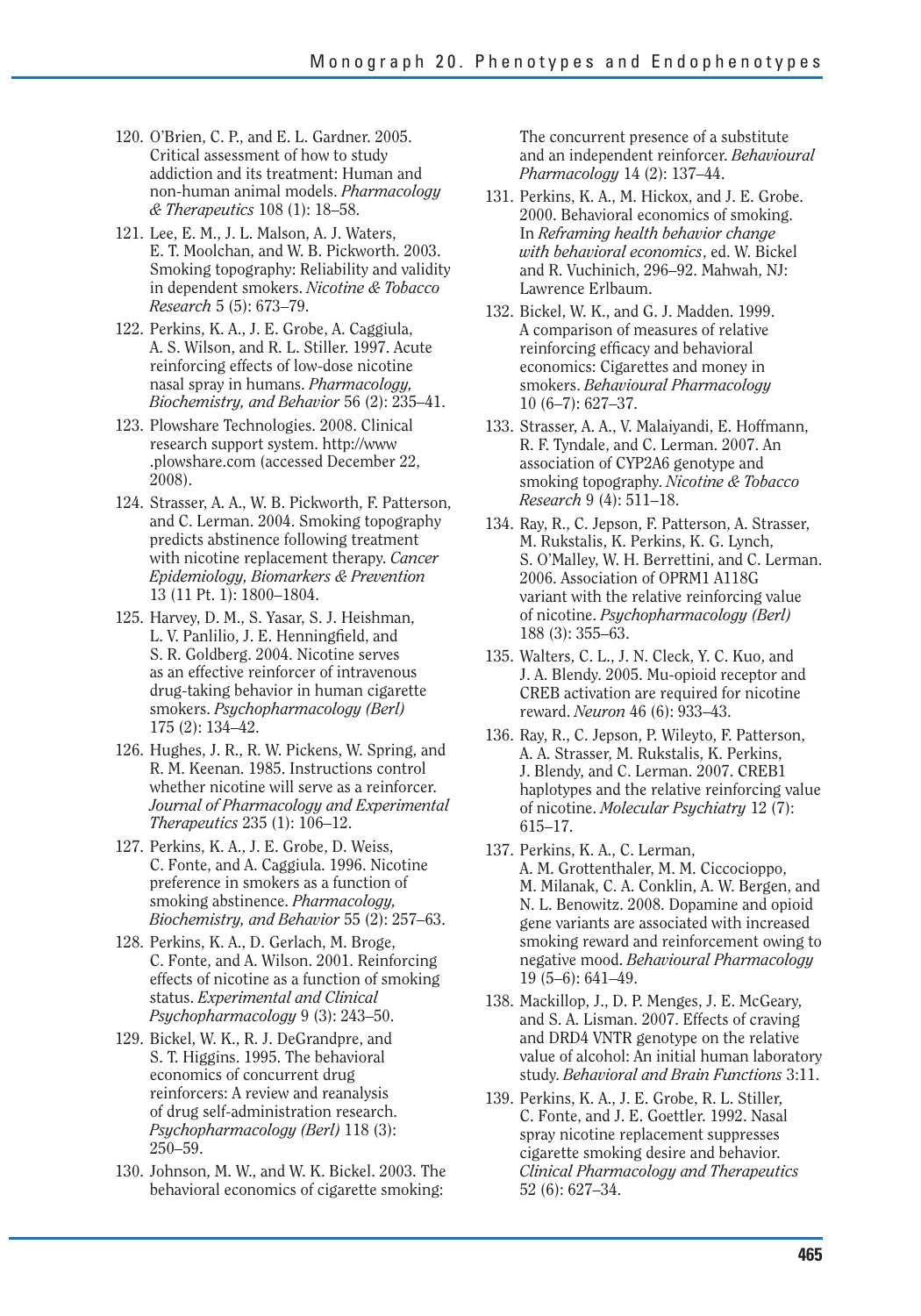120. O'Brien, C. P., and E. L. Gardner. 2005. Critical assessment of how to study addiction and its treatment: Human and non-human animal models. *Pharmacology & Therapeutics* 108 (1): 18–58.

121. Lee, E. M., J. L. Malson, A. J. Waters, E. T. Moolchan, and W. B. Pickworth. 2003. Smoking topography: Reliability and validity in dependent smokers. *Nicotine & Tobacco Research* 5 (5): 673–79.

122. Perkins, K. A., J. E. Grobe, A. Caggiula, A. S. Wilson, and R. L. Stiller. 1997. Acute reinforcing effects of low-dose nicotine nasal spray in humans. *Pharmacology, Biochemistry, and Behavior* 56 (2): 235–41.

123. Plowshare Technologies. 2008. Clinical research support system. http://www.plowshare.com (accessed December 22, 2008).

124. Strasser, A. A., W. B. Pickworth, F. Patterson, and C. Lerman. 2004. Smoking topography predicts abstinence following treatment with nicotine replacement therapy. *Cancer Epidemiology, Biomarkers & Prevention* 13 (11 Pt. 1): 1800–1804.

125. Harvey, D. M., S. Yasar, S. J. Heishman, L. V. Panlilio, J. E. Henningfield, and S. R. Goldberg. 2004. Nicotine serves as an effective reinforcer of intravenous drug-taking behavior in human cigarette smokers. *Psychopharmacology (Berl)* 175 (2): 134–42.

126. Hughes, J. R., R. W. Pickens, W. Spring, and R. M. Keenan. 1985. Instructions control whether nicotine will serve as a reinforcer. *Journal of Pharmacology and Experimental Therapeutics* 235 (1): 106–12.

127. Perkins, K. A., J. E. Grobe, D. Weiss, C. Fonte, and A. Caggiula. 1996. Nicotine preference in smokers as a function of smoking abstinence. *Pharmacology, Biochemistry, and Behavior* 55 (2): 257–63.

128. Perkins, K. A., D. Gerlach, M. Broge, C. Fonte, and A. Wilson. 2001. Reinforcing effects of nicotine as a function of smoking status. *Experimental and Clinical Psychopharmacology* 9 (3): 243–50.

129. Bickel, W. K., R. J. DeGrandpre, and S. T. Higgins. 1995. The behavioral economics of concurrent drug reinforcers: A review and reanalysis of drug self-administration research. *Psychopharmacology (Berl)* 118 (3): 250–59.

130. Johnson, M. W., and W. K. Bickel. 2003. The behavioral economics of cigarette smoking: The concurrent presence of a substitute and an independent reinforcer. *Behavioural Pharmacology* 14 (2): 137–44.

131. Perkins, K. A., M. Hickox, and J. E. Grobe. 2000. Behavioral economics of smoking. In *Reframing health behavior change with behavioral economics*, ed. W. Bickel and R. Vuchinich, 296–92. Mahwah, NJ: Lawrence Erlbaum.

132. Bickel, W. K., and G. J. Madden. 1999. A comparison of measures of relative reinforcing efficacy and behavioral economics: Cigarettes and money in smokers. *Behavioural Pharmacology* 10 (6–7): 627–37.

133. Strasser, A. A., V. Malaiyandi, E. Hoffmann, R. F. Tyndale, and C. Lerman. 2007. An association of CYP2A6 genotype and smoking topography. *Nicotine & Tobacco Research* 9 (4): 511–18.

134. Ray, R., C. Jepson, F. Patterson, A. Strasser, M. Rukstalis, K. Perkins, K. G. Lynch, S. O'Malley, W. H. Berrettini, and C. Lerman. 2006. Association of OPRM1 A118G variant with the relative reinforcing value of nicotine. *Psychopharmacology (Berl)* 188 (3): 355–63.

135. Walters, C. L., J. N. Cleck, Y. C. Kuo, and J. A. Blendy. 2005. Mu-opioid receptor and CREB activation are required for nicotine reward. *Neuron* 46 (6): 933–43.

136. Ray, R., C. Jepson, P. Wileyto, F. Patterson, A. A. Strasser, M. Rukstalis, K. Perkins, J. Blendy, and C. Lerman. 2007. CREB1 haplotypes and the relative reinforcing value of nicotine. *Molecular Psychiatry* 12 (7): 615–17.

137. Perkins, K. A., C. Lerman, A. M. Grottenthaler, M. M. Ciccocioppo, M. Milanak, C. A. Conklin, A. W. Bergen, and N. L. Benowitz. 2008. Dopamine and opioid gene variants are associated with increased smoking reward and reinforcement owing to negative mood. *Behavioural Pharmacology* 19 (5–6): 641–49.

138. Mackillop, J., D. P. Menges, J. E. McGeary, and S. A. Lisman. 2007. Effects of craving and DRD4 VNTR genotype on the relative value of alcohol: An initial human laboratory study. *Behavioral and Brain Functions* 3:11.

139. Perkins, K. A., J. E. Grobe, R. L. Stiller, C. Fonte, and J. E. Goettler. 1992. Nasal spray nicotine replacement suppresses cigarette smoking desire and behavior. *Clinical Pharmacology and Therapeutics* 52 (6): 627–34.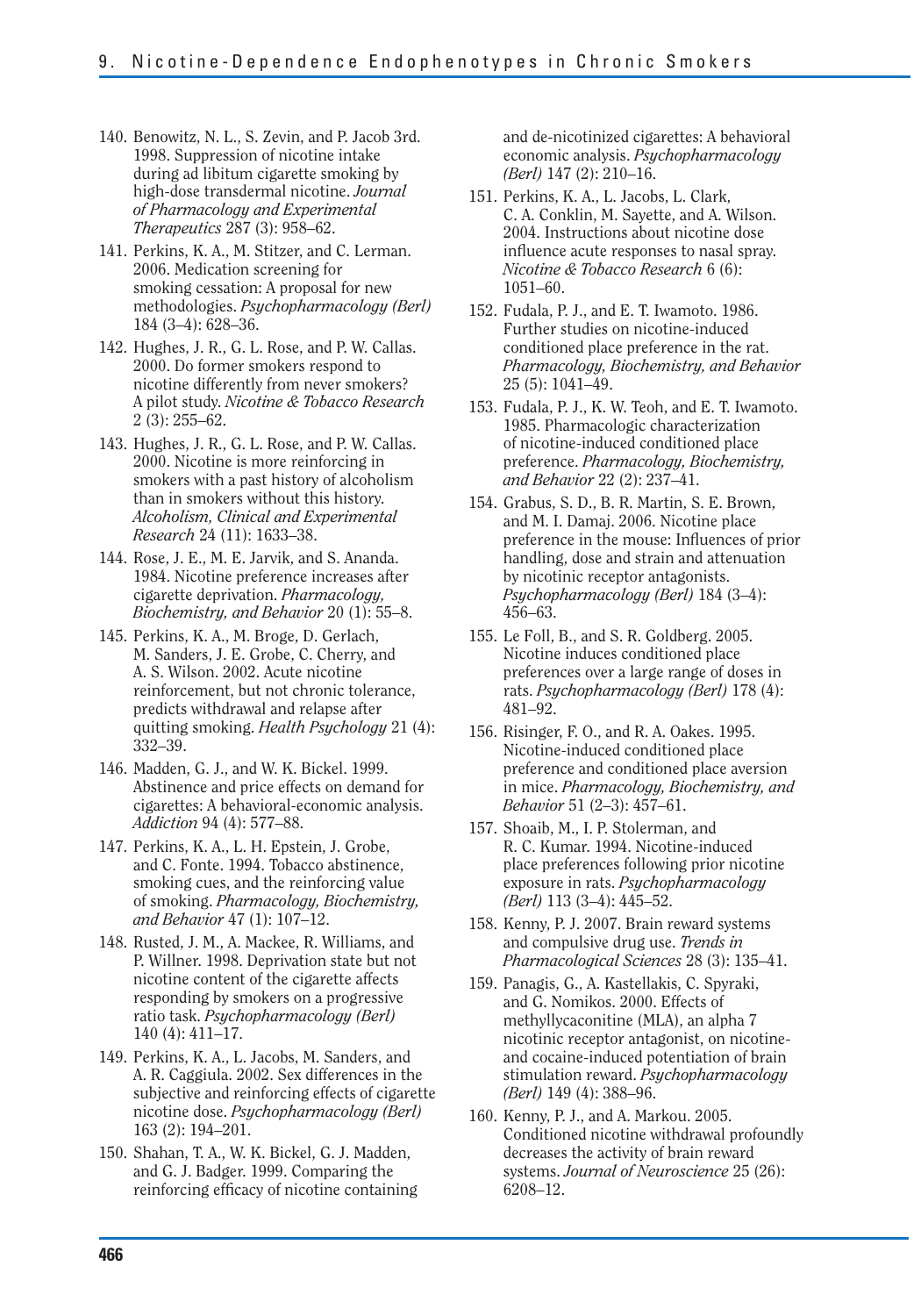140. Benowitz, N. L., S. Zevin, and P. Jacob 3rd. 1998. Suppression of nicotine intake during ad libitum cigarette smoking by high-dose transdermal nicotine. *Journal of Pharmacology and Experimental Therapeutics* 287 (3): 958–62.

141. Perkins, K. A., M. Stitzer, and C. Lerman. 2006. Medication screening for smoking cessation: A proposal for new methodologies. *Psychopharmacology (Berl)* 184 (3–4): 628–36.

142. Hughes, J. R., G. L. Rose, and P. W. Callas. 2000. Do former smokers respond to nicotine differently from never smokers? A pilot study. *Nicotine & Tobacco Research* 2 (3): 255–62.

143. Hughes, J. R., G. L. Rose, and P. W. Callas. 2000. Nicotine is more reinforcing in smokers with a past history of alcoholism than in smokers without this history. *Alcoholism, Clinical and Experimental Research* 24 (11): 1633–38.

144. Rose, J. E., M. E. Jarvik, and S. Ananda. 1984. Nicotine preference increases after cigarette deprivation. *Pharmacology, Biochemistry, and Behavior* 20 (1): 55–8.

145. Perkins, K. A., M. Broge, D. Gerlach, M. Sanders, J. E. Grobe, C. Cherry, and A. S. Wilson. 2002. Acute nicotine reinforcement, but not chronic tolerance, predicts withdrawal and relapse after quitting smoking. *Health Psychology* 21 (4): 332–39.

146. Madden, G. J., and W. K. Bickel. 1999. Abstinence and price effects on demand for cigarettes: A behavioral-economic analysis. *Addiction* 94 (4): 577–88.

147. Perkins, K. A., L. H. Epstein, J. Grobe, and C. Fonte. 1994. Tobacco abstinence, smoking cues, and the reinforcing value of smoking. *Pharmacology, Biochemistry, and Behavior* 47 (1): 107–12.

148. Rusted, J. M., A. Mackee, R. Williams, and P. Willner. 1998. Deprivation state but not nicotine content of the cigarette affects responding by smokers on a progressive ratio task. *Psychopharmacology (Berl)* 140 (4): 411–17.

149. Perkins, K. A., L. Jacobs, M. Sanders, and A. R. Caggiula. 2002. Sex differences in the subjective and reinforcing effects of cigarette nicotine dose. *Psychopharmacology (Berl)* 163 (2): 194–201.

150. Shahan, T. A., W. K. Bickel, G. J. Madden, and G. J. Badger. 1999. Comparing the reinforcing efficacy of nicotine containing and de-nicotinized cigarettes: A behavioral economic analysis. *Psychopharmacology (Berl)* 147 (2): 210–16.

151. Perkins, K. A., L. Jacobs, L. Clark, C. A. Conklin, M. Sayette, and A. Wilson. 2004. Instructions about nicotine dose influence acute responses to nasal spray. *Nicotine & Tobacco Research* 6 (6): 1051–60.

152. Fudala, P. J., and E. T. Iwamoto. 1986. Further studies on nicotine-induced conditioned place preference in the rat. *Pharmacology, Biochemistry, and Behavior* 25 (5): 1041–49.

153. Fudala, P. J., K. W. Teoh, and E. T. Iwamoto. 1985. Pharmacologic characterization of nicotine-induced conditioned place preference. *Pharmacology, Biochemistry, and Behavior* 22 (2): 237–41.

154. Grabus, S. D., B. R. Martin, S. E. Brown, and M. I. Damaj. 2006. Nicotine place preference in the mouse: Influences of prior handling, dose and strain and attenuation by nicotinic receptor antagonists. *Psychopharmacology (Berl)* 184 (3–4): 456–63.

155. Le Foll, B., and S. R. Goldberg. 2005. Nicotine induces conditioned place preferences over a large range of doses in rats. *Psychopharmacology (Berl)* 178 (4): 481–92.

156. Risinger, F. O., and R. A. Oakes. 1995. Nicotine-induced conditioned place preference and conditioned place aversion in mice. *Pharmacology, Biochemistry, and Behavior* 51 (2–3): 457–61.

157. Shoaib, M., I. P. Stolerman, and R. C. Kumar. 1994. Nicotine-induced place preferences following prior nicotine exposure in rats. *Psychopharmacology (Berl)* 113 (3–4): 445–52.

158. Kenny, P. J. 2007. Brain reward systems and compulsive drug use. *Trends in Pharmacological Sciences* 28 (3): 135–41.

159. Panagis, G., A. Kastellakis, C. Spyraki, and G. Nomikos. 2000. Effects of methyllycaconitine (MLA), an alpha 7 nicotinic receptor antagonist, on nicotine- and cocaine-induced potentiation of brain stimulation reward. *Psychopharmacology (Berl)* 149 (4): 388–96.

160. Kenny, P. J., and A. Markou. 2005. Conditioned nicotine withdrawal profoundly decreases the activity of brain reward systems. *Journal of Neuroscience* 25 (26): 6208–12.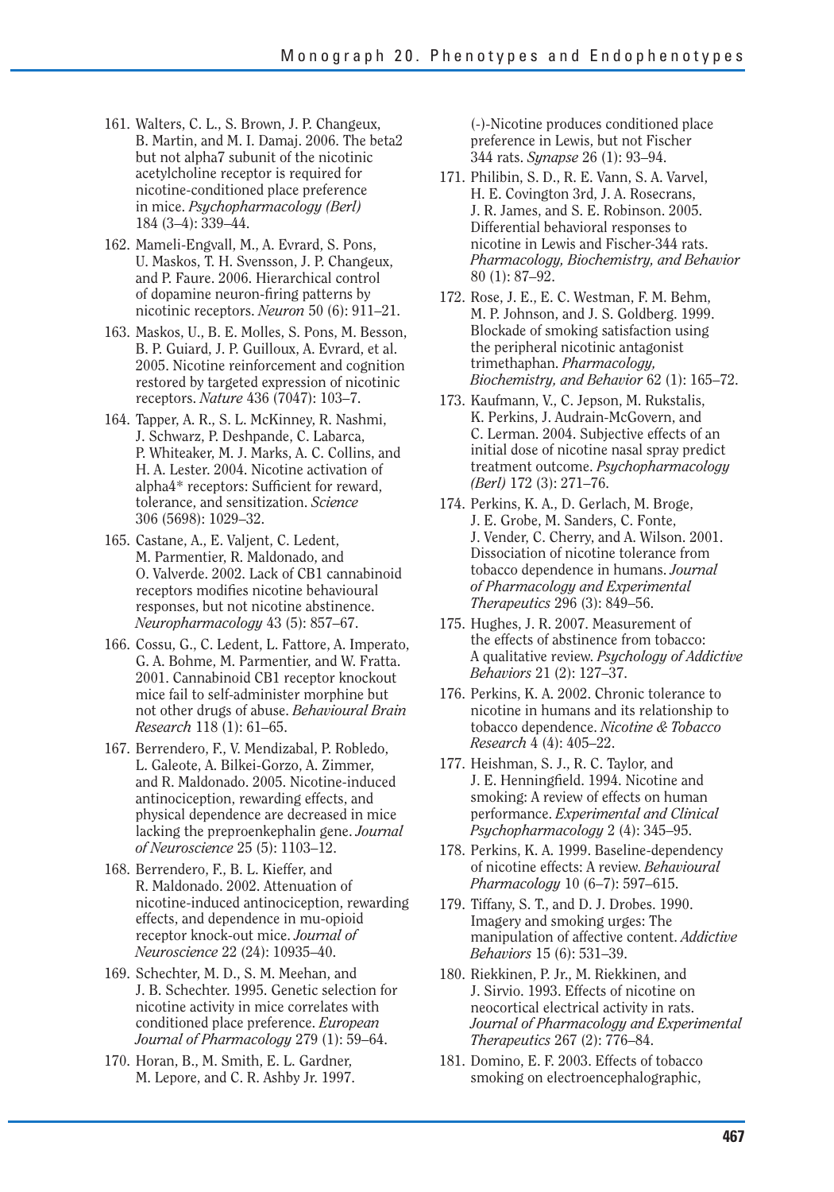161. Walters, C. L., S. Brown, J. P. Changeux, B. Martin, and M. I. Damaj. 2006. The beta2 but not alpha7 subunit of the nicotinic acetylcholine receptor is required for nicotine-conditioned place preference in mice. *Psychopharmacology (Berl)* 184 (3–4): 339–44.
162. Mameli-Engvall, M., A. Evrard, S. Pons, U. Maskos, T. H. Svensson, J. P. Changeux, and P. Faure. 2006. Hierarchical control of dopamine neuron-firing patterns by nicotinic receptors. *Neuron* 50 (6): 911–21.
163. Maskos, U., B. E. Molles, S. Pons, M. Besson, B. P. Guiard, J. P. Guilloux, A. Evrard, et al. 2005. Nicotine reinforcement and cognition restored by targeted expression of nicotinic receptors. *Nature* 436 (7047): 103–7.
164. Tapper, A. R., S. L. McKinney, R. Nashmi, J. Schwarz, P. Deshpande, C. Labarca, P. Whiteaker, M. J. Marks, A. C. Collins, and H. A. Lester. 2004. Nicotine activation of alpha4* receptors: Sufficient for reward, tolerance, and sensitization. *Science* 306 (5698): 1029–32.
165. Castane, A., E. Valjent, C. Ledent, M. Parmentier, R. Maldonado, and O. Valverde. 2002. Lack of CB1 cannabinoid receptors modifies nicotine behavioural responses, but not nicotine abstinence. *Neuropharmacology* 43 (5): 857–67.
166. Cossu, G., C. Ledent, L. Fattore, A. Imperato, G. A. Bohme, M. Parmentier, and W. Fratta. 2001. Cannabinoid CB1 receptor knockout mice fail to self-administer morphine but not other drugs of abuse. *Behavioural Brain Research* 118 (1): 61–65.
167. Berrendero, F., V. Mendizabal, P. Robledo, L. Galeote, A. Bilkei-Gorzo, A. Zimmer, and R. Maldonado. 2005. Nicotine-induced antinociception, rewarding effects, and physical dependence are decreased in mice lacking the preproenkephalin gene. *Journal of Neuroscience* 25 (5): 1103–12.
168. Berrendero, F., B. L. Kieffer, and R. Maldonado. 2002. Attenuation of nicotine-induced antinociception, rewarding effects, and dependence in mu-opioid receptor knock-out mice. *Journal of Neuroscience* 22 (24): 10935–40.
169. Schechter, M. D., S. M. Meehan, and J. B. Schechter. 1995. Genetic selection for nicotine activity in mice correlates with conditioned place preference. *European Journal of Pharmacology* 279 (1): 59–64.
170. Horan, B., M. Smith, E. L. Gardner, M. Lepore, and C. R. Ashby Jr. 1997. (-)-Nicotine produces conditioned place preference in Lewis, but not Fischer 344 rats. *Synapse* 26 (1): 93–94.
171. Philibin, S. D., R. E. Vann, S. A. Varvel, H. E. Covington 3rd, J. A. Rosecrans, J. R. James, and S. E. Robinson. 2005. Differential behavioral responses to nicotine in Lewis and Fischer-344 rats. *Pharmacology, Biochemistry, and Behavior* 80 (1): 87–92.
172. Rose, J. E., E. C. Westman, F. M. Behm, M. P. Johnson, and J. S. Goldberg. 1999. Blockade of smoking satisfaction using the peripheral nicotinic antagonist trimethaphan. *Pharmacology, Biochemistry, and Behavior* 62 (1): 165–72.
173. Kaufmann, V., C. Jepson, M. Rukstalis, K. Perkins, J. Audrain-McGovern, and C. Lerman. 2004. Subjective effects of an initial dose of nicotine nasal spray predict treatment outcome. *Psychopharmacology (Berl)* 172 (3): 271–76.
174. Perkins, K. A., D. Gerlach, M. Broge, J. E. Grobe, M. Sanders, C. Fonte, J. Vender, C. Cherry, and A. Wilson. 2001. Dissociation of nicotine tolerance from tobacco dependence in humans. *Journal of Pharmacology and Experimental Therapeutics* 296 (3): 849–56.
175. Hughes, J. R. 2007. Measurement of the effects of abstinence from tobacco: A qualitative review. *Psychology of Addictive Behaviors* 21 (2): 127–37.
176. Perkins, K. A. 2002. Chronic tolerance to nicotine in humans and its relationship to tobacco dependence. *Nicotine & Tobacco Research* 4 (4): 405–22.
177. Heishman, S. J., R. C. Taylor, and J. E. Henningfield. 1994. Nicotine and smoking: A review of effects on human performance. *Experimental and Clinical Psychopharmacology* 2 (4): 345–95.
178. Perkins, K. A. 1999. Baseline-dependency of nicotine effects: A review. *Behavioural Pharmacology* 10 (6–7): 597–615.
179. Tiffany, S. T., and D. J. Drobes. 1990. Imagery and smoking urges: The manipulation of affective content. *Addictive Behaviors* 15 (6): 531–39.
180. Riekkinen, P. Jr., M. Riekkinen, and J. Sirvio. 1993. Effects of nicotine on neocortical electrical activity in rats. *Journal of Pharmacology and Experimental Therapeutics* 267 (2): 776–84.
181. Domino, E. F. 2003. Effects of tobacco smoking on electroencephalographic,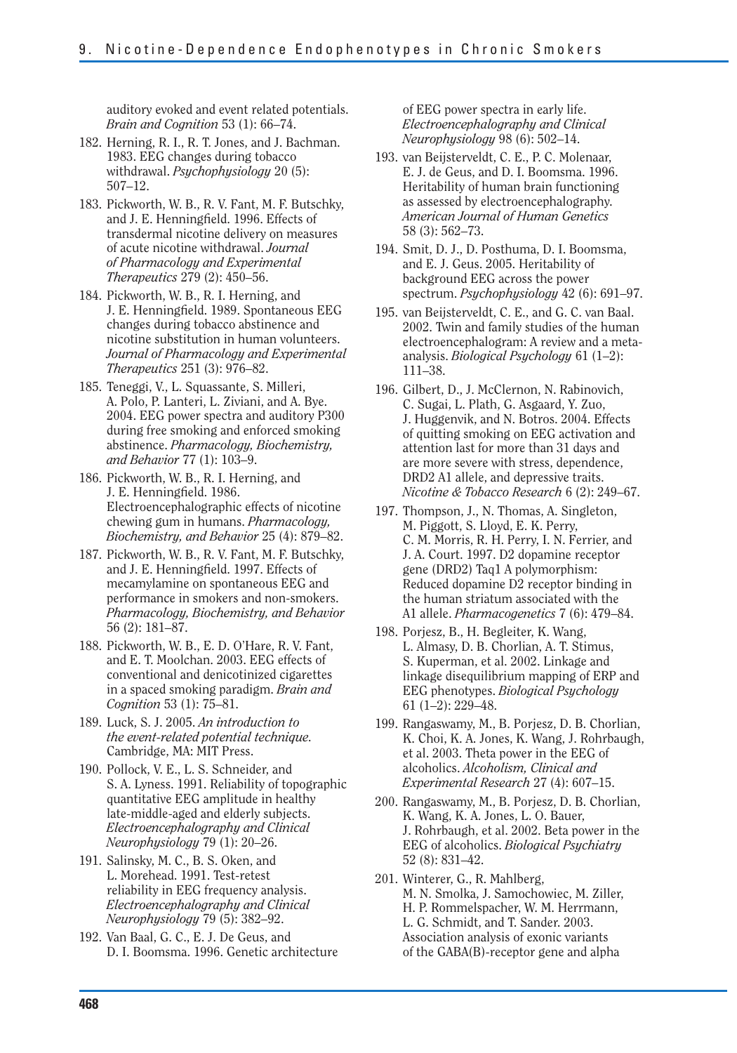auditory evoked and event related potentials. *Brain and Cognition* 53 (1): 66–74.

182. Herning, R. I., R. T. Jones, and J. Bachman. 1983. EEG changes during tobacco withdrawal. *Psychophysiology* 20 (5): 507–12.
183. Pickworth, W. B., R. V. Fant, M. F. Butschky, and J. E. Henningfield. 1996. Effects of transdermal nicotine delivery on measures of acute nicotine withdrawal. *Journal of Pharmacology and Experimental Therapeutics* 279 (2): 450–56.
184. Pickworth, W. B., R. I. Herning, and J. E. Henningfield. 1989. Spontaneous EEG changes during tobacco abstinence and nicotine substitution in human volunteers. *Journal of Pharmacology and Experimental Therapeutics* 251 (3): 976–82.
185. Teneggi, V., L. Squassante, S. Milleri, A. Polo, P. Lanteri, L. Ziviani, and A. Bye. 2004. EEG power spectra and auditory P300 during free smoking and enforced smoking abstinence. *Pharmacology, Biochemistry, and Behavior* 77 (1): 103–9.
186. Pickworth, W. B., R. I. Herning, and J. E. Henningfield. 1986. Electroencephalographic effects of nicotine chewing gum in humans. *Pharmacology, Biochemistry, and Behavior* 25 (4): 879–82.
187. Pickworth, W. B., R. V. Fant, M. F. Butschky, and J. E. Henningfield. 1997. Effects of mecamylamine on spontaneous EEG and performance in smokers and non-smokers. *Pharmacology, Biochemistry, and Behavior* 56 (2): 181–87.
188. Pickworth, W. B., E. D. O'Hare, R. V. Fant, and E. T. Moolchan. 2003. EEG effects of conventional and denicotinized cigarettes in a spaced smoking paradigm. *Brain and Cognition* 53 (1): 75–81.
189. Luck, S. J. 2005. *An introduction to the event-related potential technique.* Cambridge, MA: MIT Press.
190. Pollock, V. E., L. S. Schneider, and S. A. Lyness. 1991. Reliability of topographic quantitative EEG amplitude in healthy late-middle-aged and elderly subjects. *Electroencephalography and Clinical Neurophysiology* 79 (1): 20–26.
191. Salinsky, M. C., B. S. Oken, and L. Morehead. 1991. Test-retest reliability in EEG frequency analysis. *Electroencephalography and Clinical Neurophysiology* 79 (5): 382–92.
192. Van Baal, G. C., E. J. De Geus, and D. I. Boomsma. 1996. Genetic architecture of EEG power spectra in early life. *Electroencephalography and Clinical Neurophysiology* 98 (6): 502–14.
193. van Beijsterveldt, C. E., P. C. Molenaar, E. J. de Geus, and D. I. Boomsma. 1996. Heritability of human brain functioning as assessed by electroencephalography. *American Journal of Human Genetics* 58 (3): 562–73.
194. Smit, D. J., D. Posthuma, D. I. Boomsma, and E. J. Geus. 2005. Heritability of background EEG across the power spectrum. *Psychophysiology* 42 (6): 691–97.
195. van Beijsterveldt, C. E., and G. C. van Baal. 2002. Twin and family studies of the human electroencephalogram: A review and a meta-analysis. *Biological Psychology* 61 (1–2): 111–38.
196. Gilbert, D., J. McClernon, N. Rabinovich, C. Sugai, L. Plath, G. Asgaard, Y. Zuo, J. Huggenvik, and N. Botros. 2004. Effects of quitting smoking on EEG activation and attention last for more than 31 days and are more severe with stress, dependence, DRD2 A1 allele, and depressive traits. *Nicotine & Tobacco Research* 6 (2): 249–67.
197. Thompson, J., N. Thomas, A. Singleton, M. Piggott, S. Lloyd, E. K. Perry, C. M. Morris, R. H. Perry, I. N. Ferrier, and J. A. Court. 1997. D2 dopamine receptor gene (DRD2) Taq1 A polymorphism: Reduced dopamine D2 receptor binding in the human striatum associated with the A1 allele. *Pharmacogenetics* 7 (6): 479–84.
198. Porjesz, B., H. Begleiter, K. Wang, L. Almasy, D. B. Chorlian, A. T. Stimus, S. Kuperman, et al. 2002. Linkage and linkage disequilibrium mapping of ERP and EEG phenotypes. *Biological Psychology* 61 (1–2): 229–48.
199. Rangaswamy, M., B. Porjesz, D. B. Chorlian, K. Choi, K. A. Jones, K. Wang, J. Rohrbaugh, et al. 2003. Theta power in the EEG of alcoholics. *Alcoholism, Clinical and Experimental Research* 27 (4): 607–15.
200. Rangaswamy, M., B. Porjesz, D. B. Chorlian, K. Wang, K. A. Jones, L. O. Bauer, J. Rohrbaugh, et al. 2002. Beta power in the EEG of alcoholics. *Biological Psychiatry* 52 (8): 831–42.
201. Winterer, G., R. Mahlberg, M. N. Smolka, J. Samochowiec, M. Ziller, H. P. Rommelspacher, W. M. Herrmann, L. G. Schmidt, and T. Sander. 2003. Association analysis of exonic variants of the GABA(B)-receptor gene and alpha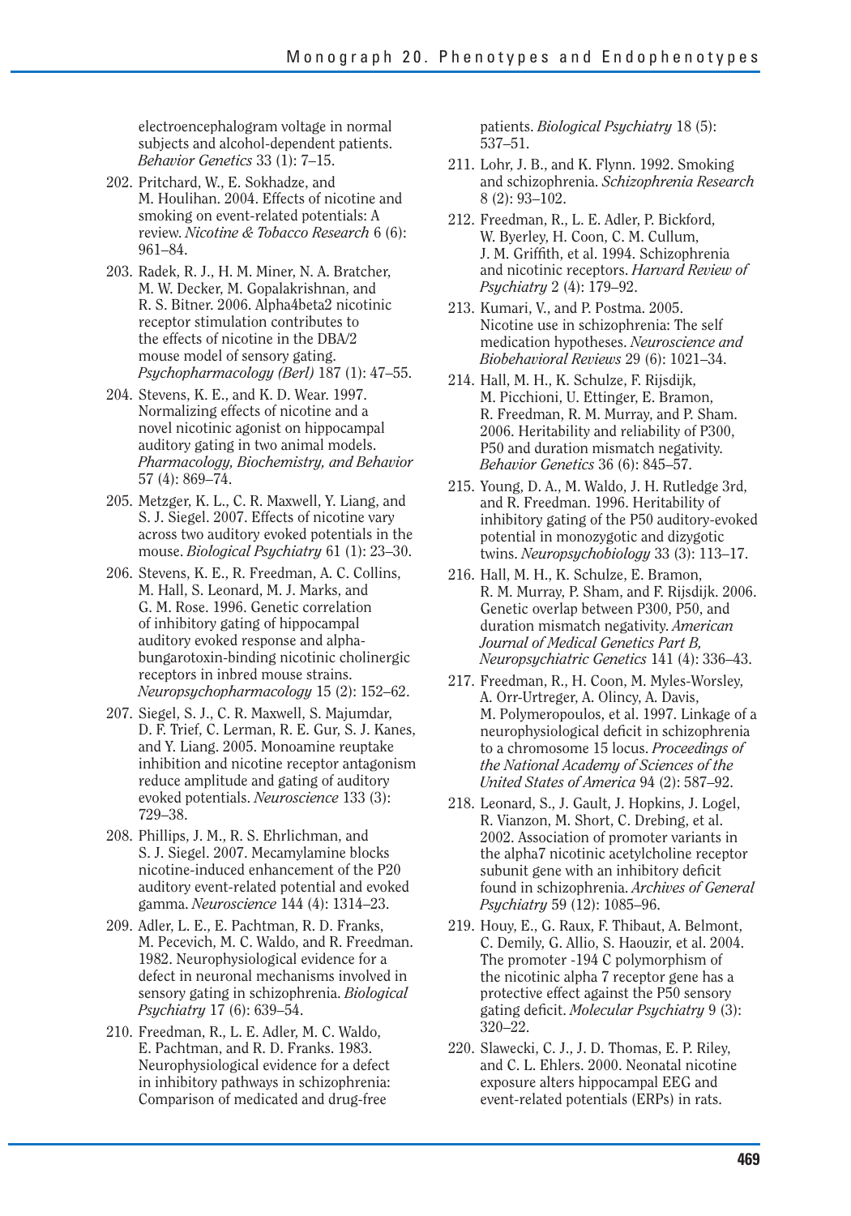electroencephalogram voltage in normal subjects and alcohol-dependent patients. *Behavior Genetics* 33 (1): 7–15.

202. Pritchard, W., E. Sokhadze, and M. Houlihan. 2004. Effects of nicotine and smoking on event-related potentials: A review. *Nicotine & Tobacco Research* 6 (6): 961–84.

203. Radek, R. J., H. M. Miner, N. A. Bratcher, M. W. Decker, M. Gopalakrishnan, and R. S. Bitner. 2006. Alpha4beta2 nicotinic receptor stimulation contributes to the effects of nicotine in the DBA/2 mouse model of sensory gating. *Psychopharmacology (Berl)* 187 (1): 47–55.

204. Stevens, K. E., and K. D. Wear. 1997. Normalizing effects of nicotine and a novel nicotinic agonist on hippocampal auditory gating in two animal models. *Pharmacology, Biochemistry, and Behavior* 57 (4): 869–74.

205. Metzger, K. L., C. R. Maxwell, Y. Liang, and S. J. Siegel. 2007. Effects of nicotine vary across two auditory evoked potentials in the mouse. *Biological Psychiatry* 61 (1): 23–30.

206. Stevens, K. E., R. Freedman, A. C. Collins, M. Hall, S. Leonard, M. J. Marks, and G. M. Rose. 1996. Genetic correlation of inhibitory gating of hippocampal auditory evoked response and alpha-bungarotoxin-binding nicotinic cholinergic receptors in inbred mouse strains. *Neuropsychopharmacology* 15 (2): 152–62.

207. Siegel, S. J., C. R. Maxwell, S. Majumdar, D. F. Trief, C. Lerman, R. E. Gur, S. J. Kanes, and Y. Liang. 2005. Monoamine reuptake inhibition and nicotine receptor antagonism reduce amplitude and gating of auditory evoked potentials. *Neuroscience* 133 (3): 729–38.

208. Phillips, J. M., R. S. Ehrlichman, and S. J. Siegel. 2007. Mecamylamine blocks nicotine-induced enhancement of the P20 auditory event-related potential and evoked gamma. *Neuroscience* 144 (4): 1314–23.

209. Adler, L. E., E. Pachtman, R. D. Franks, M. Pecevich, M. C. Waldo, and R. Freedman. 1982. Neurophysiological evidence for a defect in neuronal mechanisms involved in sensory gating in schizophrenia. *Biological Psychiatry* 17 (6): 639–54.

210. Freedman, R., L. E. Adler, M. C. Waldo, E. Pachtman, and R. D. Franks. 1983. Neurophysiological evidence for a defect in inhibitory pathways in schizophrenia: Comparison of medicated and drug-free patients. *Biological Psychiatry* 18 (5): 537–51.

211. Lohr, J. B., and K. Flynn. 1992. Smoking and schizophrenia. *Schizophrenia Research* 8 (2): 93–102.

212. Freedman, R., L. E. Adler, P. Bickford, W. Byerley, H. Coon, C. M. Cullum, J. M. Griffith, et al. 1994. Schizophrenia and nicotinic receptors. *Harvard Review of Psychiatry* 2 (4): 179–92.

213. Kumari, V., and P. Postma. 2005. Nicotine use in schizophrenia: The self medication hypotheses. *Neuroscience and Biobehavioral Reviews* 29 (6): 1021–34.

214. Hall, M. H., K. Schulze, F. Rijsdijk, M. Picchioni, U. Ettinger, E. Bramon, R. Freedman, R. M. Murray, and P. Sham. 2006. Heritability and reliability of P300, P50 and duration mismatch negativity. *Behavior Genetics* 36 (6): 845–57.

215. Young, D. A., M. Waldo, J. H. Rutledge 3rd, and R. Freedman. 1996. Heritability of inhibitory gating of the P50 auditory-evoked potential in monozygotic and dizygotic twins. *Neuropsychobiology* 33 (3): 113–17.

216. Hall, M. H., K. Schulze, E. Bramon, R. M. Murray, P. Sham, and F. Rijsdijk. 2006. Genetic overlap between P300, P50, and duration mismatch negativity. *American Journal of Medical Genetics Part B, Neuropsychiatric Genetics* 141 (4): 336–43.

217. Freedman, R., H. Coon, M. Myles-Worsley, A. Orr-Urtreger, A. Olincy, A. Davis, M. Polymeropoulos, et al. 1997. Linkage of a neurophysiological deficit in schizophrenia to a chromosome 15 locus. *Proceedings of the National Academy of Sciences of the United States of America* 94 (2): 587–92.

218. Leonard, S., J. Gault, J. Hopkins, J. Logel, R. Vianzon, M. Short, C. Drebing, et al. 2002. Association of promoter variants in the alpha7 nicotinic acetylcholine receptor subunit gene with an inhibitory deficit found in schizophrenia. *Archives of General Psychiatry* 59 (12): 1085–96.

219. Houy, E., G. Raux, F. Thibaut, A. Belmont, C. Demily, G. Allio, S. Haouzir, et al. 2004. The promoter -194 C polymorphism of the nicotinic alpha 7 receptor gene has a protective effect against the P50 sensory gating deficit. *Molecular Psychiatry* 9 (3): 320–22.

220. Slawecki, C. J., J. D. Thomas, E. P. Riley, and C. L. Ehlers. 2000. Neonatal nicotine exposure alters hippocampal EEG and event-related potentials (ERPs) in rats.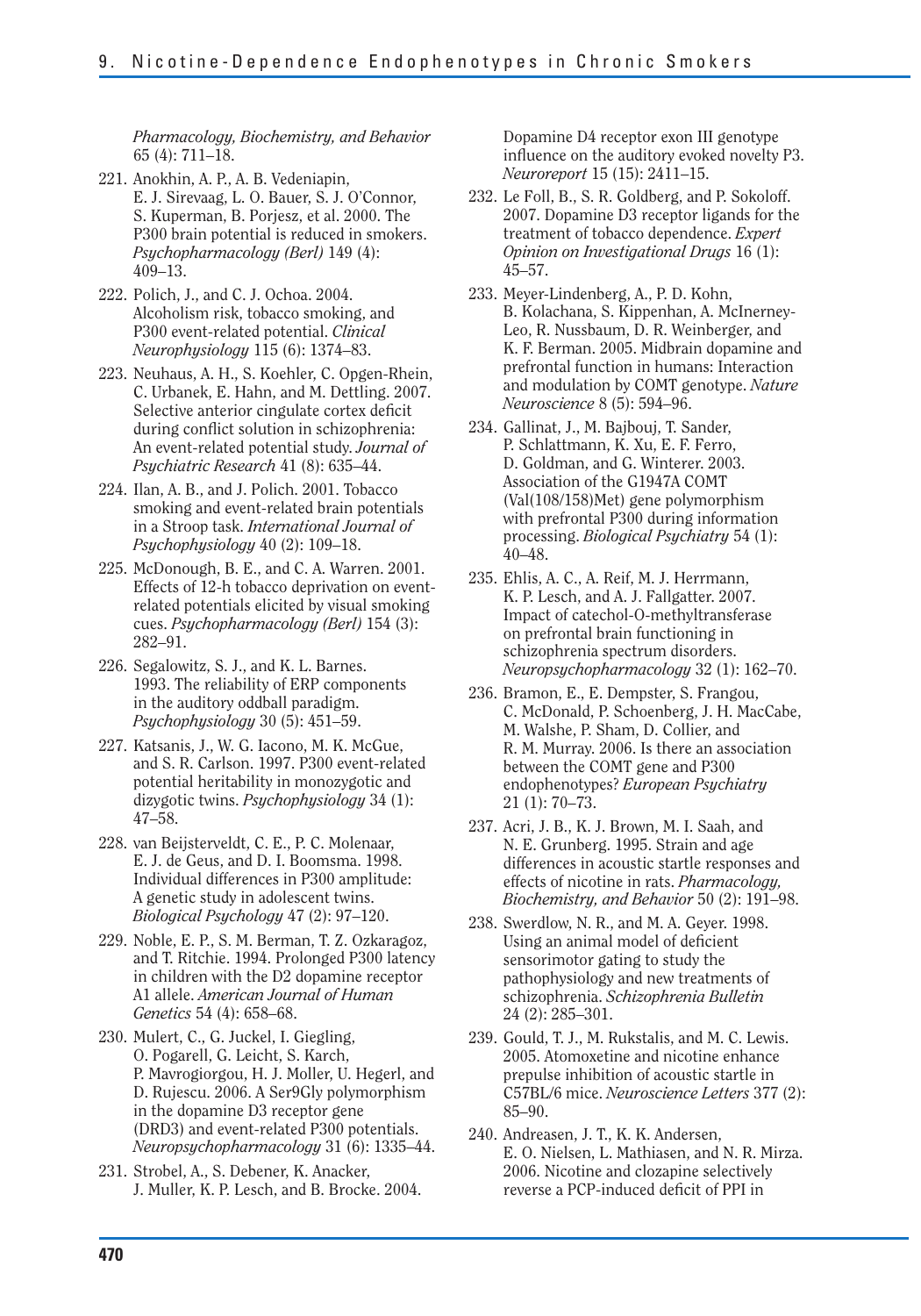*Pharmacology, Biochemistry, and Behavior* 65 (4): 711–18.

221. Anokhin, A. P., A. B. Vedeniapin, E. J. Sirevaag, L. O. Bauer, S. J. O'Connor, S. Kuperman, B. Porjesz, et al. 2000. The P300 brain potential is reduced in smokers. *Psychopharmacology (Berl)* 149 (4): 409–13.
222. Polich, J., and C. J. Ochoa. 2004. Alcoholism risk, tobacco smoking, and P300 event-related potential. *Clinical Neurophysiology* 115 (6): 1374–83.
223. Neuhaus, A. H., S. Koehler, C. Opgen-Rhein, C. Urbanek, E. Hahn, and M. Dettling. 2007. Selective anterior cingulate cortex deficit during conflict solution in schizophrenia: An event-related potential study. *Journal of Psychiatric Research* 41 (8): 635–44.
224. Ilan, A. B., and J. Polich. 2001. Tobacco smoking and event-related brain potentials in a Stroop task. *International Journal of Psychophysiology* 40 (2): 109–18.
225. McDonough, B. E., and C. A. Warren. 2001. Effects of 12-h tobacco deprivation on event-related potentials elicited by visual smoking cues. *Psychopharmacology (Berl)* 154 (3): 282–91.
226. Segalowitz, S. J., and K. L. Barnes. 1993. The reliability of ERP components in the auditory oddball paradigm. *Psychophysiology* 30 (5): 451–59.
227. Katsanis, J., W. G. Iacono, M. K. McGue, and S. R. Carlson. 1997. P300 event-related potential heritability in monozygotic and dizygotic twins. *Psychophysiology* 34 (1): 47–58.
228. van Beijsterveldt, C. E., P. C. Molenaar, E. J. de Geus, and D. I. Boomsma. 1998. Individual differences in P300 amplitude: A genetic study in adolescent twins. *Biological Psychology* 47 (2): 97–120.
229. Noble, E. P., S. M. Berman, T. Z. Ozkaragoz, and T. Ritchie. 1994. Prolonged P300 latency in children with the D2 dopamine receptor A1 allele. *American Journal of Human Genetics* 54 (4): 658–68.
230. Mulert, C., G. Juckel, I. Giegling, O. Pogarell, G. Leicht, S. Karch, P. Mavrogiorgou, H. J. Moller, U. Hegerl, and D. Rujescu. 2006. A Ser9Gly polymorphism in the dopamine D3 receptor gene (DRD3) and event-related P300 potentials. *Neuropsychopharmacology* 31 (6): 1335–44.
231. Strobel, A., S. Debener, K. Anacker, J. Muller, K. P. Lesch, and B. Brocke. 2004. Dopamine D4 receptor exon III genotype influence on the auditory evoked novelty P3. *Neuroreport* 15 (15): 2411–15.
232. Le Foll, B., S. R. Goldberg, and P. Sokoloff. 2007. Dopamine D3 receptor ligands for the treatment of tobacco dependence. *Expert Opinion on Investigational Drugs* 16 (1): 45–57.
233. Meyer-Lindenberg, A., P. D. Kohn, B. Kolachana, S. Kippenhan, A. McInerney-Leo, R. Nussbaum, D. R. Weinberger, and K. F. Berman. 2005. Midbrain dopamine and prefrontal function in humans: Interaction and modulation by COMT genotype. *Nature Neuroscience* 8 (5): 594–96.
234. Gallinat, J., M. Bajbouj, T. Sander, P. Schlattmann, K. Xu, E. F. Ferro, D. Goldman, and G. Winterer. 2003. Association of the G1947A COMT (Val(108/158)Met) gene polymorphism with prefrontal P300 during information processing. *Biological Psychiatry* 54 (1): 40–48.
235. Ehlis, A. C., A. Reif, M. J. Herrmann, K. P. Lesch, and A. J. Fallgatter. 2007. Impact of catechol-O-methyltransferase on prefrontal brain functioning in schizophrenia spectrum disorders. *Neuropsychopharmacology* 32 (1): 162–70.
236. Bramon, E., E. Dempster, S. Frangou, C. McDonald, P. Schoenberg, J. H. MacCabe, M. Walshe, P. Sham, D. Collier, and R. M. Murray. 2006. Is there an association between the COMT gene and P300 endophenotypes? *European Psychiatry* 21 (1): 70–73.
237. Acri, J. B., K. J. Brown, M. I. Saah, and N. E. Grunberg. 1995. Strain and age differences in acoustic startle responses and effects of nicotine in rats. *Pharmacology, Biochemistry, and Behavior* 50 (2): 191–98.
238. Swerdlow, N. R., and M. A. Geyer. 1998. Using an animal model of deficient sensorimotor gating to study the pathophysiology and new treatments of schizophrenia. *Schizophrenia Bulletin* 24 (2): 285–301.
239. Gould, T. J., M. Rukstalis, and M. C. Lewis. 2005. Atomoxetine and nicotine enhance prepulse inhibition of acoustic startle in C57BL/6 mice. *Neuroscience Letters* 377 (2): 85–90.
240. Andreasen, J. T., K. K. Andersen, E. O. Nielsen, L. Mathiasen, and N. R. Mirza. 2006. Nicotine and clozapine selectively reverse a PCP-induced deficit of PPI in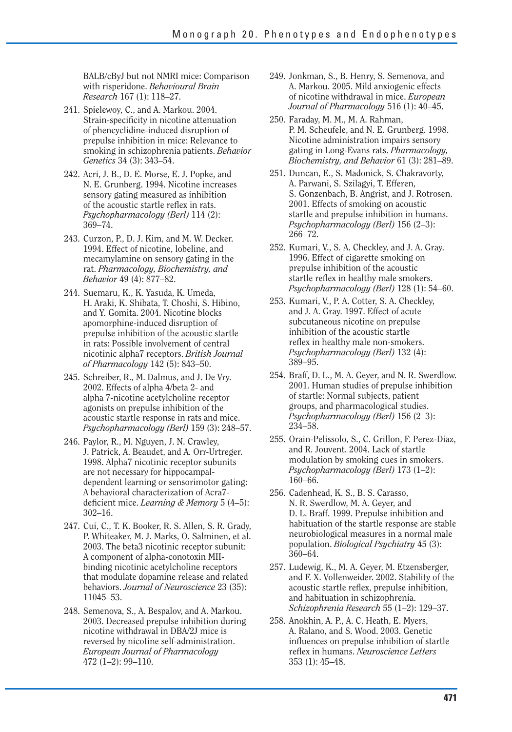BALB/cByJ but not NMRI mice: Comparison with risperidone. *Behavioural Brain Research* 167 (1): 118–27.

241. Spielewoy, C., and A. Markou. 2004. Strain-specificity in nicotine attenuation of phencyclidine-induced disruption of prepulse inhibition in mice: Relevance to smoking in schizophrenia patients. *Behavior Genetics* 34 (3): 343–54.

242. Acri, J. B., D. E. Morse, E. J. Popke, and N. E. Grunberg. 1994. Nicotine increases sensory gating measured as inhibition of the acoustic startle reflex in rats. *Psychopharmacology (Berl)* 114 (2): 369–74.

243. Curzon, P., D. J. Kim, and M. W. Decker. 1994. Effect of nicotine, lobeline, and mecamylamine on sensory gating in the rat. *Pharmacology, Biochemistry, and Behavior* 49 (4): 877–82.

244. Suemaru, K., K. Yasuda, K. Umeda, H. Araki, K. Shibata, T. Choshi, S. Hibino, and Y. Gomita. 2004. Nicotine blocks apomorphine-induced disruption of prepulse inhibition of the acoustic startle in rats: Possible involvement of central nicotinic alpha7 receptors. *British Journal of Pharmacology* 142 (5): 843–50.

245. Schreiber, R., M. Dalmus, and J. De Vry. 2002. Effects of alpha 4/beta 2- and alpha 7-nicotine acetylcholine receptor agonists on prepulse inhibition of the acoustic startle response in rats and mice. *Psychopharmacology (Berl)* 159 (3): 248–57.

246. Paylor, R., M. Nguyen, J. N. Crawley, J. Patrick, A. Beaudet, and A. Orr-Urtreger. 1998. Alpha7 nicotinic receptor subunits are not necessary for hippocampal-dependent learning or sensorimotor gating: A behavioral characterization of Acra7-deficient mice. *Learning & Memory* 5 (4–5): 302–16.

247. Cui, C., T. K. Booker, R. S. Allen, S. R. Grady, P. Whiteaker, M. J. Marks, O. Salminen, et al. 2003. The beta3 nicotinic receptor subunit: A component of alpha-conotoxin MII-binding nicotinic acetylcholine receptors that modulate dopamine release and related behaviors. *Journal of Neuroscience* 23 (35): 11045–53.

248. Semenova, S., A. Bespalov, and A. Markou. 2003. Decreased prepulse inhibition during nicotine withdrawal in DBA/2J mice is reversed by nicotine self-administration. *European Journal of Pharmacology* 472 (1–2): 99–110.

249. Jonkman, S., B. Henry, S. Semenova, and A. Markou. 2005. Mild anxiogenic effects of nicotine withdrawal in mice. *European Journal of Pharmacology* 516 (1): 40–45.

250. Faraday, M. M., M. A. Rahman, P. M. Scheufele, and N. E. Grunberg. 1998. Nicotine administration impairs sensory gating in Long-Evans rats. *Pharmacology, Biochemistry, and Behavior* 61 (3): 281–89.

251. Duncan, E., S. Madonick, S. Chakravorty, A. Parwani, S. Szilagyi, T. Efferen, S. Gonzenbach, B. Angrist, and J. Rotrosen. 2001. Effects of smoking on acoustic startle and prepulse inhibition in humans. *Psychopharmacology (Berl)* 156 (2–3): 266–72.

252. Kumari, V., S. A. Checkley, and J. A. Gray. 1996. Effect of cigarette smoking on prepulse inhibition of the acoustic startle reflex in healthy male smokers. *Psychopharmacology (Berl)* 128 (1): 54–60.

253. Kumari, V., P. A. Cotter, S. A. Checkley, and J. A. Gray. 1997. Effect of acute subcutaneous nicotine on prepulse inhibition of the acoustic startle reflex in healthy male non-smokers. *Psychopharmacology (Berl)* 132 (4): 389–95.

254. Braff, D. L., M. A. Geyer, and N. R. Swerdlow. 2001. Human studies of prepulse inhibition of startle: Normal subjects, patient groups, and pharmacological studies. *Psychopharmacology (Berl)* 156 (2–3): 234–58.

255. Orain-Pelissolo, S., C. Grillon, F. Perez-Diaz, and R. Jouvent. 2004. Lack of startle modulation by smoking cues in smokers. *Psychopharmacology (Berl)* 173 (1–2): 160–66.

256. Cadenhead, K. S., B. S. Carasso, N. R. Swerdlow, M. A. Geyer, and D. L. Braff. 1999. Prepulse inhibition and habituation of the startle response are stable neurobiological measures in a normal male population. *Biological Psychiatry* 45 (3): 360–64.

257. Ludewig, K., M. A. Geyer, M. Etzensberger, and F. X. Vollenweider. 2002. Stability of the acoustic startle reflex, prepulse inhibition, and habituation in schizophrenia. *Schizophrenia Research* 55 (1–2): 129–37.

258. Anokhin, A. P., A. C. Heath, E. Myers, A. Ralano, and S. Wood. 2003. Genetic influences on prepulse inhibition of startle reflex in humans. *Neuroscience Letters* 353 (1): 45–48.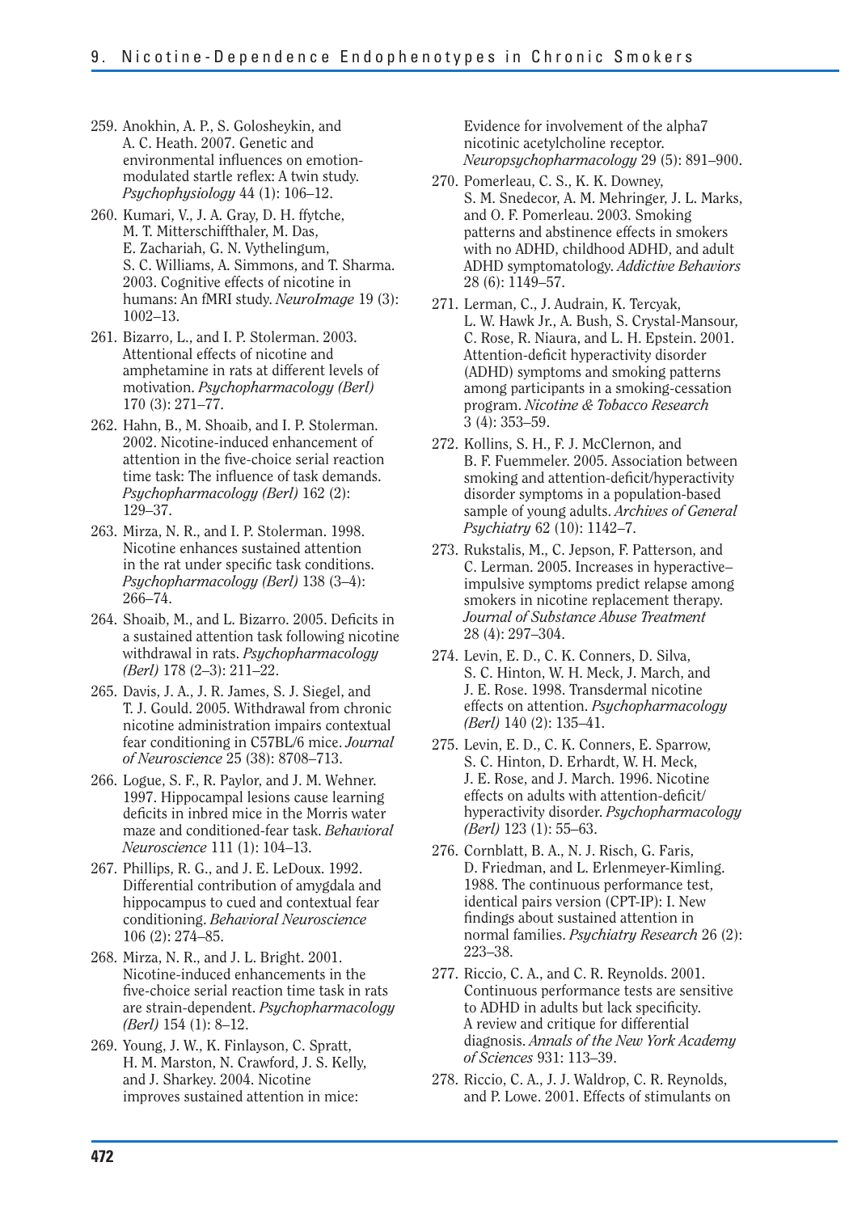259. Anokhin, A. P., S. Golosheykin, and A. C. Heath. 2007. Genetic and environmental influences on emotion-modulated startle reflex: A twin study. *Psychophysiology* 44 (1): 106–12.

260. Kumari, V., J. A. Gray, D. H. ffytche, M. T. Mitterschiffthaler, M. Das, E. Zachariah, G. N. Vythelingum, S. C. Williams, A. Simmons, and T. Sharma. 2003. Cognitive effects of nicotine in humans: An fMRI study. *NeuroImage* 19 (3): 1002–13.

261. Bizarro, L., and I. P. Stolerman. 2003. Attentional effects of nicotine and amphetamine in rats at different levels of motivation. *Psychopharmacology (Berl)* 170 (3): 271–77.

262. Hahn, B., M. Shoaib, and I. P. Stolerman. 2002. Nicotine-induced enhancement of attention in the five-choice serial reaction time task: The influence of task demands. *Psychopharmacology (Berl)* 162 (2): 129–37.

263. Mirza, N. R., and I. P. Stolerman. 1998. Nicotine enhances sustained attention in the rat under specific task conditions. *Psychopharmacology (Berl)* 138 (3–4): 266–74.

264. Shoaib, M., and L. Bizarro. 2005. Deficits in a sustained attention task following nicotine withdrawal in rats. *Psychopharmacology (Berl)* 178 (2–3): 211–22.

265. Davis, J. A., J. R. James, S. J. Siegel, and T. J. Gould. 2005. Withdrawal from chronic nicotine administration impairs contextual fear conditioning in C57BL/6 mice. *Journal of Neuroscience* 25 (38): 8708–713.

266. Logue, S. F., R. Paylor, and J. M. Wehner. 1997. Hippocampal lesions cause learning deficits in inbred mice in the Morris water maze and conditioned-fear task. *Behavioral Neuroscience* 111 (1): 104–13.

267. Phillips, R. G., and J. E. LeDoux. 1992. Differential contribution of amygdala and hippocampus to cued and contextual fear conditioning. *Behavioral Neuroscience* 106 (2): 274–85.

268. Mirza, N. R., and J. L. Bright. 2001. Nicotine-induced enhancements in the five-choice serial reaction time task in rats are strain-dependent. *Psychopharmacology (Berl)* 154 (1): 8–12.

269. Young, J. W., K. Finlayson, C. Spratt, H. M. Marston, N. Crawford, J. S. Kelly, and J. Sharkey. 2004. Nicotine improves sustained attention in mice: Evidence for involvement of the alpha7 nicotinic acetylcholine receptor. *Neuropsychopharmacology* 29 (5): 891–900.

270. Pomerleau, C. S., K. K. Downey, S. M. Snedecor, A. M. Mehringer, J. L. Marks, and O. F. Pomerleau. 2003. Smoking patterns and abstinence effects in smokers with no ADHD, childhood ADHD, and adult ADHD symptomatology. *Addictive Behaviors* 28 (6): 1149–57.

271. Lerman, C., J. Audrain, K. Tercyak, L. W. Hawk Jr., A. Bush, S. Crystal-Mansour, C. Rose, R. Niaura, and L. H. Epstein. 2001. Attention-deficit hyperactivity disorder (ADHD) symptoms and smoking patterns among participants in a smoking-cessation program. *Nicotine & Tobacco Research* 3 (4): 353–59.

272. Kollins, S. H., F. J. McClernon, and B. F. Fuemmeler. 2005. Association between smoking and attention-deficit/hyperactivity disorder symptoms in a population-based sample of young adults. *Archives of General Psychiatry* 62 (10): 1142–7.

273. Rukstalis, M., C. Jepson, F. Patterson, and C. Lerman. 2005. Increases in hyperactive–impulsive symptoms predict relapse among smokers in nicotine replacement therapy. *Journal of Substance Abuse Treatment* 28 (4): 297–304.

274. Levin, E. D., C. K. Conners, D. Silva, S. C. Hinton, W. H. Meck, J. March, and J. E. Rose. 1998. Transdermal nicotine effects on attention. *Psychopharmacology (Berl)* 140 (2): 135–41.

275. Levin, E. D., C. K. Conners, E. Sparrow, S. C. Hinton, D. Erhardt, W. H. Meck, J. E. Rose, and J. March. 1996. Nicotine effects on adults with attention-deficit/hyperactivity disorder. *Psychopharmacology (Berl)* 123 (1): 55–63.

276. Cornblatt, B. A., N. J. Risch, G. Faris, D. Friedman, and L. Erlenmeyer-Kimling. 1988. The continuous performance test, identical pairs version (CPT-IP): I. New findings about sustained attention in normal families. *Psychiatry Research* 26 (2): 223–38.

277. Riccio, C. A., and C. R. Reynolds. 2001. Continuous performance tests are sensitive to ADHD in adults but lack specificity. A review and critique for differential diagnosis. *Annals of the New York Academy of Sciences* 931: 113–39.

278. Riccio, C. A., J. J. Waldrop, C. R. Reynolds, and P. Lowe. 2001. Effects of stimulants on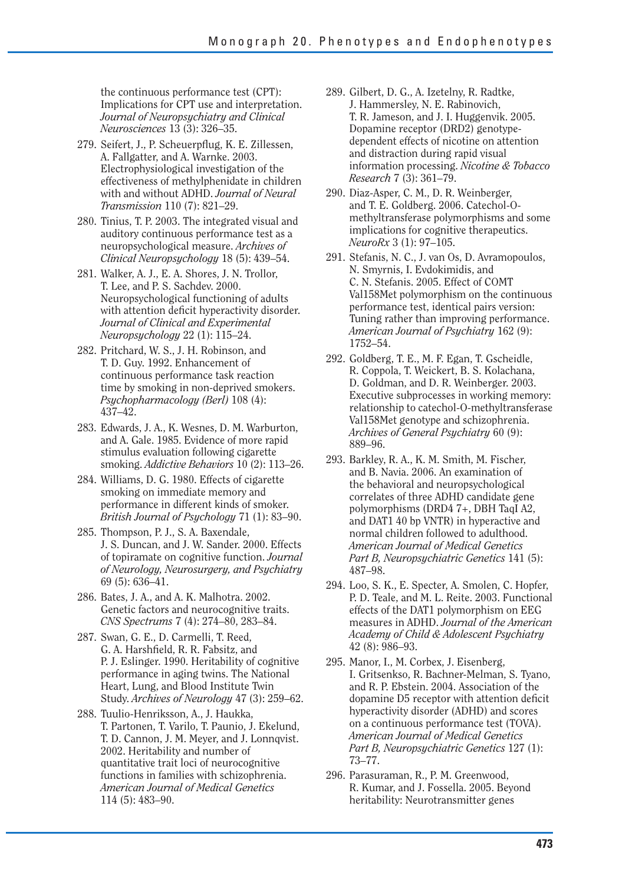the continuous performance test (CPT): Implications for CPT use and interpretation. *Journal of Neuropsychiatry and Clinical Neurosciences* 13 (3): 326–35.

279. Seifert, J., P. Scheuerpflug, K. E. Zillessen, A. Fallgatter, and A. Warnke. 2003. Electrophysiological investigation of the effectiveness of methylphenidate in children with and without ADHD. *Journal of Neural Transmission* 110 (7): 821–29.

280. Tinius, T. P. 2003. The integrated visual and auditory continuous performance test as a neuropsychological measure. *Archives of Clinical Neuropsychology* 18 (5): 439–54.

281. Walker, A. J., E. A. Shores, J. N. Trollor, T. Lee, and P. S. Sachdev. 2000. Neuropsychological functioning of adults with attention deficit hyperactivity disorder. *Journal of Clinical and Experimental Neuropsychology* 22 (1): 115–24.

282. Pritchard, W. S., J. H. Robinson, and T. D. Guy. 1992. Enhancement of continuous performance task reaction time by smoking in non-deprived smokers. *Psychopharmacology (Berl)* 108 (4): 437–42.

283. Edwards, J. A., K. Wesnes, D. M. Warburton, and A. Gale. 1985. Evidence of more rapid stimulus evaluation following cigarette smoking. *Addictive Behaviors* 10 (2): 113–26.

284. Williams, D. G. 1980. Effects of cigarette smoking on immediate memory and performance in different kinds of smoker. *British Journal of Psychology* 71 (1): 83–90.

285. Thompson, P. J., S. A. Baxendale, J. S. Duncan, and J. W. Sander. 2000. Effects of topiramate on cognitive function. *Journal of Neurology, Neurosurgery, and Psychiatry* 69 (5): 636–41.

286. Bates, J. A., and A. K. Malhotra. 2002. Genetic factors and neurocognitive traits. *CNS Spectrums* 7 (4): 274–80, 283–84.

287. Swan, G. E., D. Carmelli, T. Reed, G. A. Harshfield, R. R. Fabsitz, and P. J. Eslinger. 1990. Heritability of cognitive performance in aging twins. The National Heart, Lung, and Blood Institute Twin Study. *Archives of Neurology* 47 (3): 259–62.

288. Tuulio-Henriksson, A., J. Haukka, T. Partonen, T. Varilo, T. Paunio, J. Ekelund, T. D. Cannon, J. M. Meyer, and J. Lonnqvist. 2002. Heritability and number of quantitative trait loci of neurocognitive functions in families with schizophrenia. *American Journal of Medical Genetics* 114 (5): 483–90.

289. Gilbert, D. G., A. Izetelny, R. Radtke, J. Hammersley, N. E. Rabinovich, T. R. Jameson, and J. I. Huggenvik. 2005. Dopamine receptor (DRD2) genotype-dependent effects of nicotine on attention and distraction during rapid visual information processing. *Nicotine & Tobacco Research* 7 (3): 361–79.

290. Diaz-Asper, C. M., D. R. Weinberger, and T. E. Goldberg. 2006. Catechol-O-methyltransferase polymorphisms and some implications for cognitive therapeutics. *NeuroRx* 3 (1): 97–105.

291. Stefanis, N. C., J. van Os, D. Avramopoulos, N. Smyrnis, I. Evdokimidis, and C. N. Stefanis. 2005. Effect of COMT Val158Met polymorphism on the continuous performance test, identical pairs version: Tuning rather than improving performance. *American Journal of Psychiatry* 162 (9): 1752–54.

292. Goldberg, T. E., M. F. Egan, T. Gscheidle, R. Coppola, T. Weickert, B. S. Kolachana, D. Goldman, and D. R. Weinberger. 2003. Executive subprocesses in working memory: relationship to catechol-O-methyltransferase Val158Met genotype and schizophrenia. *Archives of General Psychiatry* 60 (9): 889–96.

293. Barkley, R. A., K. M. Smith, M. Fischer, and B. Navia. 2006. An examination of the behavioral and neuropsychological correlates of three ADHD candidate gene polymorphisms (DRD4 7+, DBH TaqI A2, and DAT1 40 bp VNTR) in hyperactive and normal children followed to adulthood. *American Journal of Medical Genetics Part B, Neuropsychiatric Genetics* 141 (5): 487–98.

294. Loo, S. K., E. Specter, A. Smolen, C. Hopfer, P. D. Teale, and M. L. Reite. 2003. Functional effects of the DAT1 polymorphism on EEG measures in ADHD. *Journal of the American Academy of Child & Adolescent Psychiatry* 42 (8): 986–93.

295. Manor, I., M. Corbex, J. Eisenberg, I. Gritsenkso, R. Bachner-Melman, S. Tyano, and R. P. Ebstein. 2004. Association of the dopamine D5 receptor with attention deficit hyperactivity disorder (ADHD) and scores on a continuous performance test (TOVA). *American Journal of Medical Genetics Part B, Neuropsychiatric Genetics* 127 (1): 73–77.

296. Parasuraman, R., P. M. Greenwood, R. Kumar, and J. Fossella. 2005. Beyond heritability: Neurotransmitter genes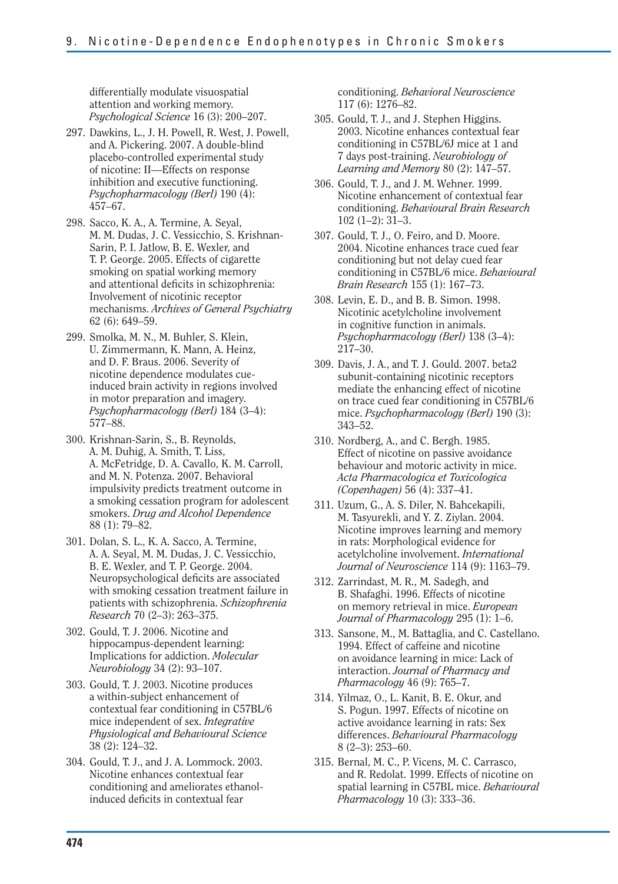differentially modulate visuospatial attention and working memory. *Psychological Science* 16 (3): 200–207.

297. Dawkins, L., J. H. Powell, R. West, J. Powell, and A. Pickering. 2007. A double-blind placebo-controlled experimental study of nicotine: II—Effects on response inhibition and executive functioning. *Psychopharmacology (Berl)* 190 (4): 457–67.

298. Sacco, K. A., A. Termine, A. Seyal, M. M. Dudas, J. C. Vessicchio, S. Krishnan-Sarin, P. I. Jatlow, B. E. Wexler, and T. P. George. 2005. Effects of cigarette smoking on spatial working memory and attentional deficits in schizophrenia: Involvement of nicotinic receptor mechanisms. *Archives of General Psychiatry* 62 (6): 649–59.

299. Smolka, M. N., M. Buhler, S. Klein, U. Zimmermann, K. Mann, A. Heinz, and D. F. Braus. 2006. Severity of nicotine dependence modulates cue-induced brain activity in regions involved in motor preparation and imagery. *Psychopharmacology (Berl)* 184 (3–4): 577–88.

300. Krishnan-Sarin, S., B. Reynolds, A. M. Duhig, A. Smith, T. Liss, A. McFetridge, D. A. Cavallo, K. M. Carroll, and M. N. Potenza. 2007. Behavioral impulsivity predicts treatment outcome in a smoking cessation program for adolescent smokers. *Drug and Alcohol Dependence* 88 (1): 79–82.

301. Dolan, S. L., K. A. Sacco, A. Termine, A. A. Seyal, M. M. Dudas, J. C. Vessicchio, B. E. Wexler, and T. P. George. 2004. Neuropsychological deficits are associated with smoking cessation treatment failure in patients with schizophrenia. *Schizophrenia Research* 70 (2–3): 263–375.

302. Gould, T. J. 2006. Nicotine and hippocampus-dependent learning: Implications for addiction. *Molecular Neurobiology* 34 (2): 93–107.

303. Gould, T. J. 2003. Nicotine produces a within-subject enhancement of contextual fear conditioning in C57BL/6 mice independent of sex. *Integrative Physiological and Behavioural Science* 38 (2): 124–32.

304. Gould, T. J., and J. A. Lommock. 2003. Nicotine enhances contextual fear conditioning and ameliorates ethanol-induced deficits in contextual fear conditioning. *Behavioral Neuroscience* 117 (6): 1276–82.

305. Gould, T. J., and J. Stephen Higgins. 2003. Nicotine enhances contextual fear conditioning in C57BL/6J mice at 1 and 7 days post-training. *Neurobiology of Learning and Memory* 80 (2): 147–57.

306. Gould, T. J., and J. M. Wehner. 1999. Nicotine enhancement of contextual fear conditioning. *Behavioural Brain Research* 102 (1–2): 31–3.

307. Gould, T. J., O. Feiro, and D. Moore. 2004. Nicotine enhances trace cued fear conditioning but not delay cued fear conditioning in C57BL/6 mice. *Behavioural Brain Research* 155 (1): 167–73.

308. Levin, E. D., and B. B. Simon. 1998. Nicotinic acetylcholine involvement in cognitive function in animals. *Psychopharmacology (Berl)* 138 (3–4): 217–30.

309. Davis, J. A., and T. J. Gould. 2007. beta2 subunit-containing nicotinic receptors mediate the enhancing effect of nicotine on trace cued fear conditioning in C57BL/6 mice. *Psychopharmacology (Berl)* 190 (3): 343–52.

310. Nordberg, A., and C. Bergh. 1985. Effect of nicotine on passive avoidance behaviour and motoric activity in mice. *Acta Pharmacologica et Toxicologica (Copenhagen)* 56 (4): 337–41.

311. Uzum, G., A. S. Diler, N. Bahcekapili, M. Tasyurekli, and Y. Z. Ziylan. 2004. Nicotine improves learning and memory in rats: Morphological evidence for acetylcholine involvement. *International Journal of Neuroscience* 114 (9): 1163–79.

312. Zarrindast, M. R., M. Sadegh, and B. Shafaghi. 1996. Effects of nicotine on memory retrieval in mice. *European Journal of Pharmacology* 295 (1): 1–6.

313. Sansone, M., M. Battaglia, and C. Castellano. 1994. Effect of caffeine and nicotine on avoidance learning in mice: Lack of interaction. *Journal of Pharmacy and Pharmacology* 46 (9): 765–7.

314. Yilmaz, O., L. Kanit, B. E. Okur, and S. Pogun. 1997. Effects of nicotine on active avoidance learning in rats: Sex differences. *Behavioural Pharmacology* 8 (2–3): 253–60.

315. Bernal, M. C., P. Vicens, M. C. Carrasco, and R. Redolat. 1999. Effects of nicotine on spatial learning in C57BL mice. *Behavioural Pharmacology* 10 (3): 333–36.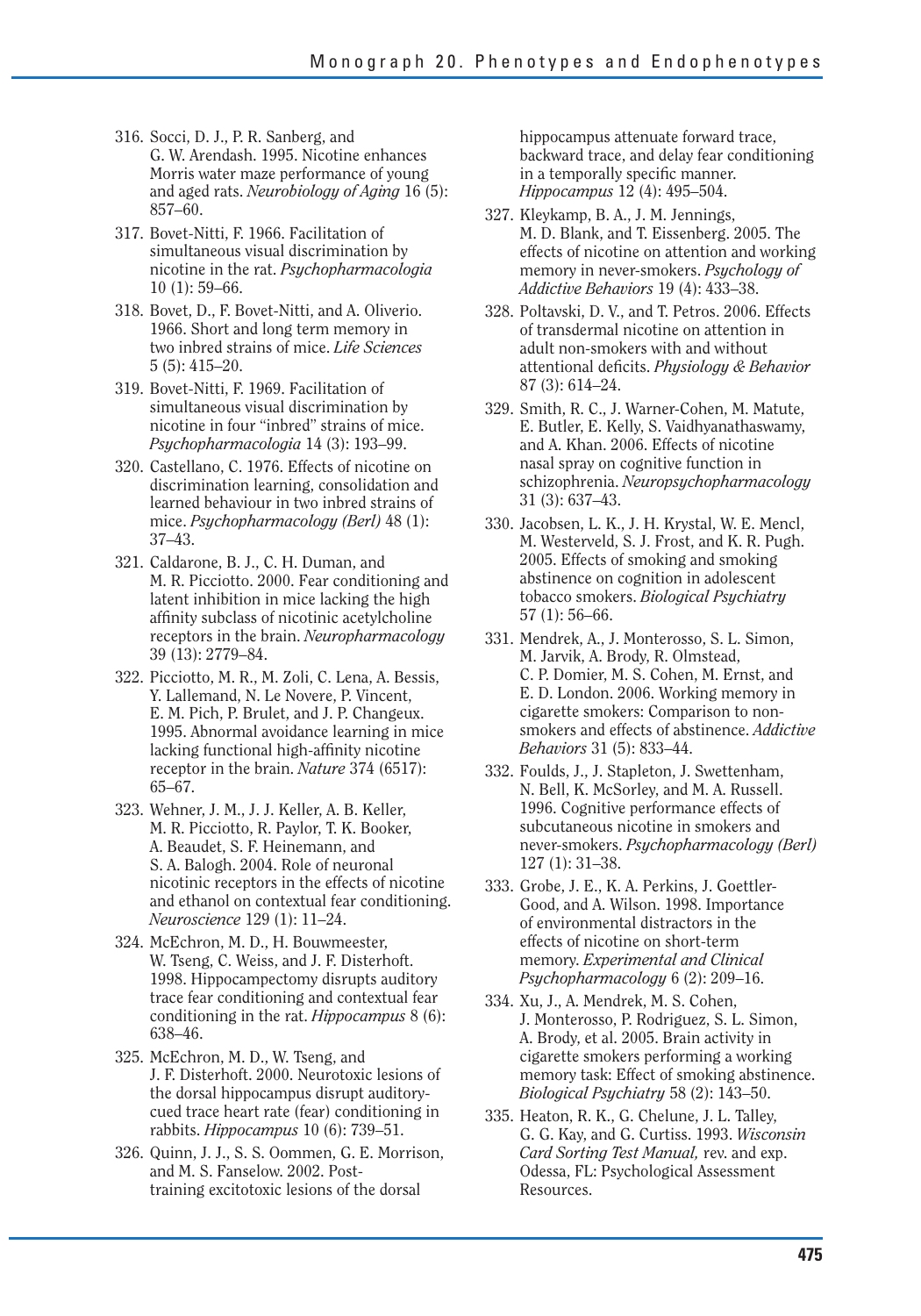316. Socci, D. J., P. R. Sanberg, and G. W. Arendash. 1995. Nicotine enhances Morris water maze performance of young and aged rats. *Neurobiology of Aging* 16 (5): 857–60.

317. Bovet-Nitti, F. 1966. Facilitation of simultaneous visual discrimination by nicotine in the rat. *Psychopharmacologia* 10 (1): 59–66.

318. Bovet, D., F. Bovet-Nitti, and A. Oliverio. 1966. Short and long term memory in two inbred strains of mice. *Life Sciences* 5 (5): 415–20.

319. Bovet-Nitti, F. 1969. Facilitation of simultaneous visual discrimination by nicotine in four "inbred" strains of mice. *Psychopharmacologia* 14 (3): 193–99.

320. Castellano, C. 1976. Effects of nicotine on discrimination learning, consolidation and learned behaviour in two inbred strains of mice. *Psychopharmacology (Berl)* 48 (1): 37–43.

321. Caldarone, B. J., C. H. Duman, and M. R. Picciotto. 2000. Fear conditioning and latent inhibition in mice lacking the high affinity subclass of nicotinic acetylcholine receptors in the brain. *Neuropharmacology* 39 (13): 2779–84.

322. Picciotto, M. R., M. Zoli, C. Lena, A. Bessis, Y. Lallemand, N. Le Novere, P. Vincent, E. M. Pich, P. Brulet, and J. P. Changeux. 1995. Abnormal avoidance learning in mice lacking functional high-affinity nicotine receptor in the brain. *Nature* 374 (6517): 65–67.

323. Wehner, J. M., J. J. Keller, A. B. Keller, M. R. Picciotto, R. Paylor, T. K. Booker, A. Beaudet, S. F. Heinemann, and S. A. Balogh. 2004. Role of neuronal nicotinic receptors in the effects of nicotine and ethanol on contextual fear conditioning. *Neuroscience* 129 (1): 11–24.

324. McEchron, M. D., H. Bouwmeester, W. Tseng, C. Weiss, and J. F. Disterhoft. 1998. Hippocampectomy disrupts auditory trace fear conditioning and contextual fear conditioning in the rat. *Hippocampus* 8 (6): 638–46.

325. McEchron, M. D., W. Tseng, and J. F. Disterhoft. 2000. Neurotoxic lesions of the dorsal hippocampus disrupt auditory-cued trace heart rate (fear) conditioning in rabbits. *Hippocampus* 10 (6): 739–51.

326. Quinn, J. J., S. S. Oommen, G. E. Morrison, and M. S. Fanselow. 2002. Post-training excitotoxic lesions of the dorsal hippocampus attenuate forward trace, backward trace, and delay fear conditioning in a temporally specific manner. *Hippocampus* 12 (4): 495–504.

327. Kleykamp, B. A., J. M. Jennings, M. D. Blank, and T. Eissenberg. 2005. The effects of nicotine on attention and working memory in never-smokers. *Psychology of Addictive Behaviors* 19 (4): 433–38.

328. Poltavski, D. V., and T. Petros. 2006. Effects of transdermal nicotine on attention in adult non-smokers with and without attentional deficits. *Physiology & Behavior* 87 (3): 614–24.

329. Smith, R. C., J. Warner-Cohen, M. Matute, E. Butler, E. Kelly, S. Vaidhyanathaswamy, and A. Khan. 2006. Effects of nicotine nasal spray on cognitive function in schizophrenia. *Neuropsychopharmacology* 31 (3): 637–43.

330. Jacobsen, L. K., J. H. Krystal, W. E. Mencl, M. Westerveld, S. J. Frost, and K. R. Pugh. 2005. Effects of smoking and smoking abstinence on cognition in adolescent tobacco smokers. *Biological Psychiatry* 57 (1): 56–66.

331. Mendrek, A., J. Monterosso, S. L. Simon, M. Jarvik, A. Brody, R. Olmstead, C. P. Domier, M. S. Cohen, M. Ernst, and E. D. London. 2006. Working memory in cigarette smokers: Comparison to non-smokers and effects of abstinence. *Addictive Behaviors* 31 (5): 833–44.

332. Foulds, J., J. Stapleton, J. Swettenham, N. Bell, K. McSorley, and M. A. Russell. 1996. Cognitive performance effects of subcutaneous nicotine in smokers and never-smokers. *Psychopharmacology (Berl)* 127 (1): 31–38.

333. Grobe, J. E., K. A. Perkins, J. Goettler-Good, and A. Wilson. 1998. Importance of environmental distractors in the effects of nicotine on short-term memory. *Experimental and Clinical Psychopharmacology* 6 (2): 209–16.

334. Xu, J., A. Mendrek, M. S. Cohen, J. Monterosso, P. Rodriguez, S. L. Simon, A. Brody, et al. 2005. Brain activity in cigarette smokers performing a working memory task: Effect of smoking abstinence. *Biological Psychiatry* 58 (2): 143–50.

335. Heaton, R. K., G. Chelune, J. L. Talley, G. G. Kay, and G. Curtiss. 1993. *Wisconsin Card Sorting Test Manual,* rev. and exp. Odessa, FL: Psychological Assessment Resources.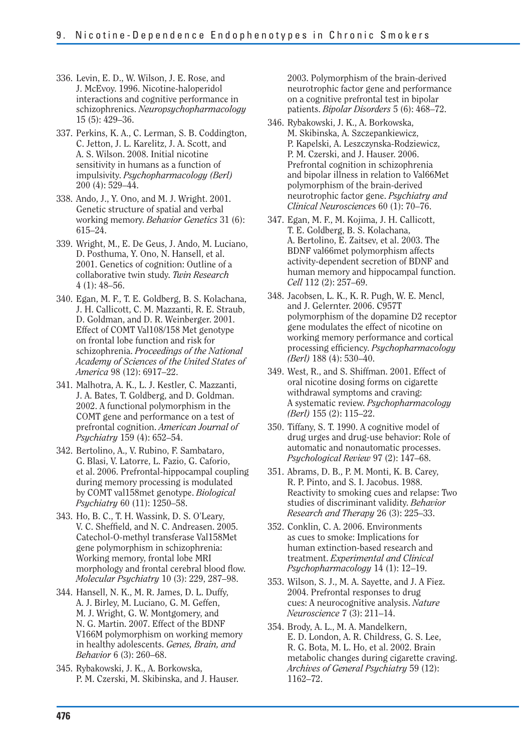336. Levin, E. D., W. Wilson, J. E. Rose, and J. McEvoy. 1996. Nicotine-haloperidol interactions and cognitive performance in schizophrenics. *Neuropsychopharmacology* 15 (5): 429–36.

337. Perkins, K. A., C. Lerman, S. B. Coddington, C. Jetton, J. L. Karelitz, J. A. Scott, and A. S. Wilson. 2008. Initial nicotine sensitivity in humans as a function of impulsivity. *Psychopharmacology (Berl)* 200 (4): 529–44.

338. Ando, J., Y. Ono, and M. J. Wright. 2001. Genetic structure of spatial and verbal working memory. *Behavior Genetics* 31 (6): 615–24.

339. Wright, M., E. De Geus, J. Ando, M. Luciano, D. Posthuma, Y. Ono, N. Hansell, et al. 2001. Genetics of cognition: Outline of a collaborative twin study. *Twin Research* 4 (1): 48–56.

340. Egan, M. F., T. E. Goldberg, B. S. Kolachana, J. H. Callicott, C. M. Mazzanti, R. E. Straub, D. Goldman, and D. R. Weinberger. 2001. Effect of COMT Val108/158 Met genotype on frontal lobe function and risk for schizophrenia. *Proceedings of the National Academy of Sciences of the United States of America* 98 (12): 6917–22.

341. Malhotra, A. K., L. J. Kestler, C. Mazzanti, J. A. Bates, T. Goldberg, and D. Goldman. 2002. A functional polymorphism in the COMT gene and performance on a test of prefrontal cognition. *American Journal of Psychiatry* 159 (4): 652–54.

342. Bertolino, A., V. Rubino, F. Sambataro, G. Blasi, V. Latorre, L. Fazio, G. Caforio, et al. 2006. Prefrontal-hippocampal coupling during memory processing is modulated by COMT val158met genotype. *Biological Psychiatry* 60 (11): 1250–58.

343. Ho, B. C., T. H. Wassink, D. S. O'Leary, V. C. Sheffield, and N. C. Andreasen. 2005. Catechol-O-methyl transferase Val158Met gene polymorphism in schizophrenia: Working memory, frontal lobe MRI morphology and frontal cerebral blood flow. *Molecular Psychiatry* 10 (3): 229, 287–98.

344. Hansell, N. K., M. R. James, D. L. Duffy, A. J. Birley, M. Luciano, G. M. Geffen, M. J. Wright, G. W. Montgomery, and N. G. Martin. 2007. Effect of the BDNF V166M polymorphism on working memory in healthy adolescents. *Genes, Brain, and Behavior* 6 (3): 260–68.

345. Rybakowski, J. K., A. Borkowska, P. M. Czerski, M. Skibinska, and J. Hauser. 2003. Polymorphism of the brain-derived neurotrophic factor gene and performance on a cognitive prefrontal test in bipolar patients. *Bipolar Disorders* 5 (6): 468–72.

346. Rybakowski, J. K., A. Borkowska, M. Skibinska, A. Szczepankiewicz, P. Kapelski, A. Leszczynska-Rodziewicz, P. M. Czerski, and J. Hauser. 2006. Prefrontal cognition in schizophrenia and bipolar illness in relation to Val66Met polymorphism of the brain-derived neurotrophic factor gene. *Psychiatry and Clinical Neurosciences* 60 (1): 70–76.

347. Egan, M. F., M. Kojima, J. H. Callicott, T. E. Goldberg, B. S. Kolachana, A. Bertolino, E. Zaitsev, et al. 2003. The BDNF val66met polymorphism affects activity-dependent secretion of BDNF and human memory and hippocampal function. *Cell* 112 (2): 257–69.

348. Jacobsen, L. K., K. R. Pugh, W. E. Mencl, and J. Gelernter. 2006. C957T polymorphism of the dopamine D2 receptor gene modulates the effect of nicotine on working memory performance and cortical processing efficiency. *Psychopharmacology (Berl)* 188 (4): 530–40.

349. West, R., and S. Shiffman. 2001. Effect of oral nicotine dosing forms on cigarette withdrawal symptoms and craving: A systematic review. *Psychopharmacology (Berl)* 155 (2): 115–22.

350. Tiffany, S. T. 1990. A cognitive model of drug urges and drug-use behavior: Role of automatic and nonautomatic processes. *Psychological Review* 97 (2): 147–68.

351. Abrams, D. B., P. M. Monti, K. B. Carey, R. P. Pinto, and S. I. Jacobus. 1988. Reactivity to smoking cues and relapse: Two studies of discriminant validity. *Behavior Research and Therapy* 26 (3): 225–33.

352. Conklin, C. A. 2006. Environments as cues to smoke: Implications for human extinction-based research and treatment. *Experimental and Clinical Psychopharmacology* 14 (1): 12–19.

353. Wilson, S. J., M. A. Sayette, and J. A Fiez. 2004. Prefrontal responses to drug cues: A neurocognitive analysis. *Nature Neuroscience* 7 (3): 211–14.

354. Brody, A. L., M. A. Mandelkern, E. D. London, A. R. Childress, G. S. Lee, R. G. Bota, M. L. Ho, et al. 2002. Brain metabolic changes during cigarette craving. *Archives of General Psychiatry* 59 (12): 1162–72.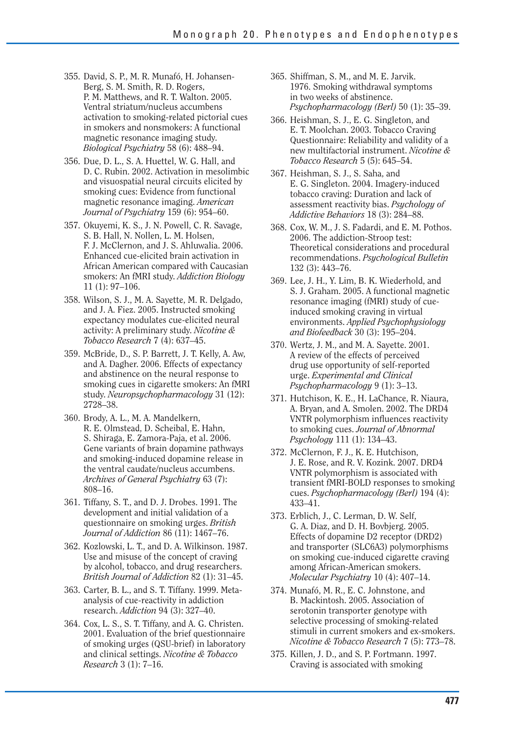355. David, S. P., M. R. Munafó, H. Johansen-Berg, S. M. Smith, R. D. Rogers, P. M. Matthews, and R. T. Walton. 2005. Ventral striatum/nucleus accumbens activation to smoking-related pictorial cues in smokers and nonsmokers: A functional magnetic resonance imaging study. *Biological Psychiatry* 58 (6): 488–94.

356. Due, D. L., S. A. Huettel, W. G. Hall, and D. C. Rubin. 2002. Activation in mesolimbic and visuospatial neural circuits elicited by smoking cues: Evidence from functional magnetic resonance imaging. *American Journal of Psychiatry* 159 (6): 954–60.

357. Okuyemi, K. S., J. N. Powell, C. R. Savage, S. B. Hall, N. Nollen, L. M. Holsen, F. J. McClernon, and J. S. Ahluwalia. 2006. Enhanced cue-elicited brain activation in African American compared with Caucasian smokers: An fMRI study. *Addiction Biology* 11 (1): 97–106.

358. Wilson, S. J., M. A. Sayette, M. R. Delgado, and J. A. Fiez. 2005. Instructed smoking expectancy modulates cue-elicited neural activity: A preliminary study. *Nicotine & Tobacco Research* 7 (4): 637–45.

359. McBride, D., S. P. Barrett, J. T. Kelly, A. Aw, and A. Dagher. 2006. Effects of expectancy and abstinence on the neural response to smoking cues in cigarette smokers: An fMRI study. *Neuropsychopharmacology* 31 (12): 2728–38.

360. Brody, A. L., M. A. Mandelkern, R. E. Olmstead, D. Scheibal, E. Hahn, S. Shiraga, E. Zamora-Paja, et al. 2006. Gene variants of brain dopamine pathways and smoking-induced dopamine release in the ventral caudate/nucleus accumbens. *Archives of General Psychiatry* 63 (7): 808–16.

361. Tiffany, S. T., and D. J. Drobes. 1991. The development and initial validation of a questionnaire on smoking urges. *British Journal of Addiction* 86 (11): 1467–76.

362. Kozlowski, L. T., and D. A. Wilkinson. 1987. Use and misuse of the concept of craving by alcohol, tobacco, and drug researchers. *British Journal of Addiction* 82 (1): 31–45.

363. Carter, B. L., and S. T. Tiffany. 1999. Meta-analysis of cue-reactivity in addiction research. *Addiction* 94 (3): 327–40.

364. Cox, L. S., S. T. Tiffany, and A. G. Christen. 2001. Evaluation of the brief questionnaire of smoking urges (QSU-brief) in laboratory and clinical settings. *Nicotine & Tobacco Research* 3 (1): 7–16.

365. Shiffman, S. M., and M. E. Jarvik. 1976. Smoking withdrawal symptoms in two weeks of abstinence. *Psychopharmacology (Berl)* 50 (1): 35–39.

366. Heishman, S. J., E. G. Singleton, and E. T. Moolchan. 2003. Tobacco Craving Questionnaire: Reliability and validity of a new multifactorial instrument. *Nicotine & Tobacco Research* 5 (5): 645–54.

367. Heishman, S. J., S. Saha, and E. G. Singleton. 2004. Imagery-induced tobacco craving: Duration and lack of assessment reactivity bias. *Psychology of Addictive Behaviors* 18 (3): 284–88.

368. Cox, W. M., J. S. Fadardi, and E. M. Pothos. 2006. The addiction-Stroop test: Theoretical considerations and procedural recommendations. *Psychological Bulletin* 132 (3): 443–76.

369. Lee, J. H., Y. Lim, B. K. Wiederhold, and S. J. Graham. 2005. A functional magnetic resonance imaging (fMRI) study of cue-induced smoking craving in virtual environments. *Applied Psychophysiology and Biofeedback* 30 (3): 195–204.

370. Wertz, J. M., and M. A. Sayette. 2001. A review of the effects of perceived drug use opportunity of self-reported urge. *Experimental and Clinical Psychopharmacology* 9 (1): 3–13.

371. Hutchison, K. E., H. LaChance, R. Niaura, A. Bryan, and A. Smolen. 2002. The DRD4 VNTR polymorphism influences reactivity to smoking cues. *Journal of Abnormal Psychology* 111 (1): 134–43.

372. McClernon, F. J., K. E. Hutchison, J. E. Rose, and R. V. Kozink. 2007. DRD4 VNTR polymorphism is associated with transient fMRI-BOLD responses to smoking cues. *Psychopharmacology (Berl)* 194 (4): 433–41.

373. Erblich, J., C. Lerman, D. W. Self, G. A. Diaz, and D. H. Bovbjerg. 2005. Effects of dopamine D2 receptor (DRD2) and transporter (SLC6A3) polymorphisms on smoking cue-induced cigarette craving among African-American smokers. *Molecular Psychiatry* 10 (4): 407–14.

374. Munafó, M. R., E. C. Johnstone, and B. Mackintosh. 2005. Association of serotonin transporter genotype with selective processing of smoking-related stimuli in current smokers and ex-smokers. *Nicotine & Tobacco Research* 7 (5): 773–78.

375. Killen, J. D., and S. P. Fortmann. 1997. Craving is associated with smoking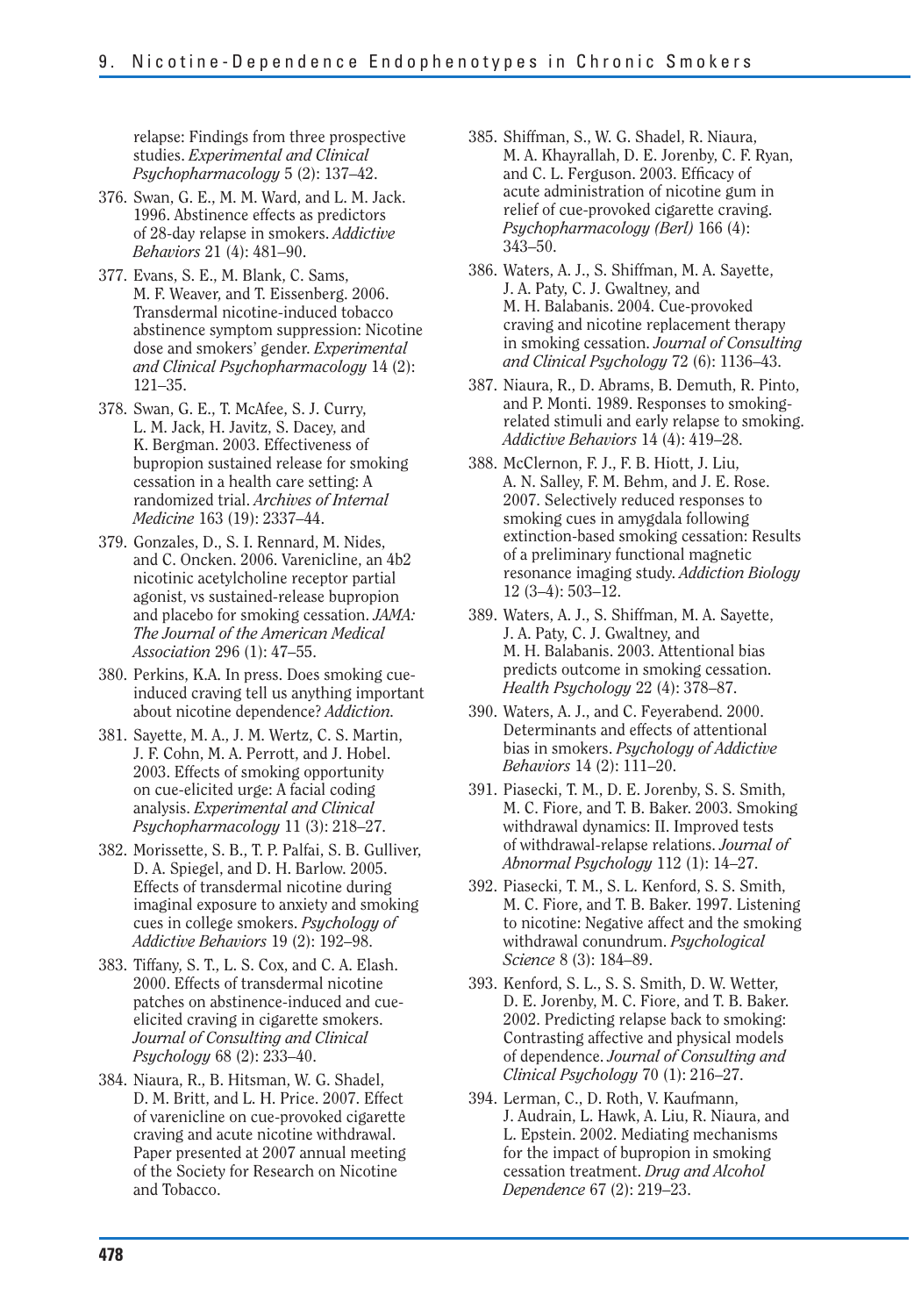relapse: Findings from three prospective studies. *Experimental and Clinical Psychopharmacology* 5 (2): 137–42.

376. Swan, G. E., M. M. Ward, and L. M. Jack. 1996. Abstinence effects as predictors of 28-day relapse in smokers. *Addictive Behaviors* 21 (4): 481–90.

377. Evans, S. E., M. Blank, C. Sams, M. F. Weaver, and T. Eissenberg. 2006. Transdermal nicotine-induced tobacco abstinence symptom suppression: Nicotine dose and smokers' gender. *Experimental and Clinical Psychopharmacology* 14 (2): 121–35.

378. Swan, G. E., T. McAfee, S. J. Curry, L. M. Jack, H. Javitz, S. Dacey, and K. Bergman. 2003. Effectiveness of bupropion sustained release for smoking cessation in a health care setting: A randomized trial. *Archives of Internal Medicine* 163 (19): 2337–44.

379. Gonzales, D., S. I. Rennard, M. Nides, and C. Oncken. 2006. Varenicline, an 4b2 nicotinic acetylcholine receptor partial agonist, vs sustained-release bupropion and placebo for smoking cessation. *JAMA: The Journal of the American Medical Association* 296 (1): 47–55.

380. Perkins, K.A. In press. Does smoking cue-induced craving tell us anything important about nicotine dependence? *Addiction.*

381. Sayette, M. A., J. M. Wertz, C. S. Martin, J. F. Cohn, M. A. Perrott, and J. Hobel. 2003. Effects of smoking opportunity on cue-elicited urge: A facial coding analysis. *Experimental and Clinical Psychopharmacology* 11 (3): 218–27.

382. Morissette, S. B., T. P. Palfai, S. B. Gulliver, D. A. Spiegel, and D. H. Barlow. 2005. Effects of transdermal nicotine during imaginal exposure to anxiety and smoking cues in college smokers. *Psychology of Addictive Behaviors* 19 (2): 192–98.

383. Tiffany, S. T., L. S. Cox, and C. A. Elash. 2000. Effects of transdermal nicotine patches on abstinence-induced and cue-elicited craving in cigarette smokers. *Journal of Consulting and Clinical Psychology* 68 (2): 233–40.

384. Niaura, R., B. Hitsman, W. G. Shadel, D. M. Britt, and L. H. Price. 2007. Effect of varenicline on cue-provoked cigarette craving and acute nicotine withdrawal. Paper presented at 2007 annual meeting of the Society for Research on Nicotine and Tobacco.

385. Shiffman, S., W. G. Shadel, R. Niaura, M. A. Khayrallah, D. E. Jorenby, C. F. Ryan, and C. L. Ferguson. 2003. Efficacy of acute administration of nicotine gum in relief of cue-provoked cigarette craving. *Psychopharmacology (Berl)* 166 (4): 343–50.

386. Waters, A. J., S. Shiffman, M. A. Sayette, J. A. Paty, C. J. Gwaltney, and M. H. Balabanis. 2004. Cue-provoked craving and nicotine replacement therapy in smoking cessation. *Journal of Consulting and Clinical Psychology* 72 (6): 1136–43.

387. Niaura, R., D. Abrams, B. Demuth, R. Pinto, and P. Monti. 1989. Responses to smoking-related stimuli and early relapse to smoking. *Addictive Behaviors* 14 (4): 419–28.

388. McClernon, F. J., F. B. Hiott, J. Liu, A. N. Salley, F. M. Behm, and J. E. Rose. 2007. Selectively reduced responses to smoking cues in amygdala following extinction-based smoking cessation: Results of a preliminary functional magnetic resonance imaging study. *Addiction Biology* 12 (3–4): 503–12.

389. Waters, A. J., S. Shiffman, M. A. Sayette, J. A. Paty, C. J. Gwaltney, and M. H. Balabanis. 2003. Attentional bias predicts outcome in smoking cessation. *Health Psychology* 22 (4): 378–87.

390. Waters, A. J., and C. Feyerabend. 2000. Determinants and effects of attentional bias in smokers. *Psychology of Addictive Behaviors* 14 (2): 111–20.

391. Piasecki, T. M., D. E. Jorenby, S. S. Smith, M. C. Fiore, and T. B. Baker. 2003. Smoking withdrawal dynamics: II. Improved tests of withdrawal-relapse relations. *Journal of Abnormal Psychology* 112 (1): 14–27.

392. Piasecki, T. M., S. L. Kenford, S. S. Smith, M. C. Fiore, and T. B. Baker. 1997. Listening to nicotine: Negative affect and the smoking withdrawal conundrum. *Psychological Science* 8 (3): 184–89.

393. Kenford, S. L., S. S. Smith, D. W. Wetter, D. E. Jorenby, M. C. Fiore, and T. B. Baker. 2002. Predicting relapse back to smoking: Contrasting affective and physical models of dependence. *Journal of Consulting and Clinical Psychology* 70 (1): 216–27.

394. Lerman, C., D. Roth, V. Kaufmann, J. Audrain, L. Hawk, A. Liu, R. Niaura, and L. Epstein. 2002. Mediating mechanisms for the impact of bupropion in smoking cessation treatment. *Drug and Alcohol Dependence* 67 (2): 219–23.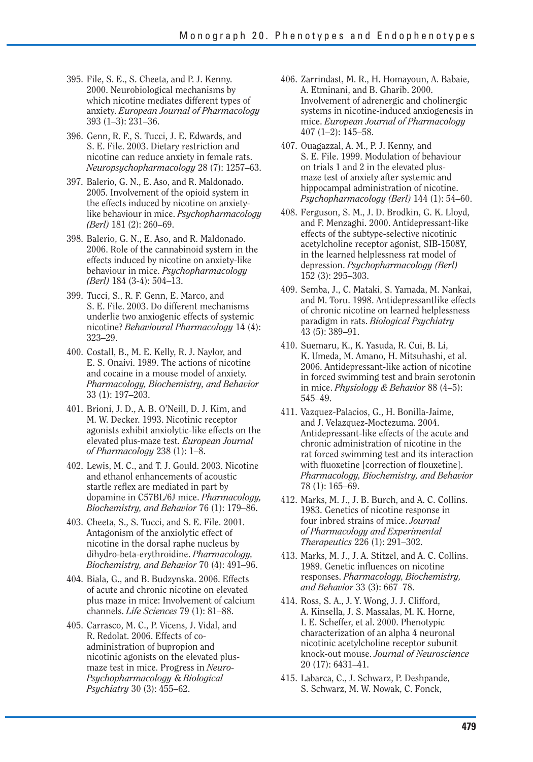395. File, S. E., S. Cheeta, and P. J. Kenny. 2000. Neurobiological mechanisms by which nicotine mediates different types of anxiety. *European Journal of Pharmacology* 393 (1–3): 231–36.

396. Genn, R. F., S. Tucci, J. E. Edwards, and S. E. File. 2003. Dietary restriction and nicotine can reduce anxiety in female rats. *Neuropsychopharmacology* 28 (7): 1257–63.

397. Balerio, G. N., E. Aso, and R. Maldonado. 2005. Involvement of the opioid system in the effects induced by nicotine on anxiety-like behaviour in mice. *Psychopharmacology (Berl)* 181 (2): 260–69.

398. Balerio, G. N., E. Aso, and R. Maldonado. 2006. Role of the cannabinoid system in the effects induced by nicotine on anxiety-like behaviour in mice. *Psychopharmacology (Berl)* 184 (3-4): 504–13.

399. Tucci, S., R. F. Genn, E. Marco, and S. E. File. 2003. Do different mechanisms underlie two anxiogenic effects of systemic nicotine? *Behavioural Pharmacology* 14 (4): 323–29.

400. Costall, B., M. E. Kelly, R. J. Naylor, and E. S. Onaivi. 1989. The actions of nicotine and cocaine in a mouse model of anxiety. *Pharmacology, Biochemistry, and Behavior* 33 (1): 197–203.

401. Brioni, J. D., A. B. O'Neill, D. J. Kim, and M. W. Decker. 1993. Nicotinic receptor agonists exhibit anxiolytic-like effects on the elevated plus-maze test. *European Journal of Pharmacology* 238 (1): 1–8.

402. Lewis, M. C., and T. J. Gould. 2003. Nicotine and ethanol enhancements of acoustic startle reflex are mediated in part by dopamine in C57BL/6J mice. *Pharmacology, Biochemistry, and Behavior* 76 (1): 179–86.

403. Cheeta, S., S. Tucci, and S. E. File. 2001. Antagonism of the anxiolytic effect of nicotine in the dorsal raphe nucleus by dihydro-beta-erythroidine. *Pharmacology, Biochemistry, and Behavior* 70 (4): 491–96.

404. Biala, G., and B. Budzynska. 2006. Effects of acute and chronic nicotine on elevated plus maze in mice: Involvement of calcium channels. *Life Sciences* 79 (1): 81–88.

405. Carrasco, M. C., P. Vicens, J. Vidal, and R. Redolat. 2006. Effects of co-administration of bupropion and nicotinic agonists on the elevated plus-maze test in mice. Progress in *Neuro-Psychopharmacology & Biological Psychiatry* 30 (3): 455–62.

406. Zarrindast, M. R., H. Homayoun, A. Babaie, A. Etminani, and B. Gharib. 2000. Involvement of adrenergic and cholinergic systems in nicotine-induced anxiogenesis in mice. *European Journal of Pharmacology* 407 (1–2): 145–58.

407. Ouagazzal, A. M., P. J. Kenny, and S. E. File. 1999. Modulation of behaviour on trials 1 and 2 in the elevated plus-maze test of anxiety after systemic and hippocampal administration of nicotine. *Psychopharmacology (Berl)* 144 (1): 54–60.

408. Ferguson, S. M., J. D. Brodkin, G. K. Lloyd, and F. Menzaghi. 2000. Antidepressant-like effects of the subtype-selective nicotinic acetylcholine receptor agonist, SIB-1508Y, in the learned helplessness rat model of depression. *Psychopharmacology (Berl)* 152 (3): 295–303.

409. Semba, J., C. Mataki, S. Yamada, M. Nankai, and M. Toru. 1998. Antidepressantlike effects of chronic nicotine on learned helplessness paradigm in rats. *Biological Psychiatry* 43 (5): 389–91.

410. Suemaru, K., K. Yasuda, R. Cui, B. Li, K. Umeda, M. Amano, H. Mitsuhashi, et al. 2006. Antidepressant-like action of nicotine in forced swimming test and brain serotonin in mice. *Physiology & Behavior* 88 (4–5): 545–49.

411. Vazquez-Palacios, G., H. Bonilla-Jaime, and J. Velazquez-Moctezuma. 2004. Antidepressant-like effects of the acute and chronic administration of nicotine in the rat forced swimming test and its interaction with fluoxetine [correction of flouxetine]. *Pharmacology, Biochemistry, and Behavior* 78 (1): 165–69.

412. Marks, M. J., J. B. Burch, and A. C. Collins. 1983. Genetics of nicotine response in four inbred strains of mice. *Journal of Pharmacology and Experimental Therapeutics* 226 (1): 291–302.

413. Marks, M. J., J. A. Stitzel, and A. C. Collins. 1989. Genetic influences on nicotine responses. *Pharmacology, Biochemistry, and Behavior* 33 (3): 667–78.

414. Ross, S. A., J. Y. Wong, J. J. Clifford, A. Kinsella, J. S. Massalas, M. K. Horne, I. E. Scheffer, et al. 2000. Phenotypic characterization of an alpha 4 neuronal nicotinic acetylcholine receptor subunit knock-out mouse. *Journal of Neuroscience* 20 (17): 6431–41.

415. Labarca, C., J. Schwarz, P. Deshpande, S. Schwarz, M. W. Nowak, C. Fonck,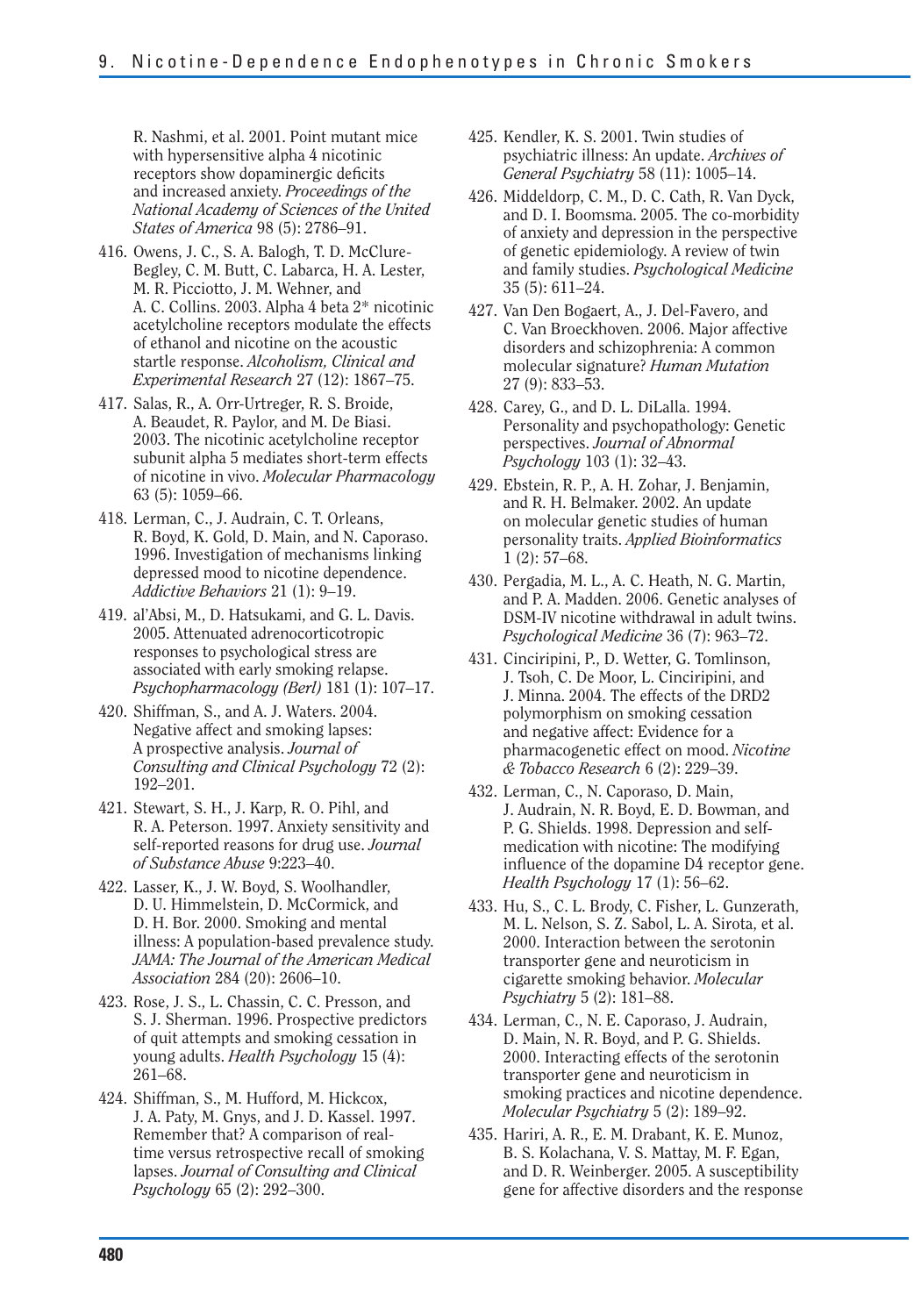R. Nashmi, et al. 2001. Point mutant mice with hypersensitive alpha 4 nicotinic receptors show dopaminergic deficits and increased anxiety. *Proceedings of the National Academy of Sciences of the United States of America* 98 (5): 2786–91.

416. Owens, J. C., S. A. Balogh, T. D. McClure-Begley, C. M. Butt, C. Labarca, H. A. Lester, M. R. Picciotto, J. M. Wehner, and A. C. Collins. 2003. Alpha 4 beta 2* nicotinic acetylcholine receptors modulate the effects of ethanol and nicotine on the acoustic startle response. *Alcoholism, Clinical and Experimental Research* 27 (12): 1867–75.

417. Salas, R., A. Orr-Urtreger, R. S. Broide, A. Beaudet, R. Paylor, and M. De Biasi. 2003. The nicotinic acetylcholine receptor subunit alpha 5 mediates short-term effects of nicotine in vivo. *Molecular Pharmacology* 63 (5): 1059–66.

418. Lerman, C., J. Audrain, C. T. Orleans, R. Boyd, K. Gold, D. Main, and N. Caporaso. 1996. Investigation of mechanisms linking depressed mood to nicotine dependence. *Addictive Behaviors* 21 (1): 9–19.

419. al'Absi, M., D. Hatsukami, and G. L. Davis. 2005. Attenuated adrenocorticotropic responses to psychological stress are associated with early smoking relapse. *Psychopharmacology (Berl)* 181 (1): 107–17.

420. Shiffman, S., and A. J. Waters. 2004. Negative affect and smoking lapses: A prospective analysis. *Journal of Consulting and Clinical Psychology* 72 (2): 192–201.

421. Stewart, S. H., J. Karp, R. O. Pihl, and R. A. Peterson. 1997. Anxiety sensitivity and self-reported reasons for drug use. *Journal of Substance Abuse* 9:223–40.

422. Lasser, K., J. W. Boyd, S. Woolhandler, D. U. Himmelstein, D. McCormick, and D. H. Bor. 2000. Smoking and mental illness: A population-based prevalence study. *JAMA: The Journal of the American Medical Association* 284 (20): 2606–10.

423. Rose, J. S., L. Chassin, C. C. Presson, and S. J. Sherman. 1996. Prospective predictors of quit attempts and smoking cessation in young adults. *Health Psychology* 15 (4): 261–68.

424. Shiffman, S., M. Hufford, M. Hickcox, J. A. Paty, M. Gnys, and J. D. Kassel. 1997. Remember that? A comparison of real-time versus retrospective recall of smoking lapses. *Journal of Consulting and Clinical Psychology* 65 (2): 292–300.

425. Kendler, K. S. 2001. Twin studies of psychiatric illness: An update. *Archives of General Psychiatry* 58 (11): 1005–14.

426. Middeldorp, C. M., D. C. Cath, R. Van Dyck, and D. I. Boomsma. 2005. The co-morbidity of anxiety and depression in the perspective of genetic epidemiology. A review of twin and family studies. *Psychological Medicine* 35 (5): 611–24.

427. Van Den Bogaert, A., J. Del-Favero, and C. Van Broeckhoven. 2006. Major affective disorders and schizophrenia: A common molecular signature? *Human Mutation* 27 (9): 833–53.

428. Carey, G., and D. L. DiLalla. 1994. Personality and psychopathology: Genetic perspectives. *Journal of Abnormal Psychology* 103 (1): 32–43.

429. Ebstein, R. P., A. H. Zohar, J. Benjamin, and R. H. Belmaker. 2002. An update on molecular genetic studies of human personality traits. *Applied Bioinformatics* 1 (2): 57–68.

430. Pergadia, M. L., A. C. Heath, N. G. Martin, and P. A. Madden. 2006. Genetic analyses of DSM-IV nicotine withdrawal in adult twins. *Psychological Medicine* 36 (7): 963–72.

431. Cinciripini, P., D. Wetter, G. Tomlinson, J. Tsoh, C. De Moor, L. Cinciripini, and J. Minna. 2004. The effects of the DRD2 polymorphism on smoking cessation and negative affect: Evidence for a pharmacogenetic effect on mood. *Nicotine & Tobacco Research* 6 (2): 229–39.

432. Lerman, C., N. Caporaso, D. Main, J. Audrain, N. R. Boyd, E. D. Bowman, and P. G. Shields. 1998. Depression and self-medication with nicotine: The modifying influence of the dopamine D4 receptor gene. *Health Psychology* 17 (1): 56–62.

433. Hu, S., C. L. Brody, C. Fisher, L. Gunzerath, M. L. Nelson, S. Z. Sabol, L. A. Sirota, et al. 2000. Interaction between the serotonin transporter gene and neuroticism in cigarette smoking behavior. *Molecular Psychiatry* 5 (2): 181–88.

434. Lerman, C., N. E. Caporaso, J. Audrain, D. Main, N. R. Boyd, and P. G. Shields. 2000. Interacting effects of the serotonin transporter gene and neuroticism in smoking practices and nicotine dependence. *Molecular Psychiatry* 5 (2): 189–92.

435. Hariri, A. R., E. M. Drabant, K. E. Munoz, B. S. Kolachana, V. S. Mattay, M. F. Egan, and D. R. Weinberger. 2005. A susceptibility gene for affective disorders and the response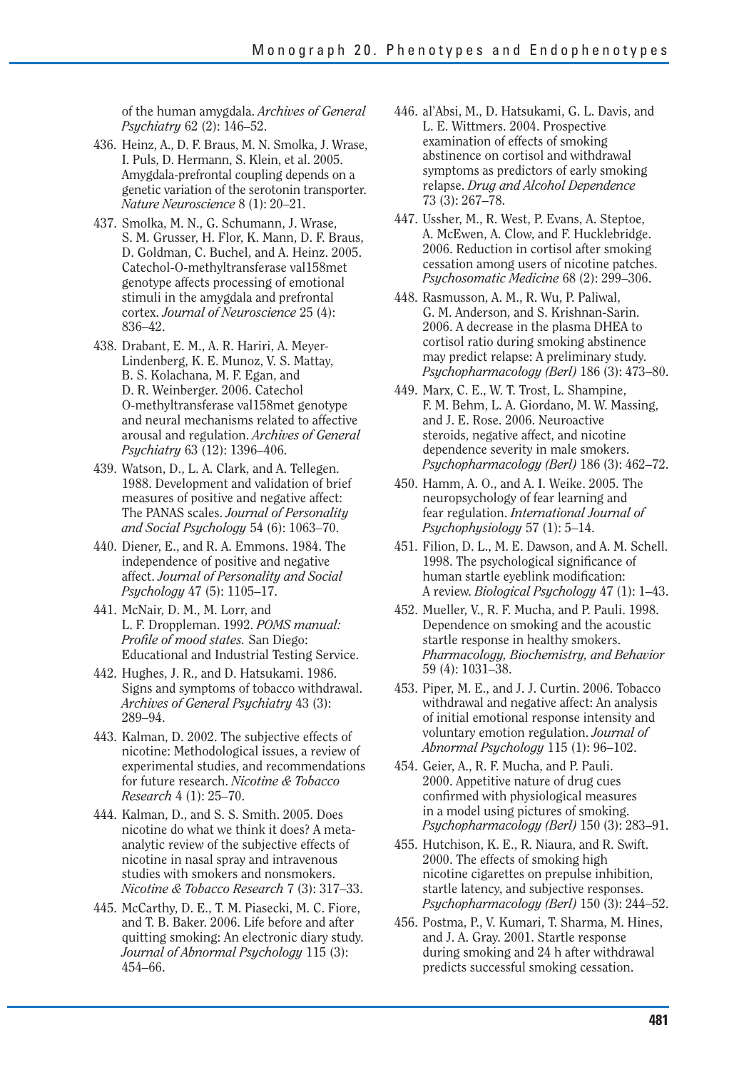of the human amygdala. *Archives of General Psychiatry* 62 (2): 146–52.

436. Heinz, A., D. F. Braus, M. N. Smolka, J. Wrase, I. Puls, D. Hermann, S. Klein, et al. 2005. Amygdala-prefrontal coupling depends on a genetic variation of the serotonin transporter. *Nature Neuroscience* 8 (1): 20–21.

437. Smolka, M. N., G. Schumann, J. Wrase, S. M. Grusser, H. Flor, K. Mann, D. F. Braus, D. Goldman, C. Buchel, and A. Heinz. 2005. Catechol-O-methyltransferase val158met genotype affects processing of emotional stimuli in the amygdala and prefrontal cortex. *Journal of Neuroscience* 25 (4): 836–42.

438. Drabant, E. M., A. R. Hariri, A. Meyer-Lindenberg, K. E. Munoz, V. S. Mattay, B. S. Kolachana, M. F. Egan, and D. R. Weinberger. 2006. Catechol O-methyltransferase val158met genotype and neural mechanisms related to affective arousal and regulation. *Archives of General Psychiatry* 63 (12): 1396–406.

439. Watson, D., L. A. Clark, and A. Tellegen. 1988. Development and validation of brief measures of positive and negative affect: The PANAS scales. *Journal of Personality and Social Psychology* 54 (6): 1063–70.

440. Diener, E., and R. A. Emmons. 1984. The independence of positive and negative affect. *Journal of Personality and Social Psychology* 47 (5): 1105–17.

441. McNair, D. M., M. Lorr, and L. F. Droppleman. 1992. *POMS manual: Profile of mood states.* San Diego: Educational and Industrial Testing Service.

442. Hughes, J. R., and D. Hatsukami. 1986. Signs and symptoms of tobacco withdrawal. *Archives of General Psychiatry* 43 (3): 289–94.

443. Kalman, D. 2002. The subjective effects of nicotine: Methodological issues, a review of experimental studies, and recommendations for future research. *Nicotine & Tobacco Research* 4 (1): 25–70.

444. Kalman, D., and S. S. Smith. 2005. Does nicotine do what we think it does? A meta-analytic review of the subjective effects of nicotine in nasal spray and intravenous studies with smokers and nonsmokers. *Nicotine & Tobacco Research* 7 (3): 317–33.

445. McCarthy, D. E., T. M. Piasecki, M. C. Fiore, and T. B. Baker. 2006. Life before and after quitting smoking: An electronic diary study. *Journal of Abnormal Psychology* 115 (3): 454–66.

446. al'Absi, M., D. Hatsukami, G. L. Davis, and L. E. Wittmers. 2004. Prospective examination of effects of smoking abstinence on cortisol and withdrawal symptoms as predictors of early smoking relapse. *Drug and Alcohol Dependence* 73 (3): 267–78.

447. Ussher, M., R. West, P. Evans, A. Steptoe, A. McEwen, A. Clow, and F. Hucklebridge. 2006. Reduction in cortisol after smoking cessation among users of nicotine patches. *Psychosomatic Medicine* 68 (2): 299–306.

448. Rasmusson, A. M., R. Wu, P. Paliwal, G. M. Anderson, and S. Krishnan-Sarin. 2006. A decrease in the plasma DHEA to cortisol ratio during smoking abstinence may predict relapse: A preliminary study. *Psychopharmacology (Berl)* 186 (3): 473–80.

449. Marx, C. E., W. T. Trost, L. Shampine, F. M. Behm, L. A. Giordano, M. W. Massing, and J. E. Rose. 2006. Neuroactive steroids, negative affect, and nicotine dependence severity in male smokers. *Psychopharmacology (Berl)* 186 (3): 462–72.

450. Hamm, A. O., and A. I. Weike. 2005. The neuropsychology of fear learning and fear regulation. *International Journal of Psychophysiology* 57 (1): 5–14.

451. Filion, D. L., M. E. Dawson, and A. M. Schell. 1998. The psychological significance of human startle eyeblink modification: A review. *Biological Psychology* 47 (1): 1–43.

452. Mueller, V., R. F. Mucha, and P. Pauli. 1998. Dependence on smoking and the acoustic startle response in healthy smokers. *Pharmacology, Biochemistry, and Behavior* 59 (4): 1031–38.

453. Piper, M. E., and J. J. Curtin. 2006. Tobacco withdrawal and negative affect: An analysis of initial emotional response intensity and voluntary emotion regulation. *Journal of Abnormal Psychology* 115 (1): 96–102.

454. Geier, A., R. F. Mucha, and P. Pauli. 2000. Appetitive nature of drug cues confirmed with physiological measures in a model using pictures of smoking. *Psychopharmacology (Berl)* 150 (3): 283–91.

455. Hutchison, K. E., R. Niaura, and R. Swift. 2000. The effects of smoking high nicotine cigarettes on prepulse inhibition, startle latency, and subjective responses. *Psychopharmacology (Berl)* 150 (3): 244–52.

456. Postma, P., V. Kumari, T. Sharma, M. Hines, and J. A. Gray. 2001. Startle response during smoking and 24 h after withdrawal predicts successful smoking cessation.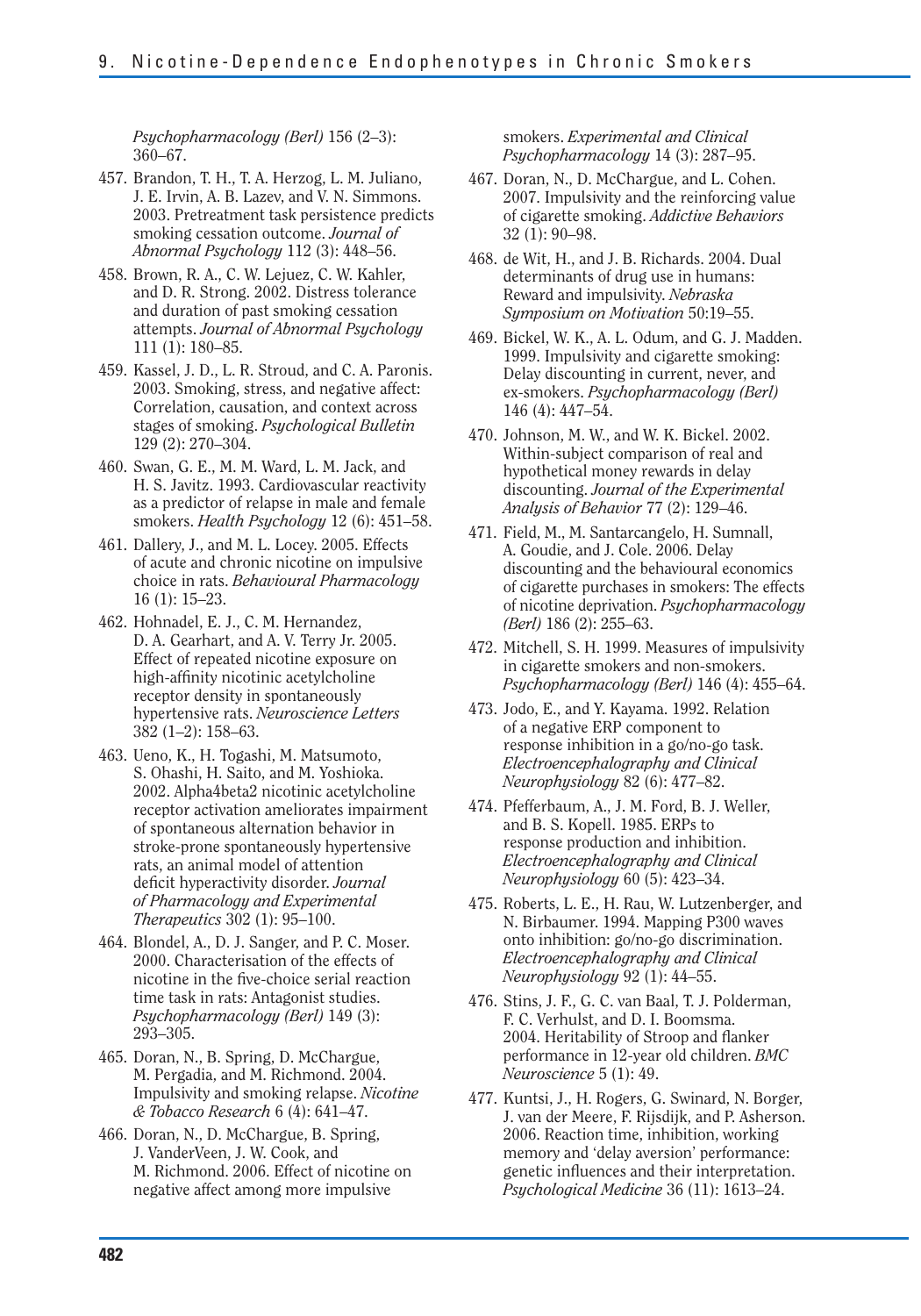*Psychopharmacology (Berl)* 156 (2–3): 360–67.

457. Brandon, T. H., T. A. Herzog, L. M. Juliano, J. E. Irvin, A. B. Lazev, and V. N. Simmons. 2003. Pretreatment task persistence predicts smoking cessation outcome. *Journal of Abnormal Psychology* 112 (3): 448–56.

458. Brown, R. A., C. W. Lejuez, C. W. Kahler, and D. R. Strong. 2002. Distress tolerance and duration of past smoking cessation attempts. *Journal of Abnormal Psychology* 111 (1): 180–85.

459. Kassel, J. D., L. R. Stroud, and C. A. Paronis. 2003. Smoking, stress, and negative affect: Correlation, causation, and context across stages of smoking. *Psychological Bulletin* 129 (2): 270–304.

460. Swan, G. E., M. M. Ward, L. M. Jack, and H. S. Javitz. 1993. Cardiovascular reactivity as a predictor of relapse in male and female smokers. *Health Psychology* 12 (6): 451–58.

461. Dallery, J., and M. L. Locey. 2005. Effects of acute and chronic nicotine on impulsive choice in rats. *Behavioural Pharmacology* 16 (1): 15–23.

462. Hohnadel, E. J., C. M. Hernandez, D. A. Gearhart, and A. V. Terry Jr. 2005. Effect of repeated nicotine exposure on high-affinity nicotinic acetylcholine receptor density in spontaneously hypertensive rats. *Neuroscience Letters* 382 (1–2): 158–63.

463. Ueno, K., H. Togashi, M. Matsumoto, S. Ohashi, H. Saito, and M. Yoshioka. 2002. Alpha4beta2 nicotinic acetylcholine receptor activation ameliorates impairment of spontaneous alternation behavior in stroke-prone spontaneously hypertensive rats, an animal model of attention deficit hyperactivity disorder. *Journal of Pharmacology and Experimental Therapeutics* 302 (1): 95–100.

464. Blondel, A., D. J. Sanger, and P. C. Moser. 2000. Characterisation of the effects of nicotine in the five-choice serial reaction time task in rats: Antagonist studies. *Psychopharmacology (Berl)* 149 (3): 293–305.

465. Doran, N., B. Spring, D. McChargue, M. Pergadia, and M. Richmond. 2004. Impulsivity and smoking relapse. *Nicotine & Tobacco Research* 6 (4): 641–47.

466. Doran, N., D. McChargue, B. Spring, J. VanderVeen, J. W. Cook, and M. Richmond. 2006. Effect of nicotine on negative affect among more impulsive smokers. *Experimental and Clinical Psychopharmacology* 14 (3): 287–95.

467. Doran, N., D. McChargue, and L. Cohen. 2007. Impulsivity and the reinforcing value of cigarette smoking. *Addictive Behaviors* 32 (1): 90–98.

468. de Wit, H., and J. B. Richards. 2004. Dual determinants of drug use in humans: Reward and impulsivity. *Nebraska Symposium on Motivation* 50:19–55.

469. Bickel, W. K., A. L. Odum, and G. J. Madden. 1999. Impulsivity and cigarette smoking: Delay discounting in current, never, and ex-smokers. *Psychopharmacology (Berl)* 146 (4): 447–54.

470. Johnson, M. W., and W. K. Bickel. 2002. Within-subject comparison of real and hypothetical money rewards in delay discounting. *Journal of the Experimental Analysis of Behavior* 77 (2): 129–46.

471. Field, M., M. Santarcangelo, H. Sumnall, A. Goudie, and J. Cole. 2006. Delay discounting and the behavioural economics of cigarette purchases in smokers: The effects of nicotine deprivation. *Psychopharmacology (Berl)* 186 (2): 255–63.

472. Mitchell, S. H. 1999. Measures of impulsivity in cigarette smokers and non-smokers. *Psychopharmacology (Berl)* 146 (4): 455–64.

473. Jodo, E., and Y. Kayama. 1992. Relation of a negative ERP component to response inhibition in a go/no-go task. *Electroencephalography and Clinical Neurophysiology* 82 (6): 477–82.

474. Pfefferbaum, A., J. M. Ford, B. J. Weller, and B. S. Kopell. 1985. ERPs to response production and inhibition. *Electroencephalography and Clinical Neurophysiology* 60 (5): 423–34.

475. Roberts, L. E., H. Rau, W. Lutzenberger, and N. Birbaumer. 1994. Mapping P300 waves onto inhibition: go/no-go discrimination. *Electroencephalography and Clinical Neurophysiology* 92 (1): 44–55.

476. Stins, J. F., G. C. van Baal, T. J. Polderman, F. C. Verhulst, and D. I. Boomsma. 2004. Heritability of Stroop and flanker performance in 12-year old children. *BMC Neuroscience* 5 (1): 49.

477. Kuntsi, J., H. Rogers, G. Swinard, N. Borger, J. van der Meere, F. Rijsdijk, and P. Asherson. 2006. Reaction time, inhibition, working memory and 'delay aversion' performance: genetic influences and their interpretation. *Psychological Medicine* 36 (11): 1613–24.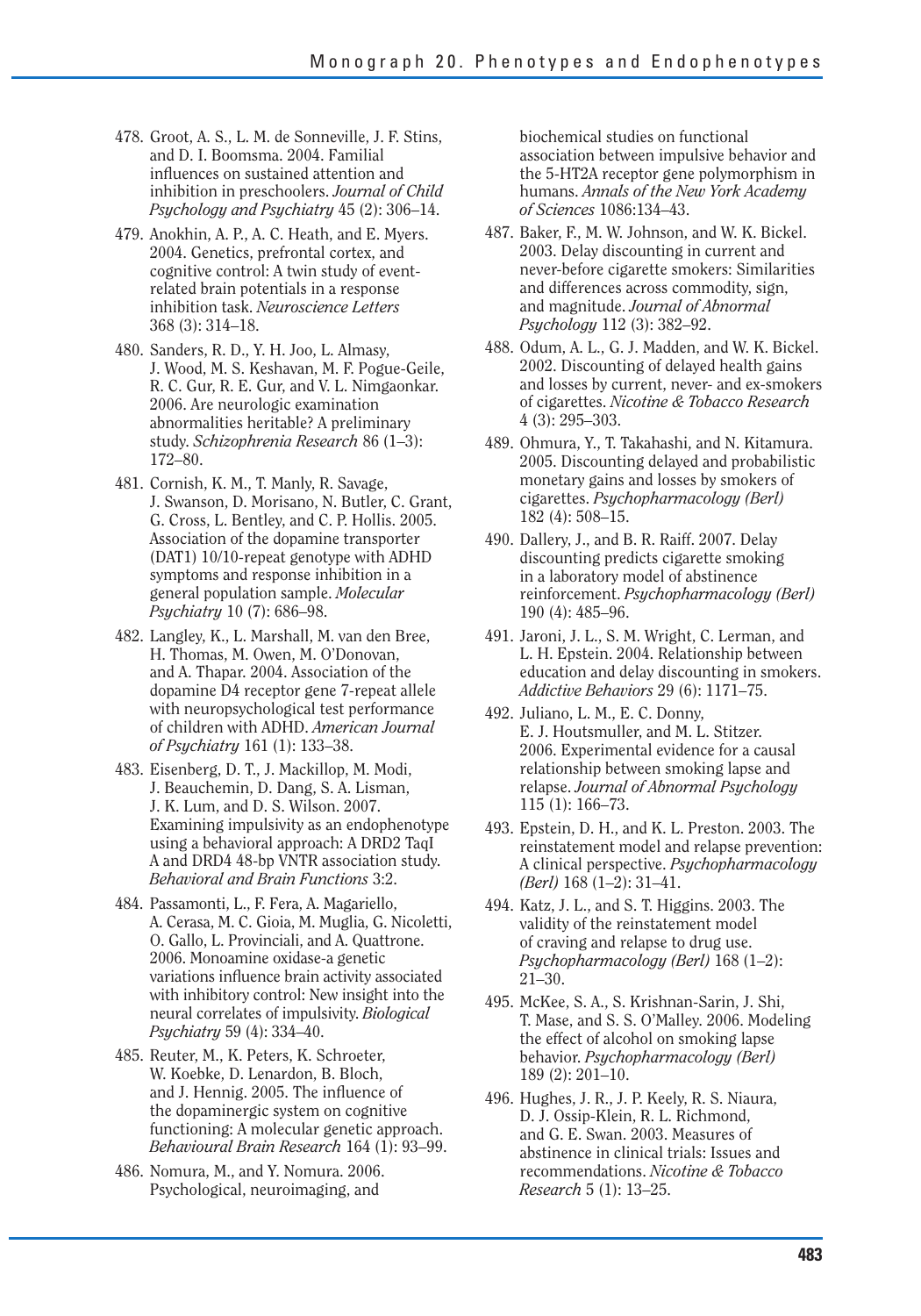478. Groot, A. S., L. M. de Sonneville, J. F. Stins, and D. I. Boomsma. 2004. Familial influences on sustained attention and inhibition in preschoolers. *Journal of Child Psychology and Psychiatry* 45 (2): 306–14.

479. Anokhin, A. P., A. C. Heath, and E. Myers. 2004. Genetics, prefrontal cortex, and cognitive control: A twin study of event-related brain potentials in a response inhibition task. *Neuroscience Letters* 368 (3): 314–18.

480. Sanders, R. D., Y. H. Joo, L. Almasy, J. Wood, M. S. Keshavan, M. F. Pogue-Geile, R. C. Gur, R. E. Gur, and V. L. Nimgaonkar. 2006. Are neurologic examination abnormalities heritable? A preliminary study. *Schizophrenia Research* 86 (1–3): 172–80.

481. Cornish, K. M., T. Manly, R. Savage, J. Swanson, D. Morisano, N. Butler, C. Grant, G. Cross, L. Bentley, and C. P. Hollis. 2005. Association of the dopamine transporter (DAT1) 10/10-repeat genotype with ADHD symptoms and response inhibition in a general population sample. *Molecular Psychiatry* 10 (7): 686–98.

482. Langley, K., L. Marshall, M. van den Bree, H. Thomas, M. Owen, M. O'Donovan, and A. Thapar. 2004. Association of the dopamine D4 receptor gene 7-repeat allele with neuropsychological test performance of children with ADHD. *American Journal of Psychiatry* 161 (1): 133–38.

483. Eisenberg, D. T., J. Mackillop, M. Modi, J. Beauchemin, D. Dang, S. A. Lisman, J. K. Lum, and D. S. Wilson. 2007. Examining impulsivity as an endophenotype using a behavioral approach: A DRD2 TaqI A and DRD4 48-bp VNTR association study. *Behavioral and Brain Functions* 3:2.

484. Passamonti, L., F. Fera, A. Magariello, A. Cerasa, M. C. Gioia, M. Muglia, G. Nicoletti, O. Gallo, L. Provinciali, and A. Quattrone. 2006. Monoamine oxidase-a genetic variations influence brain activity associated with inhibitory control: New insight into the neural correlates of impulsivity. *Biological Psychiatry* 59 (4): 334–40.

485. Reuter, M., K. Peters, K. Schroeter, W. Koebke, D. Lenardon, B. Bloch, and J. Hennig. 2005. The influence of the dopaminergic system on cognitive functioning: A molecular genetic approach. *Behavioural Brain Research* 164 (1): 93–99.

486. Nomura, M., and Y. Nomura. 2006. Psychological, neuroimaging, and biochemical studies on functional association between impulsive behavior and the 5-HT2A receptor gene polymorphism in humans. *Annals of the New York Academy of Sciences* 1086:134–43.

487. Baker, F., M. W. Johnson, and W. K. Bickel. 2003. Delay discounting in current and never-before cigarette smokers: Similarities and differences across commodity, sign, and magnitude. *Journal of Abnormal Psychology* 112 (3): 382–92.

488. Odum, A. L., G. J. Madden, and W. K. Bickel. 2002. Discounting of delayed health gains and losses by current, never- and ex-smokers of cigarettes. *Nicotine & Tobacco Research* 4 (3): 295–303.

489. Ohmura, Y., T. Takahashi, and N. Kitamura. 2005. Discounting delayed and probabilistic monetary gains and losses by smokers of cigarettes. *Psychopharmacology (Berl)* 182 (4): 508–15.

490. Dallery, J., and B. R. Raiff. 2007. Delay discounting predicts cigarette smoking in a laboratory model of abstinence reinforcement. *Psychopharmacology (Berl)* 190 (4): 485–96.

491. Jaroni, J. L., S. M. Wright, C. Lerman, and L. H. Epstein. 2004. Relationship between education and delay discounting in smokers. *Addictive Behaviors* 29 (6): 1171–75.

492. Juliano, L. M., E. C. Donny, E. J. Houtsmuller, and M. L. Stitzer. 2006. Experimental evidence for a causal relationship between smoking lapse and relapse. *Journal of Abnormal Psychology* 115 (1): 166–73.

493. Epstein, D. H., and K. L. Preston. 2003. The reinstatement model and relapse prevention: A clinical perspective. *Psychopharmacology (Berl)* 168 (1–2): 31–41.

494. Katz, J. L., and S. T. Higgins. 2003. The validity of the reinstatement model of craving and relapse to drug use. *Psychopharmacology (Berl)* 168 (1–2): 21–30.

495. McKee, S. A., S. Krishnan-Sarin, J. Shi, T. Mase, and S. S. O'Malley. 2006. Modeling the effect of alcohol on smoking lapse behavior. *Psychopharmacology (Berl)* 189 (2): 201–10.

496. Hughes, J. R., J. P. Keely, R. S. Niaura, D. J. Ossip-Klein, R. L. Richmond, and G. E. Swan. 2003. Measures of abstinence in clinical trials: Issues and recommendations. *Nicotine & Tobacco Research* 5 (1): 13–25.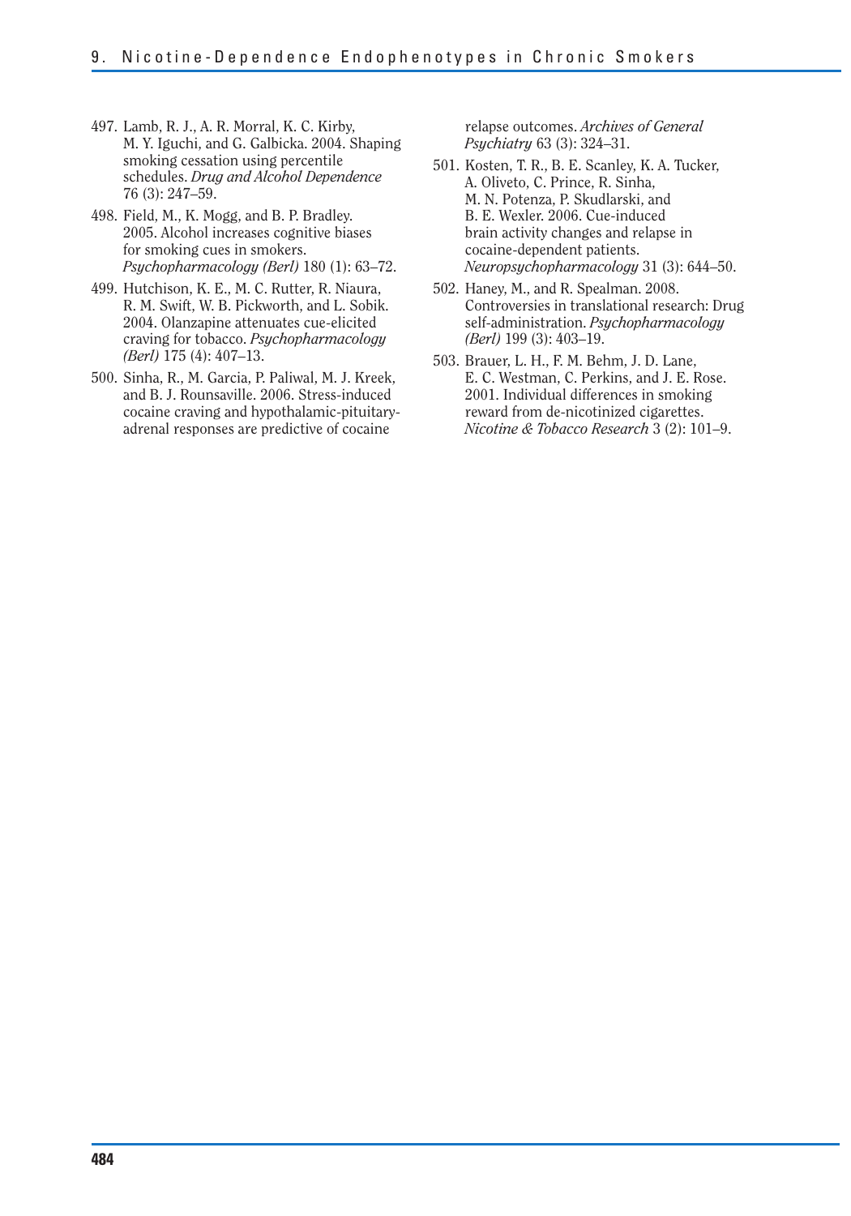497. Lamb, R. J., A. R. Morral, K. C. Kirby, M. Y. Iguchi, and G. Galbicka. 2004. Shaping smoking cessation using percentile schedules. *Drug and Alcohol Dependence* 76 (3): 247–59.

498. Field, M., K. Mogg, and B. P. Bradley. 2005. Alcohol increases cognitive biases for smoking cues in smokers. *Psychopharmacology (Berl)* 180 (1): 63–72.

499. Hutchison, K. E., M. C. Rutter, R. Niaura, R. M. Swift, W. B. Pickworth, and L. Sobik. 2004. Olanzapine attenuates cue-elicited craving for tobacco. *Psychopharmacology (Berl)* 175 (4): 407–13.

500. Sinha, R., M. Garcia, P. Paliwal, M. J. Kreek, and B. J. Rounsaville. 2006. Stress-induced cocaine craving and hypothalamic-pituitary-adrenal responses are predictive of cocaine relapse outcomes. *Archives of General Psychiatry* 63 (3): 324–31.

501. Kosten, T. R., B. E. Scanley, K. A. Tucker, A. Oliveto, C. Prince, R. Sinha, M. N. Potenza, P. Skudlarski, and B. E. Wexler. 2006. Cue-induced brain activity changes and relapse in cocaine-dependent patients. *Neuropsychopharmacology* 31 (3): 644–50.

502. Haney, M., and R. Spealman. 2008. Controversies in translational research: Drug self-administration. *Psychopharmacology (Berl)* 199 (3): 403–19.

503. Brauer, L. H., F. M. Behm, J. D. Lane, E. C. Westman, C. Perkins, and J. E. Rose. 2001. Individual differences in smoking reward from de-nicotinized cigarettes. *Nicotine & Tobacco Research* 3 (2): 101–9.